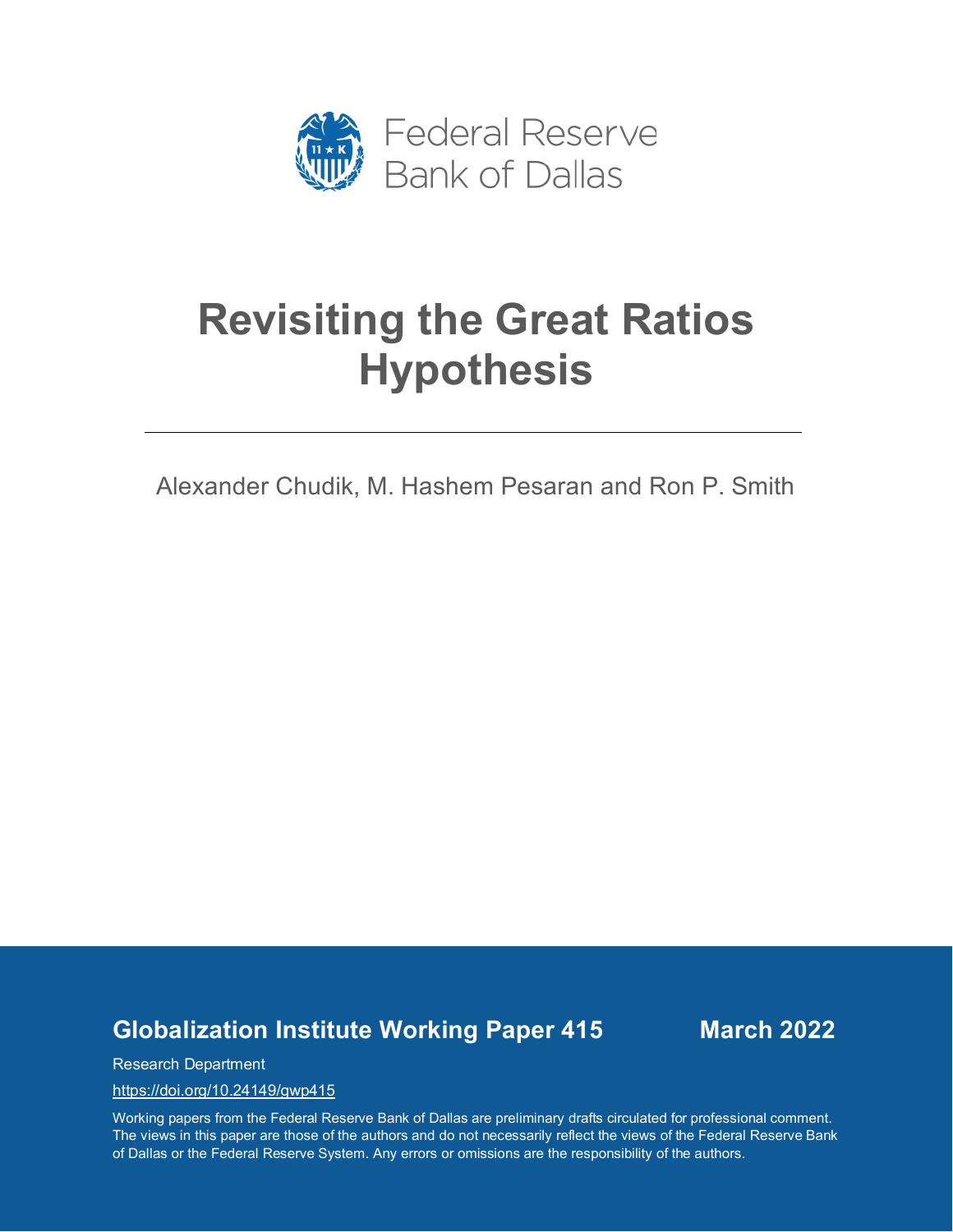Federal Reserve Bank of Dallas

# Revisiting the Great Ratios Hypothesis

Alexander Chudik, M. Hashem Pesaran and Ron P. Smith

**Globalization Institute Working Paper 415** **March 2022**

Research Department

https://doi.org/10.24149/gwp415

Working papers from the Federal Reserve Bank of Dallas are preliminary drafts circulated for professional comment. The views in this paper are those of the authors and do not necessarily reflect the views of the Federal Reserve Bank of Dallas or the Federal Reserve System. Any errors or omissions are the responsibility of the authors.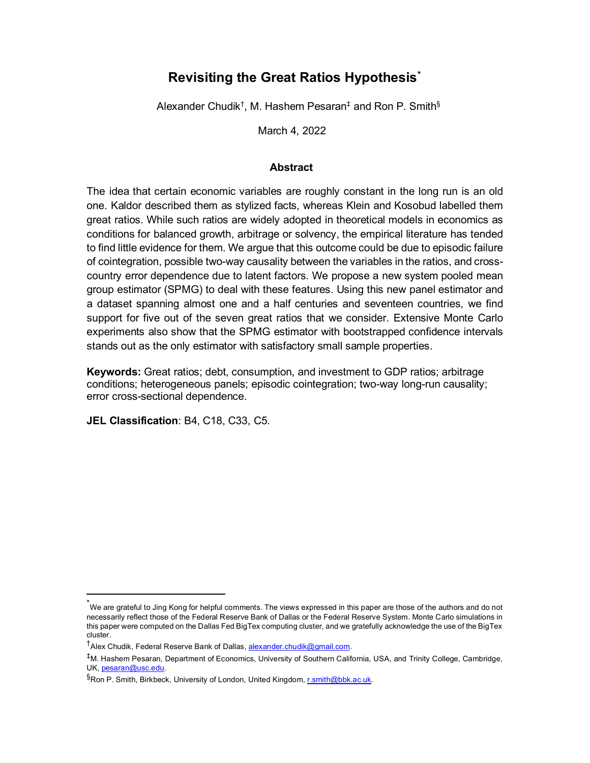# Revisiting the Great Ratios Hypothesis*

Alexander Chudik†, M. Hashem Pesaran‡ and Ron P. Smith§

March 4, 2022

## Abstract

The idea that certain economic variables are roughly constant in the long run is an old one. Kaldor described them as stylized facts, whereas Klein and Kosobud labelled them great ratios. While such ratios are widely adopted in theoretical models in economics as conditions for balanced growth, arbitrage or solvency, the empirical literature has tended to find little evidence for them. We argue that this outcome could be due to episodic failure of cointegration, possible two-way causality between the variables in the ratios, and cross-country error dependence due to latent factors. We propose a new system pooled mean group estimator (SPMG) to deal with these features. Using this new panel estimator and a dataset spanning almost one and a half centuries and seventeen countries, we find support for five out of the seven great ratios that we consider. Extensive Monte Carlo experiments also show that the SPMG estimator with bootstrapped confidence intervals stands out as the only estimator with satisfactory small sample properties.

**Keywords:** Great ratios; debt, consumption, and investment to GDP ratios; arbitrage conditions; heterogeneous panels; episodic cointegration; two-way long-run causality; error cross-sectional dependence.

**JEL Classification**: B4, C18, C33, C5.

---

* We are grateful to Jing Kong for helpful comments. The views expressed in this paper are those of the authors and do not necessarily reflect those of the Federal Reserve Bank of Dallas or the Federal Reserve System. Monte Carlo simulations in this paper were computed on the Dallas Fed BigTex computing cluster, and we gratefully acknowledge the use of the BigTex cluster.

† Alex Chudik, Federal Reserve Bank of Dallas, alexander.chudik@gmail.com.

‡ M. Hashem Pesaran, Department of Economics, University of Southern California, USA, and Trinity College, Cambridge, UK, pesaran@usc.edu.

§ Ron P. Smith, Birkbeck, University of London, United Kingdom, r.smith@bbk.ac.uk.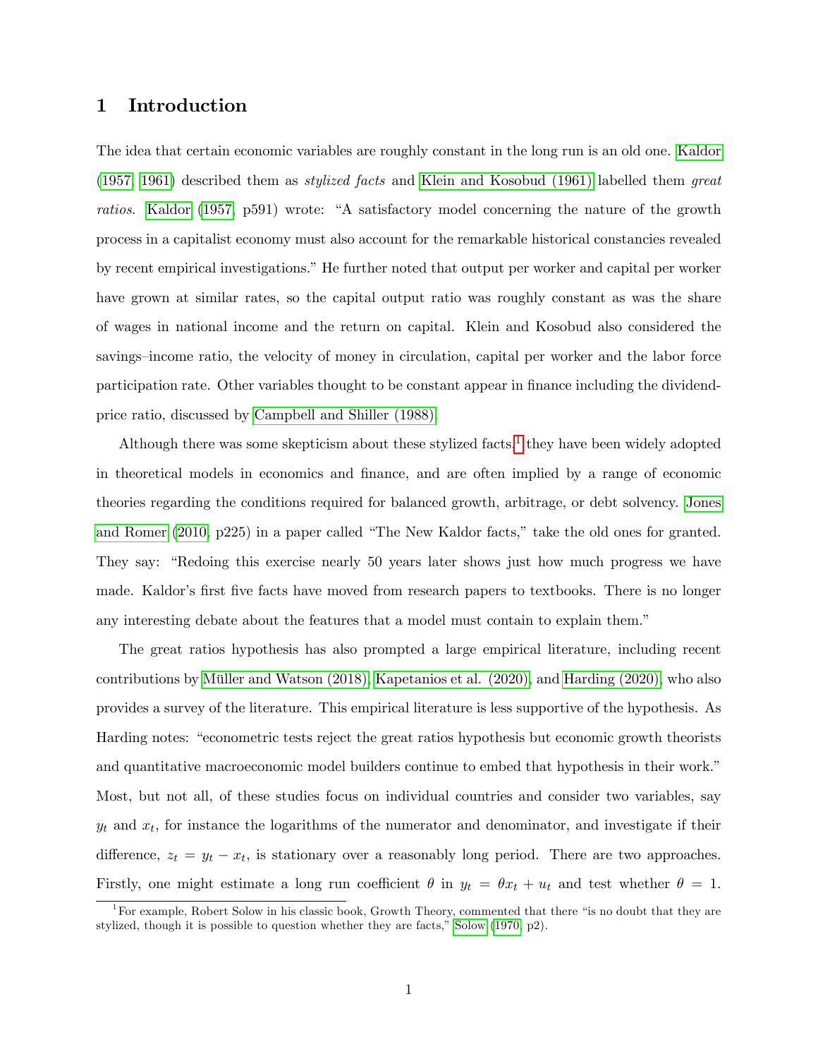# 1 Introduction

The idea that certain economic variables are roughly constant in the long run is an old one. Kaldor (1957, 1961) described them as *stylized facts* and Klein and Kosobud (1961) labelled them *great ratios*. Kaldor (1957, p591) wrote: "A satisfactory model concerning the nature of the growth process in a capitalist economy must also account for the remarkable historical constancies revealed by recent empirical investigations." He further noted that output per worker and capital per worker have grown at similar rates, so the capital output ratio was roughly constant as was the share of wages in national income and the return on capital. Klein and Kosobud also considered the savings–income ratio, the velocity of money in circulation, capital per worker and the labor force participation rate. Other variables thought to be constant appear in finance including the dividend-price ratio, discussed by Campbell and Shiller (1988).

Although there was some skepticism about these stylized facts,[1] they have been widely adopted in theoretical models in economics and finance, and are often implied by a range of economic theories regarding the conditions required for balanced growth, arbitrage, or debt solvency. Jones and Romer (2010, p225) in a paper called "The New Kaldor facts," take the old ones for granted. They say: "Redoing this exercise nearly 50 years later shows just how much progress we have made. Kaldor's first five facts have moved from research papers to textbooks. There is no longer any interesting debate about the features that a model must contain to explain them."

The great ratios hypothesis has also prompted a large empirical literature, including recent contributions by Müller and Watson (2018), Kapetanios et al. (2020), and Harding (2020), who also provides a survey of the literature. This empirical literature is less supportive of the hypothesis. As Harding notes: "econometric tests reject the great ratios hypothesis but economic growth theorists and quantitative macroeconomic model builders continue to embed that hypothesis in their work." Most, but not all, of these studies focus on individual countries and consider two variables, say $y_t$ and $x_t$, for instance the logarithms of the numerator and denominator, and investigate if their difference, $z_t = y_t - x_t$, is stationary over a reasonably long period. There are two approaches. Firstly, one might estimate a long run coefficient $\theta$ in $y_t = \theta x_t + u_t$ and test whether $\theta = 1$.

[1] For example, Robert Solow in his classic book, Growth Theory, commented that there "is no doubt that they are stylized, though it is possible to question whether they are facts," Solow (1970, p2).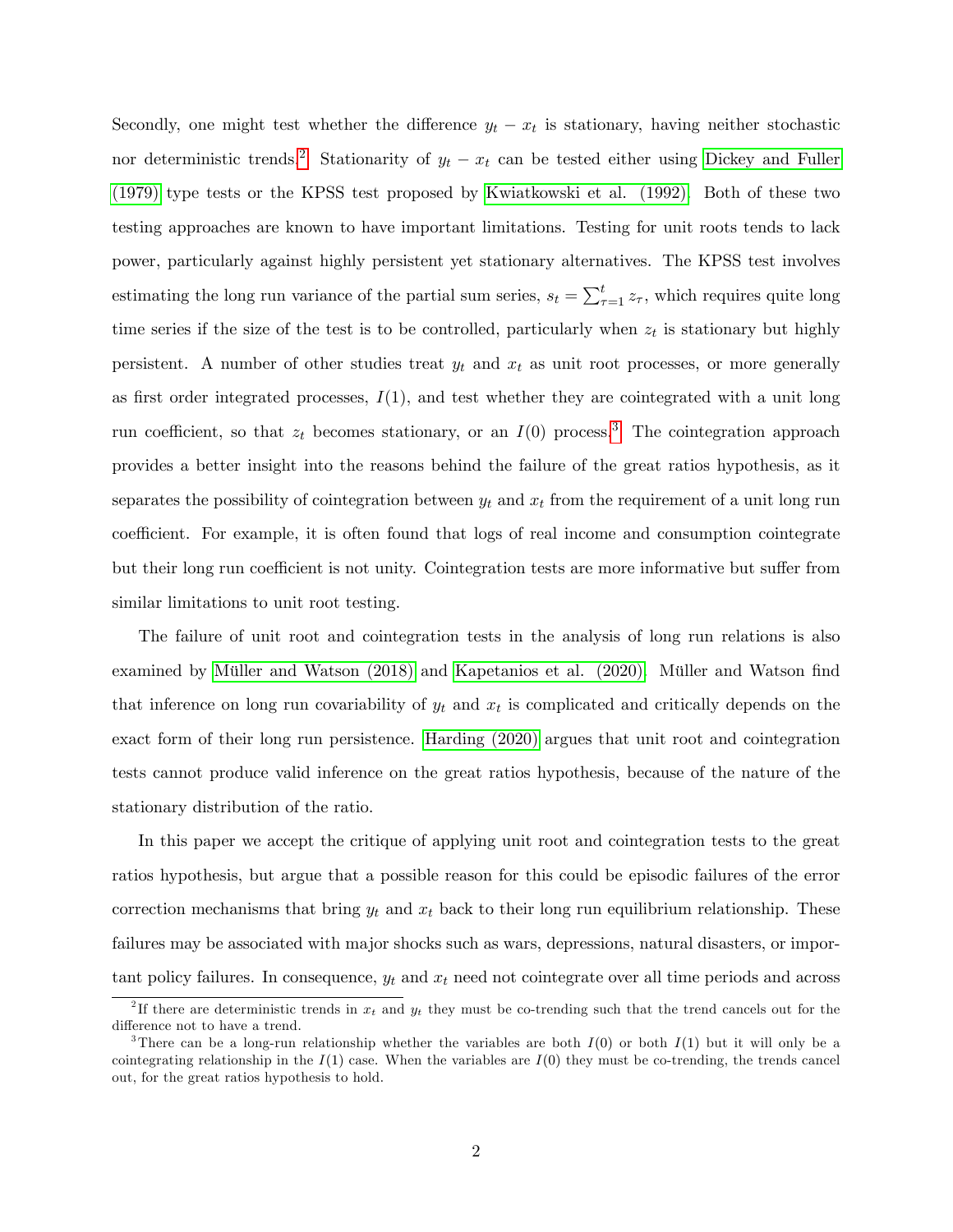Secondly, one might test whether the difference $y_t - x_t$ is stationary, having neither stochastic nor deterministic trends.[2] Stationarity of $y_t - x_t$ can be tested either using Dickey and Fuller (1979) type tests or the KPSS test proposed by Kwiatkowski et al. (1992). Both of these two testing approaches are known to have important limitations. Testing for unit roots tends to lack power, particularly against highly persistent yet stationary alternatives. The KPSS test involves estimating the long run variance of the partial sum series, $s_t = \sum_{\tau=1}^{t} z_\tau$, which requires quite long time series if the size of the test is to be controlled, particularly when $z_t$ is stationary but highly persistent. A number of other studies treat $y_t$ and $x_t$ as unit root processes, or more generally as first order integrated processes, $I(1)$, and test whether they are cointegrated with a unit long run coefficient, so that $z_t$ becomes stationary, or an $I(0)$ process.[3] The cointegration approach provides a better insight into the reasons behind the failure of the great ratios hypothesis, as it separates the possibility of cointegration between $y_t$ and $x_t$ from the requirement of a unit long run coefficient. For example, it is often found that logs of real income and consumption cointegrate but their long run coefficient is not unity. Cointegration tests are more informative but suffer from similar limitations to unit root testing.

The failure of unit root and cointegration tests in the analysis of long run relations is also examined by Müller and Watson (2018) and Kapetanios et al. (2020). Müller and Watson find that inference on long run covariability of $y_t$ and $x_t$ is complicated and critically depends on the exact form of their long run persistence. Harding (2020) argues that unit root and cointegration tests cannot produce valid inference on the great ratios hypothesis, because of the nature of the stationary distribution of the ratio.

In this paper we accept the critique of applying unit root and cointegration tests to the great ratios hypothesis, but argue that a possible reason for this could be episodic failures of the error correction mechanisms that bring $y_t$ and $x_t$ back to their long run equilibrium relationship. These failures may be associated with major shocks such as wars, depressions, natural disasters, or important policy failures. In consequence, $y_t$ and $x_t$ need not cointegrate over all time periods and across

[2] If there are deterministic trends in $x_t$ and $y_t$ they must be co-trending such that the trend cancels out for the difference not to have a trend.

[3] There can be a long-run relationship whether the variables are both $I(0)$ or both $I(1)$ but it will only be a cointegrating relationship in the $I(1)$ case. When the variables are $I(0)$ they must be co-trending, the trends cancel out, for the great ratios hypothesis to hold.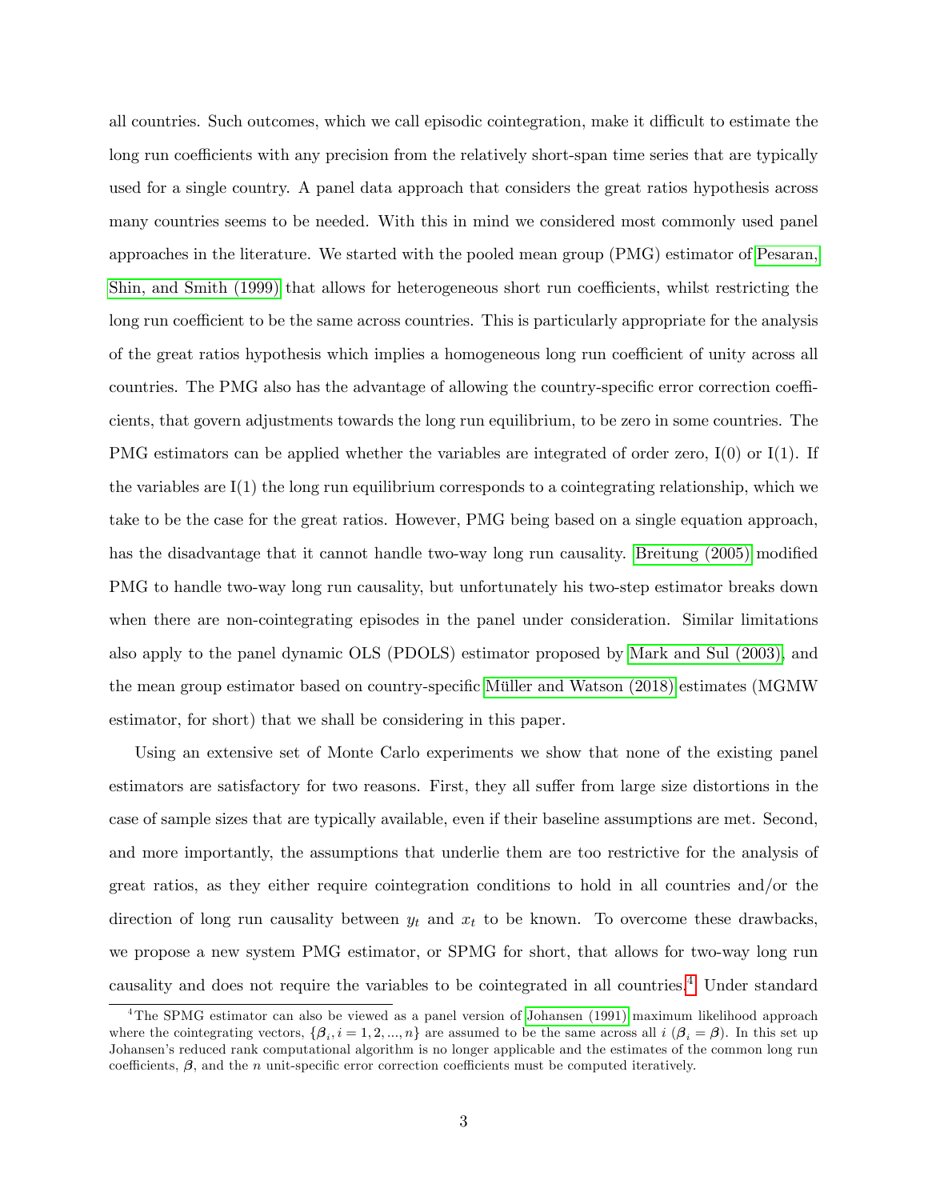all countries. Such outcomes, which we call episodic cointegration, make it difficult to estimate the long run coefficients with any precision from the relatively short-span time series that are typically used for a single country. A panel data approach that considers the great ratios hypothesis across many countries seems to be needed. With this in mind we considered most commonly used panel approaches in the literature. We started with the pooled mean group (PMG) estimator of Pesaran, Shin, and Smith (1999) that allows for heterogeneous short run coefficients, whilst restricting the long run coefficient to be the same across countries. This is particularly appropriate for the analysis of the great ratios hypothesis which implies a homogeneous long run coefficient of unity across all countries. The PMG also has the advantage of allowing the country-specific error correction coefficients, that govern adjustments towards the long run equilibrium, to be zero in some countries. The PMG estimators can be applied whether the variables are integrated of order zero, I(0) or I(1). If the variables are I(1) the long run equilibrium corresponds to a cointegrating relationship, which we take to be the case for the great ratios. However, PMG being based on a single equation approach, has the disadvantage that it cannot handle two-way long run causality. Breitung (2005) modified PMG to handle two-way long run causality, but unfortunately his two-step estimator breaks down when there are non-cointegrating episodes in the panel under consideration. Similar limitations also apply to the panel dynamic OLS (PDOLS) estimator proposed by Mark and Sul (2003), and the mean group estimator based on country-specific Müller and Watson (2018) estimates (MGMW estimator, for short) that we shall be considering in this paper.

Using an extensive set of Monte Carlo experiments we show that none of the existing panel estimators are satisfactory for two reasons. First, they all suffer from large size distortions in the case of sample sizes that are typically available, even if their baseline assumptions are met. Second, and more importantly, the assumptions that underlie them are too restrictive for the analysis of great ratios, as they either require cointegration conditions to hold in all countries and/or the direction of long run causality between $y_t$ and $x_t$ to be known. To overcome these drawbacks, we propose a new system PMG estimator, or SPMG for short, that allows for two-way long run causality and does not require the variables to be cointegrated in all countries.[4] Under standard

[4] The SPMG estimator can also be viewed as a panel version of Johansen (1991) maximum likelihood approach where the cointegrating vectors, $\{\boldsymbol{\beta}_i, i = 1, 2, ..., n\}$ are assumed to be the same across all $i$ ($\boldsymbol{\beta}_i = \boldsymbol{\beta}$). In this set up Johansen's reduced rank computational algorithm is no longer applicable and the estimates of the common long run coefficients, $\boldsymbol{\beta}$, and the $n$ unit-specific error correction coefficients must be computed iteratively.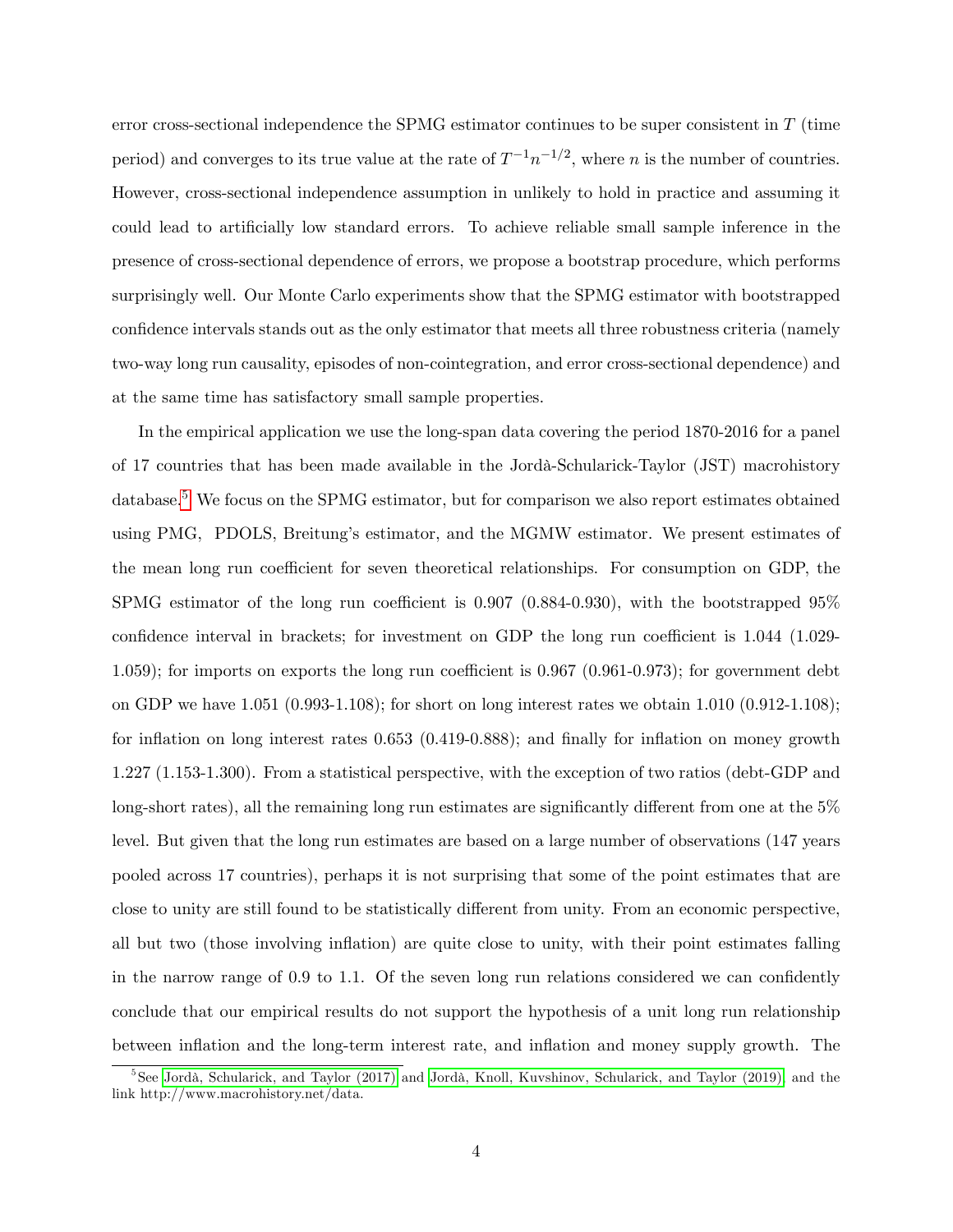error cross-sectional independence the SPMG estimator continues to be super consistent in $T$ (time period) and converges to its true value at the rate of $T^{-1}n^{-1/2}$, where $n$ is the number of countries. However, cross-sectional independence assumption in unlikely to hold in practice and assuming it could lead to artificially low standard errors. To achieve reliable small sample inference in the presence of cross-sectional dependence of errors, we propose a bootstrap procedure, which performs surprisingly well. Our Monte Carlo experiments show that the SPMG estimator with bootstrapped confidence intervals stands out as the only estimator that meets all three robustness criteria (namely two-way long run causality, episodes of non-cointegration, and error cross-sectional dependence) and at the same time has satisfactory small sample properties.

In the empirical application we use the long-span data covering the period 1870-2016 for a panel of 17 countries that has been made available in the Jordà-Schularick-Taylor (JST) macrohistory database.[5] We focus on the SPMG estimator, but for comparison we also report estimates obtained using PMG, PDOLS, Breitung's estimator, and the MGMW estimator. We present estimates of the mean long run coefficient for seven theoretical relationships. For consumption on GDP, the SPMG estimator of the long run coefficient is 0.907 (0.884-0.930), with the bootstrapped 95% confidence interval in brackets; for investment on GDP the long run coefficient is 1.044 (1.029-1.059); for imports on exports the long run coefficient is 0.967 (0.961-0.973); for government debt on GDP we have 1.051 (0.993-1.108); for short on long interest rates we obtain 1.010 (0.912-1.108); for inflation on long interest rates 0.653 (0.419-0.888); and finally for inflation on money growth 1.227 (1.153-1.300). From a statistical perspective, with the exception of two ratios (debt-GDP and long-short rates), all the remaining long run estimates are significantly different from one at the 5% level. But given that the long run estimates are based on a large number of observations (147 years pooled across 17 countries), perhaps it is not surprising that some of the point estimates that are close to unity are still found to be statistically different from unity. From an economic perspective, all but two (those involving inflation) are quite close to unity, with their point estimates falling in the narrow range of 0.9 to 1.1. Of the seven long run relations considered we can confidently conclude that our empirical results do not support the hypothesis of a unit long run relationship between inflation and the long-term interest rate, and inflation and money supply growth. The

[5] See Jordà, Schularick, and Taylor (2017) and Jordà, Knoll, Kuvshinov, Schularick, and Taylor (2019), and the link http://www.macrohistory.net/data.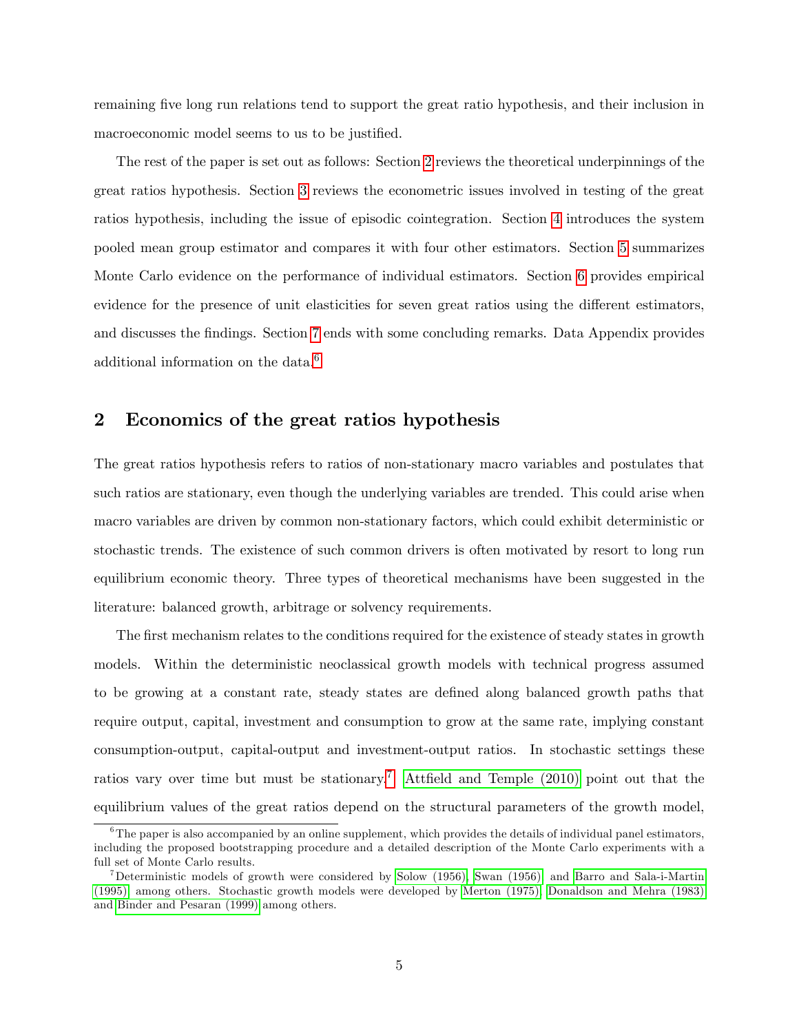remaining five long run relations tend to support the great ratio hypothesis, and their inclusion in macroeconomic model seems to us to be justified.

The rest of the paper is set out as follows: Section 2 reviews the theoretical underpinnings of the great ratios hypothesis. Section 3 reviews the econometric issues involved in testing of the great ratios hypothesis, including the issue of episodic cointegration. Section 4 introduces the system pooled mean group estimator and compares it with four other estimators. Section 5 summarizes Monte Carlo evidence on the performance of individual estimators. Section 6 provides empirical evidence for the presence of unit elasticities for seven great ratios using the different estimators, and discusses the findings. Section 7 ends with some concluding remarks. Data Appendix provides additional information on the data.[6]

## 2 Economics of the great ratios hypothesis

The great ratios hypothesis refers to ratios of non-stationary macro variables and postulates that such ratios are stationary, even though the underlying variables are trended. This could arise when macro variables are driven by common non-stationary factors, which could exhibit deterministic or stochastic trends. The existence of such common drivers is often motivated by resort to long run equilibrium economic theory. Three types of theoretical mechanisms have been suggested in the literature: balanced growth, arbitrage or solvency requirements.

The first mechanism relates to the conditions required for the existence of steady states in growth models. Within the deterministic neoclassical growth models with technical progress assumed to be growing at a constant rate, steady states are defined along balanced growth paths that require output, capital, investment and consumption to grow at the same rate, implying constant consumption-output, capital-output and investment-output ratios. In stochastic settings these ratios vary over time but must be stationary.[7] Attfield and Temple (2010) point out that the equilibrium values of the great ratios depend on the structural parameters of the growth model,

[6] The paper is also accompanied by an online supplement, which provides the details of individual panel estimators, including the proposed bootstrapping procedure and a detailed description of the Monte Carlo experiments with a full set of Monte Carlo results.

[7] Deterministic models of growth were considered by Solow (1956), Swan (1956), and Barro and Sala-i-Martin (1995) among others. Stochastic growth models were developed by Merton (1975), Donaldson and Mehra (1983) and Binder and Pesaran (1999) among others.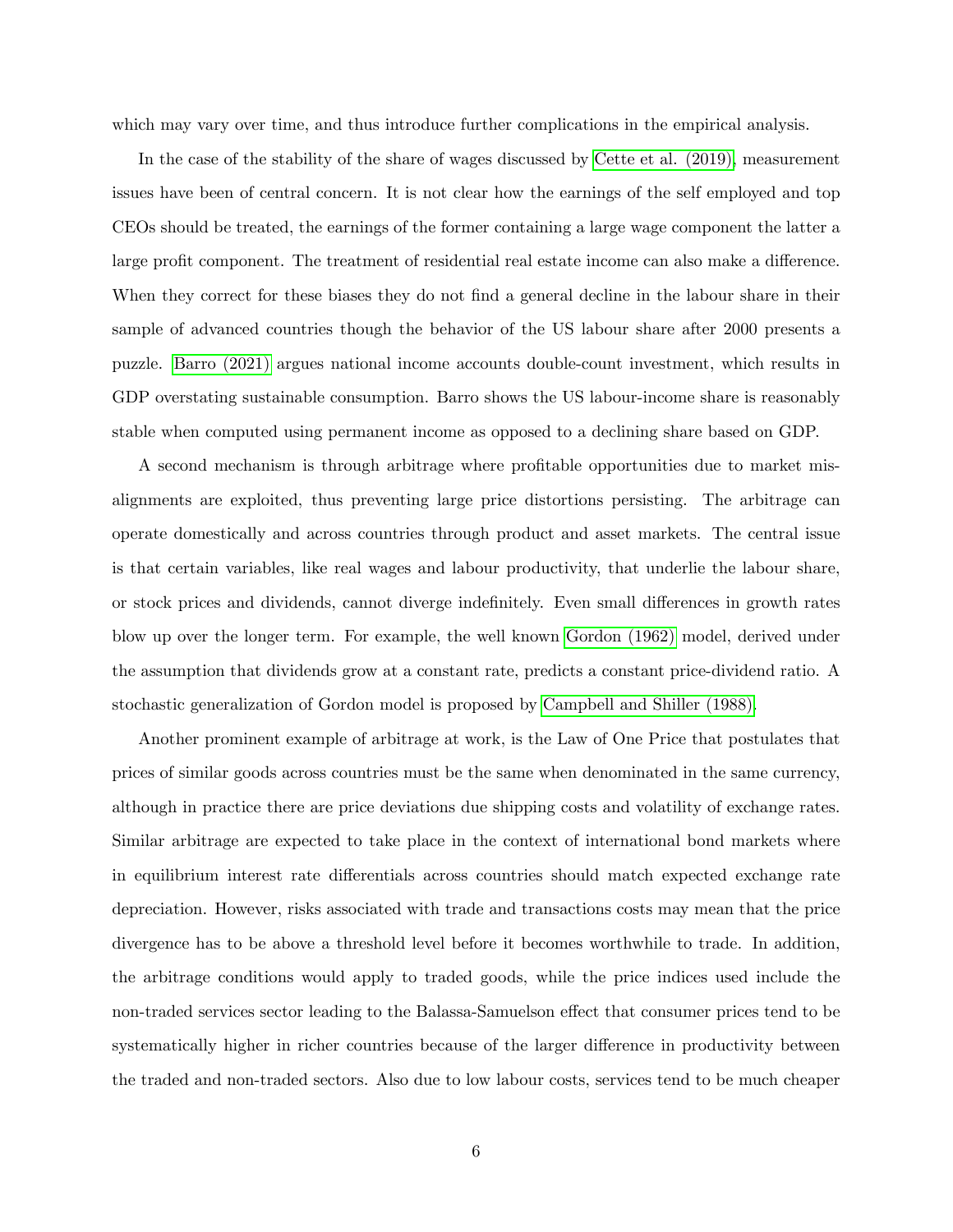which may vary over time, and thus introduce further complications in the empirical analysis.

In the case of the stability of the share of wages discussed by Cette et al. (2019), measurement issues have been of central concern. It is not clear how the earnings of the self employed and top CEOs should be treated, the earnings of the former containing a large wage component the latter a large profit component. The treatment of residential real estate income can also make a difference. When they correct for these biases they do not find a general decline in the labour share in their sample of advanced countries though the behavior of the US labour share after 2000 presents a puzzle. Barro (2021) argues national income accounts double-count investment, which results in GDP overstating sustainable consumption. Barro shows the US labour-income share is reasonably stable when computed using permanent income as opposed to a declining share based on GDP.

A second mechanism is through arbitrage where profitable opportunities due to market misalignments are exploited, thus preventing large price distortions persisting. The arbitrage can operate domestically and across countries through product and asset markets. The central issue is that certain variables, like real wages and labour productivity, that underlie the labour share, or stock prices and dividends, cannot diverge indefinitely. Even small differences in growth rates blow up over the longer term. For example, the well known Gordon (1962) model, derived under the assumption that dividends grow at a constant rate, predicts a constant price-dividend ratio. A stochastic generalization of Gordon model is proposed by Campbell and Shiller (1988).

Another prominent example of arbitrage at work, is the Law of One Price that postulates that prices of similar goods across countries must be the same when denominated in the same currency, although in practice there are price deviations due shipping costs and volatility of exchange rates. Similar arbitrage are expected to take place in the context of international bond markets where in equilibrium interest rate differentials across countries should match expected exchange rate depreciation. However, risks associated with trade and transactions costs may mean that the price divergence has to be above a threshold level before it becomes worthwhile to trade. In addition, the arbitrage conditions would apply to traded goods, while the price indices used include the non-traded services sector leading to the Balassa-Samuelson effect that consumer prices tend to be systematically higher in richer countries because of the larger difference in productivity between the traded and non-traded sectors. Also due to low labour costs, services tend to be much cheaper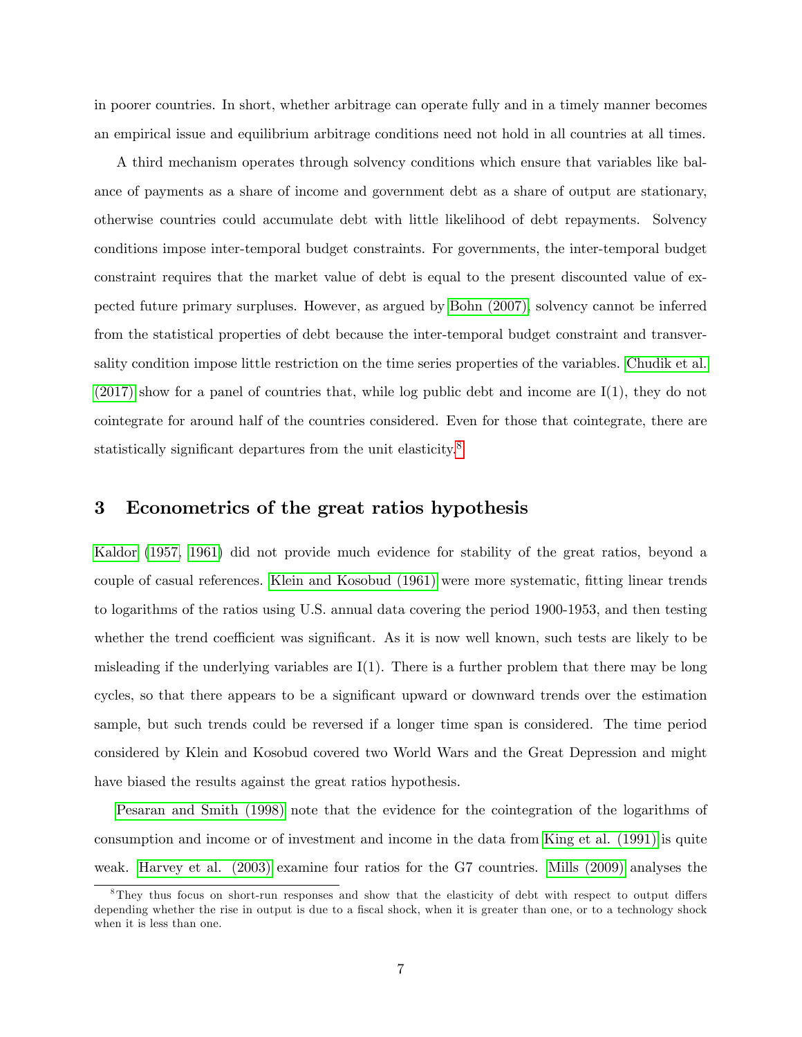in poorer countries. In short, whether arbitrage can operate fully and in a timely manner becomes an empirical issue and equilibrium arbitrage conditions need not hold in all countries at all times.

A third mechanism operates through solvency conditions which ensure that variables like balance of payments as a share of income and government debt as a share of output are stationary, otherwise countries could accumulate debt with little likelihood of debt repayments. Solvency conditions impose inter-temporal budget constraints. For governments, the inter-temporal budget constraint requires that the market value of debt is equal to the present discounted value of expected future primary surpluses. However, as argued by Bohn (2007), solvency cannot be inferred from the statistical properties of debt because the inter-temporal budget constraint and transversality condition impose little restriction on the time series properties of the variables. Chudik et al. (2017) show for a panel of countries that, while log public debt and income are I(1), they do not cointegrate for around half of the countries considered. Even for those that cointegrate, there are statistically significant departures from the unit elasticity.[8]

## 3 Econometrics of the great ratios hypothesis

Kaldor (1957, 1961) did not provide much evidence for stability of the great ratios, beyond a couple of casual references. Klein and Kosobud (1961) were more systematic, fitting linear trends to logarithms of the ratios using U.S. annual data covering the period 1900-1953, and then testing whether the trend coefficient was significant. As it is now well known, such tests are likely to be misleading if the underlying variables are I(1). There is a further problem that there may be long cycles, so that there appears to be a significant upward or downward trends over the estimation sample, but such trends could be reversed if a longer time span is considered. The time period considered by Klein and Kosobud covered two World Wars and the Great Depression and might have biased the results against the great ratios hypothesis.

Pesaran and Smith (1998) note that the evidence for the cointegration of the logarithms of consumption and income or of investment and income in the data from King et al. (1991) is quite weak. Harvey et al. (2003) examine four ratios for the G7 countries. Mills (2009) analyses the

[8] They thus focus on short-run responses and show that the elasticity of debt with respect to output differs depending whether the rise in output is due to a fiscal shock, when it is greater than one, or to a technology shock when it is less than one.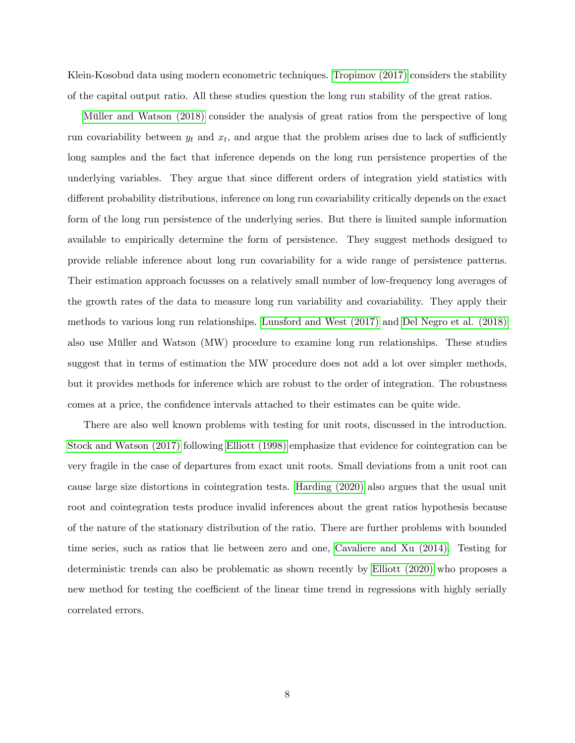Klein-Kosobud data using modern econometric techniques. Tropimov (2017) considers the stability of the capital output ratio. All these studies question the long run stability of the great ratios.

Müller and Watson (2018) consider the analysis of great ratios from the perspective of long run covariability between $y_t$ and $x_t$, and argue that the problem arises due to lack of sufficiently long samples and the fact that inference depends on the long run persistence properties of the underlying variables. They argue that since different orders of integration yield statistics with different probability distributions, inference on long run covariability critically depends on the exact form of the long run persistence of the underlying series. But there is limited sample information available to empirically determine the form of persistence. They suggest methods designed to provide reliable inference about long run covariability for a wide range of persistence patterns. Their estimation approach focusses on a relatively small number of low-frequency long averages of the growth rates of the data to measure long run variability and covariability. They apply their methods to various long run relationships. Lunsford and West (2017) and Del Negro et al. (2018) also use Müller and Watson (MW) procedure to examine long run relationships. These studies suggest that in terms of estimation the MW procedure does not add a lot over simpler methods, but it provides methods for inference which are robust to the order of integration. The robustness comes at a price, the confidence intervals attached to their estimates can be quite wide.

There are also well known problems with testing for unit roots, discussed in the introduction. Stock and Watson (2017) following Elliott (1998) emphasize that evidence for cointegration can be very fragile in the case of departures from exact unit roots. Small deviations from a unit root can cause large size distortions in cointegration tests. Harding (2020) also argues that the usual unit root and cointegration tests produce invalid inferences about the great ratios hypothesis because of the nature of the stationary distribution of the ratio. There are further problems with bounded time series, such as ratios that lie between zero and one, Cavaliere and Xu (2014). Testing for deterministic trends can also be problematic as shown recently by Elliott (2020) who proposes a new method for testing the coefficient of the linear time trend in regressions with highly serially correlated errors.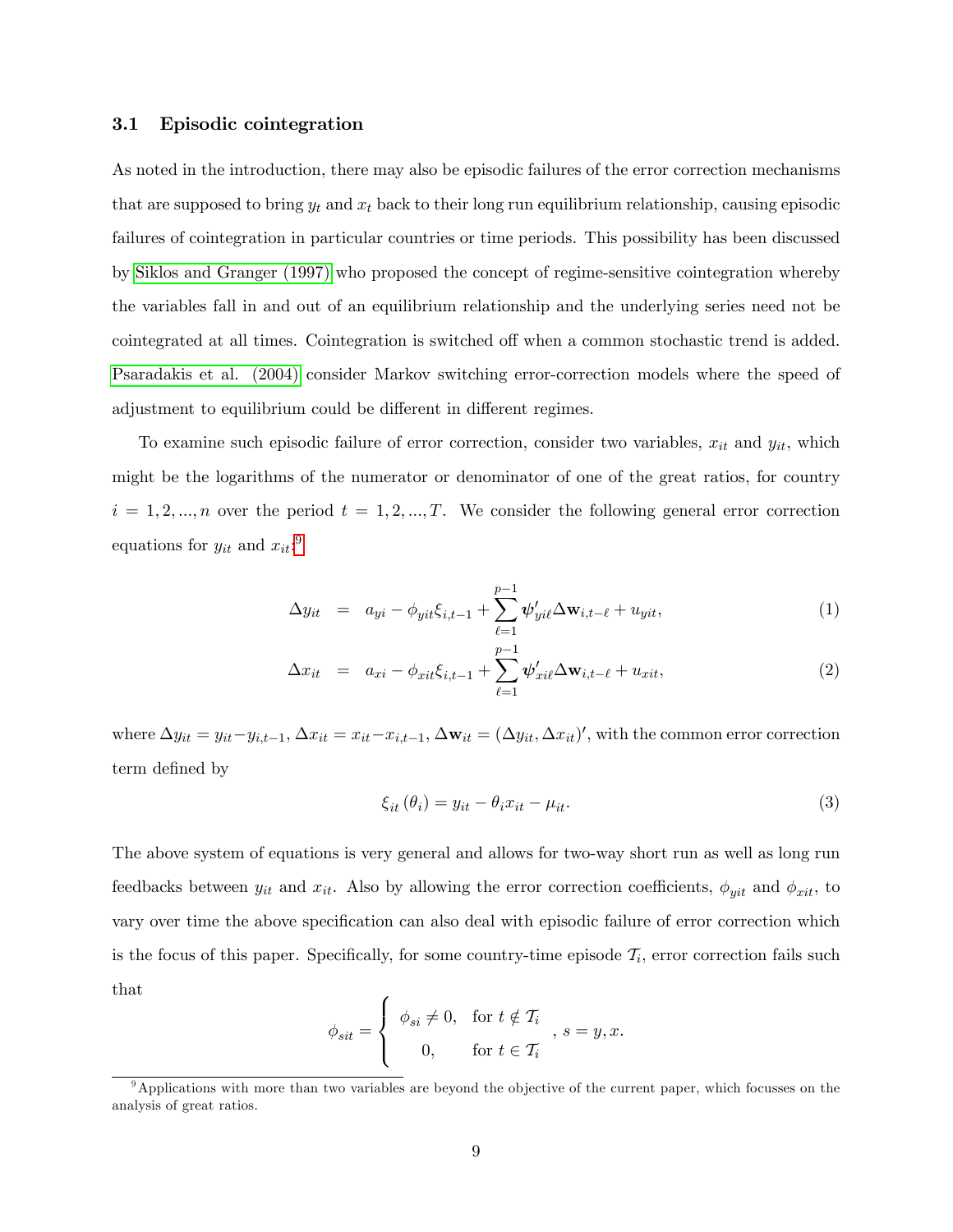### 3.1 Episodic cointegration

As noted in the introduction, there may also be episodic failures of the error correction mechanisms that are supposed to bring $y_t$ and $x_t$ back to their long run equilibrium relationship, causing episodic failures of cointegration in particular countries or time periods. This possibility has been discussed by Siklos and Granger (1997) who proposed the concept of regime-sensitive cointegration whereby the variables fall in and out of an equilibrium relationship and the underlying series need not be cointegrated at all times. Cointegration is switched off when a common stochastic trend is added. Psaradakis et al. (2004) consider Markov switching error-correction models where the speed of adjustment to equilibrium could be different in different regimes.

To examine such episodic failure of error correction, consider two variables, $x_{it}$ and $y_{it}$, which might be the logarithms of the numerator or denominator of one of the great ratios, for country $i = 1, 2, ..., n$ over the period $t = 1, 2, ..., T$. We consider the following general error correction equations for $y_{it}$ and $x_{it}$:[9]

$$\Delta y_{it} = a_{yi} - \phi_{yit}\xi_{i,t-1} + \sum_{\ell=1}^{p-1} \boldsymbol{\psi}'_{yi\ell}\Delta\mathbf{w}_{i,t-\ell} + u_{yit}, \tag{1}$$

$$\Delta x_{it} = a_{xi} - \phi_{xit}\xi_{i,t-1} + \sum_{\ell=1}^{p-1} \boldsymbol{\psi}'_{xi\ell}\Delta\mathbf{w}_{i,t-\ell} + u_{xit}, \tag{2}$$

where $\Delta y_{it} = y_{it} - y_{i,t-1}$, $\Delta x_{it} = x_{it} - x_{i,t-1}$, $\Delta\mathbf{w}_{it} = (\Delta y_{it}, \Delta x_{it})'$, with the common error correction term defined by

$$\xi_{it}(\theta_i) = y_{it} - \theta_i x_{it} - \mu_{it}. \tag{3}$$

The above system of equations is very general and allows for two-way short run as well as long run feedbacks between $y_{it}$ and $x_{it}$. Also by allowing the error correction coefficients, $\phi_{yit}$ and $\phi_{xit}$, to vary over time the above specification can also deal with episodic failure of error correction which is the focus of this paper. Specifically, for some country-time episode $\mathcal{T}_i$, error correction fails such that

$$\phi_{sit} = \begin{cases} \phi_{si} \neq 0, & \text{for } t \notin \mathcal{T}_i \\ 0, & \text{for } t \in \mathcal{T}_i \end{cases}, \; s = y, x.$$

[9] Applications with more than two variables are beyond the objective of the current paper, which focusses on the analysis of great ratios.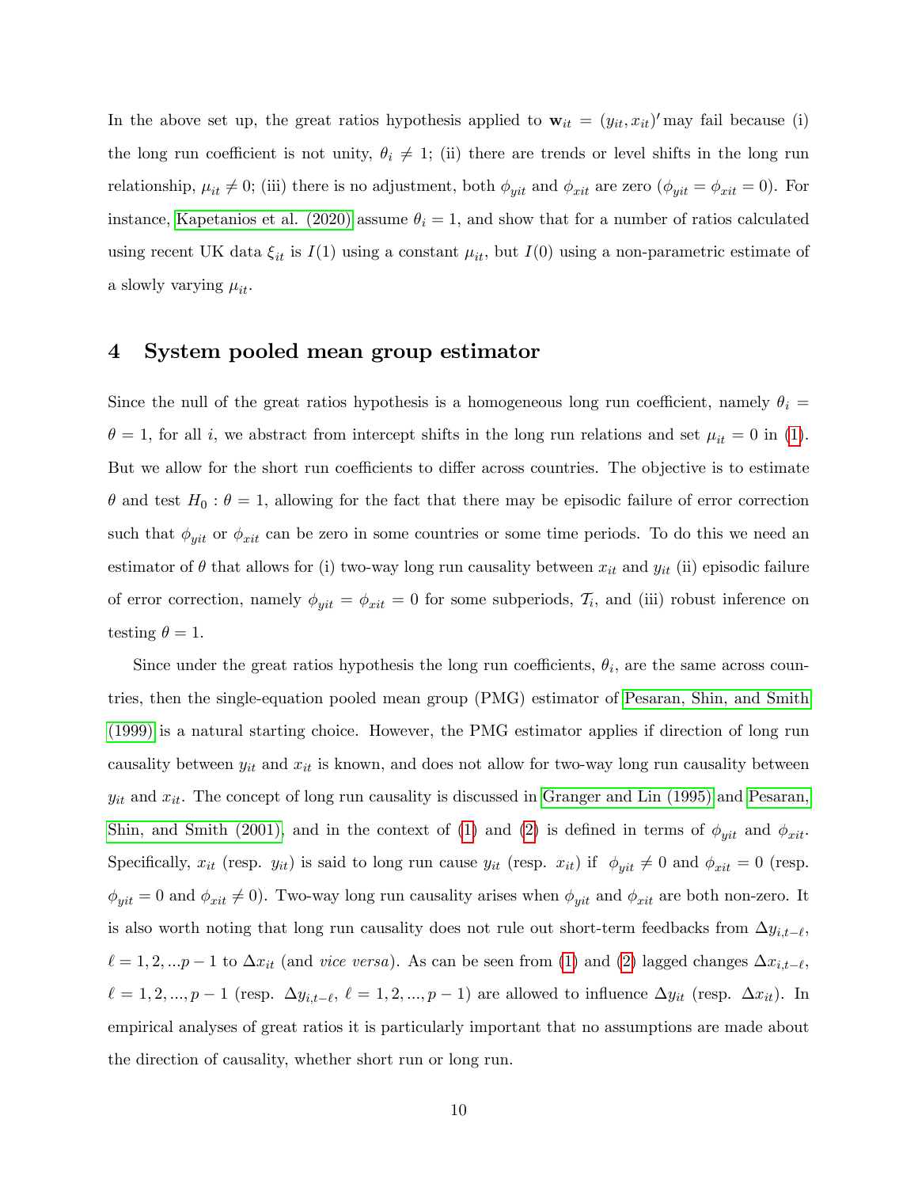In the above set up, the great ratios hypothesis applied to $\mathbf{w}_{it} = (y_{it}, x_{it})'$ may fail because (i) the long run coefficient is not unity, $\theta_i \neq 1$; (ii) there are trends or level shifts in the long run relationship, $\mu_{it} \neq 0$; (iii) there is no adjustment, both $\phi_{yit}$ and $\phi_{xit}$ are zero ($\phi_{yit} = \phi_{xit} = 0$). For instance, Kapetanios et al. (2020) assume $\theta_i = 1$, and show that for a number of ratios calculated using recent UK data $\xi_{it}$ is $I(1)$ using a constant $\mu_{it}$, but $I(0)$ using a non-parametric estimate of a slowly varying $\mu_{it}$.

## 4 System pooled mean group estimator

Since the null of the great ratios hypothesis is a homogeneous long run coefficient, namely $\theta_i = \theta = 1$, for all $i$, we abstract from intercept shifts in the long run relations and set $\mu_{it} = 0$ in (1). But we allow for the short run coefficients to differ across countries. The objective is to estimate $\theta$ and test $H_0 : \theta = 1$, allowing for the fact that there may be episodic failure of error correction such that $\phi_{yit}$ or $\phi_{xit}$ can be zero in some countries or some time periods. To do this we need an estimator of $\theta$ that allows for (i) two-way long run causality between $x_{it}$ and $y_{it}$ (ii) episodic failure of error correction, namely $\phi_{yit} = \phi_{xit} = 0$ for some subperiods, $\mathcal{T}_i$, and (iii) robust inference on testing $\theta = 1$.

Since under the great ratios hypothesis the long run coefficients, $\theta_i$, are the same across countries, then the single-equation pooled mean group (PMG) estimator of Pesaran, Shin, and Smith (1999) is a natural starting choice. However, the PMG estimator applies if direction of long run causality between $y_{it}$ and $x_{it}$ is known, and does not allow for two-way long run causality between $y_{it}$ and $x_{it}$. The concept of long run causality is discussed in Granger and Lin (1995) and Pesaran, Shin, and Smith (2001), and in the context of (1) and (2) is defined in terms of $\phi_{yit}$ and $\phi_{xit}$. Specifically, $x_{it}$ (resp. $y_{it}$) is said to long run cause $y_{it}$ (resp. $x_{it}$) if $\phi_{yit} \neq 0$ and $\phi_{xit} = 0$ (resp. $\phi_{yit} = 0$ and $\phi_{xit} \neq 0$). Two-way long run causality arises when $\phi_{yit}$ and $\phi_{xit}$ are both non-zero. It is also worth noting that long run causality does not rule out short-term feedbacks from $\Delta y_{i,t-\ell}$, $\ell = 1, 2, ...p-1$ to $\Delta x_{it}$ (and *vice versa*). As can be seen from (1) and (2) lagged changes $\Delta x_{i,t-\ell}$, $\ell = 1, 2, ..., p-1$ (resp. $\Delta y_{i,t-\ell}$, $\ell = 1, 2, ..., p-1$) are allowed to influence $\Delta y_{it}$ (resp. $\Delta x_{it}$). In empirical analyses of great ratios it is particularly important that no assumptions are made about the direction of causality, whether short run or long run.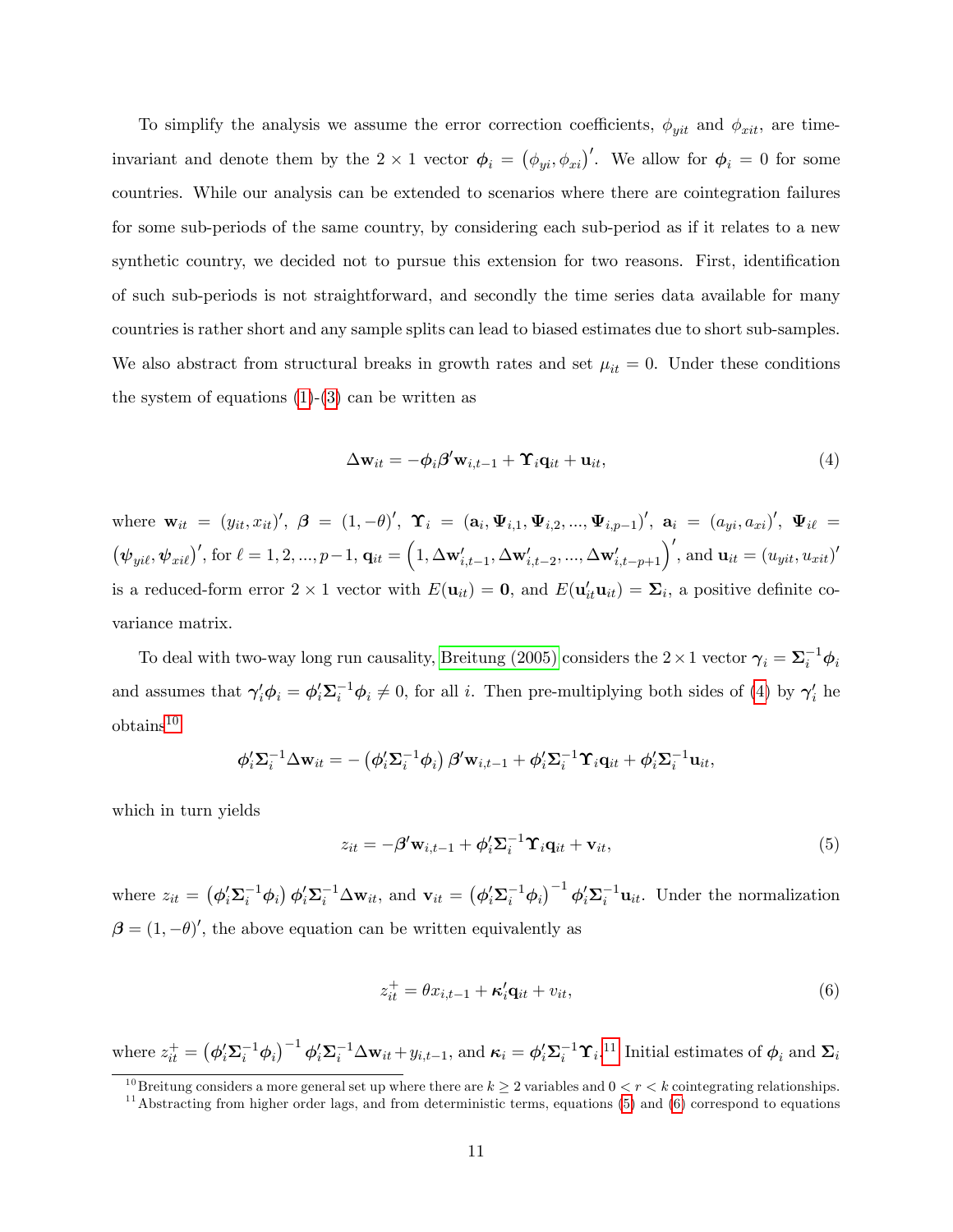To simplify the analysis we assume the error correction coefficients, $\phi_{yit}$ and $\phi_{xit}$, are time-invariant and denote them by the $2 \times 1$ vector $\boldsymbol{\phi}_i = (\phi_{yi}, \phi_{xi})'$. We allow for $\boldsymbol{\phi}_i = 0$ for some countries. While our analysis can be extended to scenarios where there are cointegration failures for some sub-periods of the same country, by considering each sub-period as if it relates to a new synthetic country, we decided not to pursue this extension for two reasons. First, identification of such sub-periods is not straightforward, and secondly the time series data available for many countries is rather short and any sample splits can lead to biased estimates due to short sub-samples. We also abstract from structural breaks in growth rates and set $\mu_{it} = 0$. Under these conditions the system of equations (1)-(3) can be written as

$$\Delta \mathbf{w}_{it} = -\boldsymbol{\phi}_i \boldsymbol{\beta}' \mathbf{w}_{i,t-1} + \boldsymbol{\Upsilon}_i \mathbf{q}_{it} + \mathbf{u}_{it}, \tag{4}$$

where $\mathbf{w}_{it} = (y_{it}, x_{it})'$, $\boldsymbol{\beta} = (1, -\theta)'$, $\boldsymbol{\Upsilon}_i = (\mathbf{a}_i, \boldsymbol{\Psi}_{i,1}, \boldsymbol{\Psi}_{i,2}, ..., \boldsymbol{\Psi}_{i,p-1})'$, $\mathbf{a}_i = (a_{yi}, a_{xi})'$, $\boldsymbol{\Psi}_{i\ell} = (\boldsymbol{\psi}_{yi\ell}, \boldsymbol{\psi}_{xi\ell})'$, for $\ell = 1, 2, ..., p-1$, $\mathbf{q}_{it} = \left(1, \Delta \mathbf{w}'_{i,t-1}, \Delta \mathbf{w}'_{i,t-2}, ..., \Delta \mathbf{w}'_{i,t-p+1}\right)'$, and $\mathbf{u}_{it} = (u_{yit}, u_{xit})'$ is a reduced-form error $2 \times 1$ vector with $E(\mathbf{u}_{it}) = \mathbf{0}$, and $E(\mathbf{u}'_{it}\mathbf{u}_{it}) = \boldsymbol{\Sigma}_i$, a positive definite covariance matrix.

To deal with two-way long run causality, Breitung (2005) considers the $2 \times 1$ vector $\boldsymbol{\gamma}_i = \boldsymbol{\Sigma}_i^{-1}\boldsymbol{\phi}_i$ and assumes that $\boldsymbol{\gamma}'_i \boldsymbol{\phi}_i = \boldsymbol{\phi}'_i \boldsymbol{\Sigma}_i^{-1} \boldsymbol{\phi}_i \neq 0$, for all $i$. Then pre-multiplying both sides of (4) by $\boldsymbol{\gamma}'_i$ he obtains[10]

$$\boldsymbol{\phi}'_i \boldsymbol{\Sigma}_i^{-1} \Delta \mathbf{w}_{it} = -\left(\boldsymbol{\phi}'_i \boldsymbol{\Sigma}_i^{-1} \boldsymbol{\phi}_i\right) \boldsymbol{\beta}' \mathbf{w}_{i,t-1} + \boldsymbol{\phi}'_i \boldsymbol{\Sigma}_i^{-1} \boldsymbol{\Upsilon}_i \mathbf{q}_{it} + \boldsymbol{\phi}'_i \boldsymbol{\Sigma}_i^{-1} \mathbf{u}_{it},$$

which in turn yields

$$z_{it} = -\boldsymbol{\beta}' \mathbf{w}_{i,t-1} + \boldsymbol{\phi}'_i \boldsymbol{\Sigma}_i^{-1} \boldsymbol{\Upsilon}_i \mathbf{q}_{it} + \mathbf{v}_{it}, \tag{5}$$

where $z_{it} = \left(\boldsymbol{\phi}'_i \boldsymbol{\Sigma}_i^{-1} \boldsymbol{\phi}_i\right) \boldsymbol{\phi}'_i \boldsymbol{\Sigma}_i^{-1} \Delta \mathbf{w}_{it}$, and $\mathbf{v}_{it} = \left(\boldsymbol{\phi}'_i \boldsymbol{\Sigma}_i^{-1} \boldsymbol{\phi}_i\right)^{-1} \boldsymbol{\phi}'_i \boldsymbol{\Sigma}_i^{-1} \mathbf{u}_{it}$. Under the normalization $\boldsymbol{\beta} = (1, -\theta)'$, the above equation can be written equivalently as

$$z^+_{it} = \theta x_{i,t-1} + \boldsymbol{\kappa}'_i \mathbf{q}_{it} + v_{it}, \tag{6}$$

where $z^+_{it} = \left(\boldsymbol{\phi}'_i \boldsymbol{\Sigma}_i^{-1} \boldsymbol{\phi}_i\right)^{-1} \boldsymbol{\phi}'_i \boldsymbol{\Sigma}_i^{-1} \Delta \mathbf{w}_{it} + y_{i,t-1}$, and $\boldsymbol{\kappa}_i = \boldsymbol{\phi}'_i \boldsymbol{\Sigma}_i^{-1} \boldsymbol{\Upsilon}_i$.[11] Initial estimates of $\boldsymbol{\phi}_i$ and $\boldsymbol{\Sigma}_i$

[10] Breitung considers a more general set up where there are $k \geq 2$ variables and $0 < r < k$ cointegrating relationships.

[11] Abstracting from higher order lags, and from deterministic terms, equations (5) and (6) correspond to equations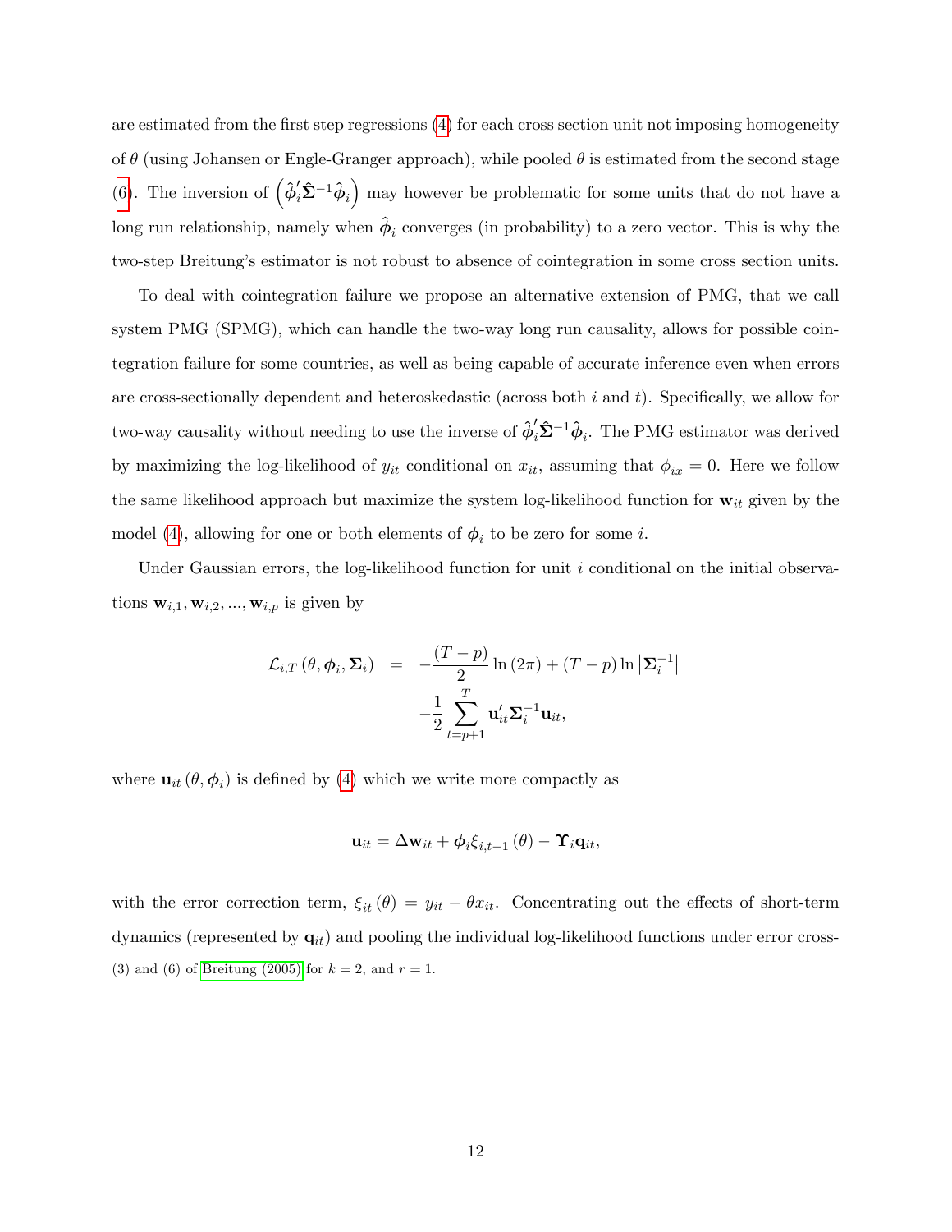are estimated from the first step regressions (4) for each cross section unit not imposing homogeneity of $\theta$ (using Johansen or Engle-Granger approach), while pooled $\theta$ is estimated from the second stage (6). The inversion of $\left(\hat{\boldsymbol{\phi}}_i' \hat{\boldsymbol{\Sigma}}^{-1} \hat{\boldsymbol{\phi}}_i\right)$ may however be problematic for some units that do not have a long run relationship, namely when $\hat{\boldsymbol{\phi}}_i$ converges (in probability) to a zero vector. This is why the two-step Breitung's estimator is not robust to absence of cointegration in some cross section units.

To deal with cointegration failure we propose an alternative extension of PMG, that we call system PMG (SPMG), which can handle the two-way long run causality, allows for possible cointegration failure for some countries, as well as being capable of accurate inference even when errors are cross-sectionally dependent and heteroskedastic (across both $i$ and $t$). Specifically, we allow for two-way causality without needing to use the inverse of $\hat{\boldsymbol{\phi}}_i' \hat{\boldsymbol{\Sigma}}^{-1} \hat{\boldsymbol{\phi}}_i$. The PMG estimator was derived by maximizing the log-likelihood of $y_{it}$ conditional on $x_{it}$, assuming that $\phi_{ix} = 0$. Here we follow the same likelihood approach but maximize the system log-likelihood function for $\mathbf{w}_{it}$ given by the model (4), allowing for one or both elements of $\boldsymbol{\phi}_i$ to be zero for some $i$.

Under Gaussian errors, the log-likelihood function for unit $i$ conditional on the initial observations $\mathbf{w}_{i,1}, \mathbf{w}_{i,2}, ..., \mathbf{w}_{i,p}$ is given by

$$
\begin{aligned}
\mathcal{L}_{i,T}\left(\theta, \boldsymbol{\phi}_i, \boldsymbol{\Sigma}_i\right) &= -\frac{(T-p)}{2} \ln(2\pi) + (T-p) \ln\left|\boldsymbol{\Sigma}_i^{-1}\right| \\
&\quad -\frac{1}{2} \sum_{t=p+1}^{T} \mathbf{u}_{it}' \boldsymbol{\Sigma}_i^{-1} \mathbf{u}_{it},
\end{aligned}
$$

where $\mathbf{u}_{it}\left(\theta, \boldsymbol{\phi}_i\right)$ is defined by (4) which we write more compactly as

$$
\mathbf{u}_{it} = \Delta \mathbf{w}_{it} + \boldsymbol{\phi}_i \xi_{i,t-1}(\theta) - \boldsymbol{\Upsilon}_i \mathbf{q}_{it},
$$

with the error correction term, $\xi_{it}(\theta) = y_{it} - \theta x_{it}$. Concentrating out the effects of short-term dynamics (represented by $\mathbf{q}_{it}$) and pooling the individual log-likelihood functions under error cross-

(3) and (6) of Breitung (2005) for $k = 2$, and $r = 1$.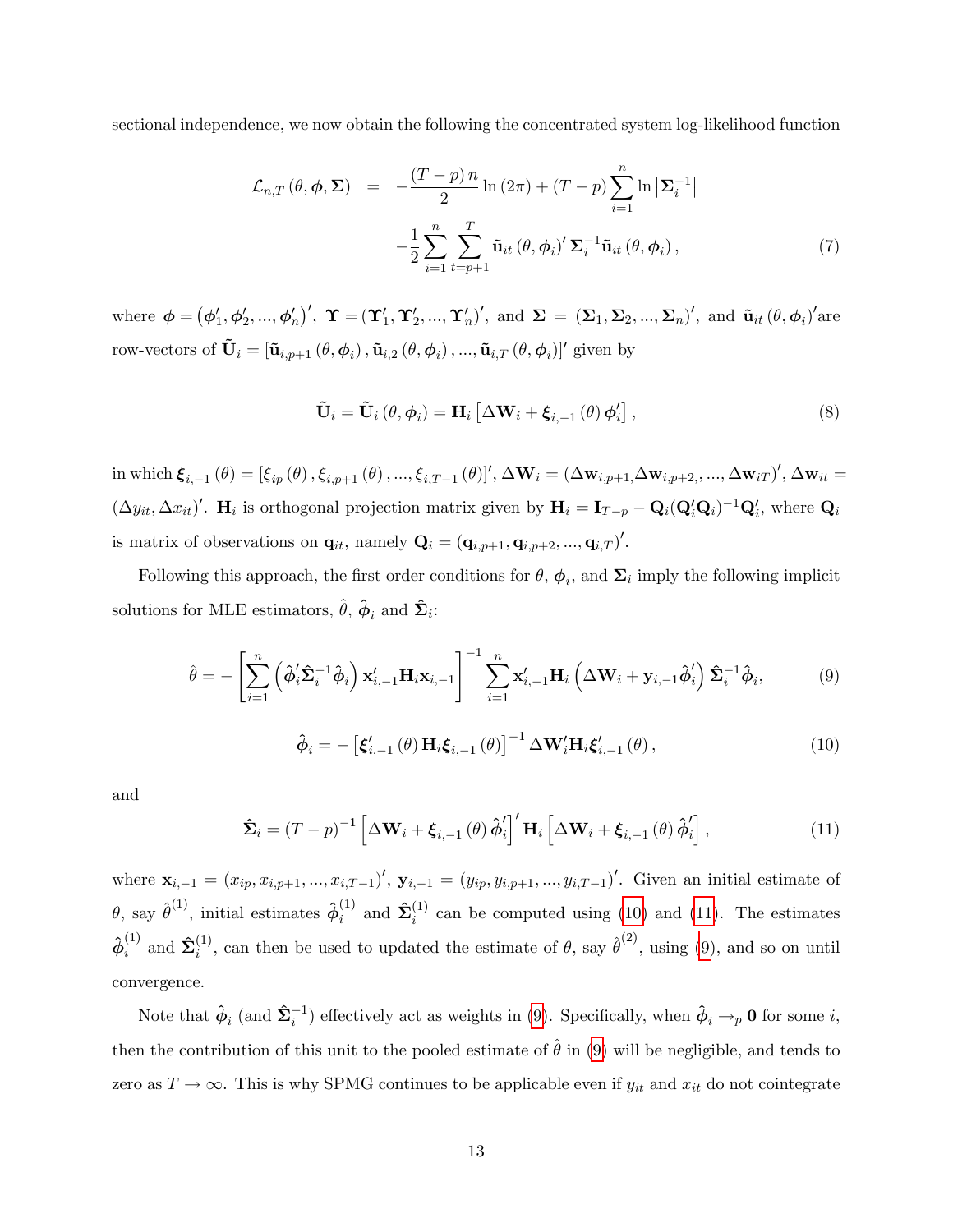sectional independence, we now obtain the following the concentrated system log-likelihood function

$$\mathcal{L}_{n,T}(\theta, \boldsymbol{\phi}, \boldsymbol{\Sigma}) = -\frac{(T-p)\,n}{2}\ln(2\pi) + (T-p)\sum_{i=1}^{n}\ln\left|\boldsymbol{\Sigma}_i^{-1}\right| \\ -\frac{1}{2}\sum_{i=1}^{n}\sum_{t=p+1}^{T}\tilde{\mathbf{u}}_{it}(\theta, \boldsymbol{\phi}_i)'\,\boldsymbol{\Sigma}_i^{-1}\tilde{\mathbf{u}}_{it}(\theta, \boldsymbol{\phi}_i), \tag{7}$$

where $\boldsymbol{\phi} = (\boldsymbol{\phi}_1', \boldsymbol{\phi}_2', ..., \boldsymbol{\phi}_n')'$, $\boldsymbol{\Upsilon} = (\boldsymbol{\Upsilon}_1', \boldsymbol{\Upsilon}_2', ..., \boldsymbol{\Upsilon}_n')'$, and $\boldsymbol{\Sigma} = (\boldsymbol{\Sigma}_1, \boldsymbol{\Sigma}_2, ..., \boldsymbol{\Sigma}_n)'$, and $\tilde{\mathbf{u}}_{it}(\theta, \boldsymbol{\phi}_i)'$are row-vectors of $\tilde{\mathbf{U}}_i = [\tilde{\mathbf{u}}_{i,p+1}(\theta, \boldsymbol{\phi}_i), \tilde{\mathbf{u}}_{i,2}(\theta, \boldsymbol{\phi}_i), ..., \tilde{\mathbf{u}}_{i,T}(\theta, \boldsymbol{\phi}_i)]'$ given by

$$\tilde{\mathbf{U}}_i = \tilde{\mathbf{U}}_i(\theta, \boldsymbol{\phi}_i) = \mathbf{H}_i\left[\Delta\mathbf{W}_i + \boldsymbol{\xi}_{i,-1}(\theta)\,\boldsymbol{\phi}_i'\right], \tag{8}$$

in which $\boldsymbol{\xi}_{i,-1}(\theta) = [\xi_{ip}(\theta), \xi_{i,p+1}(\theta), ..., \xi_{i,T-1}(\theta)]'$, $\Delta\mathbf{W}_i = (\Delta\mathbf{w}_{i,p+1,}\Delta\mathbf{w}_{i,p+2,}, ..., \Delta\mathbf{w}_{iT})'$, $\Delta\mathbf{w}_{it} = (\Delta y_{it}, \Delta x_{it})'$. $\mathbf{H}_i$ is orthogonal projection matrix given by $\mathbf{H}_i = \mathbf{I}_{T-p} - \mathbf{Q}_i(\mathbf{Q}_i'\mathbf{Q}_i)^{-1}\mathbf{Q}_i'$, where $\mathbf{Q}_i$ is matrix of observations on $\mathbf{q}_{it}$, namely $\mathbf{Q}_i = (\mathbf{q}_{i,p+1}, \mathbf{q}_{i,p+2}, ..., \mathbf{q}_{i,T})'$.

Following this approach, the first order conditions for $\theta$, $\boldsymbol{\phi}_i$, and $\boldsymbol{\Sigma}_i$ imply the following implicit solutions for MLE estimators, $\hat{\theta}$, $\hat{\boldsymbol{\phi}}_i$ and $\hat{\boldsymbol{\Sigma}}_i$:

$$\hat{\theta} = -\left[\sum_{i=1}^{n}\left(\hat{\boldsymbol{\phi}}_i'\hat{\boldsymbol{\Sigma}}_i^{-1}\hat{\boldsymbol{\phi}}_i\right)\mathbf{x}_{i,-1}'\mathbf{H}_i\mathbf{x}_{i,-1}\right]^{-1}\sum_{i=1}^{n}\mathbf{x}_{i,-1}'\mathbf{H}_i\left(\Delta\mathbf{W}_i + \mathbf{y}_{i,-1}\hat{\boldsymbol{\phi}}_i'\right)\hat{\boldsymbol{\Sigma}}_i^{-1}\hat{\boldsymbol{\phi}}_i, \tag{9}$$

$$\hat{\boldsymbol{\phi}}_i = -\left[\boldsymbol{\xi}_{i,-1}'(\theta)\,\mathbf{H}_i\boldsymbol{\xi}_{i,-1}(\theta)\right]^{-1}\Delta\mathbf{W}_i'\mathbf{H}_i\boldsymbol{\xi}_{i,-1}'(\theta), \tag{10}$$

and

$$\hat{\boldsymbol{\Sigma}}_i = (T-p)^{-1}\left[\Delta\mathbf{W}_i + \boldsymbol{\xi}_{i,-1}(\theta)\,\hat{\boldsymbol{\phi}}_i'\right]'\mathbf{H}_i\left[\Delta\mathbf{W}_i + \boldsymbol{\xi}_{i,-1}(\theta)\,\hat{\boldsymbol{\phi}}_i'\right], \tag{11}$$

where $\mathbf{x}_{i,-1} = (x_{ip}, x_{i,p+1}, ..., x_{i,T-1})'$, $\mathbf{y}_{i,-1} = (y_{ip}, y_{i,p+1}, ..., y_{i,T-1})'$. Given an initial estimate of $\theta$, say $\hat{\theta}^{(1)}$, initial estimates $\hat{\boldsymbol{\phi}}_i^{(1)}$ and $\hat{\boldsymbol{\Sigma}}_i^{(1)}$ can be computed using (10) and (11). The estimates $\hat{\boldsymbol{\phi}}_i^{(1)}$ and $\hat{\boldsymbol{\Sigma}}_i^{(1)}$, can then be used to updated the estimate of $\theta$, say $\hat{\theta}^{(2)}$, using (9), and so on until convergence.

Note that $\hat{\boldsymbol{\phi}}_i$ (and $\hat{\boldsymbol{\Sigma}}_i^{-1}$) effectively act as weights in (9). Specifically, when $\hat{\boldsymbol{\phi}}_i \to_p \mathbf{0}$ for some $i$, then the contribution of this unit to the pooled estimate of $\hat{\theta}$ in (9) will be negligible, and tends to zero as $T \to \infty$. This is why SPMG continues to be applicable even if $y_{it}$ and $x_{it}$ do not cointegrate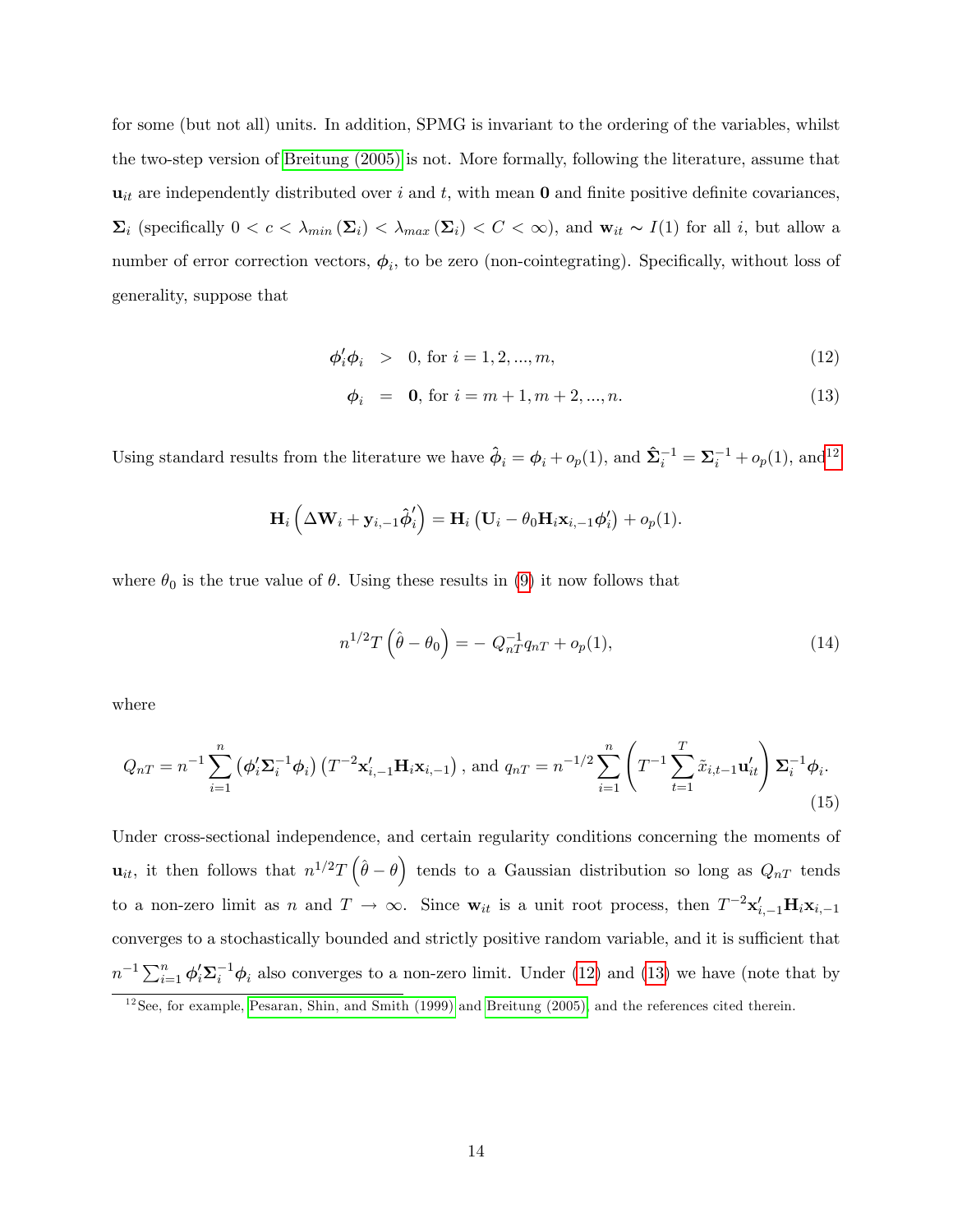for some (but not all) units. In addition, SPMG is invariant to the ordering of the variables, whilst the two-step version of Breitung (2005) is not. More formally, following the literature, assume that $\mathbf{u}_{it}$ are independently distributed over $i$ and $t$, with mean $\mathbf{0}$ and finite positive definite covariances, $\mathbf{\Sigma}_i$ (specifically $0 < c < \lambda_{min}(\mathbf{\Sigma}_i) < \lambda_{max}(\mathbf{\Sigma}_i) < C < \infty$), and $\mathbf{w}_{it} \sim I(1)$ for all $i$, but allow a number of error correction vectors, $\boldsymbol{\phi}_i$, to be zero (non-cointegrating). Specifically, without loss of generality, suppose that

$$
\begin{aligned}
\boldsymbol{\phi}_i'\boldsymbol{\phi}_i &> 0, \text{ for } i = 1, 2, ..., m, \qquad (12)\\
\boldsymbol{\phi}_i &= \mathbf{0}, \text{ for } i = m+1, m+2, ..., n. \qquad (13)
\end{aligned}
$$

Using standard results from the literature we have $\hat{\boldsymbol{\phi}}_i = \boldsymbol{\phi}_i + o_p(1)$, and $\hat{\mathbf{\Sigma}}_i^{-1} = \mathbf{\Sigma}_i^{-1} + o_p(1)$, and[12]

$$
\mathbf{H}_i\left(\Delta\mathbf{W}_i + \mathbf{y}_{i,-1}\hat{\boldsymbol{\phi}}_i'\right) = \mathbf{H}_i\left(\mathbf{U}_i - \theta_0\mathbf{H}_i\mathbf{x}_{i,-1}\boldsymbol{\phi}_i'\right) + o_p(1).
$$

where $\theta_0$ is the true value of $\theta$. Using these results in (9) it now follows that

$$
n^{1/2}T\left(\hat{\theta} - \theta_0\right) = -\ Q_{nT}^{-1}q_{nT} + o_p(1), \qquad (14)
$$

where

$$
Q_{nT} = n^{-1}\sum_{i=1}^{n}\left(\boldsymbol{\phi}_i'\mathbf{\Sigma}_i^{-1}\boldsymbol{\phi}_i\right)\left(T^{-2}\mathbf{x}_{i,-1}'\mathbf{H}_i\mathbf{x}_{i,-1}\right), \text{ and } q_{nT} = n^{-1/2}\sum_{i=1}^{n}\left(T^{-1}\sum_{t=1}^{T}\tilde{x}_{i,t-1}\mathbf{u}_{it}'\right)\mathbf{\Sigma}_i^{-1}\boldsymbol{\phi}_i. \qquad (15)
$$

Under cross-sectional independence, and certain regularity conditions concerning the moments of $\mathbf{u}_{it}$, it then follows that $n^{1/2}T\left(\hat{\theta} - \theta\right)$ tends to a Gaussian distribution so long as $Q_{nT}$ tends to a non-zero limit as $n$ and $T \to \infty$. Since $\mathbf{w}_{it}$ is a unit root process, then $T^{-2}\mathbf{x}_{i,-1}'\mathbf{H}_i\mathbf{x}_{i,-1}$ converges to a stochastically bounded and strictly positive random variable, and it is sufficient that $n^{-1}\sum_{i=1}^{n}\boldsymbol{\phi}_i'\mathbf{\Sigma}_i^{-1}\boldsymbol{\phi}_i$ also converges to a non-zero limit. Under (12) and (13) we have (note that by

[12] See, for example, Pesaran, Shin, and Smith (1999) and Breitung (2005), and the references cited therein.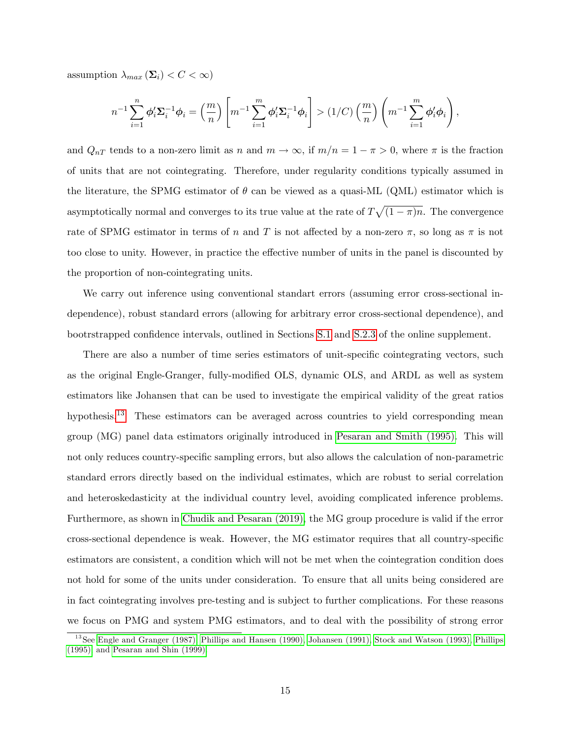assumption $\lambda_{max}(\boldsymbol{\Sigma}_i) < C < \infty$)

$$n^{-1} \sum_{i=1}^{n} \boldsymbol{\phi}_i' \boldsymbol{\Sigma}_i^{-1} \boldsymbol{\phi}_i = \left(\frac{m}{n}\right) \left[ m^{-1} \sum_{i=1}^{m} \boldsymbol{\phi}_i' \boldsymbol{\Sigma}_i^{-1} \boldsymbol{\phi}_i \right] > (1/C) \left(\frac{m}{n}\right) \left( m^{-1} \sum_{i=1}^{m} \boldsymbol{\phi}_i' \boldsymbol{\phi}_i \right),$$

and $Q_{nT}$ tends to a non-zero limit as $n$ and $m \to \infty$, if $m/n = 1 - \pi > 0$, where $\pi$ is the fraction of units that are not cointegrating. Therefore, under regularity conditions typically assumed in the literature, the SPMG estimator of $\theta$ can be viewed as a quasi-ML (QML) estimator which is asymptotically normal and converges to its true value at the rate of $T\sqrt{(1-\pi)n}$. The convergence rate of SPMG estimator in terms of $n$ and $T$ is not affected by a non-zero $\pi$, so long as $\pi$ is not too close to unity. However, in practice the effective number of units in the panel is discounted by the proportion of non-cointegrating units.

We carry out inference using conventional standart errors (assuming error cross-sectional independence), robust standard errors (allowing for arbitrary error cross-sectional dependence), and bootrstrapped confidence intervals, outlined in Sections S.1 and S.2.3 of the online supplement.

There are also a number of time series estimators of unit-specific cointegrating vectors, such as the original Engle-Granger, fully-modified OLS, dynamic OLS, and ARDL as well as system estimators like Johansen that can be used to investigate the empirical validity of the great ratios hypothesis.[13] These estimators can be averaged across countries to yield corresponding mean group (MG) panel data estimators originally introduced in Pesaran and Smith (1995). This will not only reduces country-specific sampling errors, but also allows the calculation of non-parametric standard errors directly based on the individual estimates, which are robust to serial correlation and heteroskedasticity at the individual country level, avoiding complicated inference problems. Furthermore, as shown in Chudik and Pesaran (2019), the MG group procedure is valid if the error cross-sectional dependence is weak. However, the MG estimator requires that all country-specific estimators are consistent, a condition which will not be met when the cointegration condition does not hold for some of the units under consideration. To ensure that all units being considered are in fact cointegrating involves pre-testing and is subject to further complications. For these reasons we focus on PMG and system PMG estimators, and to deal with the possibility of strong error

[13] See Engle and Granger (1987), Phillips and Hansen (1990), Johansen (1991), Stock and Watson (1993), Phillips (1995), and Pesaran and Shin (1999).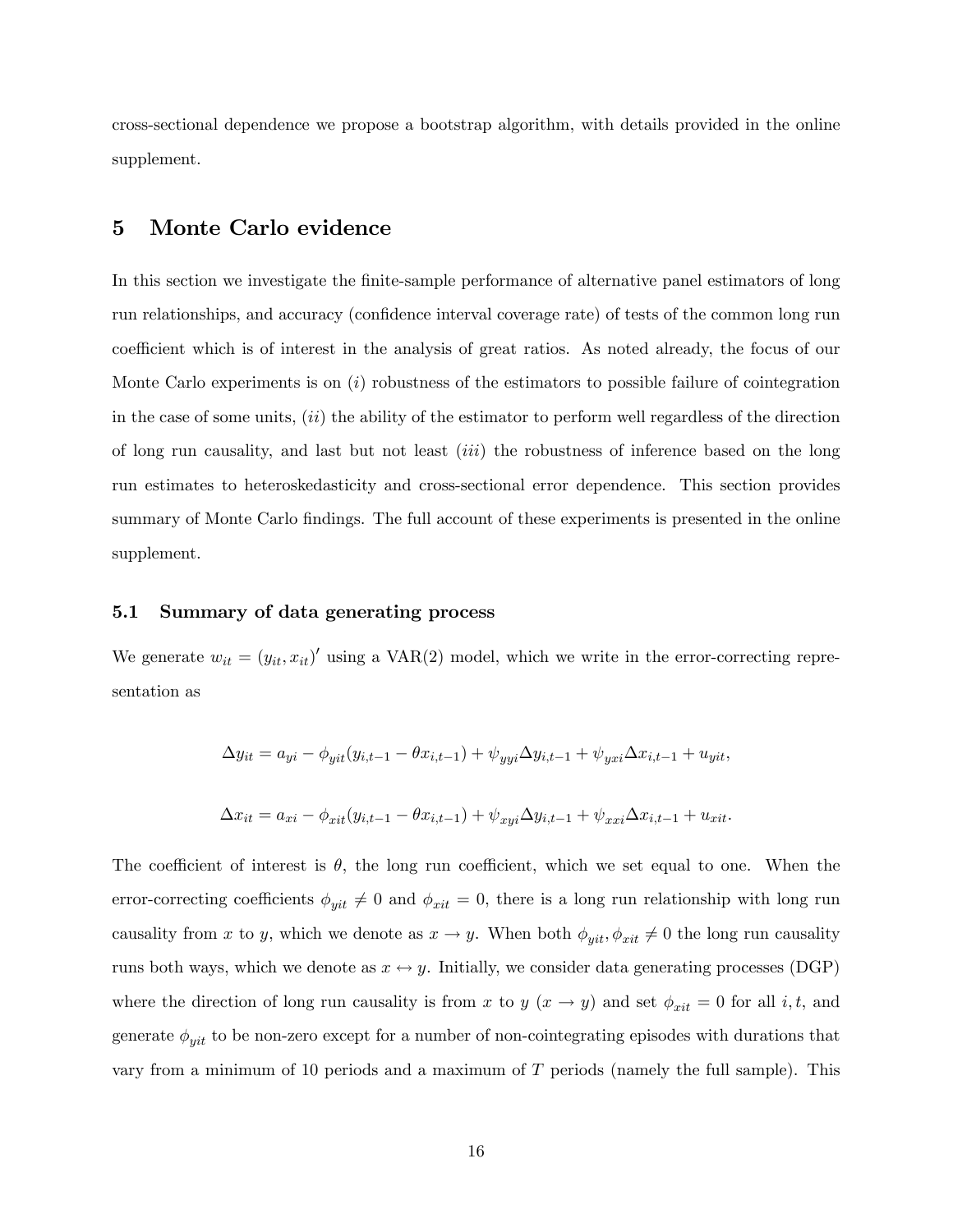cross-sectional dependence we propose a bootstrap algorithm, with details provided in the online supplement.

## 5 Monte Carlo evidence

In this section we investigate the finite-sample performance of alternative panel estimators of long run relationships, and accuracy (confidence interval coverage rate) of tests of the common long run coefficient which is of interest in the analysis of great ratios. As noted already, the focus of our Monte Carlo experiments is on $(i)$ robustness of the estimators to possible failure of cointegration in the case of some units, $(ii)$ the ability of the estimator to perform well regardless of the direction of long run causality, and last but not least $(iii)$ the robustness of inference based on the long run estimates to heteroskedasticity and cross-sectional error dependence. This section provides summary of Monte Carlo findings. The full account of these experiments is presented in the online supplement.

### 5.1 Summary of data generating process

We generate $w_{it} = (y_{it}, x_{it})'$ using a VAR(2) model, which we write in the error-correcting representation as

$$\Delta y_{it} = a_{yi} - \phi_{yit}(y_{i,t-1} - \theta x_{i,t-1}) + \psi_{yyi}\Delta y_{i,t-1} + \psi_{yxi}\Delta x_{i,t-1} + u_{yit},$$

$$\Delta x_{it} = a_{xi} - \phi_{xit}(y_{i,t-1} - \theta x_{i,t-1}) + \psi_{xyi}\Delta y_{i,t-1} + \psi_{xxi}\Delta x_{i,t-1} + u_{xit}.$$

The coefficient of interest is $\theta$, the long run coefficient, which we set equal to one. When the error-correcting coefficients $\phi_{yit} \neq 0$ and $\phi_{xit} = 0$, there is a long run relationship with long run causality from $x$ to $y$, which we denote as $x \to y$. When both $\phi_{yit}, \phi_{xit} \neq 0$ the long run causality runs both ways, which we denote as $x \leftrightarrow y$. Initially, we consider data generating processes (DGP) where the direction of long run causality is from $x$ to $y$ ($x \to y$) and set $\phi_{xit} = 0$ for all $i, t$, and generate $\phi_{yit}$ to be non-zero except for a number of non-cointegrating episodes with durations that vary from a minimum of 10 periods and a maximum of $T$ periods (namely the full sample). This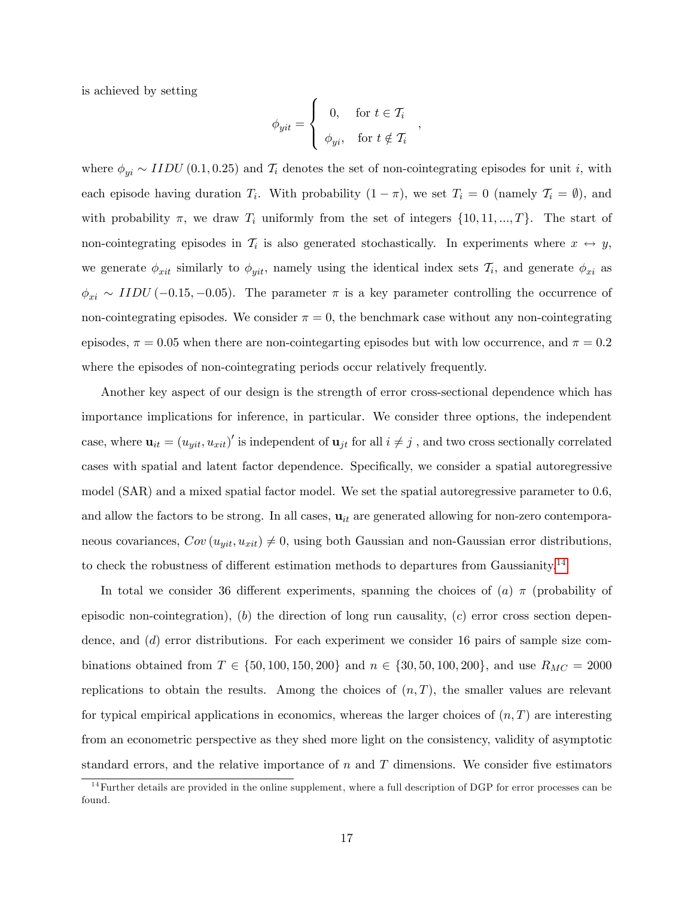is achieved by setting

$$\phi_{yit} = \begin{cases} 0, & \text{for } t \in \mathcal{T}_i \\ \phi_{yi}, & \text{for } t \notin \mathcal{T}_i \end{cases},$$

where $\phi_{yi} \sim IIDU\,(0.1, 0.25)$ and $\mathcal{T}_i$ denotes the set of non-cointegrating episodes for unit $i$, with each episode having duration $T_i$. With probability $(1-\pi)$, we set $T_i = 0$ (namely $\mathcal{T}_i = \emptyset$), and with probability $\pi$, we draw $T_i$ uniformly from the set of integers $\{10, 11, ..., T\}$. The start of non-cointegrating episodes in $\mathcal{T}_i$ is also generated stochastically. In experiments where $x \leftrightarrow y$, we generate $\phi_{xit}$ similarly to $\phi_{yit}$, namely using the identical index sets $\mathcal{T}_i$, and generate $\phi_{xi}$ as $\phi_{xi} \sim IIDU\,(-0.15, -0.05)$. The parameter $\pi$ is a key parameter controlling the occurrence of non-cointegrating episodes. We consider $\pi = 0$, the benchmark case without any non-cointegrating episodes, $\pi = 0.05$ when there are non-cointegarting episodes but with low occurrence, and $\pi = 0.2$ where the episodes of non-cointegrating periods occur relatively frequently.

Another key aspect of our design is the strength of error cross-sectional dependence which has importance implications for inference, in particular. We consider three options, the independent case, where $\mathbf{u}_{it} = (u_{yit}, u_{xit})'$ is independent of $\mathbf{u}_{jt}$ for all $i \neq j$ , and two cross sectionally correlated cases with spatial and latent factor dependence. Specifically, we consider a spatial autoregressive model (SAR) and a mixed spatial factor model. We set the spatial autoregressive parameter to 0.6, and allow the factors to be strong. In all cases, $\mathbf{u}_{it}$ are generated allowing for non-zero contemporaneous covariances, $Cov\,(u_{yit}, u_{xit}) \neq 0$, using both Gaussian and non-Gaussian error distributions, to check the robustness of different estimation methods to departures from Gaussianity.[14]

In total we consider 36 different experiments, spanning the choices of $(a)$ $\pi$ (probability of episodic non-cointegration), $(b)$ the direction of long run causality, $(c)$ error cross section dependence, and $(d)$ error distributions. For each experiment we consider 16 pairs of sample size combinations obtained from $T \in \{50, 100, 150, 200\}$ and $n \in \{30, 50, 100, 200\}$, and use $R_{MC} = 2000$ replications to obtain the results. Among the choices of $(n, T)$, the smaller values are relevant for typical empirical applications in economics, whereas the larger choices of $(n, T)$ are interesting from an econometric perspective as they shed more light on the consistency, validity of asymptotic standard errors, and the relative importance of $n$ and $T$ dimensions. We consider five estimators

[14] Further details are provided in the online supplement, where a full description of DGP for error processes can be found.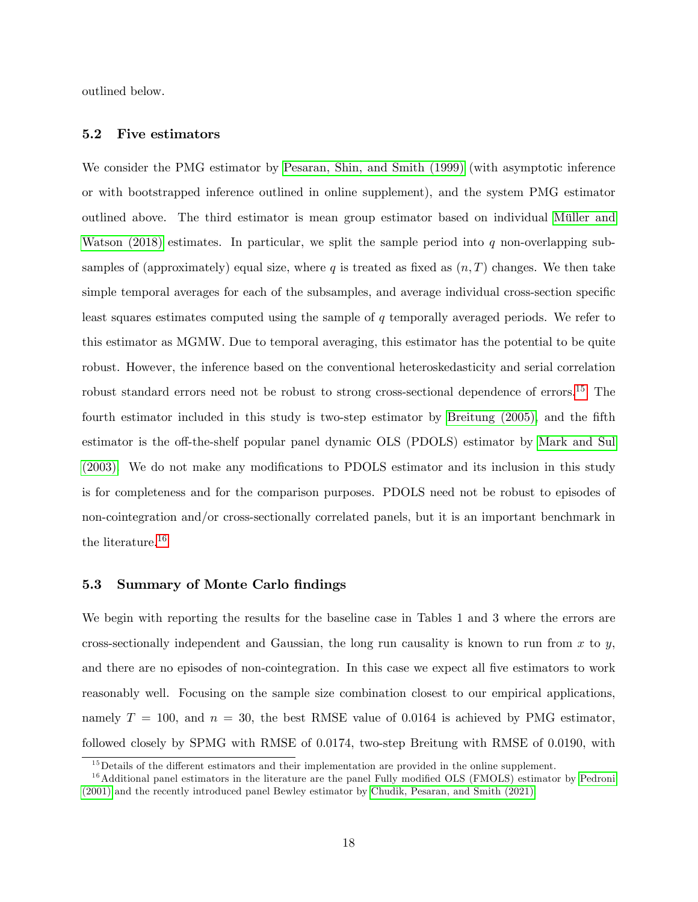outlined below.

### 5.2 Five estimators

We consider the PMG estimator by Pesaran, Shin, and Smith (1999) (with asymptotic inference or with bootstrapped inference outlined in online supplement), and the system PMG estimator outlined above. The third estimator is mean group estimator based on individual Müller and Watson (2018) estimates. In particular, we split the sample period into $q$ non-overlapping subsamples of (approximately) equal size, where $q$ is treated as fixed as $(n, T)$ changes. We then take simple temporal averages for each of the subsamples, and average individual cross-section specific least squares estimates computed using the sample of $q$ temporally averaged periods. We refer to this estimator as MGMW. Due to temporal averaging, this estimator has the potential to be quite robust. However, the inference based on the conventional heteroskedasticity and serial correlation robust standard errors need not be robust to strong cross-sectional dependence of errors.[15] The fourth estimator included in this study is two-step estimator by Breitung (2005), and the fifth estimator is the off-the-shelf popular panel dynamic OLS (PDOLS) estimator by Mark and Sul (2003). We do not make any modifications to PDOLS estimator and its inclusion in this study is for completeness and for the comparison purposes. PDOLS need not be robust to episodes of non-cointegration and/or cross-sectionally correlated panels, but it is an important benchmark in the literature.[16]

### 5.3 Summary of Monte Carlo findings

We begin with reporting the results for the baseline case in Tables 1 and 3 where the errors are cross-sectionally independent and Gaussian, the long run causality is known to run from $x$ to $y$, and there are no episodes of non-cointegration. In this case we expect all five estimators to work reasonably well. Focusing on the sample size combination closest to our empirical applications, namely $T = 100$, and $n = 30$, the best RMSE value of 0.0164 is achieved by PMG estimator, followed closely by SPMG with RMSE of 0.0174, two-step Breitung with RMSE of 0.0190, with

[15] Details of the different estimators and their implementation are provided in the online supplement.

[16] Additional panel estimators in the literature are the panel Fully modified OLS (FMOLS) estimator by Pedroni (2001) and the recently introduced panel Bewley estimator by Chudik, Pesaran, and Smith (2021).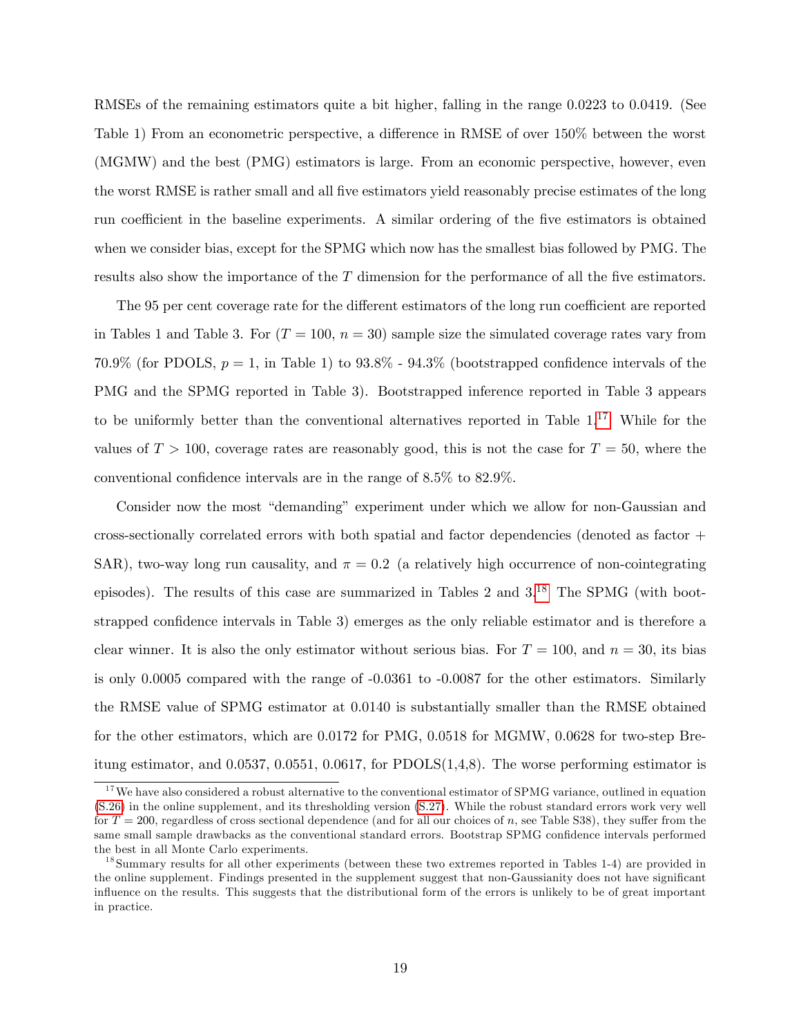RMSEs of the remaining estimators quite a bit higher, falling in the range 0.0223 to 0.0419. (See Table 1) From an econometric perspective, a difference in RMSE of over 150% between the worst (MGMW) and the best (PMG) estimators is large. From an economic perspective, however, even the worst RMSE is rather small and all five estimators yield reasonably precise estimates of the long run coefficient in the baseline experiments. A similar ordering of the five estimators is obtained when we consider bias, except for the SPMG which now has the smallest bias followed by PMG. The results also show the importance of the $T$ dimension for the performance of all the five estimators.

The 95 per cent coverage rate for the different estimators of the long run coefficient are reported in Tables 1 and Table 3. For ($T = 100$, $n = 30$) sample size the simulated coverage rates vary from 70.9% (for PDOLS, $p = 1$, in Table 1) to 93.8% - 94.3% (bootstrapped confidence intervals of the PMG and the SPMG reported in Table 3). Bootstrapped inference reported in Table 3 appears to be uniformly better than the conventional alternatives reported in Table 1.[17] While for the values of $T > 100$, coverage rates are reasonably good, this is not the case for $T = 50$, where the conventional confidence intervals are in the range of 8.5% to 82.9%.

Consider now the most "demanding" experiment under which we allow for non-Gaussian and cross-sectionally correlated errors with both spatial and factor dependencies (denoted as factor + SAR), two-way long run causality, and $\pi = 0.2$ (a relatively high occurrence of non-cointegrating episodes). The results of this case are summarized in Tables 2 and 3.[18] The SPMG (with bootstrapped confidence intervals in Table 3) emerges as the only reliable estimator and is therefore a clear winner. It is also the only estimator without serious bias. For $T = 100$, and $n = 30$, its bias is only 0.0005 compared with the range of -0.0361 to -0.0087 for the other estimators. Similarly the RMSE value of SPMG estimator at 0.0140 is substantially smaller than the RMSE obtained for the other estimators, which are 0.0172 for PMG, 0.0518 for MGMW, 0.0628 for two-step Breitung estimator, and 0.0537, 0.0551, 0.0617, for PDOLS(1,4,8). The worse performing estimator is

[17] We have also considered a robust alternative to the conventional estimator of SPMG variance, outlined in equation (S.26) in the online supplement, and its thresholding version (S.27). While the robust standard errors work very well for $T = 200$, regardless of cross sectional dependence (and for all our choices of $n$, see Table S38), they suffer from the same small sample drawbacks as the conventional standard errors. Bootstrap SPMG confidence intervals performed the best in all Monte Carlo experiments.

[18] Summary results for all other experiments (between these two extremes reported in Tables 1-4) are provided in the online supplement. Findings presented in the supplement suggest that non-Gaussianity does not have significant influence on the results. This suggests that the distributional form of the errors is unlikely to be of great important in practice.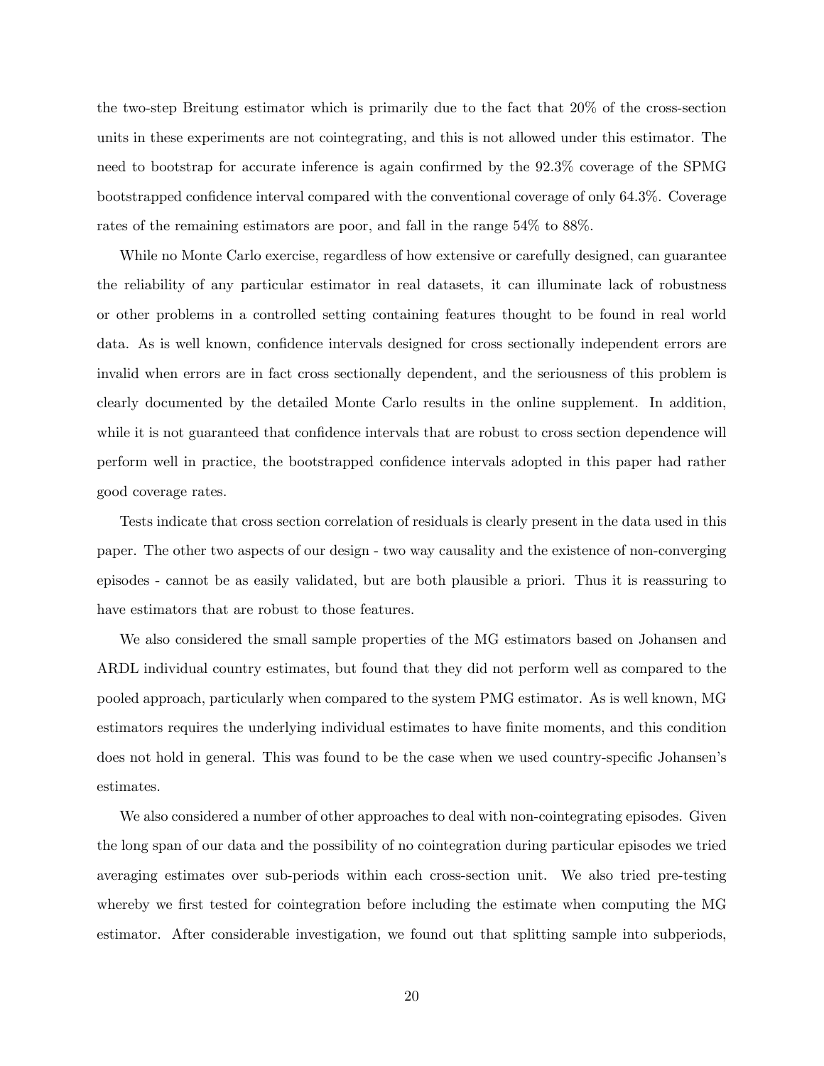the two-step Breitung estimator which is primarily due to the fact that 20% of the cross-section units in these experiments are not cointegrating, and this is not allowed under this estimator. The need to bootstrap for accurate inference is again confirmed by the 92.3% coverage of the SPMG bootstrapped confidence interval compared with the conventional coverage of only 64.3%. Coverage rates of the remaining estimators are poor, and fall in the range 54% to 88%.

While no Monte Carlo exercise, regardless of how extensive or carefully designed, can guarantee the reliability of any particular estimator in real datasets, it can illuminate lack of robustness or other problems in a controlled setting containing features thought to be found in real world data. As is well known, confidence intervals designed for cross sectionally independent errors are invalid when errors are in fact cross sectionally dependent, and the seriousness of this problem is clearly documented by the detailed Monte Carlo results in the online supplement. In addition, while it is not guaranteed that confidence intervals that are robust to cross section dependence will perform well in practice, the bootstrapped confidence intervals adopted in this paper had rather good coverage rates.

Tests indicate that cross section correlation of residuals is clearly present in the data used in this paper. The other two aspects of our design - two way causality and the existence of non-converging episodes - cannot be as easily validated, but are both plausible a priori. Thus it is reassuring to have estimators that are robust to those features.

We also considered the small sample properties of the MG estimators based on Johansen and ARDL individual country estimates, but found that they did not perform well as compared to the pooled approach, particularly when compared to the system PMG estimator. As is well known, MG estimators requires the underlying individual estimates to have finite moments, and this condition does not hold in general. This was found to be the case when we used country-specific Johansen's estimates.

We also considered a number of other approaches to deal with non-cointegrating episodes. Given the long span of our data and the possibility of no cointegration during particular episodes we tried averaging estimates over sub-periods within each cross-section unit. We also tried pre-testing whereby we first tested for cointegration before including the estimate when computing the MG estimator. After considerable investigation, we found out that splitting sample into subperiods,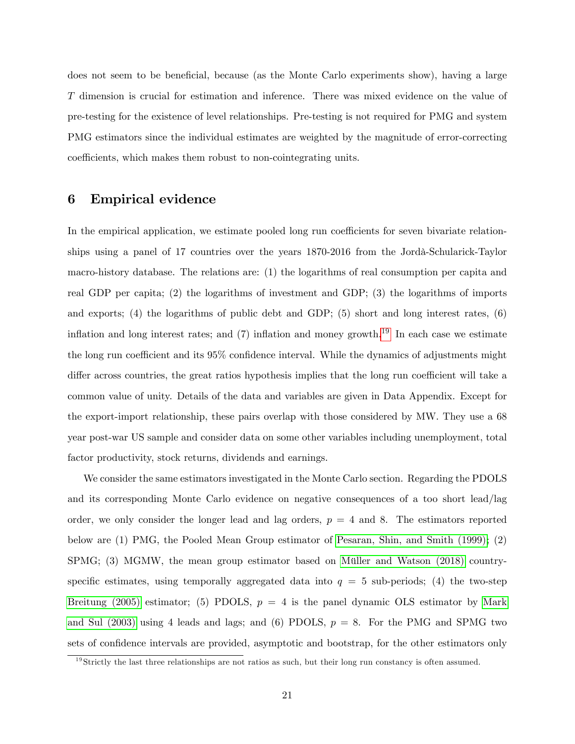does not seem to be beneficial, because (as the Monte Carlo experiments show), having a large $T$ dimension is crucial for estimation and inference. There was mixed evidence on the value of pre-testing for the existence of level relationships. Pre-testing is not required for PMG and system PMG estimators since the individual estimates are weighted by the magnitude of error-correcting coefficients, which makes them robust to non-cointegrating units.

## 6 Empirical evidence

In the empirical application, we estimate pooled long run coefficients for seven bivariate relationships using a panel of 17 countries over the years 1870-2016 from the Jordà-Schularick-Taylor macro-history database. The relations are: (1) the logarithms of real consumption per capita and real GDP per capita; (2) the logarithms of investment and GDP; (3) the logarithms of imports and exports; (4) the logarithms of public debt and GDP; (5) short and long interest rates, (6) inflation and long interest rates; and (7) inflation and money growth.[19] In each case we estimate the long run coefficient and its 95% confidence interval. While the dynamics of adjustments might differ across countries, the great ratios hypothesis implies that the long run coefficient will take a common value of unity. Details of the data and variables are given in Data Appendix. Except for the export-import relationship, these pairs overlap with those considered by MW. They use a 68 year post-war US sample and consider data on some other variables including unemployment, total factor productivity, stock returns, dividends and earnings.

We consider the same estimators investigated in the Monte Carlo section. Regarding the PDOLS and its corresponding Monte Carlo evidence on negative consequences of a too short lead/lag order, we only consider the longer lead and lag orders, $p = 4$ and 8. The estimators reported below are (1) PMG, the Pooled Mean Group estimator of Pesaran, Shin, and Smith (1999); (2) SPMG; (3) MGMW, the mean group estimator based on Müller and Watson (2018) country-specific estimates, using temporally aggregated data into $q = 5$ sub-periods; (4) the two-step Breitung (2005) estimator; (5) PDOLS, $p = 4$ is the panel dynamic OLS estimator by Mark and Sul (2003) using 4 leads and lags; and (6) PDOLS, $p = 8$. For the PMG and SPMG two sets of confidence intervals are provided, asymptotic and bootstrap, for the other estimators only

[19] Strictly the last three relationships are not ratios as such, but their long run constancy is often assumed.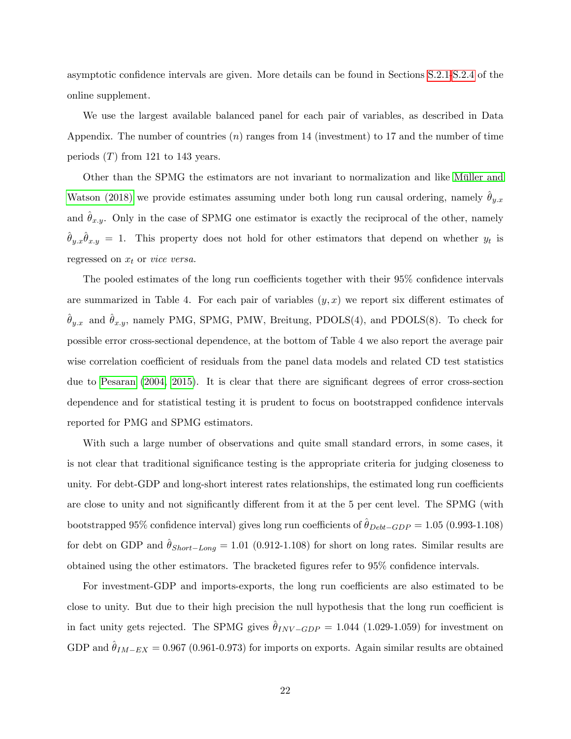asymptotic confidence intervals are given. More details can be found in Sections S.2.1-S.2.4 of the online supplement.

We use the largest available balanced panel for each pair of variables, as described in Data Appendix. The number of countries ($n$) ranges from 14 (investment) to 17 and the number of time periods ($T$) from 121 to 143 years.

Other than the SPMG the estimators are not invariant to normalization and like Müller and Watson (2018) we provide estimates assuming under both long run causal ordering, namely $\hat{\theta}_{y.x}$ and $\hat{\theta}_{x.y}$. Only in the case of SPMG one estimator is exactly the reciprocal of the other, namely $\hat{\theta}_{y.x}\hat{\theta}_{x.y} = 1$. This property does not hold for other estimators that depend on whether $y_t$ is regressed on $x_t$ or *vice versa.*

The pooled estimates of the long run coefficients together with their 95% confidence intervals are summarized in Table 4. For each pair of variables $(y, x)$ we report six different estimates of $\hat{\theta}_{y.x}$ and $\hat{\theta}_{x.y}$, namely PMG, SPMG, PMW, Breitung, PDOLS(4), and PDOLS(8). To check for possible error cross-sectional dependence, at the bottom of Table 4 we also report the average pair wise correlation coefficient of residuals from the panel data models and related CD test statistics due to Pesaran (2004, 2015). It is clear that there are significant degrees of error cross-section dependence and for statistical testing it is prudent to focus on bootstrapped confidence intervals reported for PMG and SPMG estimators.

With such a large number of observations and quite small standard errors, in some cases, it is not clear that traditional significance testing is the appropriate criteria for judging closeness to unity. For debt-GDP and long-short interest rates relationships, the estimated long run coefficients are close to unity and not significantly different from it at the 5 per cent level. The SPMG (with bootstrapped 95% confidence interval) gives long run coefficients of $\hat{\theta}_{Debt-GDP} = 1.05$ (0.993-1.108) for debt on GDP and $\hat{\theta}_{Short-Long} = 1.01$ (0.912-1.108) for short on long rates. Similar results are obtained using the other estimators. The bracketed figures refer to 95% confidence intervals.

For investment-GDP and imports-exports, the long run coefficients are also estimated to be close to unity. But due to their high precision the null hypothesis that the long run coefficient is in fact unity gets rejected. The SPMG gives $\hat{\theta}_{INV-GDP} = 1.044$ (1.029-1.059) for investment on GDP and $\hat{\theta}_{IM-EX} = 0.967$ (0.961-0.973) for imports on exports. Again similar results are obtained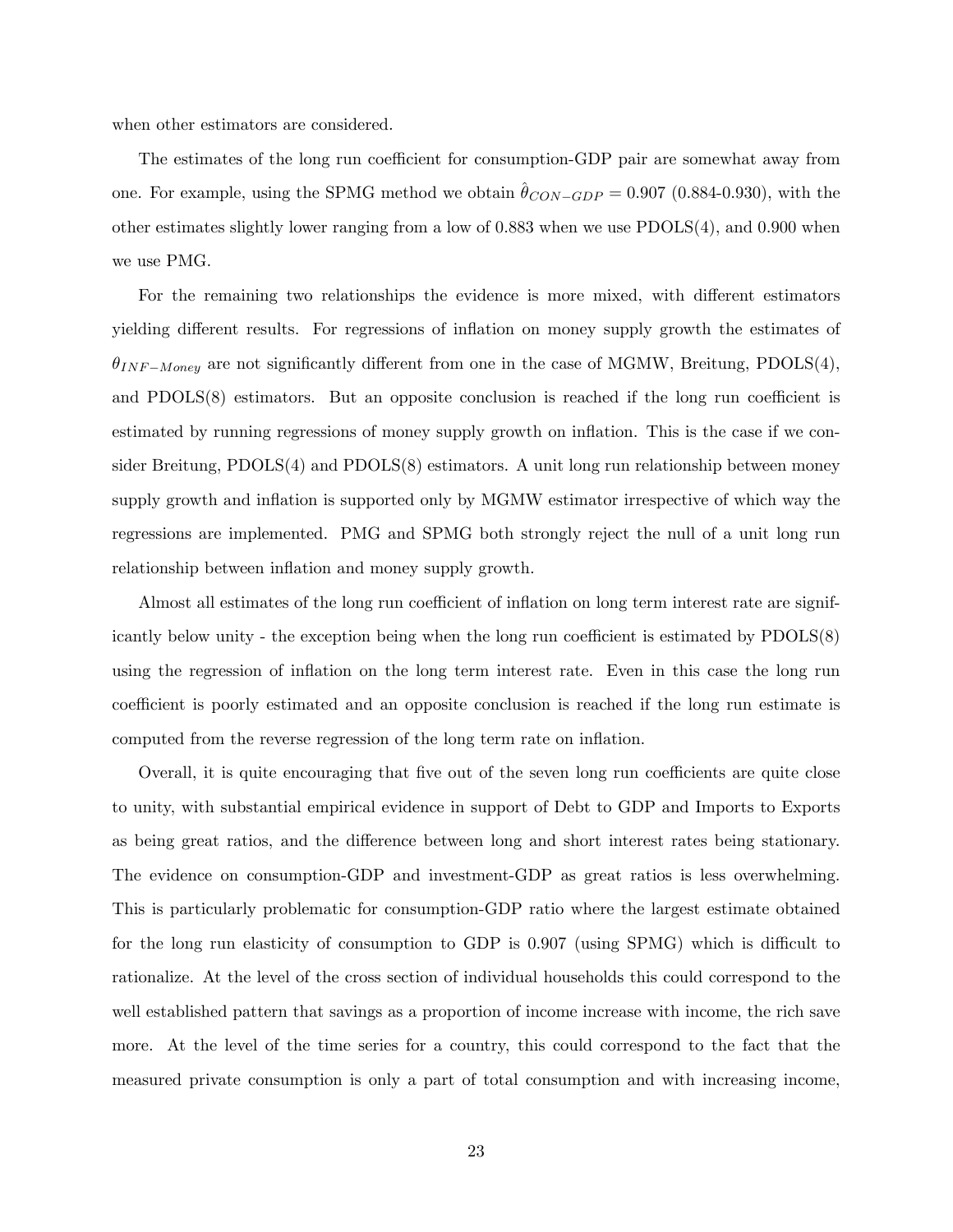when other estimators are considered.

The estimates of the long run coefficient for consumption-GDP pair are somewhat away from one. For example, using the SPMG method we obtain $\hat{\theta}_{CON-GDP} = 0.907$ (0.884-0.930), with the other estimates slightly lower ranging from a low of 0.883 when we use PDOLS(4), and 0.900 when we use PMG.

For the remaining two relationships the evidence is more mixed, with different estimators yielding different results. For regressions of inflation on money supply growth the estimates of $\theta_{INF-Money}$ are not significantly different from one in the case of MGMW, Breitung, PDOLS(4), and PDOLS(8) estimators. But an opposite conclusion is reached if the long run coefficient is estimated by running regressions of money supply growth on inflation. This is the case if we consider Breitung, PDOLS(4) and PDOLS(8) estimators. A unit long run relationship between money supply growth and inflation is supported only by MGMW estimator irrespective of which way the regressions are implemented. PMG and SPMG both strongly reject the null of a unit long run relationship between inflation and money supply growth.

Almost all estimates of the long run coefficient of inflation on long term interest rate are significantly below unity - the exception being when the long run coefficient is estimated by PDOLS(8) using the regression of inflation on the long term interest rate. Even in this case the long run coefficient is poorly estimated and an opposite conclusion is reached if the long run estimate is computed from the reverse regression of the long term rate on inflation.

Overall, it is quite encouraging that five out of the seven long run coefficients are quite close to unity, with substantial empirical evidence in support of Debt to GDP and Imports to Exports as being great ratios, and the difference between long and short interest rates being stationary. The evidence on consumption-GDP and investment-GDP as great ratios is less overwhelming. This is particularly problematic for consumption-GDP ratio where the largest estimate obtained for the long run elasticity of consumption to GDP is 0.907 (using SPMG) which is difficult to rationalize. At the level of the cross section of individual households this could correspond to the well established pattern that savings as a proportion of income increase with income, the rich save more. At the level of the time series for a country, this could correspond to the fact that the measured private consumption is only a part of total consumption and with increasing income,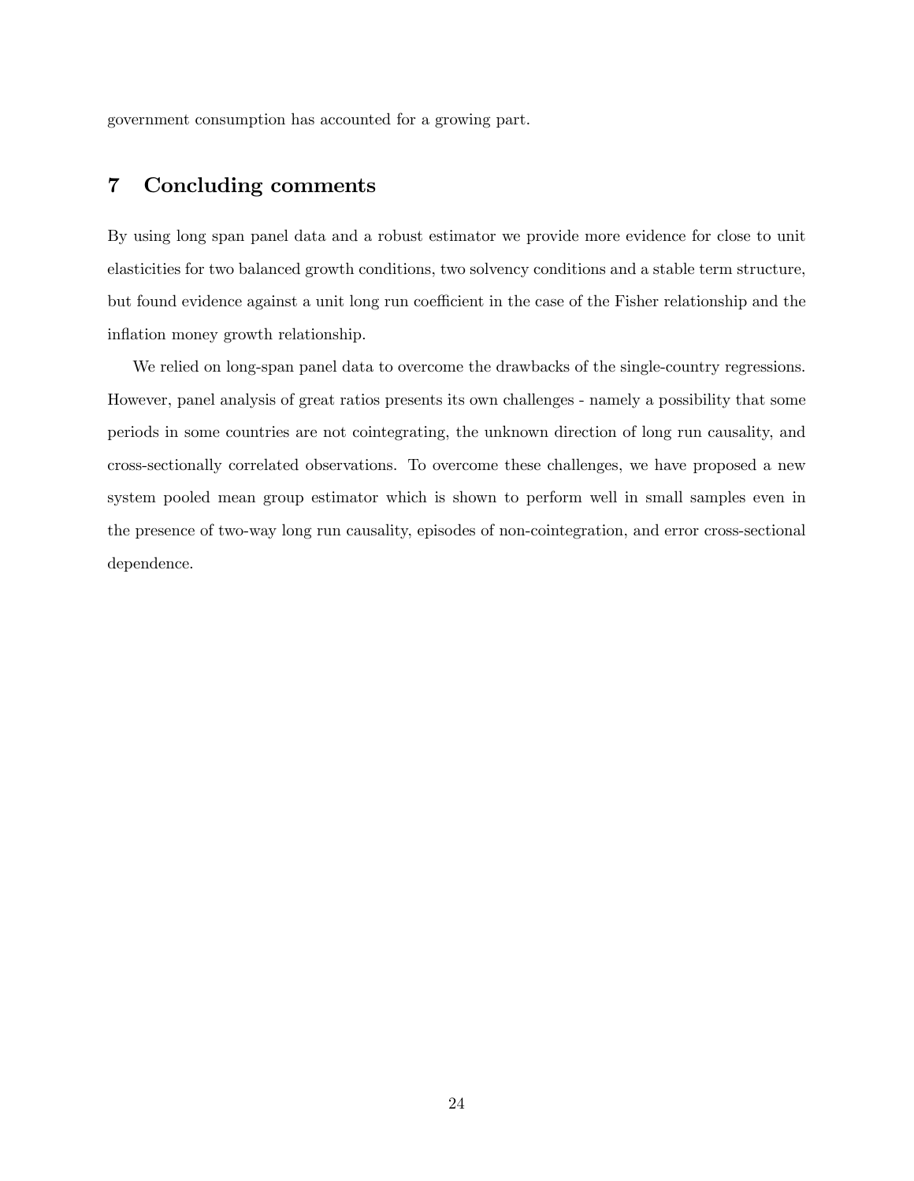government consumption has accounted for a growing part.

## 7 Concluding comments

By using long span panel data and a robust estimator we provide more evidence for close to unit elasticities for two balanced growth conditions, two solvency conditions and a stable term structure, but found evidence against a unit long run coefficient in the case of the Fisher relationship and the inflation money growth relationship.

We relied on long-span panel data to overcome the drawbacks of the single-country regressions. However, panel analysis of great ratios presents its own challenges - namely a possibility that some periods in some countries are not cointegrating, the unknown direction of long run causality, and cross-sectionally correlated observations. To overcome these challenges, we have proposed a new system pooled mean group estimator which is shown to perform well in small samples even in the presence of two-way long run causality, episodes of non-cointegration, and error cross-sectional dependence.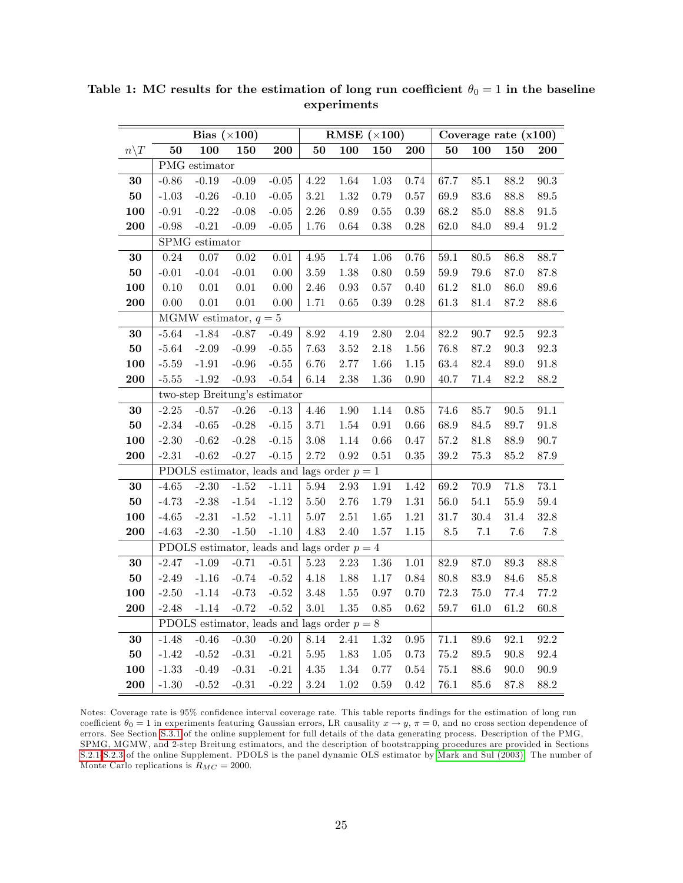**Table 1: MC results for the estimation of long run coefficient $\theta_0 = 1$ in the baseline experiments**

| | Bias ($\times$100) | | | | RMSE ($\times$100) | | | | Coverage rate (x100) | | | |
|---|---|---|---|---|---|---|---|---|---|---|---|---|
| $n \backslash T$ | **50** | **100** | **150** | **200** | **50** | **100** | **150** | **200** | **50** | **100** | **150** | **200** |
| | PMG estimator | | | | | | | | | | | |
| **30** | -0.86 | -0.19 | -0.09 | -0.05 | 4.22 | 1.64 | 1.03 | 0.74 | 67.7 | 85.1 | 88.2 | 90.3 |
| **50** | -1.03 | -0.26 | -0.10 | -0.05 | 3.21 | 1.32 | 0.79 | 0.57 | 69.9 | 83.6 | 88.8 | 89.5 |
| **100** | -0.91 | -0.22 | -0.08 | -0.05 | 2.26 | 0.89 | 0.55 | 0.39 | 68.2 | 85.0 | 88.8 | 91.5 |
| **200** | -0.98 | -0.21 | -0.09 | -0.05 | 1.76 | 0.64 | 0.38 | 0.28 | 62.0 | 84.0 | 89.4 | 91.2 |
| | SPMG estimator | | | | | | | | | | | |
| **30** | 0.24 | 0.07 | 0.02 | 0.01 | 4.95 | 1.74 | 1.06 | 0.76 | 59.1 | 80.5 | 86.8 | 88.7 |
| **50** | -0.01 | -0.04 | -0.01 | 0.00 | 3.59 | 1.38 | 0.80 | 0.59 | 59.9 | 79.6 | 87.0 | 87.8 |
| **100** | 0.10 | 0.01 | 0.01 | 0.00 | 2.46 | 0.93 | 0.57 | 0.40 | 61.2 | 81.0 | 86.0 | 89.6 |
| **200** | 0.00 | 0.01 | 0.01 | 0.00 | 1.71 | 0.65 | 0.39 | 0.28 | 61.3 | 81.4 | 87.2 | 88.6 |
| | MGMW estimator, $q = 5$ | | | | | | | | | | | |
| **30** | -5.64 | -1.84 | -0.87 | -0.49 | 8.92 | 4.19 | 2.80 | 2.04 | 82.2 | 90.7 | 92.5 | 92.3 |
| **50** | -5.64 | -2.09 | -0.99 | -0.55 | 7.63 | 3.52 | 2.18 | 1.56 | 76.8 | 87.2 | 90.3 | 92.3 |
| **100** | -5.59 | -1.91 | -0.96 | -0.55 | 6.76 | 2.77 | 1.66 | 1.15 | 63.4 | 82.4 | 89.0 | 91.8 |
| **200** | -5.55 | -1.92 | -0.93 | -0.54 | 6.14 | 2.38 | 1.36 | 0.90 | 40.7 | 71.4 | 82.2 | 88.2 |
| | two-step Breitung's estimator | | | | | | | | | | | |
| **30** | -2.25 | -0.57 | -0.26 | -0.13 | 4.46 | 1.90 | 1.14 | 0.85 | 74.6 | 85.7 | 90.5 | 91.1 |
| **50** | -2.34 | -0.65 | -0.28 | -0.15 | 3.71 | 1.54 | 0.91 | 0.66 | 68.9 | 84.5 | 89.7 | 91.8 |
| **100** | -2.30 | -0.62 | -0.28 | -0.15 | 3.08 | 1.14 | 0.66 | 0.47 | 57.2 | 81.8 | 88.9 | 90.7 |
| **200** | -2.31 | -0.62 | -0.27 | -0.15 | 2.72 | 0.92 | 0.51 | 0.35 | 39.2 | 75.3 | 85.2 | 87.9 |
| | PDOLS estimator, leads and lags order $p = 1$ | | | | | | | | | | | |
| **30** | -4.65 | -2.30 | -1.52 | -1.11 | 5.94 | 2.93 | 1.91 | 1.42 | 69.2 | 70.9 | 71.8 | 73.1 |
| **50** | -4.73 | -2.38 | -1.54 | -1.12 | 5.50 | 2.76 | 1.79 | 1.31 | 56.0 | 54.1 | 55.9 | 59.4 |
| **100** | -4.65 | -2.31 | -1.52 | -1.11 | 5.07 | 2.51 | 1.65 | 1.21 | 31.7 | 30.4 | 31.4 | 32.8 |
| **200** | -4.63 | -2.30 | -1.50 | -1.10 | 4.83 | 2.40 | 1.57 | 1.15 | 8.5 | 7.1 | 7.6 | 7.8 |
| | PDOLS estimator, leads and lags order $p = 4$ | | | | | | | | | | | |
| **30** | -2.47 | -1.09 | -0.71 | -0.51 | 5.23 | 2.23 | 1.36 | 1.01 | 82.9 | 87.0 | 89.3 | 88.8 |
| **50** | -2.49 | -1.16 | -0.74 | -0.52 | 4.18 | 1.88 | 1.17 | 0.84 | 80.8 | 83.9 | 84.6 | 85.8 |
| **100** | -2.50 | -1.14 | -0.73 | -0.52 | 3.48 | 1.55 | 0.97 | 0.70 | 72.3 | 75.0 | 77.4 | 77.2 |
| **200** | -2.48 | -1.14 | -0.72 | -0.52 | 3.01 | 1.35 | 0.85 | 0.62 | 59.7 | 61.0 | 61.2 | 60.8 |
| | PDOLS estimator, leads and lags order $p = 8$ | | | | | | | | | | | |
| **30** | -1.48 | -0.46 | -0.30 | -0.20 | 8.14 | 2.41 | 1.32 | 0.95 | 71.1 | 89.6 | 92.1 | 92.2 |
| **50** | -1.42 | -0.52 | -0.31 | -0.21 | 5.95 | 1.83 | 1.05 | 0.73 | 75.2 | 89.5 | 90.8 | 92.4 |
| **100** | -1.33 | -0.49 | -0.31 | -0.21 | 4.35 | 1.34 | 0.77 | 0.54 | 75.1 | 88.6 | 90.0 | 90.9 |
| **200** | -1.30 | -0.52 | -0.31 | -0.22 | 3.24 | 1.02 | 0.59 | 0.42 | 76.1 | 85.6 | 87.8 | 88.2 |

Notes: Coverage rate is 95% confidence interval coverage rate. This table reports findings for the estimation of long run coefficient $\theta_0 = 1$ in experiments featuring Gaussian errors, LR causality $x \rightarrow y$, $\pi = 0$, and no cross section dependence of errors. See Section S.3.1 of the online supplement for full details of the data generating process. Description of the PMG, SPMG, MGMW, and 2-step Breitung estimators, and the description of bootstrapping procedures are provided in Sections S.2.1-S.2.3 of the online Supplement. PDOLS is the panel dynamic OLS estimator by Mark and Sul (2003). The number of Monte Carlo replications is $R_{MC} = 2000$.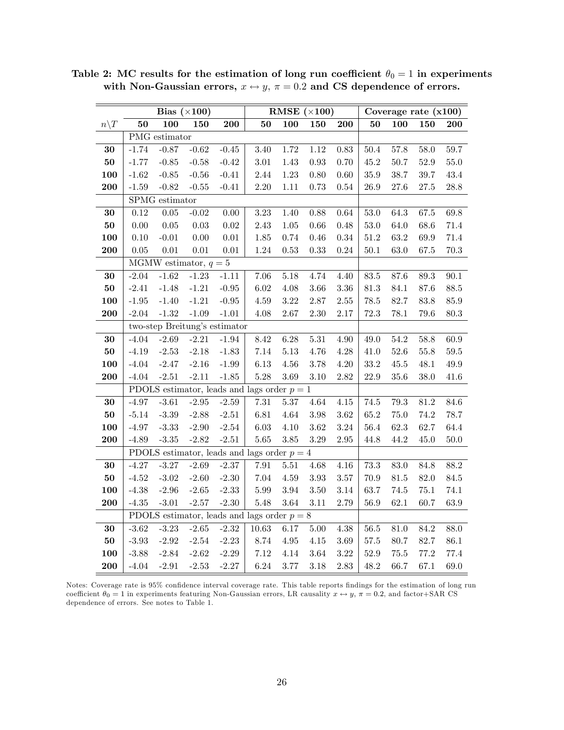**Table 2: MC results for the estimation of long run coefficient $\theta_0 = 1$ in experiments with Non-Gaussian errors, $x \leftrightarrow y$, $\pi = 0.2$ and CS dependence of errors.**

| | **Bias ($\times$100)** | | | | **RMSE ($\times$100)** | | | | **Coverage rate (x100)** | | | |
|---|---|---|---|---|---|---|---|---|---|---|---|---|
| $n \backslash T$ | **50** | **100** | **150** | **200** | **50** | **100** | **150** | **200** | **50** | **100** | **150** | **200** |
| | PMG estimator | | | | | | | | | | | |
| **30** | -1.74 | -0.87 | -0.62 | -0.45 | 3.40 | 1.72 | 1.12 | 0.83 | 50.4 | 57.8 | 58.0 | 59.7 |
| **50** | -1.77 | -0.85 | -0.58 | -0.42 | 3.01 | 1.43 | 0.93 | 0.70 | 45.2 | 50.7 | 52.9 | 55.0 |
| **100** | -1.62 | -0.85 | -0.56 | -0.41 | 2.44 | 1.23 | 0.80 | 0.60 | 35.9 | 38.7 | 39.7 | 43.4 |
| **200** | -1.59 | -0.82 | -0.55 | -0.41 | 2.20 | 1.11 | 0.73 | 0.54 | 26.9 | 27.6 | 27.5 | 28.8 |
| | SPMG estimator | | | | | | | | | | | |
| **30** | 0.12 | 0.05 | -0.02 | 0.00 | 3.23 | 1.40 | 0.88 | 0.64 | 53.0 | 64.3 | 67.5 | 69.8 |
| **50** | 0.00 | 0.05 | 0.03 | 0.02 | 2.43 | 1.05 | 0.66 | 0.48 | 53.0 | 64.0 | 68.6 | 71.4 |
| **100** | 0.10 | -0.01 | 0.00 | 0.01 | 1.85 | 0.74 | 0.46 | 0.34 | 51.2 | 63.2 | 69.9 | 71.4 |
| **200** | 0.05 | 0.01 | 0.01 | 0.01 | 1.24 | 0.53 | 0.33 | 0.24 | 50.1 | 63.0 | 67.5 | 70.3 |
| | MGMW estimator, $q = 5$ | | | | | | | | | | | |
| **30** | -2.04 | -1.62 | -1.23 | -1.11 | 7.06 | 5.18 | 4.74 | 4.40 | 83.5 | 87.6 | 89.3 | 90.1 |
| **50** | -2.41 | -1.48 | -1.21 | -0.95 | 6.02 | 4.08 | 3.66 | 3.36 | 81.3 | 84.1 | 87.6 | 88.5 |
| **100** | -1.95 | -1.40 | -1.21 | -0.95 | 4.59 | 3.22 | 2.87 | 2.55 | 78.5 | 82.7 | 83.8 | 85.9 |
| **200** | -2.04 | -1.32 | -1.09 | -1.01 | 4.08 | 2.67 | 2.30 | 2.17 | 72.3 | 78.1 | 79.6 | 80.3 |
| | two-step Breitung's estimator | | | | | | | | | | | |
| **30** | -4.04 | -2.69 | -2.21 | -1.94 | 8.42 | 6.28 | 5.31 | 4.90 | 49.0 | 54.2 | 58.8 | 60.9 |
| **50** | -4.19 | -2.53 | -2.18 | -1.83 | 7.14 | 5.13 | 4.76 | 4.28 | 41.0 | 52.6 | 55.8 | 59.5 |
| **100** | -4.04 | -2.47 | -2.16 | -1.99 | 6.13 | 4.56 | 3.78 | 4.20 | 33.2 | 45.5 | 48.1 | 49.9 |
| **200** | -4.04 | -2.51 | -2.11 | -1.85 | 5.28 | 3.69 | 3.10 | 2.82 | 22.9 | 35.6 | 38.0 | 41.6 |
| | PDOLS estimator, leads and lags order $p = 1$ | | | | | | | | | | | |
| **30** | -4.97 | -3.61 | -2.95 | -2.59 | 7.31 | 5.37 | 4.64 | 4.15 | 74.5 | 79.3 | 81.2 | 84.6 |
| **50** | -5.14 | -3.39 | -2.88 | -2.51 | 6.81 | 4.64 | 3.98 | 3.62 | 65.2 | 75.0 | 74.2 | 78.7 |
| **100** | -4.97 | -3.33 | -2.90 | -2.54 | 6.03 | 4.10 | 3.62 | 3.24 | 56.4 | 62.3 | 62.7 | 64.4 |
| **200** | -4.89 | -3.35 | -2.82 | -2.51 | 5.65 | 3.85 | 3.29 | 2.95 | 44.8 | 44.2 | 45.0 | 50.0 |
| | PDOLS estimator, leads and lags order $p = 4$ | | | | | | | | | | | |
| **30** | -4.27 | -3.27 | -2.69 | -2.37 | 7.91 | 5.51 | 4.68 | 4.16 | 73.3 | 83.0 | 84.8 | 88.2 |
| **50** | -4.52 | -3.02 | -2.60 | -2.30 | 7.04 | 4.59 | 3.93 | 3.57 | 70.9 | 81.5 | 82.0 | 84.5 |
| **100** | -4.38 | -2.96 | -2.65 | -2.33 | 5.99 | 3.94 | 3.50 | 3.14 | 63.7 | 74.5 | 75.1 | 74.1 |
| **200** | -4.35 | -3.01 | -2.57 | -2.30 | 5.48 | 3.64 | 3.11 | 2.79 | 56.9 | 62.1 | 60.7 | 63.9 |
| | PDOLS estimator, leads and lags order $p = 8$ | | | | | | | | | | | |
| **30** | -3.62 | -3.23 | -2.65 | -2.32 | 10.63 | 6.17 | 5.00 | 4.38 | 56.5 | 81.0 | 84.2 | 88.0 |
| **50** | -3.93 | -2.92 | -2.54 | -2.23 | 8.74 | 4.95 | 4.15 | 3.69 | 57.5 | 80.7 | 82.7 | 86.1 |
| **100** | -3.88 | -2.84 | -2.62 | -2.29 | 7.12 | 4.14 | 3.64 | 3.22 | 52.9 | 75.5 | 77.2 | 77.4 |
| **200** | -4.04 | -2.91 | -2.53 | -2.27 | 6.24 | 3.77 | 3.18 | 2.83 | 48.2 | 66.7 | 67.1 | 69.0 |

Notes: Coverage rate is 95% confidence interval coverage rate. This table reports findings for the estimation of long run coefficient $\theta_0 = 1$ in experiments featuring Non-Gaussian errors, LR causality $x \leftrightarrow y$, $\pi = 0.2$, and factor+SAR CS dependence of errors. See notes to Table 1.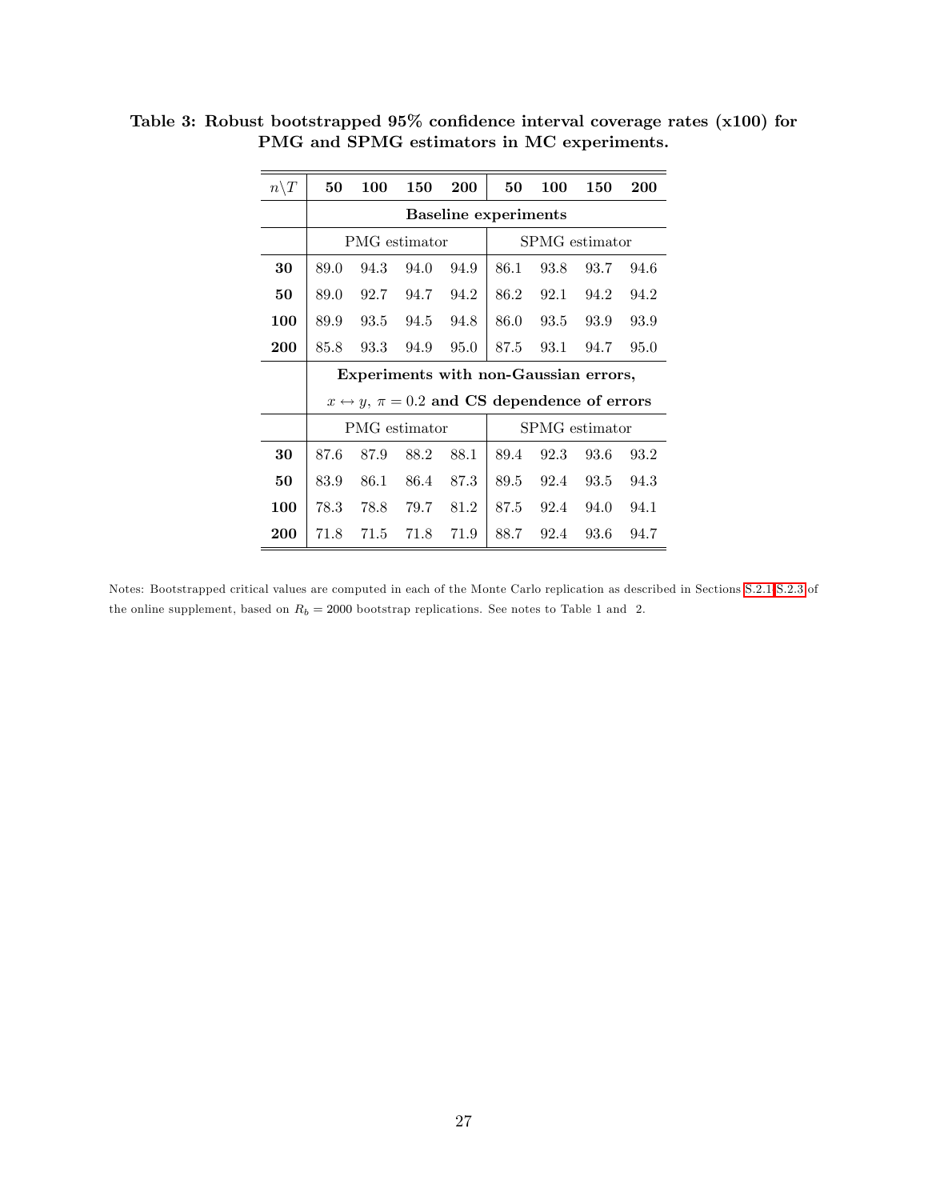**Table 3: Robust bootstrapped 95% confidence interval coverage rates (x100) for PMG and SPMG estimators in MC experiments.**

| $n\backslash T$ | **50** | **100** | **150** | **200** | **50** | **100** | **150** | **200** |
|---|---|---|---|---|---|---|---|---|
| | **Baseline experiments** | | | | | | | |
| | PMG estimator | | | | SPMG estimator | | | |
| **30** | 89.0 | 94.3 | 94.0 | 94.9 | 86.1 | 93.8 | 93.7 | 94.6 |
| **50** | 89.0 | 92.7 | 94.7 | 94.2 | 86.2 | 92.1 | 94.2 | 94.2 |
| **100** | 89.9 | 93.5 | 94.5 | 94.8 | 86.0 | 93.5 | 93.9 | 93.9 |
| **200** | 85.8 | 93.3 | 94.9 | 95.0 | 87.5 | 93.1 | 94.7 | 95.0 |
| | **Experiments with non-Gaussian errors, $x \leftrightarrow y$, $\pi = 0.2$ and CS dependence of errors** | | | | | | | |
| | PMG estimator | | | | SPMG estimator | | | |
| **30** | 87.6 | 87.9 | 88.2 | 88.1 | 89.4 | 92.3 | 93.6 | 93.2 |
| **50** | 83.9 | 86.1 | 86.4 | 87.3 | 89.5 | 92.4 | 93.5 | 94.3 |
| **100** | 78.3 | 78.8 | 79.7 | 81.2 | 87.5 | 92.4 | 94.0 | 94.1 |
| **200** | 71.8 | 71.5 | 71.8 | 71.9 | 88.7 | 92.4 | 93.6 | 94.7 |

Notes: Bootstrapped critical values are computed in each of the Monte Carlo replication as described in Sections S.2.1-S.2.3 of the online supplement, based on $R_b = 2000$ bootstrap replications. See notes to Table 1 and 2.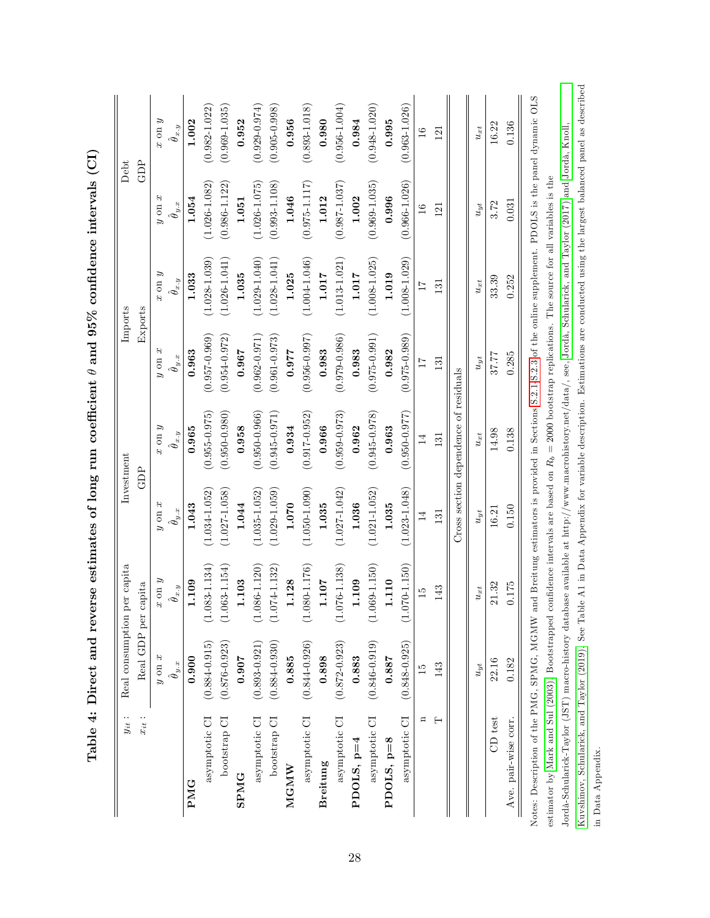**Table 4: Direct and reverse estimates of long run coefficient $\theta$ and 95% confidence intervals (CI)**

| $y_{it}$ : | Real consumption per capita | | Investment | | Imports | | Debt | |
|---|---|---|---|---|---|---|---|---|
| $x_{it}$ : | Real GDP per capita | | GDP | | Exports | | GDP | |
| | $y$ on $x$ | $x$ on $y$ | $y$ on $x$ | $x$ on $y$ | $y$ on $x$ | $x$ on $y$ | $y$ on $x$ | $x$ on $y$ |
| | $\hat{\theta}_{y.x}$ | $\hat{\theta}_{x.y}$ | $\hat{\theta}_{y.x}$ | $\hat{\theta}_{x.y}$ | $\hat{\theta}_{y.x}$ | $\hat{\theta}_{x.y}$ | $\hat{\theta}_{y.x}$ | $\hat{\theta}_{x.y}$ |
| **PMG** | **0.900** | **1.109** | **1.043** | **0.965** | **0.963** | **1.033** | **1.054** | **1.002** |
| asymptotic CI | (0.884-0.915) | (1.083-1.134) | (1.034-1.052) | (0.955-0.975) | (0.957-0.969) | (1.028-1.039) | (1.026-1.082) | (0.982-1.022) |
| bootstrap CI | (0.876-0.923) | (1.063-1.154) | (1.027-1.058) | (0.950-0.980) | (0.954-0.972) | (1.026-1.041) | (0.986-1.122) | (0.969-1.035) |
| **SPMG** | **0.907** | **1.103** | **1.044** | **0.958** | **0.967** | **1.035** | **1.051** | **0.952** |
| asymptotic CI | (0.893-0.921) | (1.086-1.120) | (1.035-1.052) | (0.950-0.966) | (0.962-0.971) | (1.029-1.040) | (1.026-1.075) | (0.929-0.974) |
| bootstrap CI | (0.884-0.930) | (1.074-1.132) | (1.029-1.059) | (0.945-0.971) | (0.961-0.973) | (1.028-1.041) | (0.993-1.108) | (0.905-0.998) |
| **MGMW** | **0.885** | **1.128** | **1.070** | **0.934** | **0.977** | **1.025** | **1.046** | **0.956** |
| asymptotic CI | (0.844-0.926) | (1.080-1.176) | (1.050-1.090) | (0.917-0.952) | (0.956-0.997) | (1.004-1.046) | (0.975-1.117) | (0.893-1.018) |
| **Breitung** | **0.898** | **1.107** | **1.035** | **0.966** | **0.983** | **1.017** | **1.012** | **0.980** |
| asymptotic CI | (0.872-0.923) | (1.076-1.138) | (1.027-1.042) | (0.959-0.973) | (0.979-0.986) | (1.013-1.021) | (0.987-1.037) | (0.956-1.004) |
| **PDOLS, p=4** | **0.883** | **1.109** | **1.036** | **0.962** | **0.983** | **1.017** | **1.002** | **0.984** |
| asymptotic CI | (0.846-0.919) | (1.069-1.150) | (1.021-1.052) | (0.945-0.978) | (0.975-0.991) | (1.008-1.025) | (0.969-1.035) | (0.948-1.020) |
| **PDOLS, p=8** | **0.887** | **1.110** | **1.035** | **0.963** | **0.982** | **1.019** | **0.996** | **0.995** |
| asymptotic CI | (0.848-0.925) | (1.070-1.150) | (1.023-1.048) | (0.950-0.977) | (0.975-0.989) | (1.008-1.029) | (0.966-1.026) | (0.963-1.026) |
| n | 15 | 15 | 14 | 14 | 17 | 17 | 16 | 16 |
| T | 143 | 143 | 131 | 131 | 131 | 131 | 121 | 121 |
| | Cross section dependence of residuals | | | | | | | |
| | $u_{yt}$ | $u_{xt}$ | $u_{yt}$ | $u_{xt}$ | $u_{yt}$ | $u_{xt}$ | $u_{yt}$ | $u_{xt}$ |
| CD test | 22.16 | 21.32 | 16.21 | 14.98 | 37.77 | 33.39 | 3.72 | 16.22 |
| Ave. pair-wise corr. | 0.182 | 0.175 | 0.150 | 0.138 | 0.285 | 0.252 | 0.031 | 0.136 |

Notes: Description of the PMG, SPMG, MGMW and Breitung estimators is provided in Sections S.2.1-S.2.3 of the online supplement. PDOLS is the panel dynamic OLS estimator by Mark and Sul (2003). Bootstrapped confidence intervals are based on $R_b = 2000$ bootstrap replications. The source for all variables is the Jordà-Schularick-Taylor (JST) macro-history database available at http://www.macrohistory.net/data/, see, Jordà, Schularick, and Taylor (2017) and Jordà, Knoll, Kuvshinov, Schularick, and Taylor (2019). See Table A1 in Data Appendix for variable description. Estimations are conducted using the largest balanced panel as described in Data Appendix.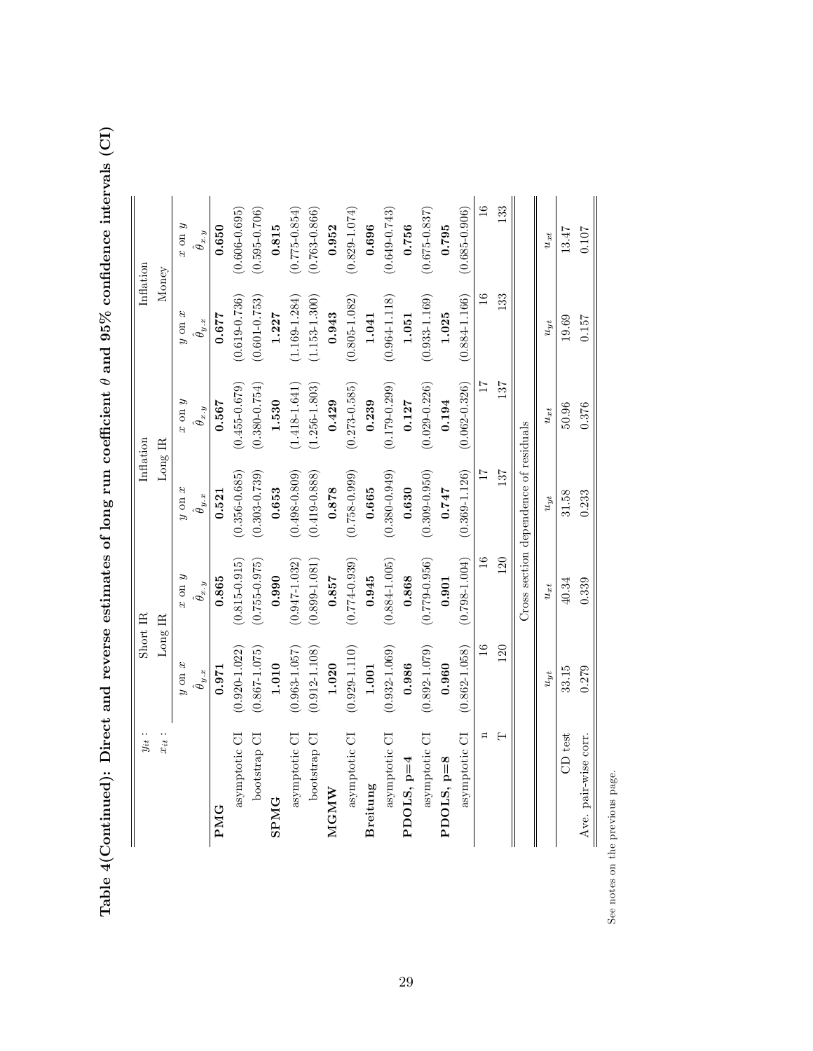**Table 4(Continued): Direct and reverse estimates of long run coefficient $\theta$ and 95% confidence intervals (CI)**

| $y_{it}$ : | Short IR | | Inflation | | Inflation | |
|---|---|---|---|---|---|---|
| $x_{it}$ : | Long IR | | Long IR | | Money | |
| | $y$ on $x$ | $x$ on $y$ | $y$ on $x$ | $x$ on $y$ | $y$ on $x$ | $x$ on $y$ |
| | $\hat{\theta}_{y.x}$ | $\hat{\theta}_{x.y}$ | $\hat{\theta}_{y.x}$ | $\hat{\theta}_{x.y}$ | $\hat{\theta}_{y.x}$ | $\hat{\theta}_{x.y}$ |
| **PMG** | **0.971** | **0.865** | **0.521** | **0.567** | **0.677** | **0.650** |
| asymptotic CI | (0.920-1.022) | (0.815-0.915) | (0.356-0.685) | (0.455-0.679) | (0.619-0.736) | (0.606-0.695) |
| bootstrap CI | (0.867-1.075) | (0.755-0.975) | (0.303-0.739) | (0.380-0.754) | (0.601-0.753) | (0.595-0.706) |
| **SPMG** | **1.010** | **0.990** | **0.653** | **1.530** | **1.227** | **0.815** |
| asymptotic CI | (0.963-1.057) | (0.947-1.032) | (0.498-0.809) | (1.418-1.641) | (1.169-1.284) | (0.775-0.854) |
| bootstrap CI | (0.912-1.108) | (0.899-1.081) | (0.419-0.888) | (1.256-1.803) | (1.153-1.300) | (0.763-0.866) |
| **MGMW** | **1.020** | **0.857** | **0.878** | **0.429** | **0.943** | **0.952** |
| asymptotic CI | (0.929-1.110) | (0.774-0.939) | (0.758-0.999) | (0.273-0.585) | (0.805-1.082) | (0.829-1.074) |
| **Breitung** | **1.001** | **0.945** | **0.665** | **0.239** | **1.041** | **0.696** |
| asymptotic CI | (0.932-1.069) | (0.884-1.005) | (0.380-0.949) | (0.179-0.299) | (0.964-1.118) | (0.649-0.743) |
| **PDOLS, p=4** | **0.986** | **0.868** | **0.630** | **0.127** | **1.051** | **0.756** |
| asymptotic CI | (0.892-1.079) | (0.779-0.956) | (0.309-0.950) | (0.029-0.226) | (0.933-1.169) | (0.675-0.837) |
| **PDOLS, p=8** | **0.960** | **0.901** | **0.747** | **0.194** | **1.025** | **0.795** |
| asymptotic CI | (0.862-1.058) | (0.798-1.004) | (0.369-1.126) | (0.062-0.326) | (0.884-1.166) | (0.685-0.906) |
| n | 16 | 16 | 17 | 17 | 16 | 16 |
| T | 120 | 120 | 137 | 137 | 133 | 133 |
| | Cross section dependence of residuals | | | | | |
| | $u_{yt}$ | $u_{xt}$ | $u_{yt}$ | $u_{xt}$ | $u_{yt}$ | $u_{xt}$ |
| CD test | 33.15 | 40.34 | 31.58 | 50.96 | 19.69 | 13.47 |
| Ave. pair-wise corr. | 0.279 | 0.339 | 0.233 | 0.376 | 0.157 | 0.107 |

See notes on the previous page.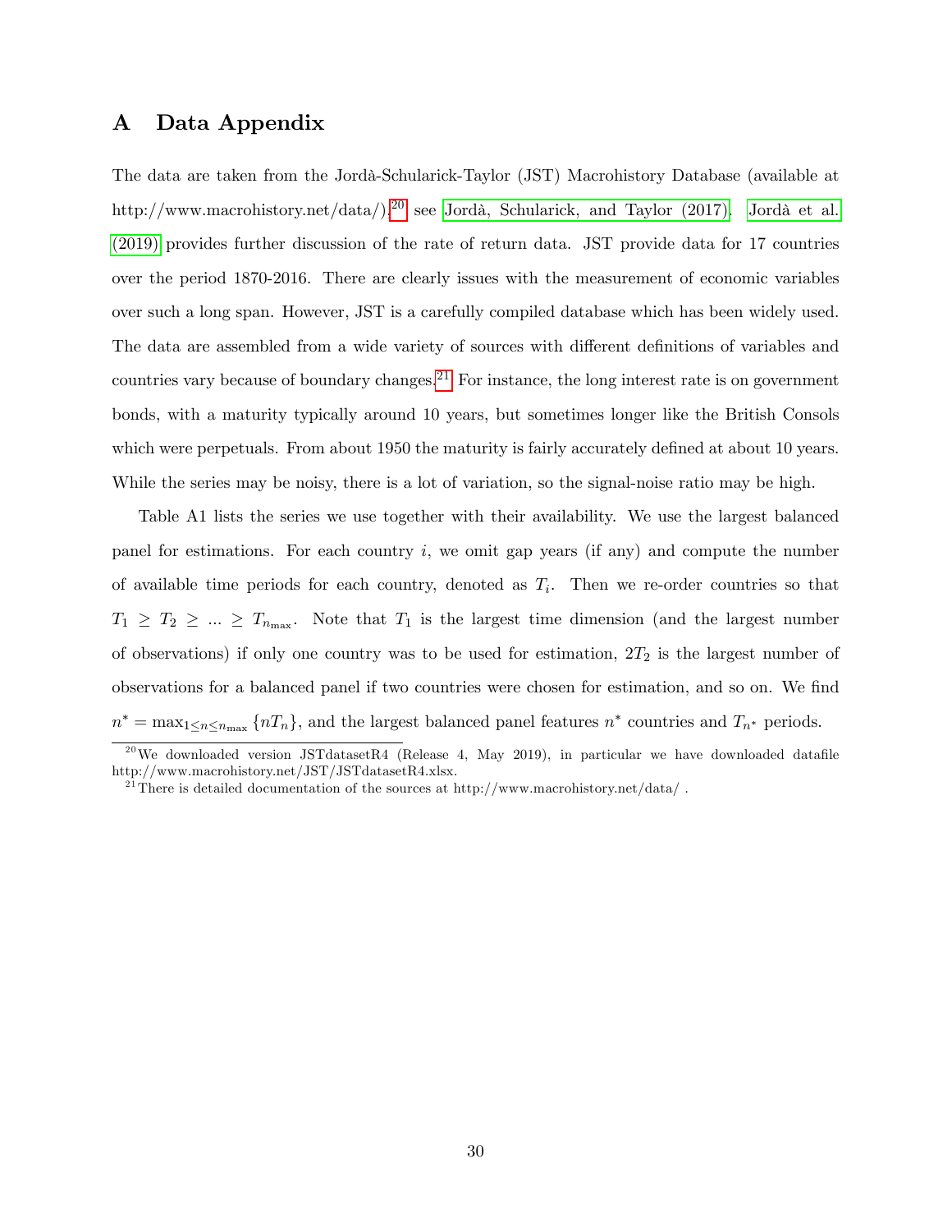# A Data Appendix

The data are taken from the Jordà-Schularick-Taylor (JST) Macrohistory Database (available at http://www.macrohistory.net/data/).[20] see Jordà, Schularick, and Taylor (2017). Jordà et al. (2019) provides further discussion of the rate of return data. JST provide data for 17 countries over the period 1870-2016. There are clearly issues with the measurement of economic variables over such a long span. However, JST is a carefully compiled database which has been widely used. The data are assembled from a wide variety of sources with different definitions of variables and countries vary because of boundary changes.[21] For instance, the long interest rate is on government bonds, with a maturity typically around 10 years, but sometimes longer like the British Consols which were perpetuals. From about 1950 the maturity is fairly accurately defined at about 10 years. While the series may be noisy, there is a lot of variation, so the signal-noise ratio may be high.

Table A1 lists the series we use together with their availability. We use the largest balanced panel for estimations. For each country $i$, we omit gap years (if any) and compute the number of available time periods for each country, denoted as $T_i$. Then we re-order countries so that $T_1 \geq T_2 \geq ... \geq T_{n_{\max}}$. Note that $T_1$ is the largest time dimension (and the largest number of observations) if only one country was to be used for estimation, $2T_2$ is the largest number of observations for a balanced panel if two countries were chosen for estimation, and so on. We find $n^* = \max_{1 \leq n \leq n_{\max}} \{nT_n\}$, and the largest balanced panel features $n^*$ countries and $T_{n^*}$ periods.

[20] We downloaded version JSTdatasetR4 (Release 4, May 2019), in particular we have downloaded datafile http://www.macrohistory.net/JST/JSTdatasetR4.xlsx.

[21] There is detailed documentation of the sources at http://www.macrohistory.net/data/ .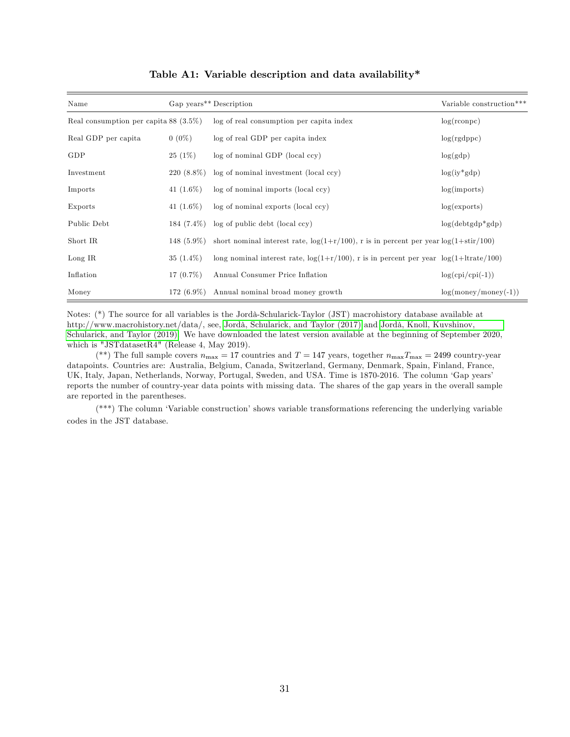**Table A1: Variable description and data availability***

| Name | Gap years** | Description | Variable construction*** |
|---|---|---|---|
| Real consumption per capita | 88 (3.5%) | log of real consumption per capita index | log(rconpc) |
| Real GDP per capita | 0 (0%) | log of real GDP per capita index | log(rgdppc) |
| GDP | 25 (1%) | log of nominal GDP (local ccy) | log(gdp) |
| Investment | 220 (8.8%) | log of nominal investment (local ccy) | log(iy*gdp) |
| Imports | 41 (1.6%) | log of nominal imports (local ccy) | log(imports) |
| Exports | 41 (1.6%) | log of nominal exports (local ccy) | log(exports) |
| Public Debt | 184 (7.4%) | log of public debt (local ccy) | log(debtgdp*gdp) |
| Short IR | 148 (5.9%) | short nominal interest rate, log(1+r/100), r is in percent per year | log(1+stir/100) |
| Long IR | 35 (1.4%) | long nominal interest rate, log(1+r/100), r is in percent per year | log(1+ltrate/100) |
| Inflation | 17 (0.7%) | Annual Consumer Price Inflation | log(cpi/cpi(-1)) |
| Money | 172 (6.9%) | Annual nominal broad money growth | log(money/money(-1)) |

Notes: (*) The source for all variables is the Jordà-Schularick-Taylor (JST) macrohistory database available at http://www.macrohistory.net/data/, see, Jordà, Schularick, and Taylor (2017) and Jordà, Knoll, Kuvshinov, Schularick, and Taylor (2019). We have downloaded the latest version available at the beginning of September 2020, which is "JSTdatasetR4" (Release 4, May 2019).

(**) The full sample covers $n_{\max} = 17$ countries and $T = 147$ years, together $n_{\max}T_{\max} = 2499$ country-year datapoints. Countries are: Australia, Belgium, Canada, Switzerland, Germany, Denmark, Spain, Finland, France, UK, Italy, Japan, Netherlands, Norway, Portugal, Sweden, and USA. Time is 1870-2016. The column 'Gap years' reports the number of country-year data points with missing data. The shares of the gap years in the overall sample are reported in the parentheses.

(***) The column 'Variable construction' shows variable transformations referencing the underlying variable codes in the JST database.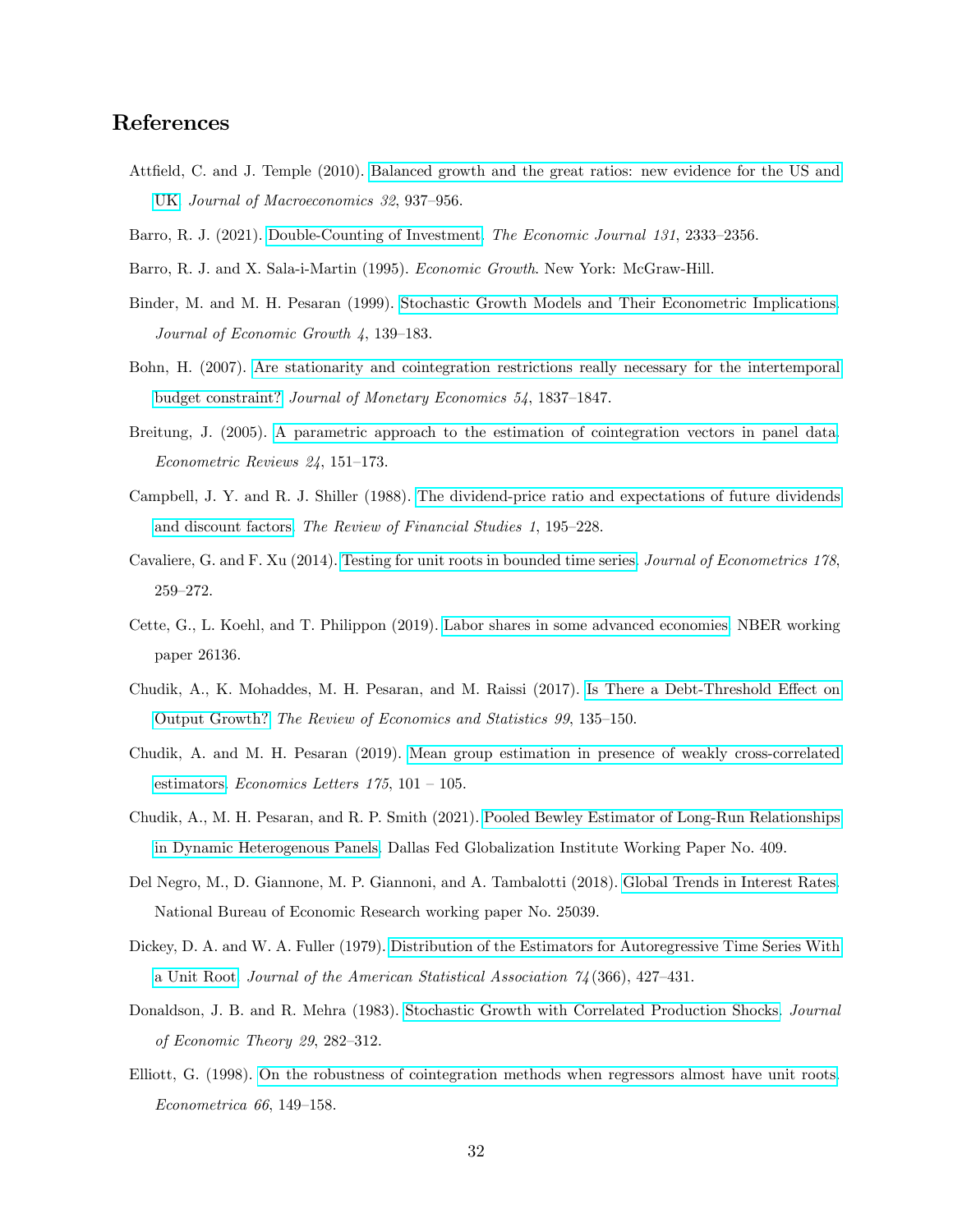## References

Attfield, C. and J. Temple (2010). Balanced growth and the great ratios: new evidence for the US and UK. *Journal of Macroeconomics 32*, 937–956.

Barro, R. J. (2021). Double-Counting of Investment. *The Economic Journal 131*, 2333–2356.

Barro, R. J. and X. Sala-i-Martin (1995). *Economic Growth*. New York: McGraw-Hill.

Binder, M. and M. H. Pesaran (1999). Stochastic Growth Models and Their Econometric Implications. *Journal of Economic Growth 4*, 139–183.

Bohn, H. (2007). Are stationarity and cointegration restrictions really necessary for the intertemporal budget constraint? *Journal of Monetary Economics 54*, 1837–1847.

Breitung, J. (2005). A parametric approach to the estimation of cointegration vectors in panel data. *Econometric Reviews 24*, 151–173.

Campbell, J. Y. and R. J. Shiller (1988). The dividend-price ratio and expectations of future dividends and discount factors. *The Review of Financial Studies 1*, 195–228.

Cavaliere, G. and F. Xu (2014). Testing for unit roots in bounded time series. *Journal of Econometrics 178*, 259–272.

Cette, G., L. Koehl, and T. Philippon (2019). Labor shares in some advanced economies. NBER working paper 26136.

Chudik, A., K. Mohaddes, M. H. Pesaran, and M. Raissi (2017). Is There a Debt-Threshold Effect on Output Growth? *The Review of Economics and Statistics 99*, 135–150.

Chudik, A. and M. H. Pesaran (2019). Mean group estimation in presence of weakly cross-correlated estimators. *Economics Letters 175*, 101 – 105.

Chudik, A., M. H. Pesaran, and R. P. Smith (2021). Pooled Bewley Estimator of Long-Run Relationships in Dynamic Heterogenous Panels. Dallas Fed Globalization Institute Working Paper No. 409.

Del Negro, M., D. Giannone, M. P. Giannoni, and A. Tambalotti (2018). Global Trends in Interest Rates. National Bureau of Economic Research working paper No. 25039.

Dickey, D. A. and W. A. Fuller (1979). Distribution of the Estimators for Autoregressive Time Series With a Unit Root. *Journal of the American Statistical Association 74*(366), 427–431.

Donaldson, J. B. and R. Mehra (1983). Stochastic Growth with Correlated Production Shocks. *Journal of Economic Theory 29*, 282–312.

Elliott, G. (1998). On the robustness of cointegration methods when regressors almost have unit roots. *Econometrica 66*, 149–158.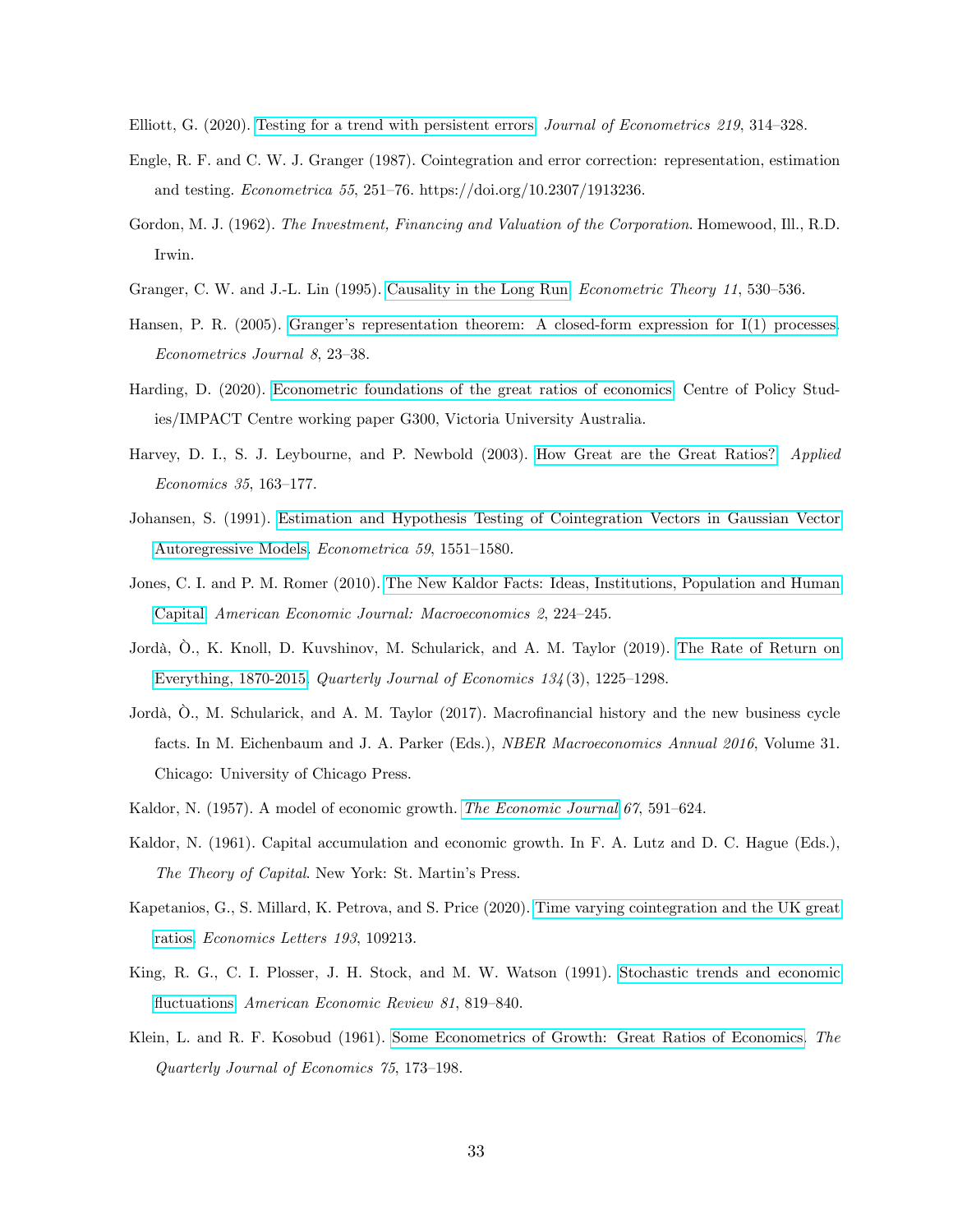Elliott, G. (2020). Testing for a trend with persistent errors. *Journal of Econometrics 219*, 314–328.

Engle, R. F. and C. W. J. Granger (1987). Cointegration and error correction: representation, estimation and testing. *Econometrica 55*, 251–76. https://doi.org/10.2307/1913236.

Gordon, M. J. (1962). *The Investment, Financing and Valuation of the Corporation*. Homewood, Ill., R.D. Irwin.

Granger, C. W. and J.-L. Lin (1995). Causality in the Long Run. *Econometric Theory 11*, 530–536.

Hansen, P. R. (2005). Granger's representation theorem: A closed-form expression for I(1) processes. *Econometrics Journal 8*, 23–38.

Harding, D. (2020). Econometric foundations of the great ratios of economics. Centre of Policy Studies/IMPACT Centre working paper G300, Victoria University Australia.

Harvey, D. I., S. J. Leybourne, and P. Newbold (2003). How Great are the Great Ratios? *Applied Economics 35*, 163–177.

Johansen, S. (1991). Estimation and Hypothesis Testing of Cointegration Vectors in Gaussian Vector Autoregressive Models. *Econometrica 59*, 1551–1580.

Jones, C. I. and P. M. Romer (2010). The New Kaldor Facts: Ideas, Institutions, Population and Human Capital. *American Economic Journal: Macroeconomics 2*, 224–245.

Jordà, Ò., K. Knoll, D. Kuvshinov, M. Schularick, and A. M. Taylor (2019). The Rate of Return on Everything, 1870-2015. *Quarterly Journal of Economics 134*(3), 1225–1298.

Jordà, Ò., M. Schularick, and A. M. Taylor (2017). Macrofinancial history and the new business cycle facts. In M. Eichenbaum and J. A. Parker (Eds.), *NBER Macroeconomics Annual 2016*, Volume 31. Chicago: University of Chicago Press.

Kaldor, N. (1957). A model of economic growth. *The Economic Journal 67*, 591–624.

Kaldor, N. (1961). Capital accumulation and economic growth. In F. A. Lutz and D. C. Hague (Eds.), *The Theory of Capital*. New York: St. Martin's Press.

Kapetanios, G., S. Millard, K. Petrova, and S. Price (2020). Time varying cointegration and the UK great ratios. *Economics Letters 193*, 109213.

King, R. G., C. I. Plosser, J. H. Stock, and M. W. Watson (1991). Stochastic trends and economic fluctuations. *American Economic Review 81*, 819–840.

Klein, L. and R. F. Kosobud (1961). Some Econometrics of Growth: Great Ratios of Economics. *The Quarterly Journal of Economics 75*, 173–198.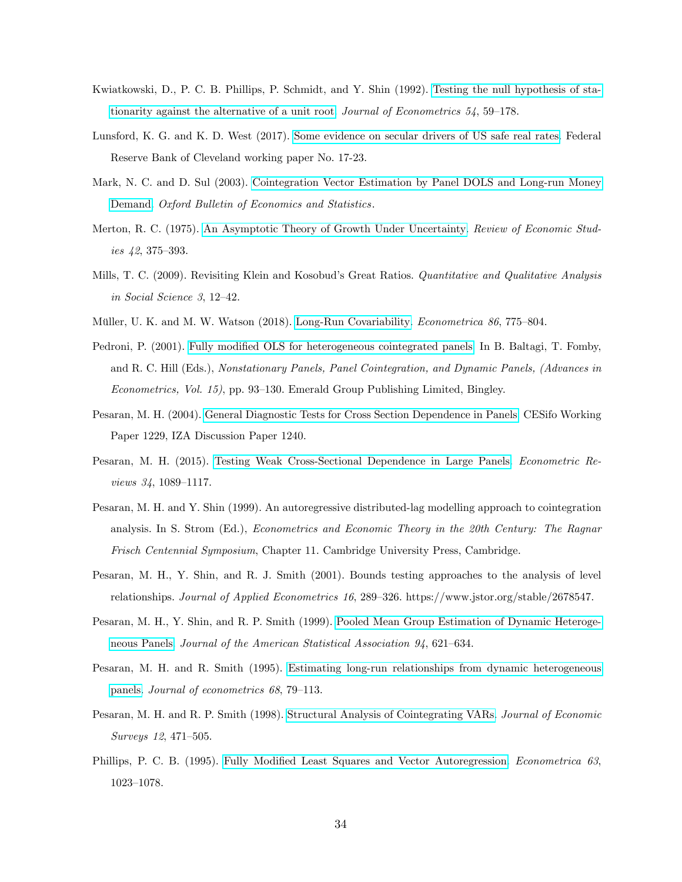Kwiatkowski, D., P. C. B. Phillips, P. Schmidt, and Y. Shin (1992). Testing the null hypothesis of stationarity against the alternative of a unit root. *Journal of Econometrics 54*, 59–178.

Lunsford, K. G. and K. D. West (2017). Some evidence on secular drivers of US safe real rates. Federal Reserve Bank of Cleveland working paper No. 17-23.

Mark, N. C. and D. Sul (2003). Cointegration Vector Estimation by Panel DOLS and Long-run Money Demand. *Oxford Bulletin of Economics and Statistics*.

Merton, R. C. (1975). An Asymptotic Theory of Growth Under Uncertainty. *Review of Economic Studies 42*, 375–393.

Mills, T. C. (2009). Revisiting Klein and Kosobud's Great Ratios. *Quantitative and Qualitative Analysis in Social Science 3*, 12–42.

Müller, U. K. and M. W. Watson (2018). Long-Run Covariability. *Econometrica 86*, 775–804.

Pedroni, P. (2001). Fully modified OLS for heterogeneous cointegrated panels. In B. Baltagi, T. Fomby, and R. C. Hill (Eds.), *Nonstationary Panels, Panel Cointegration, and Dynamic Panels, (Advances in Econometrics, Vol. 15)*, pp. 93–130. Emerald Group Publishing Limited, Bingley.

Pesaran, M. H. (2004). General Diagnostic Tests for Cross Section Dependence in Panels. CESifo Working Paper 1229, IZA Discussion Paper 1240.

Pesaran, M. H. (2015). Testing Weak Cross-Sectional Dependence in Large Panels. *Econometric Reviews 34*, 1089–1117.

Pesaran, M. H. and Y. Shin (1999). An autoregressive distributed-lag modelling approach to cointegration analysis. In S. Strom (Ed.), *Econometrics and Economic Theory in the 20th Century: The Ragnar Frisch Centennial Symposium*, Chapter 11. Cambridge University Press, Cambridge.

Pesaran, M. H., Y. Shin, and R. J. Smith (2001). Bounds testing approaches to the analysis of level relationships. *Journal of Applied Econometrics 16*, 289–326. https://www.jstor.org/stable/2678547.

Pesaran, M. H., Y. Shin, and R. P. Smith (1999). Pooled Mean Group Estimation of Dynamic Heterogeneous Panels. *Journal of the American Statistical Association 94*, 621–634.

Pesaran, M. H. and R. Smith (1995). Estimating long-run relationships from dynamic heterogeneous panels. *Journal of econometrics 68*, 79–113.

Pesaran, M. H. and R. P. Smith (1998). Structural Analysis of Cointegrating VARs. *Journal of Economic Surveys 12*, 471–505.

Phillips, P. C. B. (1995). Fully Modified Least Squares and Vector Autoregression. *Econometrica 63*, 1023–1078.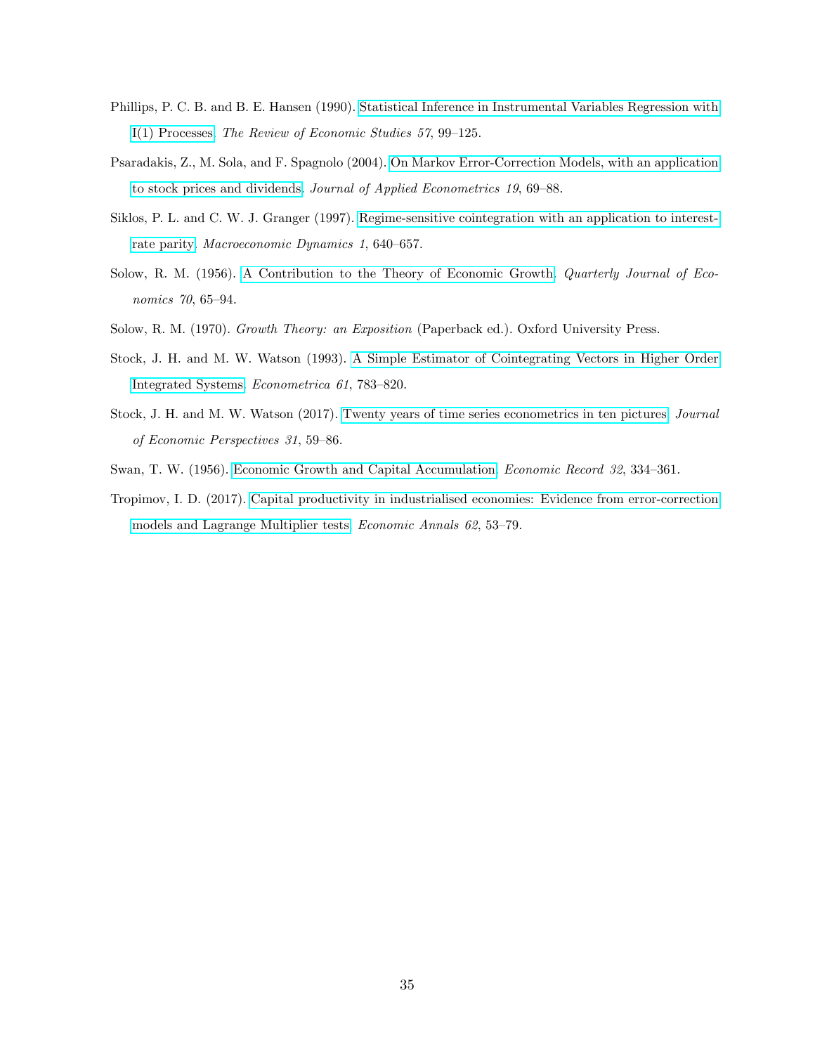Phillips, P. C. B. and B. E. Hansen (1990). Statistical Inference in Instrumental Variables Regression with I(1) Processes. *The Review of Economic Studies 57*, 99–125.

Psaradakis, Z., M. Sola, and F. Spagnolo (2004). On Markov Error-Correction Models, with an application to stock prices and dividends. *Journal of Applied Econometrics 19*, 69–88.

Siklos, P. L. and C. W. J. Granger (1997). Regime-sensitive cointegration with an application to interest-rate parity. *Macroeconomic Dynamics 1*, 640–657.

Solow, R. M. (1956). A Contribution to the Theory of Economic Growth. *Quarterly Journal of Economics 70*, 65–94.

Solow, R. M. (1970). *Growth Theory: an Exposition* (Paperback ed.). Oxford University Press.

Stock, J. H. and M. W. Watson (1993). A Simple Estimator of Cointegrating Vectors in Higher Order Integrated Systems. *Econometrica 61*, 783–820.

Stock, J. H. and M. W. Watson (2017). Twenty years of time series econometrics in ten pictures. *Journal of Economic Perspectives 31*, 59–86.

Swan, T. W. (1956). Economic Growth and Capital Accumulation. *Economic Record 32*, 334–361.

Tropimov, I. D. (2017). Capital productivity in industrialised economies: Evidence from error-correction models and Lagrange Multiplier tests. *Economic Annals 62*, 53–79.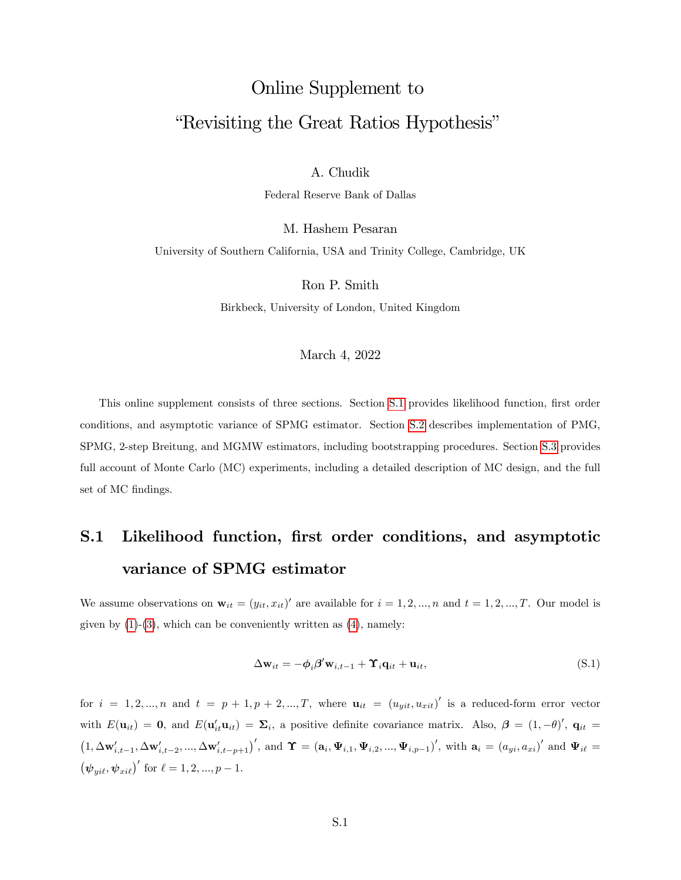# Online Supplement to "Revisiting the Great Ratios Hypothesis"

A. Chudik

Federal Reserve Bank of Dallas

M. Hashem Pesaran

University of Southern California, USA and Trinity College, Cambridge, UK

Ron P. Smith

Birkbeck, University of London, United Kingdom

March 4, 2022

This online supplement consists of three sections. Section S.1 provides likelihood function, first order conditions, and asymptotic variance of SPMG estimator. Section S.2 describes implementation of PMG, SPMG, 2-step Breitung, and MGMW estimators, including bootstrapping procedures. Section S.3 provides full account of Monte Carlo (MC) experiments, including a detailed description of MC design, and the full set of MC findings.

## S.1 Likelihood function, first order conditions, and asymptotic variance of SPMG estimator

We assume observations on $\mathbf{w}_{it} = (y_{it}, x_{it})'$ are available for $i = 1, 2, ..., n$ and $t = 1, 2, ..., T$. Our model is given by (1)-(3), which can be conveniently written as (4), namely:

$$\Delta \mathbf{w}_{it} = -\boldsymbol{\phi}_i \boldsymbol{\beta}' \mathbf{w}_{i,t-1} + \boldsymbol{\Upsilon}_i \mathbf{q}_{it} + \mathbf{u}_{it}, \tag{S.1}$$

for $i = 1, 2, ..., n$ and $t = p+1, p+2, ..., T$, where $\mathbf{u}_{it} = (u_{yit}, u_{xit})'$ is a reduced-form error vector with $E(\mathbf{u}_{it}) = \mathbf{0}$, and $E(\mathbf{u}_{it}'\mathbf{u}_{it}) = \boldsymbol{\Sigma}_i$, a positive definite covariance matrix. Also, $\boldsymbol{\beta} = (1, -\theta)'$, $\mathbf{q}_{it} = \left(1, \Delta \mathbf{w}_{i,t-1}', \Delta \mathbf{w}_{i,t-2}', ..., \Delta \mathbf{w}_{i,t-p+1}'\right)'$, and $\boldsymbol{\Upsilon} = (\mathbf{a}_i, \boldsymbol{\Psi}_{i,1}, \boldsymbol{\Psi}_{i,2}, ..., \boldsymbol{\Psi}_{i,p-1})'$, with $\mathbf{a}_i = (a_{yi}, a_{xi})'$ and $\boldsymbol{\Psi}_{i\ell} = \left(\boldsymbol{\psi}_{yi\ell}, \boldsymbol{\psi}_{xi\ell}\right)'$ for $\ell = 1, 2, ..., p-1$.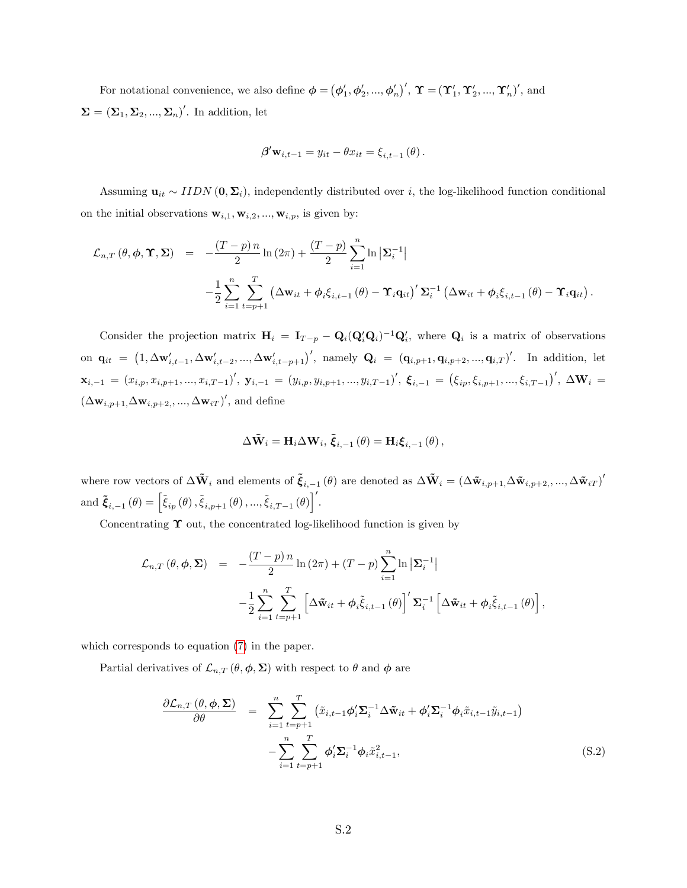For notational convenience, we also define $\boldsymbol{\phi} = \left(\boldsymbol{\phi}_1', \boldsymbol{\phi}_2', ..., \boldsymbol{\phi}_n'\right)'$, $\boldsymbol{\Upsilon} = \left(\boldsymbol{\Upsilon}_1', \boldsymbol{\Upsilon}_2', ..., \boldsymbol{\Upsilon}_n'\right)'$, and $\boldsymbol{\Sigma} = \left(\boldsymbol{\Sigma}_1, \boldsymbol{\Sigma}_2, ..., \boldsymbol{\Sigma}_n\right)'$. In addition, let

$$\boldsymbol{\beta}'\mathbf{w}_{i,t-1} = y_{it} - \theta x_{it} = \xi_{i,t-1}(\theta).$$

Assuming $\mathbf{u}_{it} \sim IIDN(\mathbf{0}, \boldsymbol{\Sigma}_i)$, independently distributed over $i$, the log-likelihood function conditional on the initial observations $\mathbf{w}_{i,1}, \mathbf{w}_{i,2}, ..., \mathbf{w}_{i,p}$, is given by:

$$\begin{aligned}
\mathcal{L}_{n,T}(\theta, \boldsymbol{\phi}, \boldsymbol{\Upsilon}, \boldsymbol{\Sigma}) &= -\frac{(T-p)n}{2}\ln(2\pi) + \frac{(T-p)}{2}\sum_{i=1}^{n}\ln\left|\boldsymbol{\Sigma}_i^{-1}\right| \\
&\quad -\frac{1}{2}\sum_{i=1}^{n}\sum_{t=p+1}^{T}\left(\Delta\mathbf{w}_{it} + \boldsymbol{\phi}_i\xi_{i,t-1}(\theta) - \boldsymbol{\Upsilon}_i\mathbf{q}_{it}\right)'\boldsymbol{\Sigma}_i^{-1}\left(\Delta\mathbf{w}_{it} + \boldsymbol{\phi}_i\xi_{i,t-1}(\theta) - \boldsymbol{\Upsilon}_i\mathbf{q}_{it}\right).
\end{aligned}$$

Consider the projection matrix $\mathbf{H}_i = \mathbf{I}_{T-p} - \mathbf{Q}_i(\mathbf{Q}_i'\mathbf{Q}_i)^{-1}\mathbf{Q}_i'$, where $\mathbf{Q}_i$ is a matrix of observations on $\mathbf{q}_{it} = \left(1, \Delta\mathbf{w}_{i,t-1}', \Delta\mathbf{w}_{i,t-2}', ..., \Delta\mathbf{w}_{i,t-p+1}'\right)'$, namely $\mathbf{Q}_i = \left(\mathbf{q}_{i,p+1}, \mathbf{q}_{i,p+2}, ..., \mathbf{q}_{i,T}\right)'$. In addition, let $\mathbf{x}_{i,-1} = \left(x_{i,p}, x_{i,p+1}, ..., x_{i,T-1}\right)'$, $\mathbf{y}_{i,-1} = \left(y_{i,p}, y_{i,p+1}, ..., y_{i,T-1}\right)'$, $\boldsymbol{\xi}_{i,-1} = \left(\xi_{ip}, \xi_{i,p+1}, ..., \xi_{i,T-1}\right)'$, $\Delta\mathbf{W}_i = \left(\Delta\mathbf{w}_{i,p+1}, \Delta\mathbf{w}_{i,p+2}, ..., \Delta\mathbf{w}_{iT}\right)'$, and define

$$\Delta\tilde{\mathbf{W}}_i = \mathbf{H}_i\Delta\mathbf{W}_i,\ \tilde{\boldsymbol{\xi}}_{i,-1}(\theta) = \mathbf{H}_i\boldsymbol{\xi}_{i,-1}(\theta),$$

where row vectors of $\Delta\tilde{\mathbf{W}}_i$ and elements of $\tilde{\boldsymbol{\xi}}_{i,-1}(\theta)$ are denoted as $\Delta\tilde{\mathbf{W}}_i = \left(\Delta\tilde{\mathbf{w}}_{i,p+1}, \Delta\tilde{\mathbf{w}}_{i,p+2}, ..., \Delta\tilde{\mathbf{w}}_{iT}\right)'$ and $\tilde{\boldsymbol{\xi}}_{i,-1}(\theta) = \left[\tilde{\xi}_{ip}(\theta), \tilde{\xi}_{i,p+1}(\theta), ..., \tilde{\xi}_{i,T-1}(\theta)\right]'$.

Concentrating $\boldsymbol{\Upsilon}$ out, the concentrated log-likelihood function is given by

$$\begin{aligned}
\mathcal{L}_{n,T}(\theta, \boldsymbol{\phi}, \boldsymbol{\Sigma}) &= -\frac{(T-p)n}{2}\ln(2\pi) + (T-p)\sum_{i=1}^{n}\ln\left|\boldsymbol{\Sigma}_i^{-1}\right| \\
&\quad -\frac{1}{2}\sum_{i=1}^{n}\sum_{t=p+1}^{T}\left[\Delta\tilde{\mathbf{w}}_{it} + \boldsymbol{\phi}_i\tilde{\xi}_{i,t-1}(\theta)\right]'\boldsymbol{\Sigma}_i^{-1}\left[\Delta\tilde{\mathbf{w}}_{it} + \boldsymbol{\phi}_i\tilde{\xi}_{i,t-1}(\theta)\right],
\end{aligned}$$

which corresponds to equation (7) in the paper.

Partial derivatives of $\mathcal{L}_{n,T}(\theta, \boldsymbol{\phi}, \boldsymbol{\Sigma})$ with respect to $\theta$ and $\boldsymbol{\phi}$ are

$$\begin{aligned}
\frac{\partial\mathcal{L}_{n,T}(\theta, \boldsymbol{\phi}, \boldsymbol{\Sigma})}{\partial\theta} &= \sum_{i=1}^{n}\sum_{t=p+1}^{T}\left(\tilde{x}_{i,t-1}\boldsymbol{\phi}_i'\boldsymbol{\Sigma}_i^{-1}\Delta\tilde{\mathbf{w}}_{it} + \boldsymbol{\phi}_i'\boldsymbol{\Sigma}_i^{-1}\boldsymbol{\phi}_i\tilde{x}_{i,t-1}\tilde{y}_{i,t-1}\right) \\
&\quad -\sum_{i=1}^{n}\sum_{t=p+1}^{T}\boldsymbol{\phi}_i'\boldsymbol{\Sigma}_i^{-1}\boldsymbol{\phi}_i\tilde{x}_{i,t-1}^2, \qquad \text{(S.2)}
\end{aligned}$$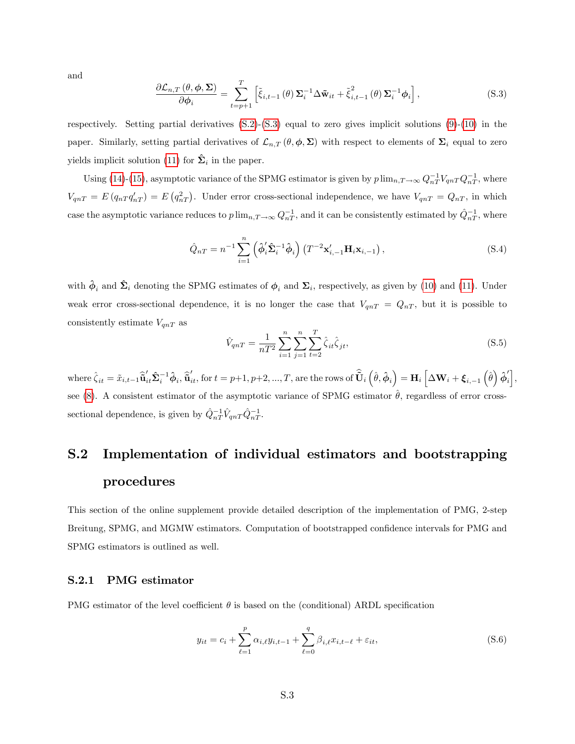and

$$\frac{\partial \mathcal{L}_{n,T}(\theta, \boldsymbol{\phi}, \boldsymbol{\Sigma})}{\partial \boldsymbol{\phi}_i} = \sum_{t=p+1}^{T} \left[ \tilde{\xi}_{i,t-1}(\theta) \boldsymbol{\Sigma}_i^{-1} \Delta \tilde{\mathbf{w}}_{it} + \tilde{\xi}_{i,t-1}^2(\theta) \boldsymbol{\Sigma}_i^{-1} \boldsymbol{\phi}_i \right], \tag{S.3}$$

respectively. Setting partial derivatives (S.2)-(S.3) equal to zero gives implicit solutions (9)-(10) in the paper. Similarly, setting partial derivatives of $\mathcal{L}_{n,T}(\theta, \boldsymbol{\phi}, \boldsymbol{\Sigma})$ with respect to elements of $\boldsymbol{\Sigma}_i$ equal to zero yields implicit solution (11) for $\hat{\boldsymbol{\Sigma}}_i$ in the paper.

Using (14)-(15), asymptotic variance of the SPMG estimator is given by $p\lim_{n,T\to\infty} Q_{nT}^{-1} V_{qnT} Q_{nT}^{-1}$, where $V_{qnT} = E(q_{nT} q_{nT}') = E(q_{nT}^2)$. Under error cross-sectional independence, we have $V_{qnT} = Q_{nT}$, in which case the asymptotic variance reduces to $p\lim_{n,T\to\infty} Q_{nT}^{-1}$, and it can be consistently estimated by $\hat{Q}_{nT}^{-1}$, where

$$\hat{Q}_{nT} = n^{-1} \sum_{i=1}^{n} \left( \hat{\boldsymbol{\phi}}_i' \hat{\boldsymbol{\Sigma}}_i^{-1} \hat{\boldsymbol{\phi}}_i \right) \left( T^{-2} \mathbf{x}_{i,-1}' \mathbf{H}_i \mathbf{x}_{i,-1} \right), \tag{S.4}$$

with $\hat{\boldsymbol{\phi}}_i$ and $\hat{\boldsymbol{\Sigma}}_i$ denoting the SPMG estimates of $\boldsymbol{\phi}_i$ and $\boldsymbol{\Sigma}_i$, respectively, as given by (10) and (11). Under weak error cross-sectional dependence, it is no longer the case that $V_{qnT} = Q_{nT}$, but it is possible to consistently estimate $V_{qnT}$ as

$$\hat{V}_{qnT} = \frac{1}{nT^2} \sum_{i=1}^{n} \sum_{j=1}^{n} \sum_{t=2}^{T} \hat{\zeta}_{it} \hat{\zeta}_{jt}, \tag{S.5}$$

where $\hat{\zeta}_{it} = \tilde{x}_{i,t-1} \hat{\tilde{\mathbf{u}}}_{it}' \hat{\boldsymbol{\Sigma}}_i^{-1} \hat{\boldsymbol{\phi}}_i$, $\hat{\tilde{\mathbf{u}}}_{it}'$, for $t = p+1, p+2, ..., T$, are the rows of $\hat{\tilde{\mathbf{U}}}_i\left(\hat{\theta}, \hat{\boldsymbol{\phi}}_i\right) = \mathbf{H}_i \left[ \Delta \mathbf{W}_i + \boldsymbol{\xi}_{i,-1}\left(\hat{\theta}\right) \hat{\boldsymbol{\phi}}_i' \right]$, see (8). A consistent estimator of the asymptotic variance of SPMG estimator $\hat{\theta}$, regardless of error cross-sectional dependence, is given by $\hat{Q}_{nT}^{-1} \hat{V}_{qnT} \hat{Q}_{nT}^{-1}$.

## S.2 Implementation of individual estimators and bootstrapping procedures

This section of the online supplement provide detailed description of the implementation of PMG, 2-step Breitung, SPMG, and MGMW estimators. Computation of bootstrapped confidence intervals for PMG and SPMG estimators is outlined as well.

### S.2.1 PMG estimator

PMG estimator of the level coefficient $\theta$ is based on the (conditional) ARDL specification

$$y_{it} = c_i + \sum_{\ell=1}^{p} \alpha_{i,\ell} y_{i,t-1} + \sum_{\ell=0}^{q} \beta_{i,\ell} x_{i,t-\ell} + \varepsilon_{it}, \tag{S.6}$$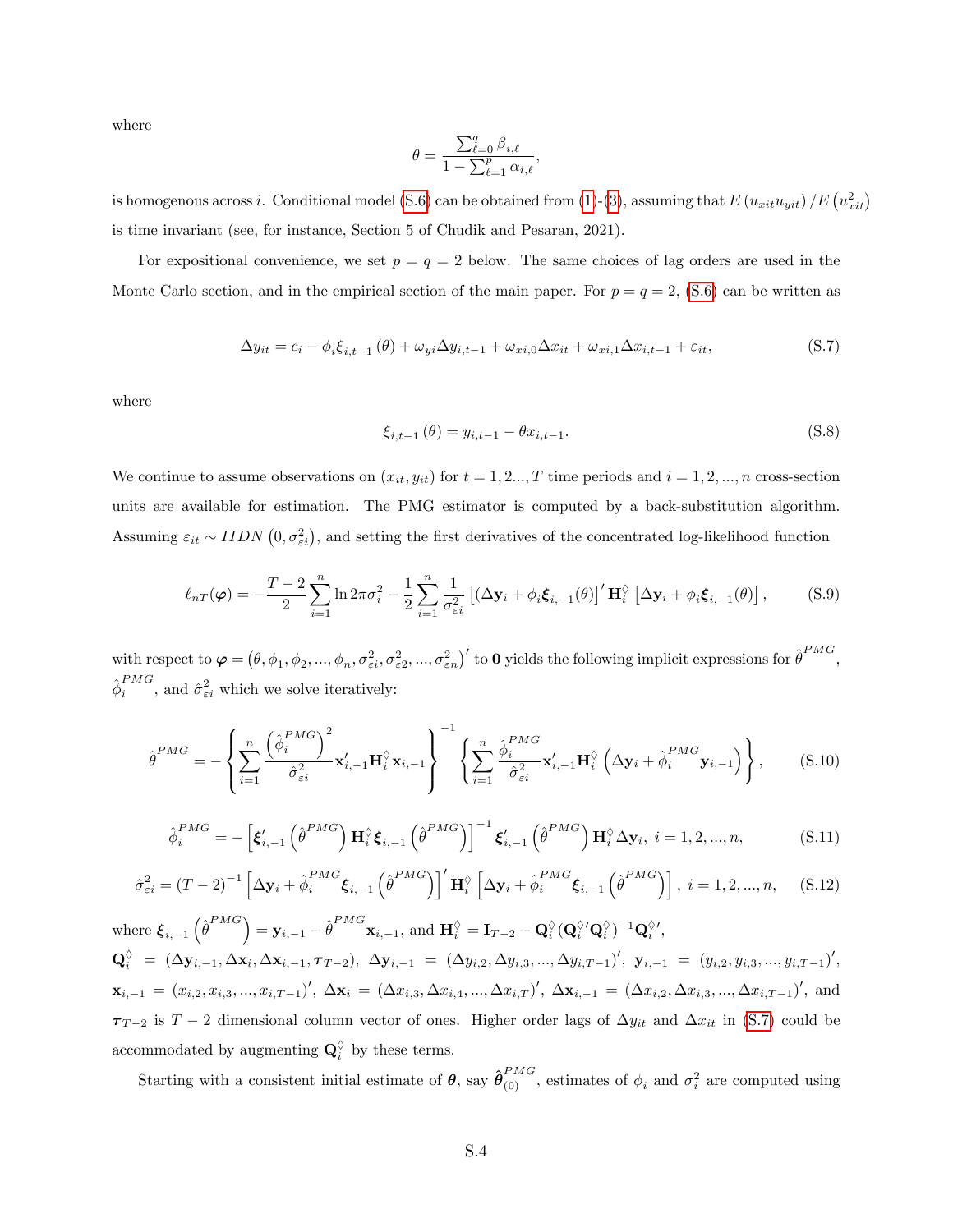where

$$\theta = \frac{\sum_{\ell=0}^{q} \beta_{i,\ell}}{1 - \sum_{\ell=1}^{p} \alpha_{i,\ell}},$$

is homogenous across $i$. Conditional model (S.6) can be obtained from (1)-(3), assuming that $E(u_{xit}u_{yit})/E(u_{xit}^2)$ is time invariant (see, for instance, Section 5 of Chudik and Pesaran, 2021).

For expositional convenience, we set $p = q = 2$ below. The same choices of lag orders are used in the Monte Carlo section, and in the empirical section of the main paper. For $p = q = 2$, (S.6) can be written as

$$\Delta y_{it} = c_i - \phi_i \xi_{i,t-1}(\theta) + \omega_{yi}\Delta y_{i,t-1} + \omega_{xi,0}\Delta x_{it} + \omega_{xi,1}\Delta x_{i,t-1} + \varepsilon_{it}, \tag{S.7}$$

where

$$\xi_{i,t-1}(\theta) = y_{i,t-1} - \theta x_{i,t-1}. \tag{S.8}$$

We continue to assume observations on $(x_{it}, y_{it})$ for $t = 1, 2..., T$ time periods and $i = 1, 2, ..., n$ cross-section units are available for estimation. The PMG estimator is computed by a back-substitution algorithm. Assuming $\varepsilon_{it} \sim IIDN(0, \sigma_{\varepsilon i}^2)$, and setting the first derivatives of the concentrated log-likelihood function

$$\ell_{nT}(\boldsymbol{\varphi}) = -\frac{T-2}{2}\sum_{i=1}^{n} \ln 2\pi\sigma_i^2 - \frac{1}{2}\sum_{i=1}^{n}\frac{1}{\sigma_{\varepsilon i}^2}\left[(\Delta \mathbf{y}_i + \phi_i \boldsymbol{\xi}_{i,-1}(\theta)\right]' \mathbf{H}_i^{\Diamond}\left[\Delta \mathbf{y}_i + \phi_i \boldsymbol{\xi}_{i,-1}(\theta)\right], \tag{S.9}$$

with respect to $\boldsymbol{\varphi} = (\theta, \phi_1, \phi_2, ..., \phi_n, \sigma_{\varepsilon i}^2, \sigma_{\varepsilon 2}^2, ..., \sigma_{\varepsilon n}^2)'$ to $\mathbf{0}$ yields the following implicit expressions for $\hat{\theta}^{PMG}$, $\hat{\phi}_i^{PMG}$, and $\hat{\sigma}_{\varepsilon i}^2$ which we solve iteratively:

$$\hat{\theta}^{PMG} = -\left\{\sum_{i=1}^{n}\frac{\left(\hat{\phi}_i^{PMG}\right)^2}{\hat{\sigma}_{\varepsilon i}^2}\mathbf{x}_{i,-1}'\mathbf{H}_i^{\Diamond}\mathbf{x}_{i,-1}\right\}^{-1}\left\{\sum_{i=1}^{n}\frac{\hat{\phi}_i^{PMG}}{\hat{\sigma}_{\varepsilon i}^2}\mathbf{x}_{i,-1}'\mathbf{H}_i^{\Diamond}\left(\Delta \mathbf{y}_i + \hat{\phi}_i^{PMG}\mathbf{y}_{i,-1}\right)\right\}, \tag{S.10}$$

$$\hat{\phi}_i^{PMG} = -\left[\boldsymbol{\xi}_{i,-1}'\left(\hat{\theta}^{PMG}\right)\mathbf{H}_i^{\Diamond}\boldsymbol{\xi}_{i,-1}\left(\hat{\theta}^{PMG}\right)\right]^{-1}\boldsymbol{\xi}_{i,-1}'\left(\hat{\theta}^{PMG}\right)\mathbf{H}_i^{\Diamond}\Delta \mathbf{y}_i,\ i = 1, 2, ..., n, \tag{S.11}$$

$$\hat{\sigma}_{\varepsilon i}^2 = (T-2)^{-1}\left[\Delta \mathbf{y}_i + \hat{\phi}_i^{PMG}\boldsymbol{\xi}_{i,-1}\left(\hat{\theta}^{PMG}\right)\right]'\mathbf{H}_i^{\Diamond}\left[\Delta \mathbf{y}_i + \hat{\phi}_i^{PMG}\boldsymbol{\xi}_{i,-1}\left(\hat{\theta}^{PMG}\right)\right],\ i = 1, 2, ..., n, \tag{S.12}$$

where $\boldsymbol{\xi}_{i,-1}\left(\hat{\theta}^{PMG}\right) = \mathbf{y}_{i,-1} - \hat{\theta}^{PMG}\mathbf{x}_{i,-1}$, and $\mathbf{H}_i^{\Diamond} = \mathbf{I}_{T-2} - \mathbf{Q}_i^{\Diamond}(\mathbf{Q}_i^{\Diamond\prime}\mathbf{Q}_i^{\Diamond})^{-1}\mathbf{Q}_i^{\Diamond\prime}$, $\mathbf{Q}_i^{\Diamond} = (\Delta \mathbf{y}_{i,-1}, \Delta \mathbf{x}_i, \Delta \mathbf{x}_{i,-1}, \boldsymbol{\tau}_{T-2})$, $\Delta \mathbf{y}_{i,-1} = (\Delta y_{i,2}, \Delta y_{i,3}, ..., \Delta y_{i,T-1})'$, $\mathbf{y}_{i,-1} = (y_{i,2}, y_{i,3}, ..., y_{i,T-1})'$, $\mathbf{x}_{i,-1} = (x_{i,2}, x_{i,3}, ..., x_{i,T-1})'$, $\Delta \mathbf{x}_i = (\Delta x_{i,3}, \Delta x_{i,4}, ..., \Delta x_{i,T})'$, $\Delta \mathbf{x}_{i,-1} = (\Delta x_{i,2}, \Delta x_{i,3}, ..., \Delta x_{i,T-1})'$, and $\boldsymbol{\tau}_{T-2}$ is $T-2$ dimensional column vector of ones. Higher order lags of $\Delta y_{it}$ and $\Delta x_{it}$ in (S.7) could be accommodated by augmenting $\mathbf{Q}_i^{\Diamond}$ by these terms.

Starting with a consistent initial estimate of $\boldsymbol{\theta}$, say $\hat{\boldsymbol{\theta}}_{(0)}^{PMG}$, estimates of $\phi_i$ and $\sigma_i^2$ are computed using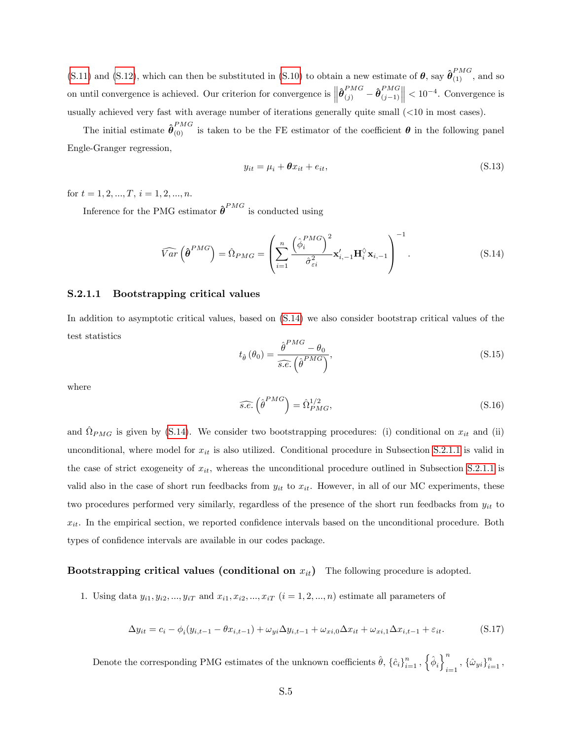(S.11) and (S.12), which can then be substituted in (S.10) to obtain a new estimate of $\boldsymbol{\theta}$, say $\hat{\boldsymbol{\theta}}_{(1)}^{PMG}$, and so on until convergence is achieved. Our criterion for convergence is $\left\|\hat{\boldsymbol{\theta}}_{(j)}^{PMG} - \hat{\boldsymbol{\theta}}_{(j-1)}^{PMG}\right\| < 10^{-4}$. Convergence is usually achieved very fast with average number of iterations generally quite small (<10 in most cases).

The initial estimate $\hat{\boldsymbol{\theta}}_{(0)}^{PMG}$ is taken to be the FE estimator of the coefficient $\boldsymbol{\theta}$ in the following panel Engle-Granger regression,

$$y_{it} = \mu_i + \boldsymbol{\theta} x_{it} + e_{it}, \tag{S.13}$$

for $t = 1, 2, ..., T$, $i = 1, 2, ..., n$.

Inference for the PMG estimator $\hat{\boldsymbol{\theta}}^{PMG}$ is conducted using

$$\widehat{Var}\left(\hat{\boldsymbol{\theta}}^{PMG}\right) = \hat{\Omega}_{PMG} = \left(\sum_{i=1}^{n} \frac{\left(\hat{\phi}_i^{PMG}\right)^2}{\hat{\sigma}_{\varepsilon i}^2} \mathbf{x}_{i,-1}' \mathbf{H}_i^{\Diamond} \mathbf{x}_{i,-1}\right)^{-1}. \tag{S.14}$$

#### S.2.1.1 Bootstrapping critical values

In addition to asymptotic critical values, based on (S.14) we also consider bootstrap critical values of the test statistics

$$t_{\hat{\theta}}\left(\theta_0\right) = \frac{\hat{\theta}^{PMG} - \theta_0}{\widehat{s.e.}\left(\hat{\theta}^{PMG}\right)}, \tag{S.15}$$

where

$$\widehat{s.e.}\left(\hat{\theta}^{PMG}\right) = \hat{\Omega}_{PMG}^{1/2}, \tag{S.16}$$

and $\hat{\Omega}_{PMG}$ is given by (S.14). We consider two bootstrapping procedures: (i) conditional on $x_{it}$ and (ii) unconditional, where model for $x_{it}$ is also utilized. Conditional procedure in Subsection S.2.1.1 is valid in the case of strict exogeneity of $x_{it}$, whereas the unconditional procedure outlined in Subsection S.2.1.1 is valid also in the case of short run feedbacks from $y_{it}$ to $x_{it}$. However, in all of our MC experiments, these two procedures performed very similarly, regardless of the presence of the short run feedbacks from $y_{it}$ to $x_{it}$. In the empirical section, we reported confidence intervals based on the unconditional procedure. Both types of confidence intervals are available in our codes package.

**Bootstrapping critical values (conditional on $x_{it}$)** The following procedure is adopted.

1. Using data $y_{i1}, y_{i2}, ..., y_{iT}$ and $x_{i1}, x_{i2}, ..., x_{iT}$ $(i = 1, 2, ..., n)$ estimate all parameters of

$$\Delta y_{it} = c_i - \phi_i(y_{i,t-1} - \theta x_{i,t-1}) + \omega_{yi}\Delta y_{i,t-1} + \omega_{xi,0}\Delta x_{it} + \omega_{xi,1}\Delta x_{i,t-1} + \varepsilon_{it}. \tag{S.17}$$

Denote the corresponding PMG estimates of the unknown coefficients $\hat{\theta}$, $\{\hat{c}_i\}_{i=1}^n$, $\left\{\hat{\phi}_i\right\}_{i=1}^n$, $\{\hat{\omega}_{yi}\}_{i=1}^n$,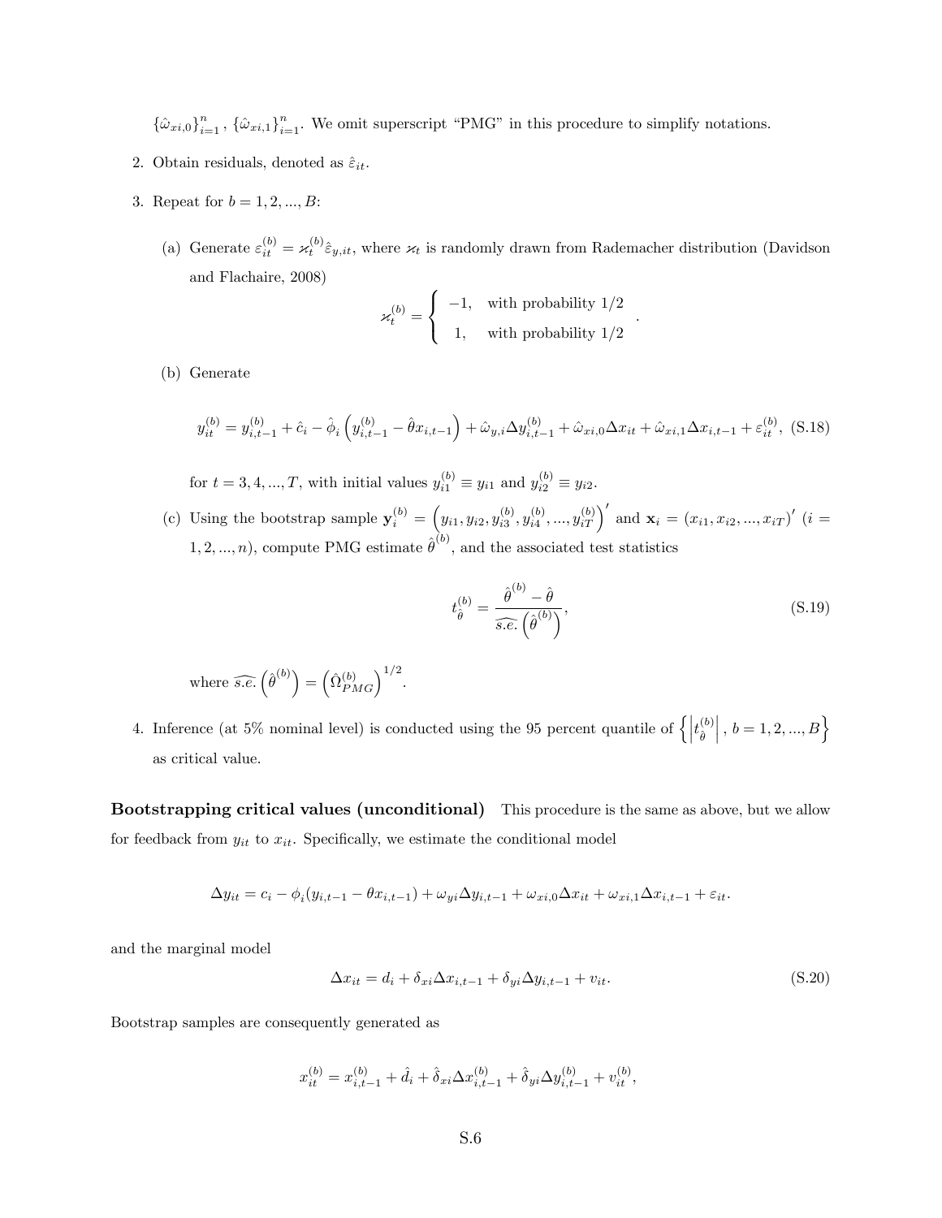$\{\hat{\omega}_{xi,0}\}_{i=1}^{n}$, $\{\hat{\omega}_{xi,1}\}_{i=1}^{n}$. We omit superscript "PMG" in this procedure to simplify notations.

2. Obtain residuals, denoted as $\hat{\varepsilon}_{it}$.

3. Repeat for $b = 1, 2, ..., B$:

   (a) Generate $\varepsilon_{it}^{(b)} = \varkappa_t^{(b)} \hat{\varepsilon}_{y,it}$, where $\varkappa_t$ is randomly drawn from Rademacher distribution (Davidson and Flachaire, 2008)

   $$\varkappa_t^{(b)} = \begin{cases} -1, & \text{with probability } 1/2 \\ 1, & \text{with probability } 1/2 \end{cases}.$$

   (b) Generate

   $$y_{it}^{(b)} = y_{i,t-1}^{(b)} + \hat{c}_i - \hat{\phi}_i \left( y_{i,t-1}^{(b)} - \hat{\theta} x_{i,t-1} \right) + \hat{\omega}_{y,i} \Delta y_{i,t-1}^{(b)} + \hat{\omega}_{xi,0} \Delta x_{it} + \hat{\omega}_{xi,1} \Delta x_{i,t-1} + \varepsilon_{it}^{(b)}, \quad \text{(S.18)}$$

   for $t = 3, 4, ..., T$, with initial values $y_{i1}^{(b)} \equiv y_{i1}$ and $y_{i2}^{(b)} \equiv y_{i2}$.

   (c) Using the bootstrap sample $\mathbf{y}_i^{(b)} = \left( y_{i1}, y_{i2}, y_{i3}^{(b)}, y_{i4}^{(b)}, ..., y_{iT}^{(b)} \right)'$ and $\mathbf{x}_i = (x_{i1}, x_{i2}, ..., x_{iT})'$ $(i = 1, 2, ..., n)$, compute PMG estimate $\hat{\theta}^{(b)}$, and the associated test statistics

   $$t_{\hat{\theta}}^{(b)} = \frac{\hat{\theta}^{(b)} - \hat{\theta}}{\widehat{s.e.}\left(\hat{\theta}^{(b)}\right)}, \quad \text{(S.19)}$$

   where $\widehat{s.e.}\left(\hat{\theta}^{(b)}\right) = \left(\hat{\Omega}_{PMG}^{(b)}\right)^{1/2}$.

4. Inference (at 5% nominal level) is conducted using the 95 percent quantile of $\left\{ \left| t_{\hat{\theta}}^{(b)} \right|, b = 1, 2, ..., B \right\}$ as critical value.

**Bootstrapping critical values (unconditional)** This procedure is the same as above, but we allow for feedback from $y_{it}$ to $x_{it}$. Specifically, we estimate the conditional model

$$\Delta y_{it} = c_i - \phi_i (y_{i,t-1} - \theta x_{i,t-1}) + \omega_{yi} \Delta y_{i,t-1} + \omega_{xi,0} \Delta x_{it} + \omega_{xi,1} \Delta x_{i,t-1} + \varepsilon_{it}.$$

and the marginal model

$$\Delta x_{it} = d_i + \delta_{xi} \Delta x_{i,t-1} + \delta_{yi} \Delta y_{i,t-1} + v_{it}. \quad \text{(S.20)}$$

Bootstrap samples are consequently generated as

$$x_{it}^{(b)} = x_{i,t-1}^{(b)} + \hat{d}_i + \hat{\delta}_{xi} \Delta x_{i,t-1}^{(b)} + \hat{\delta}_{yi} \Delta y_{i,t-1}^{(b)} + v_{it}^{(b)},$$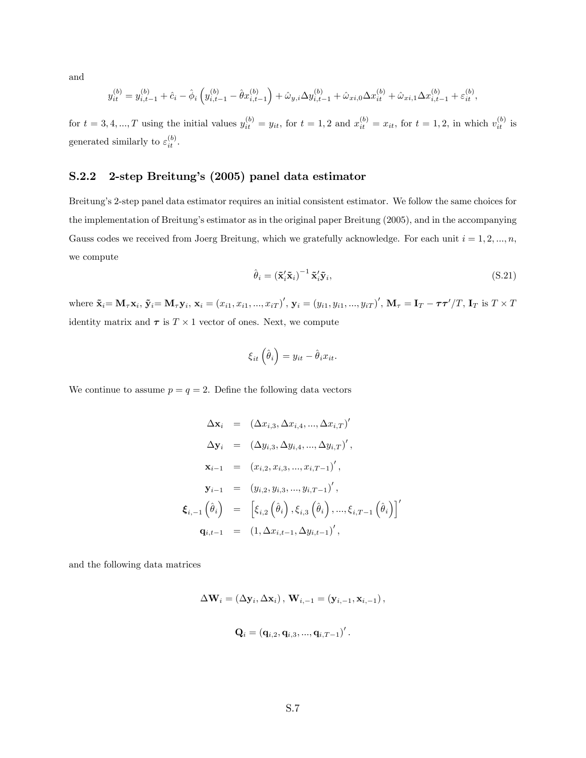and

$$y_{it}^{(b)} = y_{i,t-1}^{(b)} + \hat{c}_i - \hat{\phi}_i \left( y_{i,t-1}^{(b)} - \hat{\theta} x_{i,t-1}^{(b)} \right) + \hat{\omega}_{y,i} \Delta y_{i,t-1}^{(b)} + \hat{\omega}_{xi,0} \Delta x_{it}^{(b)} + \hat{\omega}_{xi,1} \Delta x_{i,t-1}^{(b)} + \varepsilon_{it}^{(b)},$$

for $t = 3, 4, ..., T$ using the initial values $y_{it}^{(b)} = y_{it}$, for $t = 1, 2$ and $x_{it}^{(b)} = x_{it}$, for $t = 1, 2$, in which $v_{it}^{(b)}$ is generated similarly to $\varepsilon_{it}^{(b)}$.

### S.2.2 2-step Breitung's (2005) panel data estimator

Breitung's 2-step panel data estimator requires an initial consistent estimator. We follow the same choices for the implementation of Breitung's estimator as in the original paper Breitung (2005), and in the accompanying Gauss codes we received from Joerg Breitung, which we gratefully acknowledge. For each unit $i = 1, 2, ..., n$, we compute

$$\hat{\theta}_i = \left( \tilde{\mathbf{x}}_i' \tilde{\mathbf{x}}_i \right)^{-1} \tilde{\mathbf{x}}_i' \tilde{\mathbf{y}}_i, \tag{S.21}$$

where $\tilde{\mathbf{x}}_i = \mathbf{M}_\tau \mathbf{x}_i$, $\tilde{\mathbf{y}}_i = \mathbf{M}_\tau \mathbf{y}_i$, $\mathbf{x}_i = (x_{i1}, x_{i1}, ..., x_{iT})'$, $\mathbf{y}_i = (y_{i1}, y_{i1}, ..., y_{iT})'$, $\mathbf{M}_\tau = \mathbf{I}_T - \boldsymbol{\tau}\boldsymbol{\tau}'/T$, $\mathbf{I}_T$ is $T \times T$ identity matrix and $\boldsymbol{\tau}$ is $T \times 1$ vector of ones. Next, we compute

$$\xi_{it}\left(\hat{\theta}_i\right) = y_{it} - \hat{\theta}_i x_{it}.$$

We continue to assume $p = q = 2$. Define the following data vectors

$$\begin{aligned}
\Delta \mathbf{x}_i &= (\Delta x_{i,3}, \Delta x_{i,4}, ..., \Delta x_{i,T})' \\
\Delta \mathbf{y}_i &= (\Delta y_{i,3}, \Delta y_{i,4}, ..., \Delta y_{i,T})', \\
\mathbf{x}_{i-1} &= (x_{i,2}, x_{i,3}, ..., x_{i,T-1})', \\
\mathbf{y}_{i-1} &= (y_{i,2}, y_{i,3}, ..., y_{i,T-1})', \\
\boldsymbol{\xi}_{i,-1}\left(\hat{\theta}_i\right) &= \left[\xi_{i,2}\left(\hat{\theta}_i\right), \xi_{i,3}\left(\hat{\theta}_i\right), ..., \xi_{i,T-1}\left(\hat{\theta}_i\right)\right]' \\
\mathbf{q}_{i,t-1} &= (1, \Delta x_{i,t-1}, \Delta y_{i,t-1})',
\end{aligned}$$

and the following data matrices

$$\Delta \mathbf{W}_i = (\Delta \mathbf{y}_i, \Delta \mathbf{x}_i), \; \mathbf{W}_{i,-1} = (\mathbf{y}_{i,-1}, \mathbf{x}_{i,-1}),$$

$$\mathbf{Q}_i = (\mathbf{q}_{i,2}, \mathbf{q}_{i,3}, ..., \mathbf{q}_{i,T-1})'.$$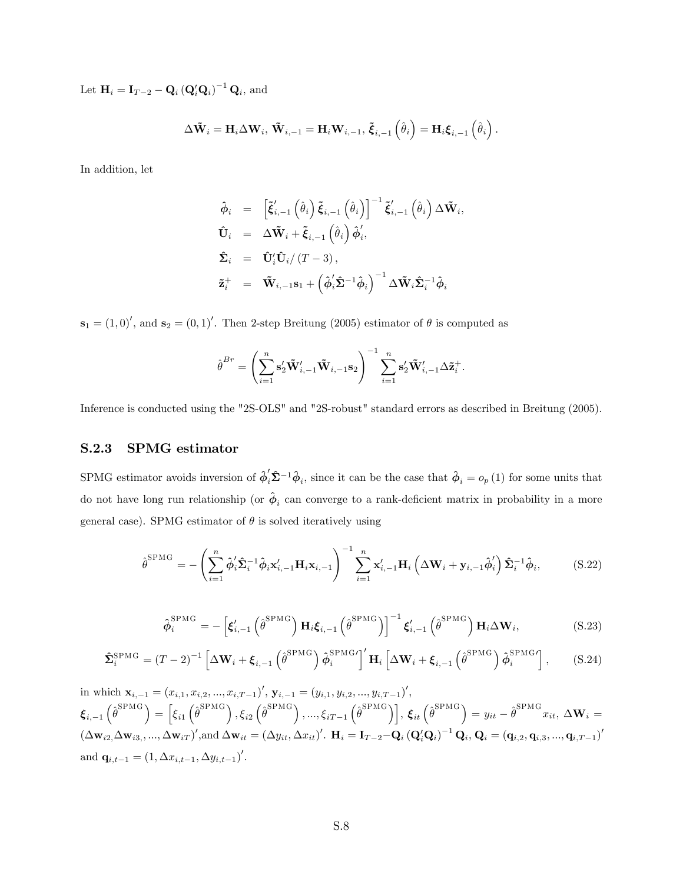Let $\mathbf{H}_i = \mathbf{I}_{T-2} - \mathbf{Q}_i \left(\mathbf{Q}_i'\mathbf{Q}_i\right)^{-1} \mathbf{Q}_i$, and

$$\Delta\tilde{\mathbf{W}}_i = \mathbf{H}_i \Delta\mathbf{W}_i,\ \tilde{\mathbf{W}}_{i,-1} = \mathbf{H}_i \mathbf{W}_{i,-1},\ \tilde{\boldsymbol{\xi}}_{i,-1}\left(\hat{\theta}_i\right) = \mathbf{H}_i \boldsymbol{\xi}_{i,-1}\left(\hat{\theta}_i\right).$$

In addition, let

$$\begin{aligned}
\hat{\boldsymbol{\phi}}_i &= \left[\tilde{\boldsymbol{\xi}}_{i,-1}'\left(\hat{\theta}_i\right)\tilde{\boldsymbol{\xi}}_{i,-1}\left(\hat{\theta}_i\right)\right]^{-1}\tilde{\boldsymbol{\xi}}_{i,-1}'\left(\hat{\theta}_i\right)\Delta\tilde{\mathbf{W}}_i, \\
\hat{\mathbf{U}}_i &= \Delta\tilde{\mathbf{W}}_i + \tilde{\boldsymbol{\xi}}_{i,-1}\left(\hat{\theta}_i\right)\hat{\boldsymbol{\phi}}_i', \\
\hat{\boldsymbol{\Sigma}}_i &= \hat{\mathbf{U}}_i'\hat{\mathbf{U}}_i/\left(T-3\right), \\
\tilde{\mathbf{z}}_i^{+} &= \tilde{\mathbf{W}}_{i,-1}\mathbf{s}_1 + \left(\hat{\boldsymbol{\phi}}_i'\hat{\boldsymbol{\Sigma}}^{-1}\hat{\boldsymbol{\phi}}_i\right)^{-1}\Delta\tilde{\mathbf{W}}_i\hat{\boldsymbol{\Sigma}}_i^{-1}\hat{\boldsymbol{\phi}}_i
\end{aligned}$$

$\mathbf{s}_1 = (1,0)'$, and $\mathbf{s}_2 = (0,1)'$. Then 2-step Breitung (2005) estimator of $\theta$ is computed as

$$\hat{\theta}^{Br} = \left(\sum_{i=1}^{n}\mathbf{s}_2'\tilde{\mathbf{W}}_{i,-1}'\tilde{\mathbf{W}}_{i,-1}\mathbf{s}_2\right)^{-1}\sum_{i=1}^{n}\mathbf{s}_2'\tilde{\mathbf{W}}_{i,-1}'\Delta\tilde{\mathbf{z}}_i^{+}.$$

Inference is conducted using the "2S-OLS" and "2S-robust" standard errors as described in Breitung (2005).

### S.2.3 SPMG estimator

SPMG estimator avoids inversion of $\hat{\boldsymbol{\phi}}_i'\hat{\boldsymbol{\Sigma}}^{-1}\hat{\boldsymbol{\phi}}_i$, since it can be the case that $\hat{\boldsymbol{\phi}}_i = o_p(1)$ for some units that do not have long run relationship (or $\hat{\boldsymbol{\phi}}_i$ can converge to a rank-deficient matrix in probability in a more general case). SPMG estimator of $\theta$ is solved iteratively using

$$\hat{\theta}^{\text{SPMG}} = -\left(\sum_{i=1}^{n}\hat{\boldsymbol{\phi}}_i'\hat{\boldsymbol{\Sigma}}_i^{-1}\hat{\boldsymbol{\phi}}_i\mathbf{x}_{i,-1}'\mathbf{H}_i\mathbf{x}_{i,-1}\right)^{-1}\sum_{i=1}^{n}\mathbf{x}_{i,-1}'\mathbf{H}_i\left(\Delta\mathbf{W}_i + \mathbf{y}_{i,-1}\hat{\boldsymbol{\phi}}_i'\right)\hat{\boldsymbol{\Sigma}}_i^{-1}\hat{\boldsymbol{\phi}}_i, \tag{S.22}$$

$$\hat{\boldsymbol{\phi}}_i^{\text{SPMG}} = -\left[\boldsymbol{\xi}_{i,-1}'\left(\hat{\theta}^{\text{SPMG}}\right)\mathbf{H}_i\boldsymbol{\xi}_{i,-1}\left(\hat{\theta}^{\text{SPMG}}\right)\right]^{-1}\boldsymbol{\xi}_{i,-1}'\left(\hat{\theta}^{\text{SPMG}}\right)\mathbf{H}_i\Delta\mathbf{W}_i, \tag{S.23}$$

$$\hat{\boldsymbol{\Sigma}}_i^{\text{SPMG}} = (T-2)^{-1}\left[\Delta\mathbf{W}_i + \boldsymbol{\xi}_{i,-1}\left(\hat{\theta}^{\text{SPMG}}\right)\hat{\boldsymbol{\phi}}_i^{\text{SPMG}\prime}\right]'\mathbf{H}_i\left[\Delta\mathbf{W}_i + \boldsymbol{\xi}_{i,-1}\left(\hat{\theta}^{\text{SPMG}}\right)\hat{\boldsymbol{\phi}}_i^{\text{SPMG}\prime}\right], \tag{S.24}$$

in which $\mathbf{x}_{i,-1} = (x_{i,1}, x_{i,2}, ..., x_{i,T-1})'$, $\mathbf{y}_{i,-1} = (y_{i,1}, y_{i,2}, ..., y_{i,T-1})'$, $\boldsymbol{\xi}_{i,-1}\left(\hat{\theta}^{\text{SPMG}}\right) = \left[\xi_{i1}\left(\hat{\theta}^{\text{SPMG}}\right), \xi_{i2}\left(\hat{\theta}^{\text{SPMG}}\right), ..., \xi_{iT-1}\left(\hat{\theta}^{\text{SPMG}}\right)\right]$, $\boldsymbol{\xi}_{it}\left(\hat{\theta}^{\text{SPMG}}\right) = y_{it} - \hat{\theta}^{\text{SPMG}}x_{it}$, $\Delta\mathbf{W}_i = (\Delta\mathbf{w}_{i2,}\Delta\mathbf{w}_{i3,}, ..., \Delta\mathbf{w}_{iT})'$,and $\Delta\mathbf{w}_{it} = (\Delta y_{it}, \Delta x_{it})'$. $\mathbf{H}_i = \mathbf{I}_{T-2} - \mathbf{Q}_i\left(\mathbf{Q}_i'\mathbf{Q}_i\right)^{-1}\mathbf{Q}_i$, $\mathbf{Q}_i = (\mathbf{q}_{i,2}, \mathbf{q}_{i,3}, ..., \mathbf{q}_{i,T-1})'$ and $\mathbf{q}_{i,t-1} = (1, \Delta x_{i,t-1}, \Delta y_{i,t-1})'$.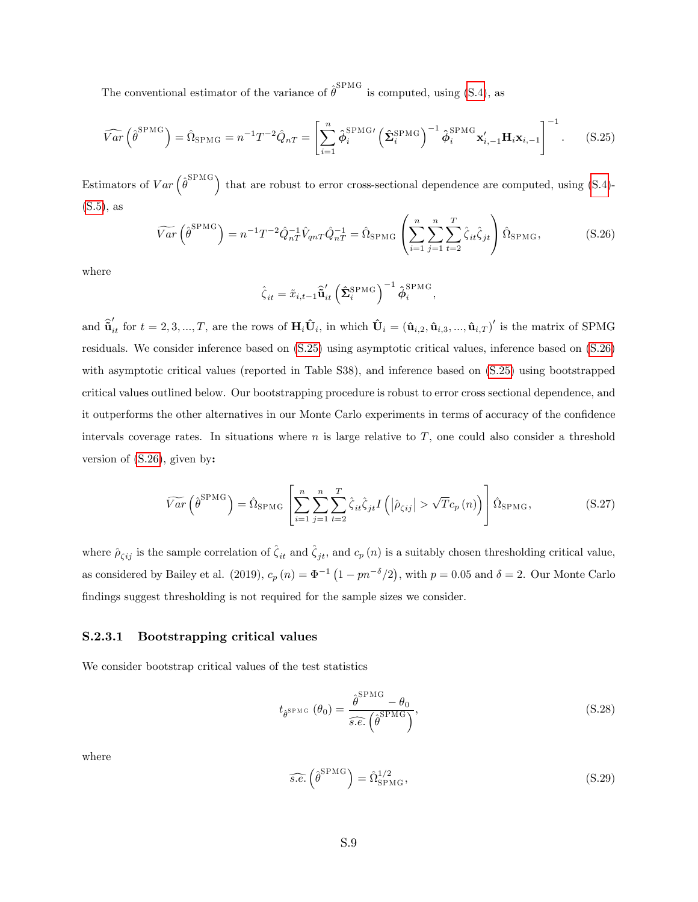The conventional estimator of the variance of $\hat{\theta}^{\text{SPMG}}$ is computed, using (S.4), as

$$\widehat{Var}\left(\hat{\theta}^{\text{SPMG}}\right) = \hat{\Omega}_{\text{SPMG}} = n^{-1}T^{-2}\hat{Q}_{nT} = \left[\sum_{i=1}^{n} \hat{\boldsymbol{\phi}}_i^{\text{SPMG}\prime}\left(\hat{\boldsymbol{\Sigma}}_i^{\text{SPMG}}\right)^{-1}\hat{\boldsymbol{\phi}}_i^{\text{SPMG}}\mathbf{x}_{i,-1}^{\prime}\mathbf{H}_i\mathbf{x}_{i,-1}\right]^{-1}. \tag{S.25}$$

Estimators of $Var\left(\hat{\theta}^{\text{SPMG}}\right)$ that are robust to error cross-sectional dependence are computed, using (S.4)-(S.5), as

$$\widetilde{Var}\left(\hat{\theta}^{\text{SPMG}}\right) = n^{-1}T^{-2}\hat{Q}_{nT}^{-1}\hat{V}_{qnT}\hat{Q}_{nT}^{-1} = \hat{\Omega}_{\text{SPMG}}\left(\sum_{i=1}^{n}\sum_{j=1}^{n}\sum_{t=2}^{T}\hat{\zeta}_{it}\hat{\zeta}_{jt}\right)\hat{\Omega}_{\text{SPMG}}, \tag{S.26}$$

where

$$\hat{\zeta}_{it} = \tilde{x}_{i,t-1}\widehat{\widetilde{\mathbf{u}}}_{it}^{\prime}\left(\hat{\boldsymbol{\Sigma}}_i^{\text{SPMG}}\right)^{-1}\hat{\boldsymbol{\phi}}_i^{\text{SPMG}},$$

and $\widehat{\widetilde{\mathbf{u}}}_{it}^{\prime}$ for $t = 2, 3, ..., T$, are the rows of $\mathbf{H}_i\hat{\mathbf{U}}_i$, in which $\hat{\mathbf{U}}_i = \left(\hat{\mathbf{u}}_{i,2}, \hat{\mathbf{u}}_{i,3}, ..., \hat{\mathbf{u}}_{i,T}\right)^{\prime}$ is the matrix of SPMG residuals. We consider inference based on (S.25) using asymptotic critical values, inference based on (S.26) with asymptotic critical values (reported in Table S38), and inference based on (S.25) using bootstrapped critical values outlined below. Our bootstrapping procedure is robust to error cross sectional dependence, and it outperforms the other alternatives in our Monte Carlo experiments in terms of accuracy of the confidence intervals coverage rates. In situations where $n$ is large relative to $T$, one could also consider a threshold version of (S.26), given by:

$$\widetilde{Var}\left(\hat{\theta}^{\text{SPMG}}\right) = \hat{\Omega}_{\text{SPMG}}\left[\sum_{i=1}^{n}\sum_{j=1}^{n}\sum_{t=2}^{T}\hat{\zeta}_{it}\hat{\zeta}_{jt}I\left(\left|\hat{\rho}_{\zeta ij}\right| > \sqrt{T}c_p\left(n\right)\right)\right]\hat{\Omega}_{\text{SPMG}}, \tag{S.27}$$

where $\hat{\rho}_{\zeta ij}$ is the sample correlation of $\hat{\zeta}_{it}$ and $\hat{\zeta}_{jt}$, and $c_p\left(n\right)$ is a suitably chosen thresholding critical value, as considered by Bailey et al. (2019), $c_p\left(n\right) = \Phi^{-1}\left(1 - pn^{-\delta}/2\right)$, with $p = 0.05$ and $\delta = 2$. Our Monte Carlo findings suggest thresholding is not required for the sample sizes we consider.

### S.2.3.1 Bootstrapping critical values

We consider bootstrap critical values of the test statistics

$$t_{\hat{\theta}^{\text{SPMG}}}\left(\theta_0\right) = \frac{\hat{\theta}^{\text{SPMG}} - \theta_0}{\widehat{s.e.}\left(\hat{\theta}^{\text{SPMG}}\right)}, \tag{S.28}$$

where

$$\widehat{s.e.}\left(\hat{\theta}^{\text{SPMG}}\right) = \hat{\Omega}_{\text{SPMG}}^{1/2}, \tag{S.29}$$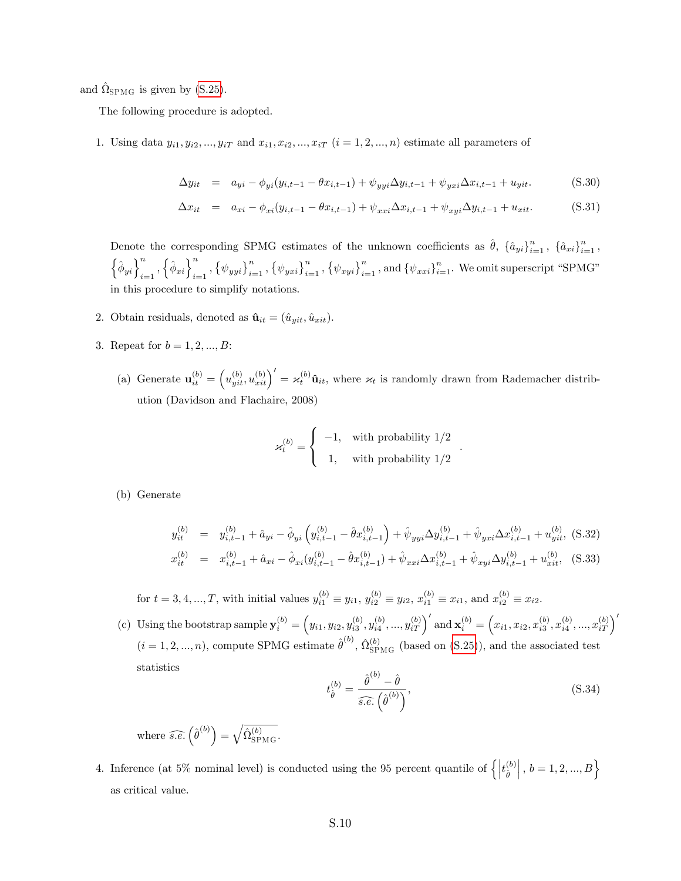and $\hat{\Omega}_{\text{SPMG}}$ is given by (S.25).

The following procedure is adopted.

1. Using data $y_{i1}, y_{i2}, ..., y_{iT}$ and $x_{i1}, x_{i2}, ..., x_{iT}$ $(i = 1, 2, ..., n)$ estimate all parameters of

$$\Delta y_{it} = a_{yi} - \phi_{yi}(y_{i,t-1} - \theta x_{i,t-1}) + \psi_{yyi}\Delta y_{i,t-1} + \psi_{yxi}\Delta x_{i,t-1} + u_{yit}. \tag{S.30}$$

$$\Delta x_{it} = a_{xi} - \phi_{xi}(y_{i,t-1} - \theta x_{i,t-1}) + \psi_{xxi}\Delta x_{i,t-1} + \psi_{xyi}\Delta y_{i,t-1} + u_{xit}. \tag{S.31}$$

   Denote the corresponding SPMG estimates of the unknown coefficients as $\hat{\theta}$, $\{\hat{a}_{yi}\}_{i=1}^{n}$, $\{\hat{a}_{xi}\}_{i=1}^{n}$, $\left\{\hat{\phi}_{yi}\right\}_{i=1}^{n}$, $\left\{\hat{\phi}_{xi}\right\}_{i=1}^{n}$, $\{\psi_{yyi}\}_{i=1}^{n}$, $\{\psi_{yxi}\}_{i=1}^{n}$, $\{\psi_{xyi}\}_{i=1}^{n}$, and $\{\psi_{xxi}\}_{i=1}^{n}$. We omit superscript "SPMG" in this procedure to simplify notations.

2. Obtain residuals, denoted as $\hat{\mathbf{u}}_{it} = (\hat{u}_{yit}, \hat{u}_{xit})$.

3. Repeat for $b = 1, 2, ..., B$:

   (a) Generate $\mathbf{u}_{it}^{(b)} = \left(u_{yit}^{(b)}, u_{xit}^{(b)}\right)' = \varkappa_t^{(b)}\hat{\mathbf{u}}_{it}$, where $\varkappa_t$ is randomly drawn from Rademacher distribution (Davidson and Flachaire, 2008)

$$\varkappa_t^{(b)} = \begin{cases} -1, & \text{with probability } 1/2 \\ 1, & \text{with probability } 1/2 \end{cases}.$$

   (b) Generate

$$y_{it}^{(b)} = y_{i,t-1}^{(b)} + \hat{a}_{yi} - \hat{\phi}_{yi}\left(y_{i,t-1}^{(b)} - \hat{\theta}x_{i,t-1}^{(b)}\right) + \hat{\psi}_{yyi}\Delta y_{i,t-1}^{(b)} + \hat{\psi}_{yxi}\Delta x_{i,t-1}^{(b)} + u_{yit}^{(b)}, \tag{S.32}$$

$$x_{it}^{(b)} = x_{i,t-1}^{(b)} + \hat{a}_{xi} - \hat{\phi}_{xi}(y_{i,t-1}^{(b)} - \hat{\theta}x_{i,t-1}^{(b)}) + \hat{\psi}_{xxi}\Delta x_{i,t-1}^{(b)} + \hat{\psi}_{xyi}\Delta y_{i,t-1}^{(b)} + u_{xit}^{(b)}, \tag{S.33}$$

   for $t = 3, 4, ..., T$, with initial values $y_{i1}^{(b)} \equiv y_{i1}$, $y_{i2}^{(b)} \equiv y_{i2}$, $x_{i1}^{(b)} \equiv x_{i1}$, and $x_{i2}^{(b)} \equiv x_{i2}$.

   (c) Using the bootstrap sample $\mathbf{y}_i^{(b)} = \left(y_{i1}, y_{i2}, y_{i3}^{(b)}, y_{i4}^{(b)}, ..., y_{iT}^{(b)}\right)'$ and $\mathbf{x}_i^{(b)} = \left(x_{i1}, x_{i2}, x_{i3}^{(b)}, x_{i4}^{(b)}, ..., x_{iT}^{(b)}\right)'$ $(i = 1, 2, ..., n)$, compute SPMG estimate $\hat{\theta}^{(b)}$, $\hat{\Omega}_{\text{SPMG}}^{(b)}$ (based on (S.25)), and the associated test statistics

$$t_{\hat{\theta}}^{(b)} = \frac{\hat{\theta}^{(b)} - \hat{\theta}}{\widehat{s.e.}\left(\hat{\theta}^{(b)}\right)}, \tag{S.34}$$

   where $\widehat{s.e.}\left(\hat{\theta}^{(b)}\right) = \sqrt{\hat{\Omega}_{\text{SPMG}}^{(b)}}$.

4. Inference (at 5% nominal level) is conducted using the 95 percent quantile of $\left\{\left|t_{\hat{\theta}}^{(b)}\right|, b = 1, 2, ..., B\right\}$ as critical value.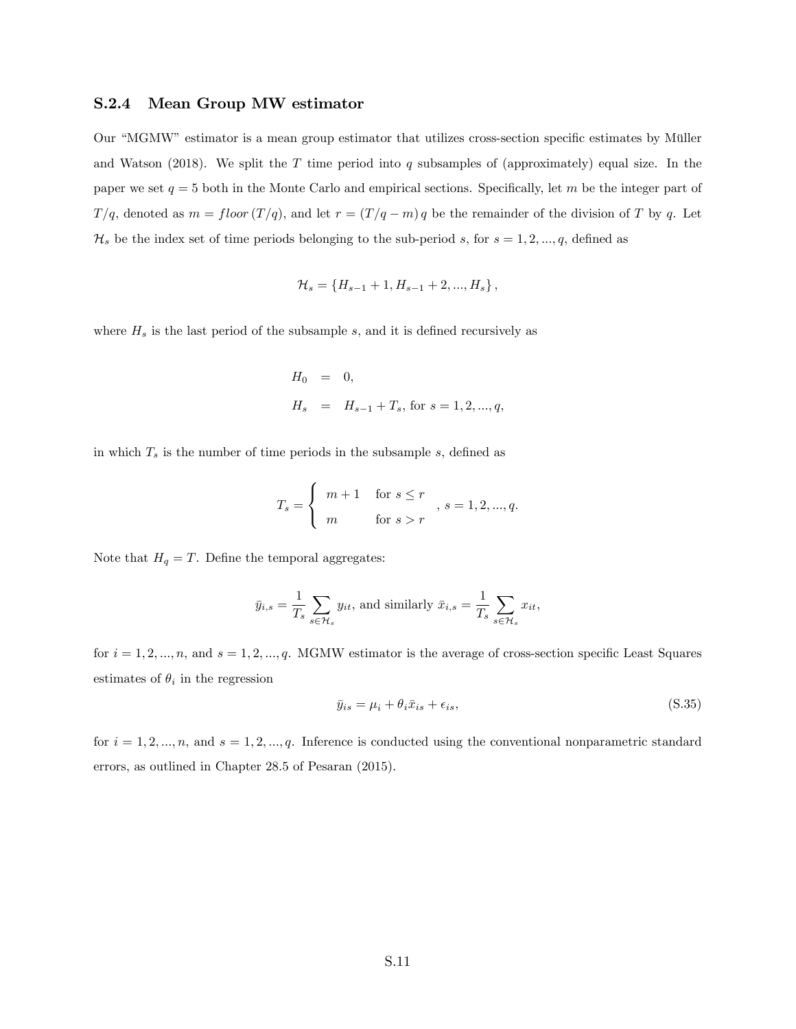### S.2.4 Mean Group MW estimator

Our "MGMW" estimator is a mean group estimator that utilizes cross-section specific estimates by Müller and Watson (2018). We split the $T$ time period into $q$ subsamples of (approximately) equal size. In the paper we set $q = 5$ both in the Monte Carlo and empirical sections. Specifically, let $m$ be the integer part of $T/q$, denoted as $m = floor\,(T/q)$, and let $r = (T/q - m)\,q$ be the remainder of the division of $T$ by $q$. Let $\mathcal{H}_s$ be the index set of time periods belonging to the sub-period $s$, for $s = 1, 2, ..., q$, defined as

$$\mathcal{H}_s = \{H_{s-1} + 1, H_{s-1} + 2, ..., H_s\},$$

where $H_s$ is the last period of the subsample $s$, and it is defined recursively as

$$\begin{aligned} H_0 &= 0, \\ H_s &= H_{s-1} + T_s, \text{ for } s = 1, 2, ..., q, \end{aligned}$$

in which $T_s$ is the number of time periods in the subsample $s$, defined as

$$T_s = \begin{cases} m + 1 & \text{for } s \leq r \\ m & \text{for } s > r \end{cases}, \; s = 1, 2, ..., q.$$

Note that $H_q = T$. Define the temporal aggregates:

$$\bar{y}_{i,s} = \frac{1}{T_s} \sum_{s \in \mathcal{H}_s} y_{it}, \text{ and similarly } \bar{x}_{i,s} = \frac{1}{T_s} \sum_{s \in \mathcal{H}_s} x_{it},$$

for $i = 1, 2, ..., n$, and $s = 1, 2, ..., q$. MGMW estimator is the average of cross-section specific Least Squares estimates of $\theta_i$ in the regression

$$\bar{y}_{is} = \mu_i + \theta_i \bar{x}_{is} + \epsilon_{is}, \tag{S.35}$$

for $i = 1, 2, ..., n$, and $s = 1, 2, ..., q$. Inference is conducted using the conventional nonparametric standard errors, as outlined in Chapter 28.5 of Pesaran (2015).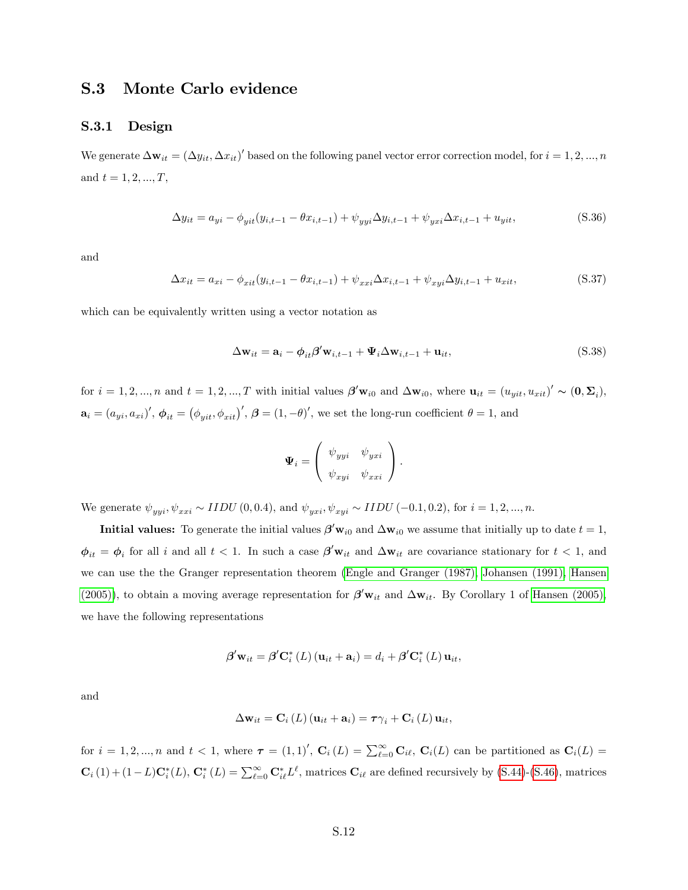## S.3 Monte Carlo evidence

### S.3.1 Design

We generate $\Delta \mathbf{w}_{it} = (\Delta y_{it}, \Delta x_{it})'$ based on the following panel vector error correction model, for $i = 1, 2, ..., n$ and $t = 1, 2, ..., T$,

$$\Delta y_{it} = a_{yi} - \phi_{yit}(y_{i,t-1} - \theta x_{i,t-1}) + \psi_{yyi}\Delta y_{i,t-1} + \psi_{yxi}\Delta x_{i,t-1} + u_{yit}, \tag{S.36}$$

and

$$\Delta x_{it} = a_{xi} - \phi_{xit}(y_{i,t-1} - \theta x_{i,t-1}) + \psi_{xxi}\Delta x_{i,t-1} + \psi_{xyi}\Delta y_{i,t-1} + u_{xit}, \tag{S.37}$$

which can be equivalently written using a vector notation as

$$\Delta \mathbf{w}_{it} = \mathbf{a}_i - \boldsymbol{\phi}_{it}\boldsymbol{\beta}'\mathbf{w}_{i,t-1} + \boldsymbol{\Psi}_i \Delta \mathbf{w}_{i,t-1} + \mathbf{u}_{it}, \tag{S.38}$$

for $i = 1, 2, ..., n$ and $t = 1, 2, ..., T$ with initial values $\boldsymbol{\beta}'\mathbf{w}_{i0}$ and $\Delta \mathbf{w}_{i0}$, where $\mathbf{u}_{it} = (u_{yit}, u_{xit})' \sim (\mathbf{0}, \boldsymbol{\Sigma}_i)$, $\mathbf{a}_i = (a_{yi}, a_{xi})'$, $\boldsymbol{\phi}_{it} = \left(\phi_{yit}, \phi_{xit}\right)'$, $\boldsymbol{\beta} = (1, -\theta)'$, we set the long-run coefficient $\theta = 1$, and

$$\boldsymbol{\Psi}_i = \begin{pmatrix} \psi_{yyi} & \psi_{yxi} \\ \psi_{xyi} & \psi_{xxi} \end{pmatrix}.$$

We generate $\psi_{yyi}, \psi_{xxi} \sim IIDU\,(0, 0.4)$, and $\psi_{yxi}, \psi_{xyi} \sim IIDU\,(-0.1, 0.2)$, for $i = 1, 2, ..., n$.

**Initial values:** To generate the initial values $\boldsymbol{\beta}'\mathbf{w}_{i0}$ and $\Delta \mathbf{w}_{i0}$ we assume that initially up to date $t = 1$, $\boldsymbol{\phi}_{it} = \boldsymbol{\phi}_i$ for all $i$ and all $t < 1$. In such a case $\boldsymbol{\beta}'\mathbf{w}_{it}$ and $\Delta \mathbf{w}_{it}$ are covariance stationary for $t < 1$, and we can use the the Granger representation theorem (Engle and Granger (1987), Johansen (1991), Hansen (2005)), to obtain a moving average representation for $\boldsymbol{\beta}'\mathbf{w}_{it}$ and $\Delta \mathbf{w}_{it}$. By Corollary 1 of Hansen (2005), we have the following representations

$$\boldsymbol{\beta}'\mathbf{w}_{it} = \boldsymbol{\beta}'\mathbf{C}_i^*(L)(\mathbf{u}_{it} + \mathbf{a}_i) = d_i + \boldsymbol{\beta}'\mathbf{C}_i^*(L)\mathbf{u}_{it},$$

and

$$\Delta \mathbf{w}_{it} = \mathbf{C}_i(L)(\mathbf{u}_{it} + \mathbf{a}_i) = \boldsymbol{\tau}\gamma_i + \mathbf{C}_i(L)\mathbf{u}_{it},$$

for $i = 1, 2, ..., n$ and $t < 1$, where $\boldsymbol{\tau} = (1, 1)'$, $\mathbf{C}_i(L) = \sum_{\ell=0}^{\infty} \mathbf{C}_{i\ell}$, $\mathbf{C}_i(L)$ can be partitioned as $\mathbf{C}_i(L) = \mathbf{C}_i(1) + (1 - L)\mathbf{C}_i^*(L)$, $\mathbf{C}_i^*(L) = \sum_{\ell=0}^{\infty} \mathbf{C}_{i\ell}^* L^\ell$, matrices $\mathbf{C}_{i\ell}$ are defined recursively by (S.44)-(S.46), matrices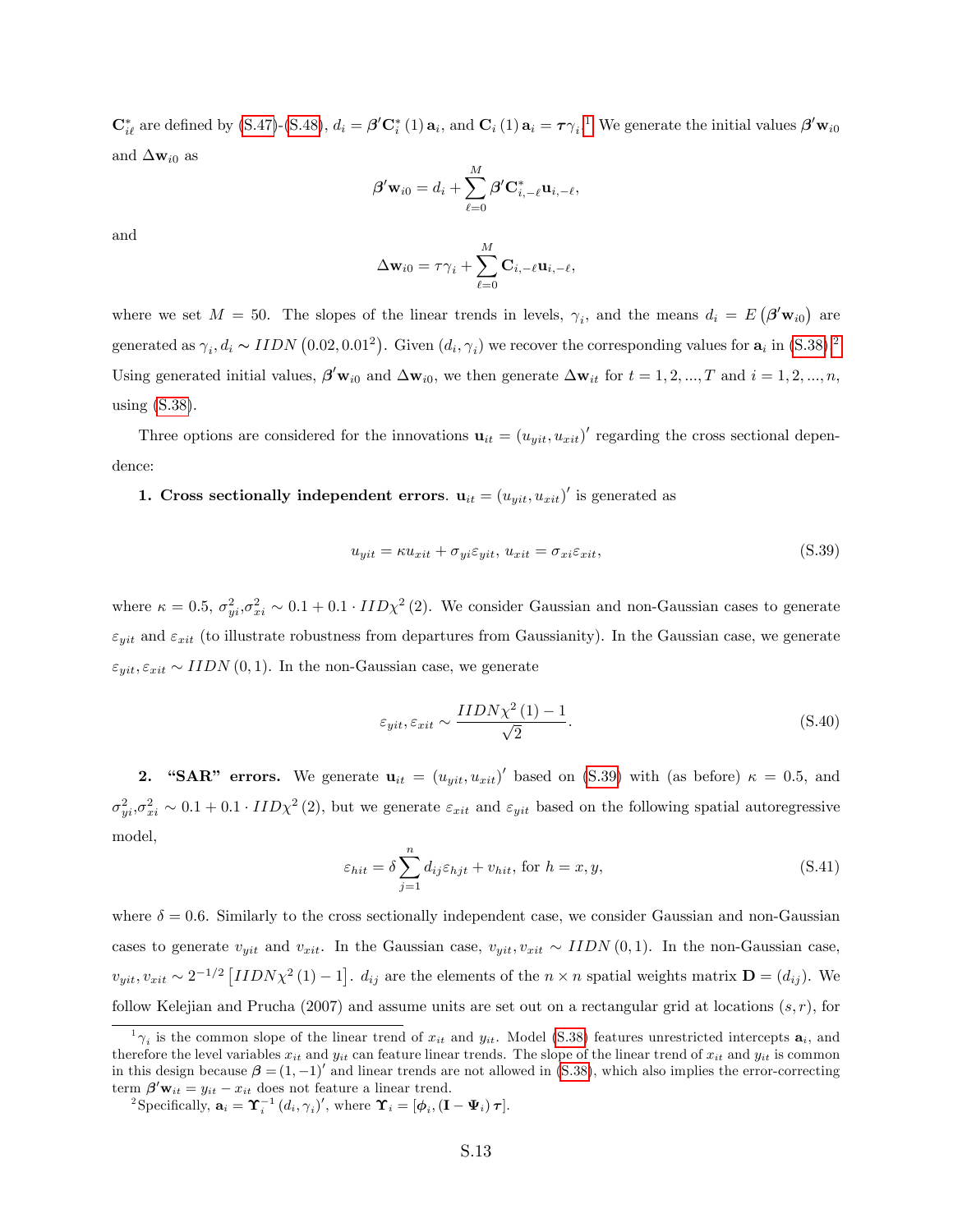$\mathbf{C}^*_{i\ell}$ are defined by (S.47)-(S.48), $d_i = \boldsymbol{\beta}'\mathbf{C}^*_i(1)\mathbf{a}_i$, and $\mathbf{C}_i(1)\mathbf{a}_i = \boldsymbol{\tau}\gamma_i$.[1] We generate the initial values $\boldsymbol{\beta}'\mathbf{w}_{i0}$ and $\Delta\mathbf{w}_{i0}$ as

$$\boldsymbol{\beta}'\mathbf{w}_{i0} = d_i + \sum_{\ell=0}^{M} \boldsymbol{\beta}'\mathbf{C}^*_{i,-\ell}\mathbf{u}_{i,-\ell},$$

and

$$\Delta\mathbf{w}_{i0} = \tau\gamma_i + \sum_{\ell=0}^{M} \mathbf{C}_{i,-\ell}\mathbf{u}_{i,-\ell},$$

where we set $M = 50$. The slopes of the linear trends in levels, $\gamma_i$, and the means $d_i = E(\boldsymbol{\beta}'\mathbf{w}_{i0})$ are generated as $\gamma_i, d_i \sim IIDN(0.02, 0.01^2)$. Given $(d_i, \gamma_i)$ we recover the corresponding values for $\mathbf{a}_i$ in (S.38).[2] Using generated initial values, $\boldsymbol{\beta}'\mathbf{w}_{i0}$ and $\Delta\mathbf{w}_{i0}$, we then generate $\Delta\mathbf{w}_{it}$ for $t = 1, 2, ..., T$ and $i = 1, 2, ..., n$, using (S.38).

Three options are considered for the innovations $\mathbf{u}_{it} = (u_{yit}, u_{xit})'$ regarding the cross sectional dependence:

**1. Cross sectionally independent errors**. $\mathbf{u}_{it} = (u_{yit}, u_{xit})'$ is generated as

$$u_{yit} = \kappa u_{xit} + \sigma_{yi}\varepsilon_{yit},\ u_{xit} = \sigma_{xi}\varepsilon_{xit}, \tag{S.39}$$

where $\kappa = 0.5$, $\sigma^2_{yi}, \sigma^2_{xi} \sim 0.1 + 0.1 \cdot IID\chi^2(2)$. We consider Gaussian and non-Gaussian cases to generate $\varepsilon_{yit}$ and $\varepsilon_{xit}$ (to illustrate robustness from departures from Gaussianity). In the Gaussian case, we generate $\varepsilon_{yit}, \varepsilon_{xit} \sim IIDN(0,1)$. In the non-Gaussian case, we generate

$$\varepsilon_{yit}, \varepsilon_{xit} \sim \frac{IIDN\chi^2(1) - 1}{\sqrt{2}}. \tag{S.40}$$

**2. "SAR" errors.** We generate $\mathbf{u}_{it} = (u_{yit}, u_{xit})'$ based on (S.39) with (as before) $\kappa = 0.5$, and $\sigma^2_{yi}, \sigma^2_{xi} \sim 0.1 + 0.1 \cdot IID\chi^2(2)$, but we generate $\varepsilon_{xit}$ and $\varepsilon_{yit}$ based on the following spatial autoregressive model,

$$\varepsilon_{hit} = \delta\sum_{j=1}^{n} d_{ij}\varepsilon_{hjt} + v_{hit}, \text{ for } h = x, y, \tag{S.41}$$

where $\delta = 0.6$. Similarly to the cross sectionally independent case, we consider Gaussian and non-Gaussian cases to generate $v_{yit}$ and $v_{xit}$. In the Gaussian case, $v_{yit}, v_{xit} \sim IIDN(0,1)$. In the non-Gaussian case, $v_{yit}, v_{xit} \sim 2^{-1/2}\left[IIDN\chi^2(1) - 1\right]$. $d_{ij}$ are the elements of the $n \times n$ spatial weights matrix $\mathbf{D} = (d_{ij})$. We follow Kelejian and Prucha (2007) and assume units are set out on a rectangular grid at locations $(s, r)$, for

[1] $\gamma_i$ is the common slope of the linear trend of $x_{it}$ and $y_{it}$. Model (S.38) features unrestricted intercepts $\mathbf{a}_i$, and therefore the level variables $x_{it}$ and $y_{it}$ can feature linear trends. The slope of the linear trend of $x_{it}$ and $y_{it}$ is common in this design because $\boldsymbol{\beta} = (1, -1)'$ and linear trends are not allowed in (S.38), which also implies the error-correcting term $\boldsymbol{\beta}'\mathbf{w}_{it} = y_{it} - x_{it}$ does not feature a linear trend.

[2] Specifically, $\mathbf{a}_i = \boldsymbol{\Upsilon}_i^{-1}(d_i, \gamma_i)'$, where $\boldsymbol{\Upsilon}_i = [\boldsymbol{\phi}_i, (\mathbf{I} - \boldsymbol{\Psi}_i)\boldsymbol{\tau}]$.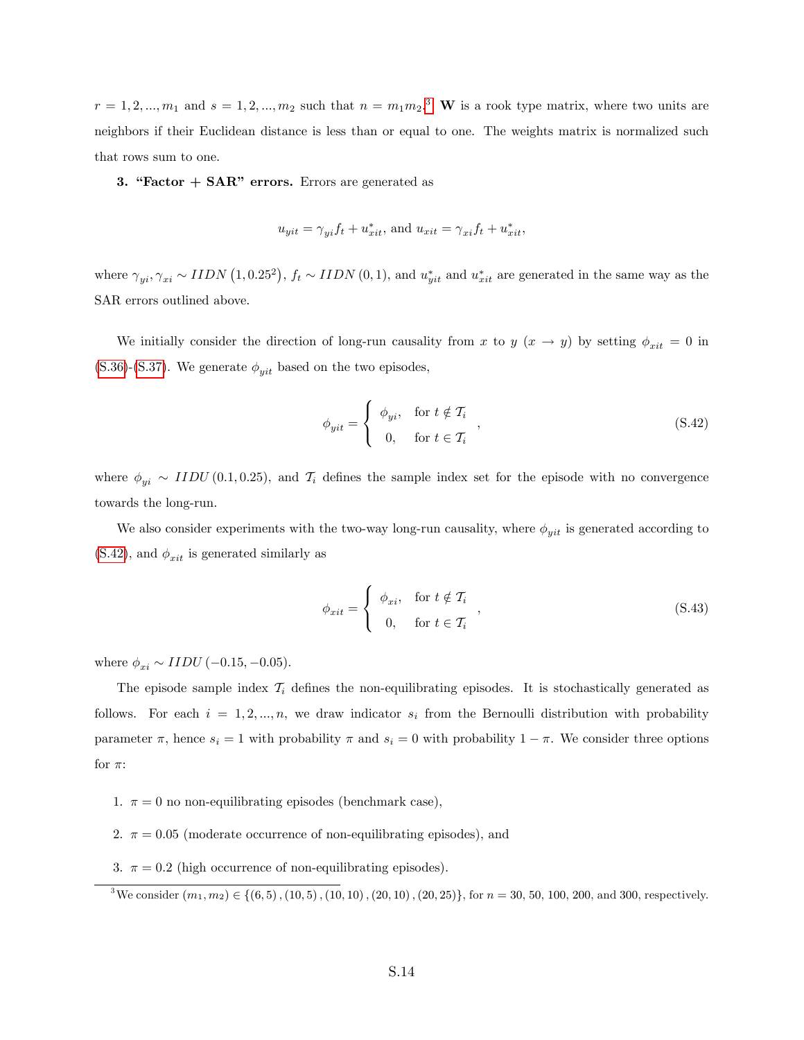$r = 1, 2, ..., m_1$ and $s = 1, 2, ..., m_2$ such that $n = m_1 m_2$.[3] $\mathbf{W}$ is a rook type matrix, where two units are neighbors if their Euclidean distance is less than or equal to one. The weights matrix is normalized such that rows sum to one.

**3. "Factor + SAR" errors.** Errors are generated as

$$u_{yit} = \gamma_{yi} f_t + u^*_{xit}, \text{ and } u_{xit} = \gamma_{xi} f_t + u^*_{xit},$$

where $\gamma_{yi}, \gamma_{xi} \sim IIDN\left(1, 0.25^2\right)$, $f_t \sim IIDN\left(0, 1\right)$, and $u^*_{yit}$ and $u^*_{xit}$ are generated in the same way as the SAR errors outlined above.

We initially consider the direction of long-run causality from $x$ to $y$ ($x \to y$) by setting $\phi_{xit} = 0$ in (S.36)-(S.37). We generate $\phi_{yit}$ based on the two episodes,

$$\phi_{yit} = \begin{cases} \phi_{yi}, & \text{for } t \notin \mathcal{T}_i \\ 0, & \text{for } t \in \mathcal{T}_i \end{cases}, \tag{S.42}$$

where $\phi_{yi} \sim IIDU\left(0.1, 0.25\right)$, and $\mathcal{T}_i$ defines the sample index set for the episode with no convergence towards the long-run.

We also consider experiments with the two-way long-run causality, where $\phi_{yit}$ is generated according to (S.42), and $\phi_{xit}$ is generated similarly as

$$\phi_{xit} = \begin{cases} \phi_{xi}, & \text{for } t \notin \mathcal{T}_i \\ 0, & \text{for } t \in \mathcal{T}_i \end{cases}, \tag{S.43}$$

where $\phi_{xi} \sim IIDU\left(-0.15, -0.05\right)$.

The episode sample index $\mathcal{T}_i$ defines the non-equilibrating episodes. It is stochastically generated as follows. For each $i = 1, 2, ..., n$, we draw indicator $s_i$ from the Bernoulli distribution with probability parameter $\pi$, hence $s_i = 1$ with probability $\pi$ and $s_i = 0$ with probability $1 - \pi$. We consider three options for $\pi$:

1. $\pi = 0$ no non-equilibrating episodes (benchmark case),
2. $\pi = 0.05$ (moderate occurrence of non-equilibrating episodes), and
3. $\pi = 0.2$ (high occurrence of non-equilibrating episodes).

[3] We consider $(m_1, m_2) \in \{(6, 5), (10, 5), (10, 10), (20, 10), (20, 25)\}$, for $n = 30, 50, 100, 200$, and $300$, respectively.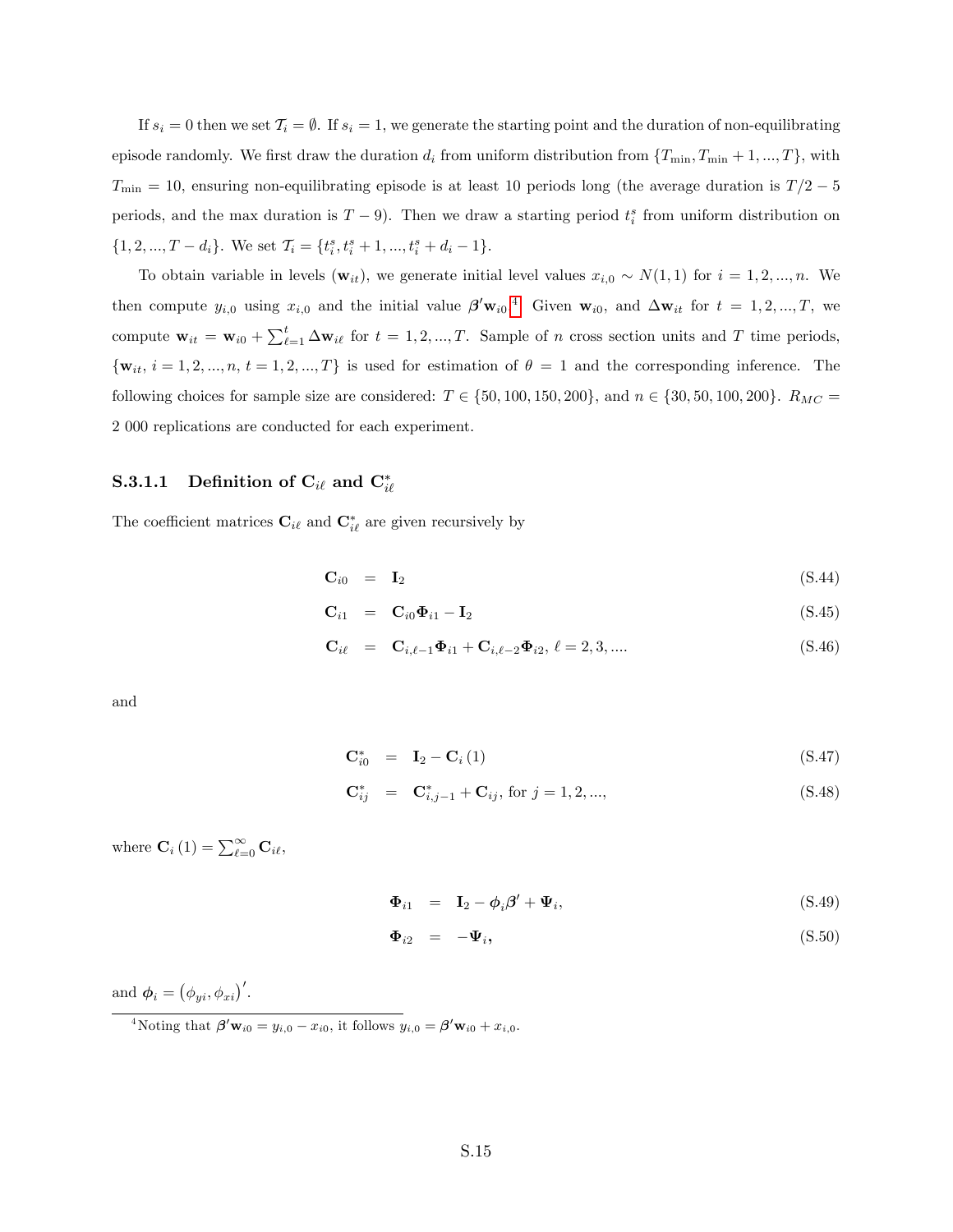If $s_i = 0$ then we set $\mathcal{T}_i = \emptyset$. If $s_i = 1$, we generate the starting point and the duration of non-equilibrating episode randomly. We first draw the duration $d_i$ from uniform distribution from $\{T_{\min}, T_{\min}+1, ..., T\}$, with $T_{\min} = 10$, ensuring non-equilibrating episode is at least 10 periods long (the average duration is $T/2 - 5$ periods, and the max duration is $T - 9$). Then we draw a starting period $t_i^s$ from uniform distribution on $\{1, 2, ..., T - d_i\}$. We set $\mathcal{T}_i = \{t_i^s, t_i^s + 1, ..., t_i^s + d_i - 1\}$.

To obtain variable in levels ($\mathbf{w}_{it}$), we generate initial level values $x_{i,0} \sim N(1, 1)$ for $i = 1, 2, ..., n$. We then compute $y_{i,0}$ using $x_{i,0}$ and the initial value $\boldsymbol{\beta}'\mathbf{w}_{i0}$.[4] Given $\mathbf{w}_{i0}$, and $\Delta\mathbf{w}_{it}$ for $t = 1, 2, ..., T$, we compute $\mathbf{w}_{it} = \mathbf{w}_{i0} + \sum_{\ell=1}^{t} \Delta\mathbf{w}_{i\ell}$ for $t = 1, 2, ..., T$. Sample of $n$ cross section units and $T$ time periods, $\{\mathbf{w}_{it},\, i = 1, 2, ..., n,\, t = 1, 2, ..., T\}$ is used for estimation of $\theta = 1$ and the corresponding inference. The following choices for sample size are considered: $T \in \{50, 100, 150, 200\}$, and $n \in \{30, 50, 100, 200\}$. $R_{MC} =$ 2 000 replications are conducted for each experiment.

#### S.3.1.1 Definition of $\mathbf{C}_{i\ell}$ and $\mathbf{C}^*_{i\ell}$

The coefficient matrices $\mathbf{C}_{i\ell}$ and $\mathbf{C}^*_{i\ell}$ are given recursively by

$$\mathbf{C}_{i0} = \mathbf{I}_2 \tag{S.44}$$

$$\mathbf{C}_{i1} = \mathbf{C}_{i0}\boldsymbol{\Phi}_{i1} - \mathbf{I}_2 \tag{S.45}$$

$$\mathbf{C}_{i\ell} = \mathbf{C}_{i,\ell-1}\boldsymbol{\Phi}_{i1} + \mathbf{C}_{i,\ell-2}\boldsymbol{\Phi}_{i2},\ \ell = 2, 3, .... \tag{S.46}$$

and

$$\mathbf{C}^*_{i0} = \mathbf{I}_2 - \mathbf{C}_i(1) \tag{S.47}$$

$$\mathbf{C}^*_{ij} = \mathbf{C}^*_{i,j-1} + \mathbf{C}_{ij}, \text{ for } j = 1, 2, ..., \tag{S.48}$$

where $\mathbf{C}_i(1) = \sum_{\ell=0}^{\infty} \mathbf{C}_{i\ell}$,

$$\boldsymbol{\Phi}_{i1} = \mathbf{I}_2 - \boldsymbol{\phi}_i\boldsymbol{\beta}' + \boldsymbol{\Psi}_i, \tag{S.49}$$

$$\boldsymbol{\Phi}_{i2} = -\boldsymbol{\Psi}_i, \tag{S.50}$$

and $\boldsymbol{\phi}_i = (\phi_{yi}, \phi_{xi})'$.

[4] Noting that $\boldsymbol{\beta}'\mathbf{w}_{i0} = y_{i,0} - x_{i0}$, it follows $y_{i,0} = \boldsymbol{\beta}'\mathbf{w}_{i0} + x_{i,0}$.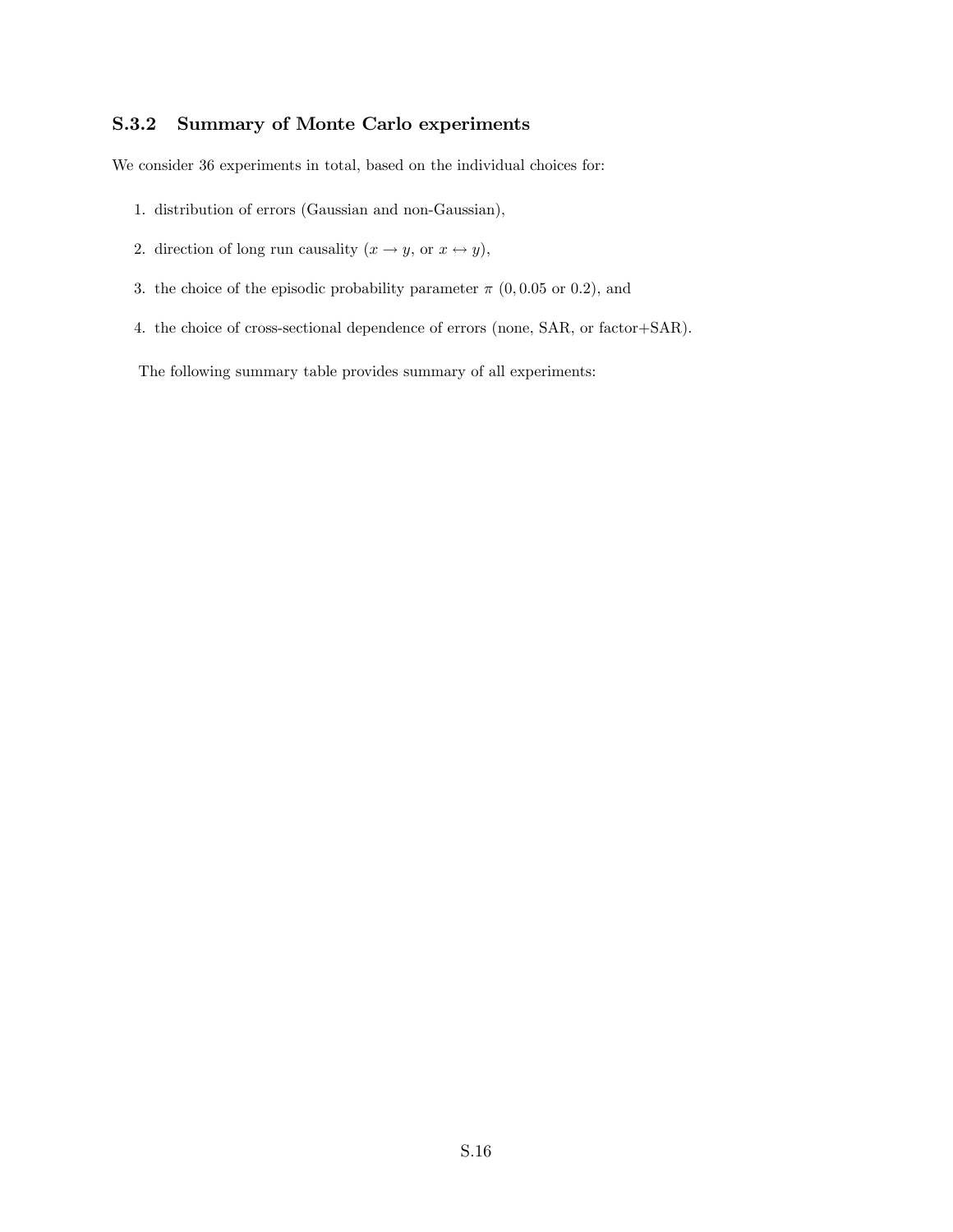### S.3.2 Summary of Monte Carlo experiments

We consider 36 experiments in total, based on the individual choices for:

1. distribution of errors (Gaussian and non-Gaussian),
2. direction of long run causality ($x \rightarrow y$, or $x \leftrightarrow y$),
3. the choice of the episodic probability parameter $\pi$ ($0, 0.05$ or $0.2$), and
4. the choice of cross-sectional dependence of errors (none, SAR, or factor+SAR).

The following summary table provides summary of all experiments: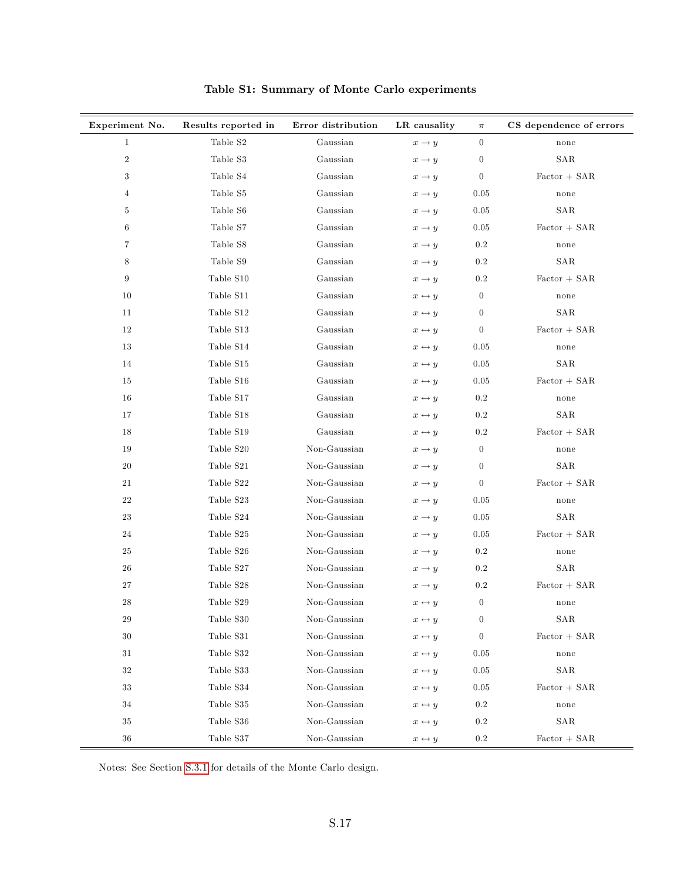**Table S1: Summary of Monte Carlo experiments**

| Experiment No. | Results reported in | Error distribution | LR causality | $\pi$ | CS dependence of errors |
|---|---|---|---|---|---|
| 1 | Table S2 | Gaussian | $x \rightarrow y$ | 0 | none |
| 2 | Table S3 | Gaussian | $x \rightarrow y$ | 0 | SAR |
| 3 | Table S4 | Gaussian | $x \rightarrow y$ | 0 | Factor + SAR |
| 4 | Table S5 | Gaussian | $x \rightarrow y$ | 0.05 | none |
| 5 | Table S6 | Gaussian | $x \rightarrow y$ | 0.05 | SAR |
| 6 | Table S7 | Gaussian | $x \rightarrow y$ | 0.05 | Factor + SAR |
| 7 | Table S8 | Gaussian | $x \rightarrow y$ | 0.2 | none |
| 8 | Table S9 | Gaussian | $x \rightarrow y$ | 0.2 | SAR |
| 9 | Table S10 | Gaussian | $x \rightarrow y$ | 0.2 | Factor + SAR |
| 10 | Table S11 | Gaussian | $x \leftrightarrow y$ | 0 | none |
| 11 | Table S12 | Gaussian | $x \leftrightarrow y$ | 0 | SAR |
| 12 | Table S13 | Gaussian | $x \leftrightarrow y$ | 0 | Factor + SAR |
| 13 | Table S14 | Gaussian | $x \leftrightarrow y$ | 0.05 | none |
| 14 | Table S15 | Gaussian | $x \leftrightarrow y$ | 0.05 | SAR |
| 15 | Table S16 | Gaussian | $x \leftrightarrow y$ | 0.05 | Factor + SAR |
| 16 | Table S17 | Gaussian | $x \leftrightarrow y$ | 0.2 | none |
| 17 | Table S18 | Gaussian | $x \leftrightarrow y$ | 0.2 | SAR |
| 18 | Table S19 | Gaussian | $x \leftrightarrow y$ | 0.2 | Factor + SAR |
| 19 | Table S20 | Non-Gaussian | $x \rightarrow y$ | 0 | none |
| 20 | Table S21 | Non-Gaussian | $x \rightarrow y$ | 0 | SAR |
| 21 | Table S22 | Non-Gaussian | $x \rightarrow y$ | 0 | Factor + SAR |
| 22 | Table S23 | Non-Gaussian | $x \rightarrow y$ | 0.05 | none |
| 23 | Table S24 | Non-Gaussian | $x \rightarrow y$ | 0.05 | SAR |
| 24 | Table S25 | Non-Gaussian | $x \rightarrow y$ | 0.05 | Factor + SAR |
| 25 | Table S26 | Non-Gaussian | $x \rightarrow y$ | 0.2 | none |
| 26 | Table S27 | Non-Gaussian | $x \rightarrow y$ | 0.2 | SAR |
| 27 | Table S28 | Non-Gaussian | $x \rightarrow y$ | 0.2 | Factor + SAR |
| 28 | Table S29 | Non-Gaussian | $x \leftrightarrow y$ | 0 | none |
| 29 | Table S30 | Non-Gaussian | $x \leftrightarrow y$ | 0 | SAR |
| 30 | Table S31 | Non-Gaussian | $x \leftrightarrow y$ | 0 | Factor + SAR |
| 31 | Table S32 | Non-Gaussian | $x \leftrightarrow y$ | 0.05 | none |
| 32 | Table S33 | Non-Gaussian | $x \leftrightarrow y$ | 0.05 | SAR |
| 33 | Table S34 | Non-Gaussian | $x \leftrightarrow y$ | 0.05 | Factor + SAR |
| 34 | Table S35 | Non-Gaussian | $x \leftrightarrow y$ | 0.2 | none |
| 35 | Table S36 | Non-Gaussian | $x \leftrightarrow y$ | 0.2 | SAR |
| 36 | Table S37 | Non-Gaussian | $x \leftrightarrow y$ | 0.2 | Factor + SAR |

Notes: See Section S.3.1 for details of the Monte Carlo design.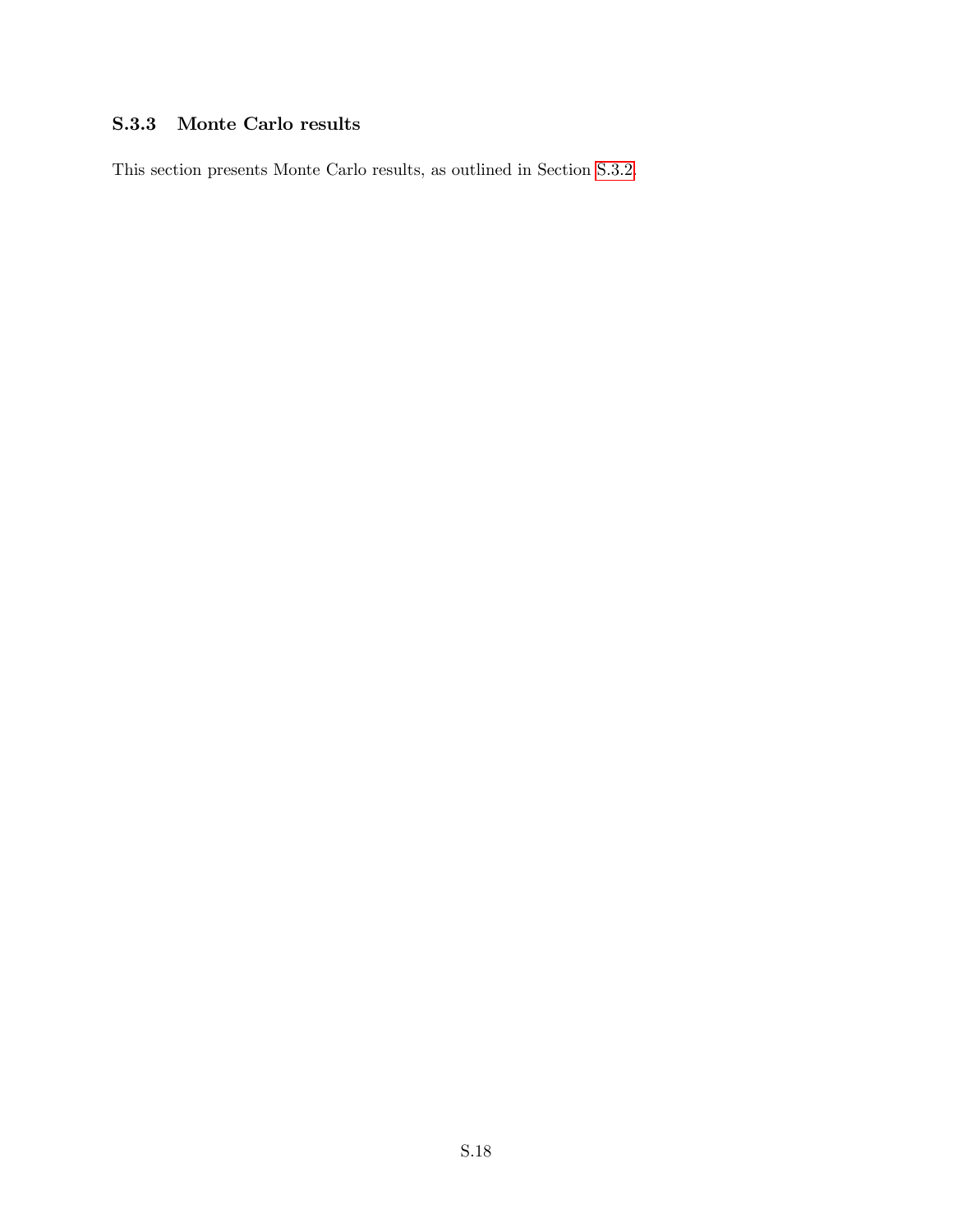### S.3.3 Monte Carlo results

This section presents Monte Carlo results, as outlined in Section S.3.2.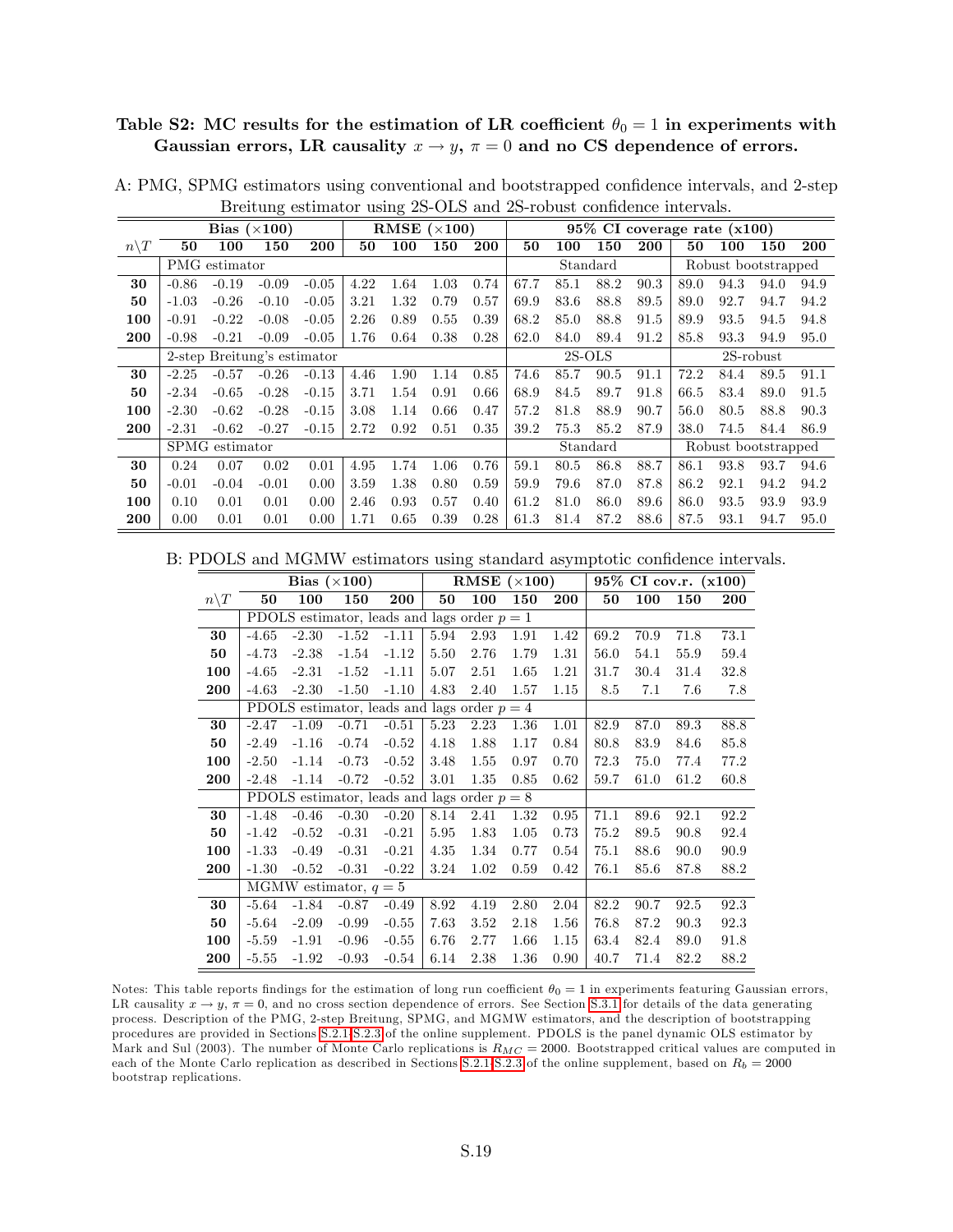**Table S2: MC results for the estimation of LR coefficient $\theta_0 = 1$ in experiments with Gaussian errors, LR causality $x \to y$, $\pi = 0$ and no CS dependence of errors.**

A: PMG, SPMG estimators using conventional and bootstrapped confidence intervals, and 2-step Breitung estimator using 2S-OLS and 2S-robust confidence intervals.

| | Bias ($\times 100$) | | | | RMSE ($\times 100$) | | | | 95% CI coverage rate (x100) | | | | | | | |
|---|---|---|---|---|---|---|---|---|---|---|---|---|---|---|---|---|
| $n \backslash T$ | **50** | **100** | **150** | **200** | **50** | **100** | **150** | **200** | **50** | **100** | **150** | **200** | **50** | **100** | **150** | **200** |
| | PMG estimator | | | | | | | | Standard | | | | Robust bootstrapped | | | |
| **30** | -0.86 | -0.19 | -0.09 | -0.05 | 4.22 | 1.64 | 1.03 | 0.74 | 67.7 | 85.1 | 88.2 | 90.3 | 89.0 | 94.3 | 94.0 | 94.9 |
| **50** | -1.03 | -0.26 | -0.10 | -0.05 | 3.21 | 1.32 | 0.79 | 0.57 | 69.9 | 83.6 | 88.8 | 89.5 | 89.0 | 92.7 | 94.7 | 94.2 |
| **100** | -0.91 | -0.22 | -0.08 | -0.05 | 2.26 | 0.89 | 0.55 | 0.39 | 68.2 | 85.0 | 88.8 | 91.5 | 89.9 | 93.5 | 94.5 | 94.8 |
| **200** | -0.98 | -0.21 | -0.09 | -0.05 | 1.76 | 0.64 | 0.38 | 0.28 | 62.0 | 84.0 | 89.4 | 91.2 | 85.8 | 93.3 | 94.9 | 95.0 |
| | 2-step Breitung's estimator | | | | | | | | 2S-OLS | | | | 2S-robust | | | |
| **30** | -2.25 | -0.57 | -0.26 | -0.13 | 4.46 | 1.90 | 1.14 | 0.85 | 74.6 | 85.7 | 90.5 | 91.1 | 72.2 | 84.4 | 89.5 | 91.1 |
| **50** | -2.34 | -0.65 | -0.28 | -0.15 | 3.71 | 1.54 | 0.91 | 0.66 | 68.9 | 84.5 | 89.7 | 91.8 | 66.5 | 83.4 | 89.0 | 91.5 |
| **100** | -2.30 | -0.62 | -0.28 | -0.15 | 3.08 | 1.14 | 0.66 | 0.47 | 57.2 | 81.8 | 88.9 | 90.7 | 56.0 | 80.5 | 88.8 | 90.3 |
| **200** | -2.31 | -0.62 | -0.27 | -0.15 | 2.72 | 0.92 | 0.51 | 0.35 | 39.2 | 75.3 | 85.2 | 87.9 | 38.0 | 74.5 | 84.4 | 86.9 |
| | SPMG estimator | | | | | | | | Standard | | | | Robust bootstrapped | | | |
| **30** | 0.24 | 0.07 | 0.02 | 0.01 | 4.95 | 1.74 | 1.06 | 0.76 | 59.1 | 80.5 | 86.8 | 88.7 | 86.1 | 93.8 | 93.7 | 94.6 |
| **50** | -0.01 | -0.04 | -0.01 | 0.00 | 3.59 | 1.38 | 0.80 | 0.59 | 59.9 | 79.6 | 87.0 | 87.8 | 86.2 | 92.1 | 94.2 | 94.2 |
| **100** | 0.10 | 0.01 | 0.01 | 0.00 | 2.46 | 0.93 | 0.57 | 0.40 | 61.2 | 81.0 | 86.0 | 89.6 | 86.0 | 93.5 | 93.9 | 93.9 |
| **200** | 0.00 | 0.01 | 0.01 | 0.00 | 1.71 | 0.65 | 0.39 | 0.28 | 61.3 | 81.4 | 87.2 | 88.6 | 87.5 | 93.1 | 94.7 | 95.0 |

B: PDOLS and MGMW estimators using standard asymptotic confidence intervals.

| | Bias ($\times 100$) | | | | RMSE ($\times 100$) | | | | 95% CI cov.r. (x100) | | | |
|---|---|---|---|---|---|---|---|---|---|---|---|---|
| $n \backslash T$ | **50** | **100** | **150** | **200** | **50** | **100** | **150** | **200** | **50** | **100** | **150** | **200** |
| | PDOLS estimator, leads and lags order $p = 1$ | | | | | | | | | | | |
| **30** | -4.65 | -2.30 | -1.52 | -1.11 | 5.94 | 2.93 | 1.91 | 1.42 | 69.2 | 70.9 | 71.8 | 73.1 |
| **50** | -4.73 | -2.38 | -1.54 | -1.12 | 5.50 | 2.76 | 1.79 | 1.31 | 56.0 | 54.1 | 55.9 | 59.4 |
| **100** | -4.65 | -2.31 | -1.52 | -1.11 | 5.07 | 2.51 | 1.65 | 1.21 | 31.7 | 30.4 | 31.4 | 32.8 |
| **200** | -4.63 | -2.30 | -1.50 | -1.10 | 4.83 | 2.40 | 1.57 | 1.15 | 8.5 | 7.1 | 7.6 | 7.8 |
| | PDOLS estimator, leads and lags order $p = 4$ | | | | | | | | | | | |
| **30** | -2.47 | -1.09 | -0.71 | -0.51 | 5.23 | 2.23 | 1.36 | 1.01 | 82.9 | 87.0 | 89.3 | 88.8 |
| **50** | -2.49 | -1.16 | -0.74 | -0.52 | 4.18 | 1.88 | 1.17 | 0.84 | 80.8 | 83.9 | 84.6 | 85.8 |
| **100** | -2.50 | -1.14 | -0.73 | -0.52 | 3.48 | 1.55 | 0.97 | 0.70 | 72.3 | 75.0 | 77.4 | 77.2 |
| **200** | -2.48 | -1.14 | -0.72 | -0.52 | 3.01 | 1.35 | 0.85 | 0.62 | 59.7 | 61.0 | 61.2 | 60.8 |
| | PDOLS estimator, leads and lags order $p = 8$ | | | | | | | | | | | |
| **30** | -1.48 | -0.46 | -0.30 | -0.20 | 8.14 | 2.41 | 1.32 | 0.95 | 71.1 | 89.6 | 92.1 | 92.2 |
| **50** | -1.42 | -0.52 | -0.31 | -0.21 | 5.95 | 1.83 | 1.05 | 0.73 | 75.2 | 89.5 | 90.8 | 92.4 |
| **100** | -1.33 | -0.49 | -0.31 | -0.21 | 4.35 | 1.34 | 0.77 | 0.54 | 75.1 | 88.6 | 90.0 | 90.9 |
| **200** | -1.30 | -0.52 | -0.31 | -0.22 | 3.24 | 1.02 | 0.59 | 0.42 | 76.1 | 85.6 | 87.8 | 88.2 |
| | MGMW estimator, $q = 5$ | | | | | | | | | | | |
| **30** | -5.64 | -1.84 | -0.87 | -0.49 | 8.92 | 4.19 | 2.80 | 2.04 | 82.2 | 90.7 | 92.5 | 92.3 |
| **50** | -5.64 | -2.09 | -0.99 | -0.55 | 7.63 | 3.52 | 2.18 | 1.56 | 76.8 | 87.2 | 90.3 | 92.3 |
| **100** | -5.59 | -1.91 | -0.96 | -0.55 | 6.76 | 2.77 | 1.66 | 1.15 | 63.4 | 82.4 | 89.0 | 91.8 |
| **200** | -5.55 | -1.92 | -0.93 | -0.54 | 6.14 | 2.38 | 1.36 | 0.90 | 40.7 | 71.4 | 82.2 | 88.2 |

Notes: This table reports findings for the estimation of long run coefficient $\theta_0 = 1$ in experiments featuring Gaussian errors, LR causality $x \to y$, $\pi = 0$, and no cross section dependence of errors. See Section S.3.1 for details of the data generating process. Description of the PMG, 2-step Breitung, SPMG, and MGMW estimators, and the description of bootstrapping procedures are provided in Sections S.2.1-S.2.3 of the online supplement. PDOLS is the panel dynamic OLS estimator by Mark and Sul (2003). The number of Monte Carlo replications is $R_{MC} = 2000$. Bootstrapped critical values are computed in each of the Monte Carlo replication as described in Sections S.2.1-S.2.3 of the online supplement, based on $R_b = 2000$ bootstrap replications.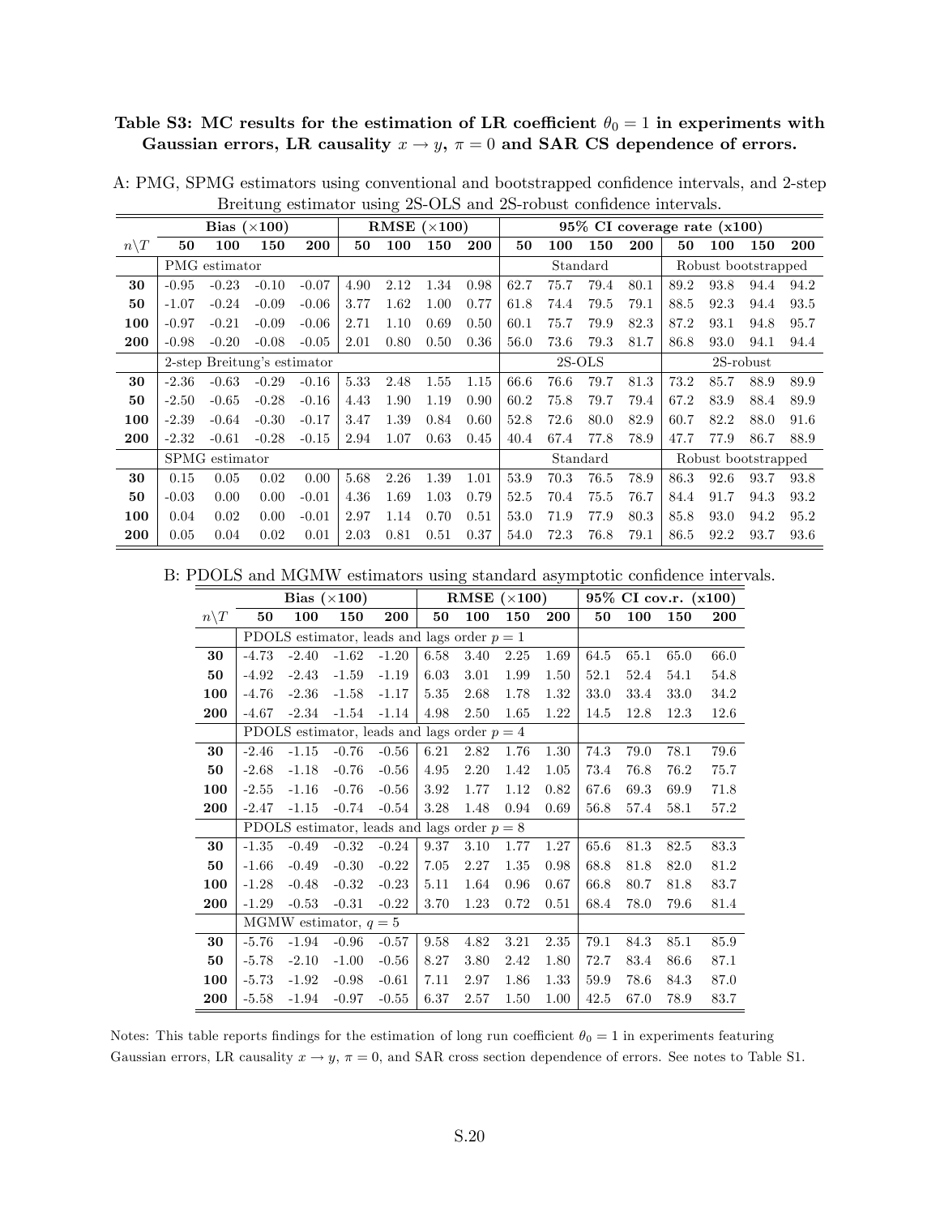**Table S3: MC results for the estimation of LR coefficient $\theta_0 = 1$ in experiments with Gaussian errors, LR causality $x \rightarrow y$, $\pi = 0$ and SAR CS dependence of errors.**

A: PMG, SPMG estimators using conventional and bootstrapped confidence intervals, and 2-step Breitung estimator using 2S-OLS and 2S-robust confidence intervals.

| | **Bias ($\times$100)** | | | | **RMSE ($\times$100)** | | | | **95% CI coverage rate (x100)** | | | | | | | |
|---|---|---|---|---|---|---|---|---|---|---|---|---|---|---|---|---|
| $n\backslash T$ | **50** | **100** | **150** | **200** | **50** | **100** | **150** | **200** | **50** | **100** | **150** | **200** | **50** | **100** | **150** | **200** |
| | PMG estimator | | | | | | | | Standard | | | | Robust bootstrapped | | | |
| **30** | -0.95 | -0.23 | -0.10 | -0.07 | 4.90 | 2.12 | 1.34 | 0.98 | 62.7 | 75.7 | 79.4 | 80.1 | 89.2 | 93.8 | 94.4 | 94.2 |
| **50** | -1.07 | -0.24 | -0.09 | -0.06 | 3.77 | 1.62 | 1.00 | 0.77 | 61.8 | 74.4 | 79.5 | 79.1 | 88.5 | 92.3 | 94.4 | 93.5 |
| **100** | -0.97 | -0.21 | -0.09 | -0.06 | 2.71 | 1.10 | 0.69 | 0.50 | 60.1 | 75.7 | 79.9 | 82.3 | 87.2 | 93.1 | 94.8 | 95.7 |
| **200** | -0.98 | -0.20 | -0.08 | -0.05 | 2.01 | 0.80 | 0.50 | 0.36 | 56.0 | 73.6 | 79.3 | 81.7 | 86.8 | 93.0 | 94.1 | 94.4 |
| | 2-step Breitung's estimator | | | | | | | | 2S-OLS | | | | 2S-robust | | | |
| **30** | -2.36 | -0.63 | -0.29 | -0.16 | 5.33 | 2.48 | 1.55 | 1.15 | 66.6 | 76.6 | 79.7 | 81.3 | 73.2 | 85.7 | 88.9 | 89.9 |
| **50** | -2.50 | -0.65 | -0.28 | -0.16 | 4.43 | 1.90 | 1.19 | 0.90 | 60.2 | 75.8 | 79.7 | 79.4 | 67.2 | 83.9 | 88.4 | 89.9 |
| **100** | -2.39 | -0.64 | -0.30 | -0.17 | 3.47 | 1.39 | 0.84 | 0.60 | 52.8 | 72.6 | 80.0 | 82.9 | 60.7 | 82.2 | 88.0 | 91.6 |
| **200** | -2.32 | -0.61 | -0.28 | -0.15 | 2.94 | 1.07 | 0.63 | 0.45 | 40.4 | 67.4 | 77.8 | 78.9 | 47.7 | 77.9 | 86.7 | 88.9 |
| | SPMG estimator | | | | | | | | Standard | | | | Robust bootstrapped | | | |
| **30** | 0.15 | 0.05 | 0.02 | 0.00 | 5.68 | 2.26 | 1.39 | 1.01 | 53.9 | 70.3 | 76.5 | 78.9 | 86.3 | 92.6 | 93.7 | 93.8 |
| **50** | -0.03 | 0.00 | 0.00 | -0.01 | 4.36 | 1.69 | 1.03 | 0.79 | 52.5 | 70.4 | 75.5 | 76.7 | 84.4 | 91.7 | 94.3 | 93.2 |
| **100** | 0.04 | 0.02 | 0.00 | -0.01 | 2.97 | 1.14 | 0.70 | 0.51 | 53.0 | 71.9 | 77.9 | 80.3 | 85.8 | 93.0 | 94.2 | 95.2 |
| **200** | 0.05 | 0.04 | 0.02 | 0.01 | 2.03 | 0.81 | 0.51 | 0.37 | 54.0 | 72.3 | 76.8 | 79.1 | 86.5 | 92.2 | 93.7 | 93.6 |

B: PDOLS and MGMW estimators using standard asymptotic confidence intervals.

| | **Bias ($\times$100)** | | | | **RMSE ($\times$100)** | | | | **95% CI cov.r. (x100)** | | | |
|---|---|---|---|---|---|---|---|---|---|---|---|---|
| $n\backslash T$ | **50** | **100** | **150** | **200** | **50** | **100** | **150** | **200** | **50** | **100** | **150** | **200** |
| | PDOLS estimator, leads and lags order $p = 1$ | | | | | | | | | | | |
| **30** | -4.73 | -2.40 | -1.62 | -1.20 | 6.58 | 3.40 | 2.25 | 1.69 | 64.5 | 65.1 | 65.0 | 66.0 |
| **50** | -4.92 | -2.43 | -1.59 | -1.19 | 6.03 | 3.01 | 1.99 | 1.50 | 52.1 | 52.4 | 54.1 | 54.8 |
| **100** | -4.76 | -2.36 | -1.58 | -1.17 | 5.35 | 2.68 | 1.78 | 1.32 | 33.0 | 33.4 | 33.0 | 34.2 |
| **200** | -4.67 | -2.34 | -1.54 | -1.14 | 4.98 | 2.50 | 1.65 | 1.22 | 14.5 | 12.8 | 12.3 | 12.6 |
| | PDOLS estimator, leads and lags order $p = 4$ | | | | | | | | | | | |
| **30** | -2.46 | -1.15 | -0.76 | -0.56 | 6.21 | 2.82 | 1.76 | 1.30 | 74.3 | 79.0 | 78.1 | 79.6 |
| **50** | -2.68 | -1.18 | -0.76 | -0.56 | 4.95 | 2.20 | 1.42 | 1.05 | 73.4 | 76.8 | 76.2 | 75.7 |
| **100** | -2.55 | -1.16 | -0.76 | -0.56 | 3.92 | 1.77 | 1.12 | 0.82 | 67.6 | 69.3 | 69.9 | 71.8 |
| **200** | -2.47 | -1.15 | -0.74 | -0.54 | 3.28 | 1.48 | 0.94 | 0.69 | 56.8 | 57.4 | 58.1 | 57.2 |
| | PDOLS estimator, leads and lags order $p = 8$ | | | | | | | | | | | |
| **30** | -1.35 | -0.49 | -0.32 | -0.24 | 9.37 | 3.10 | 1.77 | 1.27 | 65.6 | 81.3 | 82.5 | 83.3 |
| **50** | -1.66 | -0.49 | -0.30 | -0.22 | 7.05 | 2.27 | 1.35 | 0.98 | 68.8 | 81.8 | 82.0 | 81.2 |
| **100** | -1.28 | -0.48 | -0.32 | -0.23 | 5.11 | 1.64 | 0.96 | 0.67 | 66.8 | 80.7 | 81.8 | 83.7 |
| **200** | -1.29 | -0.53 | -0.31 | -0.22 | 3.70 | 1.23 | 0.72 | 0.51 | 68.4 | 78.0 | 79.6 | 81.4 |
| | MGMW estimator, $q = 5$ | | | | | | | | | | | |
| **30** | -5.76 | -1.94 | -0.96 | -0.57 | 9.58 | 4.82 | 3.21 | 2.35 | 79.1 | 84.3 | 85.1 | 85.9 |
| **50** | -5.78 | -2.10 | -1.00 | -0.56 | 8.27 | 3.80 | 2.42 | 1.80 | 72.7 | 83.4 | 86.6 | 87.1 |
| **100** | -5.73 | -1.92 | -0.98 | -0.61 | 7.11 | 2.97 | 1.86 | 1.33 | 59.9 | 78.6 | 84.3 | 87.0 |
| **200** | -5.58 | -1.94 | -0.97 | -0.55 | 6.37 | 2.57 | 1.50 | 1.00 | 42.5 | 67.0 | 78.9 | 83.7 |

Notes: This table reports findings for the estimation of long run coefficient $\theta_0 = 1$ in experiments featuring Gaussian errors, LR causality $x \rightarrow y$, $\pi = 0$, and SAR cross section dependence of errors. See notes to Table S1.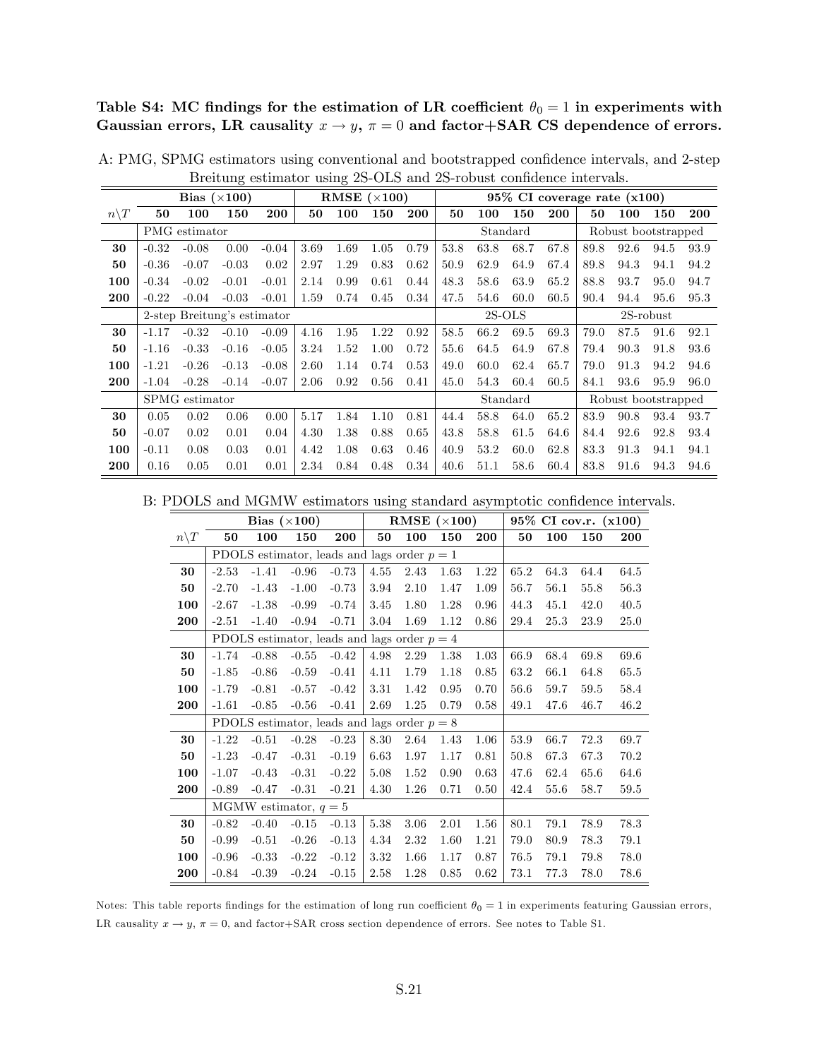**Table S4: MC findings for the estimation of LR coefficient $\theta_0 = 1$ in experiments with Gaussian errors, LR causality $x \to y$, $\pi = 0$ and factor+SAR CS dependence of errors.**

A: PMG, SPMG estimators using conventional and bootstrapped confidence intervals, and 2-step Breitung estimator using 2S-OLS and 2S-robust confidence intervals.

| | Bias ($\times$100) | | | | RMSE ($\times$100) | | | | 95% CI coverage rate (x100) | | | | | | | |
|---|---|---|---|---|---|---|---|---|---|---|---|---|---|---|---|---|
| $n\backslash T$ | **50** | **100** | **150** | **200** | **50** | **100** | **150** | **200** | **50** | **100** | **150** | **200** | **50** | **100** | **150** | **200** |
| | PMG estimator | | | | | | | | Standard | | | | Robust bootstrapped | | | |
| **30** | -0.32 | -0.08 | 0.00 | -0.04 | 3.69 | 1.69 | 1.05 | 0.79 | 53.8 | 63.8 | 68.7 | 67.8 | 89.8 | 92.6 | 94.5 | 93.9 |
| **50** | -0.36 | -0.07 | -0.03 | 0.02 | 2.97 | 1.29 | 0.83 | 0.62 | 50.9 | 62.9 | 64.9 | 67.4 | 89.8 | 94.3 | 94.1 | 94.2 |
| **100** | -0.34 | -0.02 | -0.01 | -0.01 | 2.14 | 0.99 | 0.61 | 0.44 | 48.3 | 58.6 | 63.9 | 65.2 | 88.8 | 93.7 | 95.0 | 94.7 |
| **200** | -0.22 | -0.04 | -0.03 | -0.01 | 1.59 | 0.74 | 0.45 | 0.34 | 47.5 | 54.6 | 60.0 | 60.5 | 90.4 | 94.4 | 95.6 | 95.3 |
| | 2-step Breitung's estimator | | | | | | | | 2S-OLS | | | | 2S-robust | | | |
| **30** | -1.17 | -0.32 | -0.10 | -0.09 | 4.16 | 1.95 | 1.22 | 0.92 | 58.5 | 66.2 | 69.5 | 69.3 | 79.0 | 87.5 | 91.6 | 92.1 |
| **50** | -1.16 | -0.33 | -0.16 | -0.05 | 3.24 | 1.52 | 1.00 | 0.72 | 55.6 | 64.5 | 64.9 | 67.8 | 79.4 | 90.3 | 91.8 | 93.6 |
| **100** | -1.21 | -0.26 | -0.13 | -0.08 | 2.60 | 1.14 | 0.74 | 0.53 | 49.0 | 60.0 | 62.4 | 65.7 | 79.0 | 91.3 | 94.2 | 94.6 |
| **200** | -1.04 | -0.28 | -0.14 | -0.07 | 2.06 | 0.92 | 0.56 | 0.41 | 45.0 | 54.3 | 60.4 | 60.5 | 84.1 | 93.6 | 95.9 | 96.0 |
| | SPMG estimator | | | | | | | | Standard | | | | Robust bootstrapped | | | |
| **30** | 0.05 | 0.02 | 0.06 | 0.00 | 5.17 | 1.84 | 1.10 | 0.81 | 44.4 | 58.8 | 64.0 | 65.2 | 83.9 | 90.8 | 93.4 | 93.7 |
| **50** | -0.07 | 0.02 | 0.01 | 0.04 | 4.30 | 1.38 | 0.88 | 0.65 | 43.8 | 58.8 | 61.5 | 64.6 | 84.4 | 92.6 | 92.8 | 93.4 |
| **100** | -0.11 | 0.08 | 0.03 | 0.01 | 4.42 | 1.08 | 0.63 | 0.46 | 40.9 | 53.2 | 60.0 | 62.8 | 83.3 | 91.3 | 94.1 | 94.1 |
| **200** | 0.16 | 0.05 | 0.01 | 0.01 | 2.34 | 0.84 | 0.48 | 0.34 | 40.6 | 51.1 | 58.6 | 60.4 | 83.8 | 91.6 | 94.3 | 94.6 |

B: PDOLS and MGMW estimators using standard asymptotic confidence intervals.

| | Bias ($\times$100) | | | | RMSE ($\times$100) | | | | 95% CI cov.r. (x100) | | | |
|---|---|---|---|---|---|---|---|---|---|---|---|---|
| $n\backslash T$ | **50** | **100** | **150** | **200** | **50** | **100** | **150** | **200** | **50** | **100** | **150** | **200** |
| | PDOLS estimator, leads and lags order $p = 1$ | | | | | | | | | | | |
| **30** | -2.53 | -1.41 | -0.96 | -0.73 | 4.55 | 2.43 | 1.63 | 1.22 | 65.2 | 64.3 | 64.4 | 64.5 |
| **50** | -2.70 | -1.43 | -1.00 | -0.73 | 3.94 | 2.10 | 1.47 | 1.09 | 56.7 | 56.1 | 55.8 | 56.3 |
| **100** | -2.67 | -1.38 | -0.99 | -0.74 | 3.45 | 1.80 | 1.28 | 0.96 | 44.3 | 45.1 | 42.0 | 40.5 |
| **200** | -2.51 | -1.40 | -0.94 | -0.71 | 3.04 | 1.69 | 1.12 | 0.86 | 29.4 | 25.3 | 23.9 | 25.0 |
| | PDOLS estimator, leads and lags order $p = 4$ | | | | | | | | | | | |
| **30** | -1.74 | -0.88 | -0.55 | -0.42 | 4.98 | 2.29 | 1.38 | 1.03 | 66.9 | 68.4 | 69.8 | 69.6 |
| **50** | -1.85 | -0.86 | -0.59 | -0.41 | 4.11 | 1.79 | 1.18 | 0.85 | 63.2 | 66.1 | 64.8 | 65.5 |
| **100** | -1.79 | -0.81 | -0.57 | -0.42 | 3.31 | 1.42 | 0.95 | 0.70 | 56.6 | 59.7 | 59.5 | 58.4 |
| **200** | -1.61 | -0.85 | -0.56 | -0.41 | 2.69 | 1.25 | 0.79 | 0.58 | 49.1 | 47.6 | 46.7 | 46.2 |
| | PDOLS estimator, leads and lags order $p = 8$ | | | | | | | | | | | |
| **30** | -1.22 | -0.51 | -0.28 | -0.23 | 8.30 | 2.64 | 1.43 | 1.06 | 53.9 | 66.7 | 72.3 | 69.7 |
| **50** | -1.23 | -0.47 | -0.31 | -0.19 | 6.63 | 1.97 | 1.17 | 0.81 | 50.8 | 67.3 | 67.3 | 70.2 |
| **100** | -1.07 | -0.43 | -0.31 | -0.22 | 5.08 | 1.52 | 0.90 | 0.63 | 47.6 | 62.4 | 65.6 | 64.6 |
| **200** | -0.89 | -0.47 | -0.31 | -0.21 | 4.30 | 1.26 | 0.71 | 0.50 | 42.4 | 55.6 | 58.7 | 59.5 |
| | MGMW estimator, $q = 5$ | | | | | | | | | | | |
| **30** | -0.82 | -0.40 | -0.15 | -0.13 | 5.38 | 3.06 | 2.01 | 1.56 | 80.1 | 79.1 | 78.9 | 78.3 |
| **50** | -0.99 | -0.51 | -0.26 | -0.13 | 4.34 | 2.32 | 1.60 | 1.21 | 79.0 | 80.9 | 78.3 | 79.1 |
| **100** | -0.96 | -0.33 | -0.22 | -0.12 | 3.32 | 1.66 | 1.17 | 0.87 | 76.5 | 79.1 | 79.8 | 78.0 |
| **200** | -0.84 | -0.39 | -0.24 | -0.15 | 2.58 | 1.28 | 0.85 | 0.62 | 73.1 | 77.3 | 78.0 | 78.6 |

Notes: This table reports findings for the estimation of long run coefficient $\theta_0 = 1$ in experiments featuring Gaussian errors, LR causality $x \to y$, $\pi = 0$, and factor+SAR cross section dependence of errors. See notes to Table S1.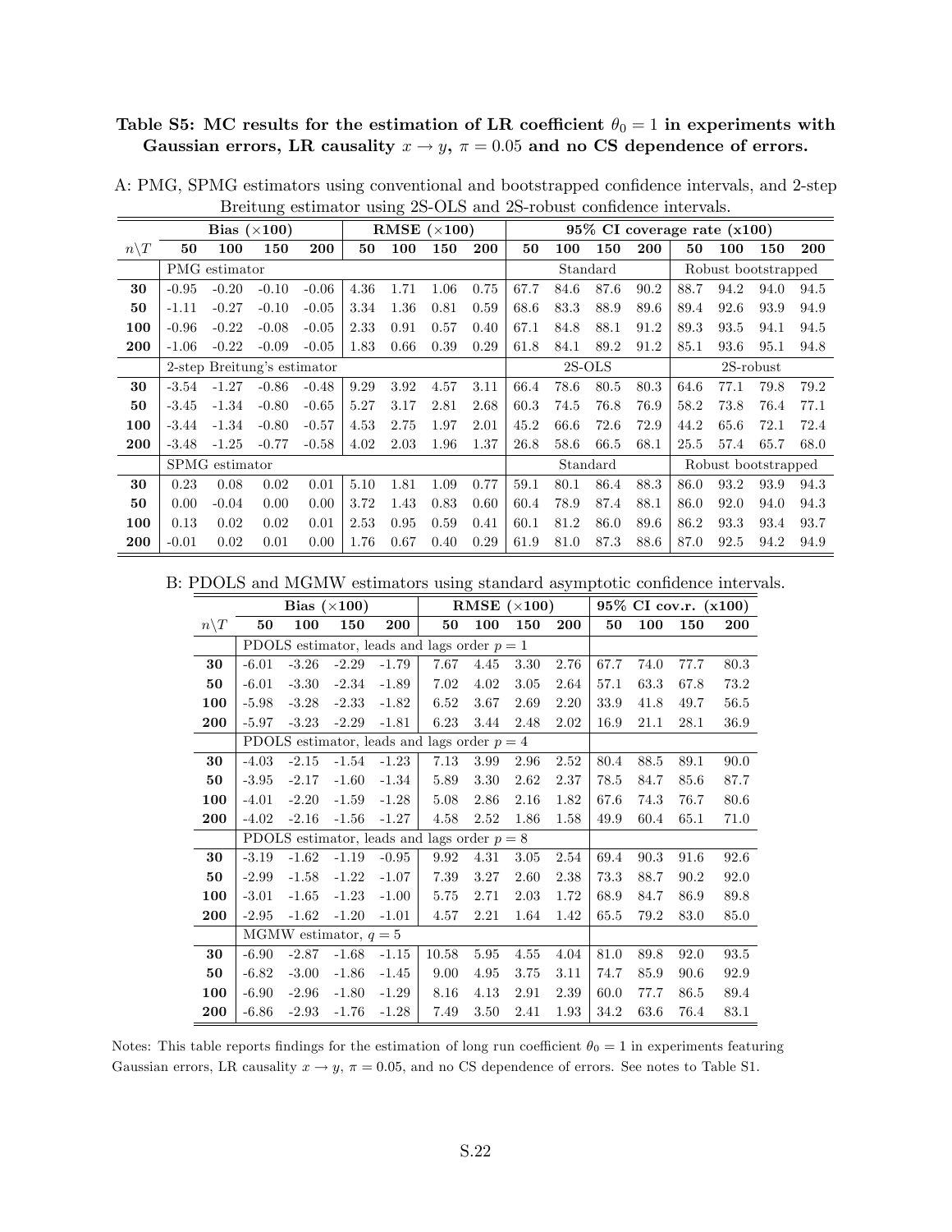**Table S5: MC results for the estimation of LR coefficient $\theta_0 = 1$ in experiments with Gaussian errors, LR causality $x \rightarrow y$, $\pi = 0.05$ and no CS dependence of errors.**

A: PMG, SPMG estimators using conventional and bootstrapped confidence intervals, and 2-step Breitung estimator using 2S-OLS and 2S-robust confidence intervals.

| | **Bias ($\times$100)** | | | | **RMSE ($\times$100)** | | | | **95% CI coverage rate (x100)** | | | | | | | |
|---|---|---|---|---|---|---|---|---|---|---|---|---|---|---|---|---|
| $n\backslash T$ | **50** | **100** | **150** | **200** | **50** | **100** | **150** | **200** | **50** | **100** | **150** | **200** | **50** | **100** | **150** | **200** |
| | PMG estimator | | | | | | | | Standard | | | | Robust bootstrapped | | | |
| **30** | -0.95 | -0.20 | -0.10 | -0.06 | 4.36 | 1.71 | 1.06 | 0.75 | 67.7 | 84.6 | 87.6 | 90.2 | 88.7 | 94.2 | 94.0 | 94.5 |
| **50** | -1.11 | -0.27 | -0.10 | -0.05 | 3.34 | 1.36 | 0.81 | 0.59 | 68.6 | 83.3 | 88.9 | 89.6 | 89.4 | 92.6 | 93.9 | 94.9 |
| **100** | -0.96 | -0.22 | -0.08 | -0.05 | 2.33 | 0.91 | 0.57 | 0.40 | 67.1 | 84.8 | 88.1 | 91.2 | 89.3 | 93.5 | 94.1 | 94.5 |
| **200** | -1.06 | -0.22 | -0.09 | -0.05 | 1.83 | 0.66 | 0.39 | 0.29 | 61.8 | 84.1 | 89.2 | 91.2 | 85.1 | 93.6 | 95.1 | 94.8 |
| | 2-step Breitung's estimator | | | | | | | | 2S-OLS | | | | 2S-robust | | | |
| **30** | -3.54 | -1.27 | -0.86 | -0.48 | 9.29 | 3.92 | 4.57 | 3.11 | 66.4 | 78.6 | 80.5 | 80.3 | 64.6 | 77.1 | 79.8 | 79.2 |
| **50** | -3.45 | -1.34 | -0.80 | -0.65 | 5.27 | 3.17 | 2.81 | 2.68 | 60.3 | 74.5 | 76.8 | 76.9 | 58.2 | 73.8 | 76.4 | 77.1 |
| **100** | -3.44 | -1.34 | -0.80 | -0.57 | 4.53 | 2.75 | 1.97 | 2.01 | 45.2 | 66.6 | 72.6 | 72.9 | 44.2 | 65.6 | 72.1 | 72.4 |
| **200** | -3.48 | -1.25 | -0.77 | -0.58 | 4.02 | 2.03 | 1.96 | 1.37 | 26.8 | 58.6 | 66.5 | 68.1 | 25.5 | 57.4 | 65.7 | 68.0 |
| | SPMG estimator | | | | | | | | Standard | | | | Robust bootstrapped | | | |
| **30** | 0.23 | 0.08 | 0.02 | 0.01 | 5.10 | 1.81 | 1.09 | 0.77 | 59.1 | 80.1 | 86.4 | 88.3 | 86.0 | 93.2 | 93.9 | 94.3 |
| **50** | 0.00 | -0.04 | 0.00 | 0.00 | 3.72 | 1.43 | 0.83 | 0.60 | 60.4 | 78.9 | 87.4 | 88.1 | 86.0 | 92.0 | 94.0 | 94.3 |
| **100** | 0.13 | 0.02 | 0.02 | 0.01 | 2.53 | 0.95 | 0.59 | 0.41 | 60.1 | 81.2 | 86.0 | 89.6 | 86.2 | 93.3 | 93.4 | 93.7 |
| **200** | -0.01 | 0.02 | 0.01 | 0.00 | 1.76 | 0.67 | 0.40 | 0.29 | 61.9 | 81.0 | 87.3 | 88.6 | 87.0 | 92.5 | 94.2 | 94.9 |

B: PDOLS and MGMW estimators using standard asymptotic confidence intervals.

| | **Bias ($\times$100)** | | | | **RMSE ($\times$100)** | | | | **95% CI cov.r. (x100)** | | | |
|---|---|---|---|---|---|---|---|---|---|---|---|---|
| $n\backslash T$ | **50** | **100** | **150** | **200** | **50** | **100** | **150** | **200** | **50** | **100** | **150** | **200** |
| | PDOLS estimator, leads and lags order $p = 1$ | | | | | | | | | | | |
| **30** | -6.01 | -3.26 | -2.29 | -1.79 | 7.67 | 4.45 | 3.30 | 2.76 | 67.7 | 74.0 | 77.7 | 80.3 |
| **50** | -6.01 | -3.30 | -2.34 | -1.89 | 7.02 | 4.02 | 3.05 | 2.64 | 57.1 | 63.3 | 67.8 | 73.2 |
| **100** | -5.98 | -3.28 | -2.33 | -1.82 | 6.52 | 3.67 | 2.69 | 2.20 | 33.9 | 41.8 | 49.7 | 56.5 |
| **200** | -5.97 | -3.23 | -2.29 | -1.81 | 6.23 | 3.44 | 2.48 | 2.02 | 16.9 | 21.1 | 28.1 | 36.9 |
| | PDOLS estimator, leads and lags order $p = 4$ | | | | | | | | | | | |
| **30** | -4.03 | -2.15 | -1.54 | -1.23 | 7.13 | 3.99 | 2.96 | 2.52 | 80.4 | 88.5 | 89.1 | 90.0 |
| **50** | -3.95 | -2.17 | -1.60 | -1.34 | 5.89 | 3.30 | 2.62 | 2.37 | 78.5 | 84.7 | 85.6 | 87.7 |
| **100** | -4.01 | -2.20 | -1.59 | -1.28 | 5.08 | 2.86 | 2.16 | 1.82 | 67.6 | 74.3 | 76.7 | 80.6 |
| **200** | -4.02 | -2.16 | -1.56 | -1.27 | 4.58 | 2.52 | 1.86 | 1.58 | 49.9 | 60.4 | 65.1 | 71.0 |
| | PDOLS estimator, leads and lags order $p = 8$ | | | | | | | | | | | |
| **30** | -3.19 | -1.62 | -1.19 | -0.95 | 9.92 | 4.31 | 3.05 | 2.54 | 69.4 | 90.3 | 91.6 | 92.6 |
| **50** | -2.99 | -1.58 | -1.22 | -1.07 | 7.39 | 3.27 | 2.60 | 2.38 | 73.3 | 88.7 | 90.2 | 92.0 |
| **100** | -3.01 | -1.65 | -1.23 | -1.00 | 5.75 | 2.71 | 2.03 | 1.72 | 68.9 | 84.7 | 86.9 | 89.8 |
| **200** | -2.95 | -1.62 | -1.20 | -1.01 | 4.57 | 2.21 | 1.64 | 1.42 | 65.5 | 79.2 | 83.0 | 85.0 |
| | MGMW estimator, $q = 5$ | | | | | | | | | | | |
| **30** | -6.90 | -2.87 | -1.68 | -1.15 | 10.58 | 5.95 | 4.55 | 4.04 | 81.0 | 89.8 | 92.0 | 93.5 |
| **50** | -6.82 | -3.00 | -1.86 | -1.45 | 9.00 | 4.95 | 3.75 | 3.11 | 74.7 | 85.9 | 90.6 | 92.9 |
| **100** | -6.90 | -2.96 | -1.80 | -1.29 | 8.16 | 4.13 | 2.91 | 2.39 | 60.0 | 77.7 | 86.5 | 89.4 |
| **200** | -6.86 | -2.93 | -1.76 | -1.28 | 7.49 | 3.50 | 2.41 | 1.93 | 34.2 | 63.6 | 76.4 | 83.1 |

Notes: This table reports findings for the estimation of long run coefficient $\theta_0 = 1$ in experiments featuring Gaussian errors, LR causality $x \rightarrow y$, $\pi = 0.05$, and no CS dependence of errors. See notes to Table S1.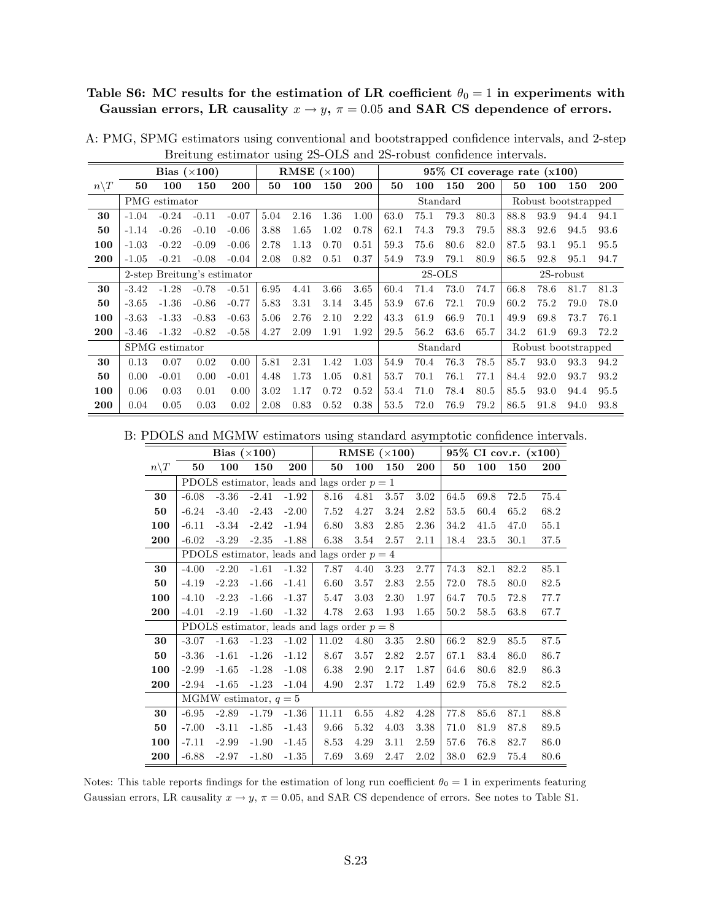**Table S6: MC results for the estimation of LR coefficient $\theta_0 = 1$ in experiments with Gaussian errors, LR causality $x \rightarrow y$, $\pi = 0.05$ and SAR CS dependence of errors.**

A: PMG, SPMG estimators using conventional and bootstrapped confidence intervals, and 2-step Breitung estimator using 2S-OLS and 2S-robust confidence intervals.

| | Bias ($\times$100) | | | | RMSE ($\times$100) | | | | 95% CI coverage rate (x100) | | | | | | | |
|---|---|---|---|---|---|---|---|---|---|---|---|---|---|---|---|---|
| $n \backslash T$ | **50** | **100** | **150** | **200** | **50** | **100** | **150** | **200** | **50** | **100** | **150** | **200** | **50** | **100** | **150** | **200** |
| | PMG estimator | | | | | | | | Standard | | | | Robust bootstrapped | | | |
| **30** | -1.04 | -0.24 | -0.11 | -0.07 | 5.04 | 2.16 | 1.36 | 1.00 | 63.0 | 75.1 | 79.3 | 80.3 | 88.8 | 93.9 | 94.4 | 94.1 |
| **50** | -1.14 | -0.26 | -0.10 | -0.06 | 3.88 | 1.65 | 1.02 | 0.78 | 62.1 | 74.3 | 79.3 | 79.5 | 88.3 | 92.6 | 94.5 | 93.6 |
| **100** | -1.03 | -0.22 | -0.09 | -0.06 | 2.78 | 1.13 | 0.70 | 0.51 | 59.3 | 75.6 | 80.6 | 82.0 | 87.5 | 93.1 | 95.1 | 95.5 |
| **200** | -1.05 | -0.21 | -0.08 | -0.04 | 2.08 | 0.82 | 0.51 | 0.37 | 54.9 | 73.9 | 79.1 | 80.9 | 86.5 | 92.8 | 95.1 | 94.7 |
| | 2-step Breitung's estimator | | | | | | | | 2S-OLS | | | | 2S-robust | | | |
| **30** | -3.42 | -1.28 | -0.78 | -0.51 | 6.95 | 4.41 | 3.66 | 3.65 | 60.4 | 71.4 | 73.0 | 74.7 | 66.8 | 78.6 | 81.7 | 81.3 |
| **50** | -3.65 | -1.36 | -0.86 | -0.77 | 5.83 | 3.31 | 3.14 | 3.45 | 53.9 | 67.6 | 72.1 | 70.9 | 60.2 | 75.2 | 79.0 | 78.0 |
| **100** | -3.63 | -1.33 | -0.83 | -0.63 | 5.06 | 2.76 | 2.10 | 2.22 | 43.3 | 61.9 | 66.9 | 70.1 | 49.9 | 69.8 | 73.7 | 76.1 |
| **200** | -3.46 | -1.32 | -0.82 | -0.58 | 4.27 | 2.09 | 1.91 | 1.92 | 29.5 | 56.2 | 63.6 | 65.7 | 34.2 | 61.9 | 69.3 | 72.2 |
| | SPMG estimator | | | | | | | | Standard | | | | Robust bootstrapped | | | |
| **30** | 0.13 | 0.07 | 0.02 | 0.00 | 5.81 | 2.31 | 1.42 | 1.03 | 54.9 | 70.4 | 76.3 | 78.5 | 85.7 | 93.0 | 93.3 | 94.2 |
| **50** | 0.00 | -0.01 | 0.00 | -0.01 | 4.48 | 1.73 | 1.05 | 0.81 | 53.7 | 70.1 | 76.1 | 77.1 | 84.4 | 92.0 | 93.7 | 93.2 |
| **100** | 0.06 | 0.03 | 0.01 | 0.00 | 3.02 | 1.17 | 0.72 | 0.52 | 53.4 | 71.0 | 78.4 | 80.5 | 85.5 | 93.0 | 94.4 | 95.5 |
| **200** | 0.04 | 0.05 | 0.03 | 0.02 | 2.08 | 0.83 | 0.52 | 0.38 | 53.5 | 72.0 | 76.9 | 79.2 | 86.5 | 91.8 | 94.0 | 93.8 |

B: PDOLS and MGMW estimators using standard asymptotic confidence intervals.

| | Bias ($\times$100) | | | | RMSE ($\times$100) | | | | 95% CI cov.r. (x100) | | | |
|---|---|---|---|---|---|---|---|---|---|---|---|---|
| $n \backslash T$ | **50** | **100** | **150** | **200** | **50** | **100** | **150** | **200** | **50** | **100** | **150** | **200** |
| | PDOLS estimator, leads and lags order $p = 1$ | | | | | | | | | | | |
| **30** | -6.08 | -3.36 | -2.41 | -1.92 | 8.16 | 4.81 | 3.57 | 3.02 | 64.5 | 69.8 | 72.5 | 75.4 |
| **50** | -6.24 | -3.40 | -2.43 | -2.00 | 7.52 | 4.27 | 3.24 | 2.82 | 53.5 | 60.4 | 65.2 | 68.2 |
| **100** | -6.11 | -3.34 | -2.42 | -1.94 | 6.80 | 3.83 | 2.85 | 2.36 | 34.2 | 41.5 | 47.0 | 55.1 |
| **200** | -6.02 | -3.29 | -2.35 | -1.88 | 6.38 | 3.54 | 2.57 | 2.11 | 18.4 | 23.5 | 30.1 | 37.5 |
| | PDOLS estimator, leads and lags order $p = 4$ | | | | | | | | | | | |
| **30** | -4.00 | -2.20 | -1.61 | -1.32 | 7.87 | 4.40 | 3.23 | 2.77 | 74.3 | 82.1 | 82.2 | 85.1 |
| **50** | -4.19 | -2.23 | -1.66 | -1.41 | 6.60 | 3.57 | 2.83 | 2.55 | 72.0 | 78.5 | 80.0 | 82.5 |
| **100** | -4.10 | -2.23 | -1.66 | -1.37 | 5.47 | 3.03 | 2.30 | 1.97 | 64.7 | 70.5 | 72.8 | 77.7 |
| **200** | -4.01 | -2.19 | -1.60 | -1.32 | 4.78 | 2.63 | 1.93 | 1.65 | 50.2 | 58.5 | 63.8 | 67.7 |
| | PDOLS estimator, leads and lags order $p = 8$ | | | | | | | | | | | |
| **30** | -3.07 | -1.63 | -1.23 | -1.02 | 11.02 | 4.80 | 3.35 | 2.80 | 66.2 | 82.9 | 85.5 | 87.5 |
| **50** | -3.36 | -1.61 | -1.26 | -1.12 | 8.67 | 3.57 | 2.82 | 2.57 | 67.1 | 83.4 | 86.0 | 86.7 |
| **100** | -2.99 | -1.65 | -1.28 | -1.08 | 6.38 | 2.90 | 2.17 | 1.87 | 64.6 | 80.6 | 82.9 | 86.3 |
| **200** | -2.94 | -1.65 | -1.23 | -1.04 | 4.90 | 2.37 | 1.72 | 1.49 | 62.9 | 75.8 | 78.2 | 82.5 |
| | MGMW estimator, $q = 5$ | | | | | | | | | | | |
| **30** | -6.95 | -2.89 | -1.79 | -1.36 | 11.11 | 6.55 | 4.82 | 4.28 | 77.8 | 85.6 | 87.1 | 88.8 |
| **50** | -7.00 | -3.11 | -1.85 | -1.43 | 9.66 | 5.32 | 4.03 | 3.38 | 71.0 | 81.9 | 87.8 | 89.5 |
| **100** | -7.11 | -2.99 | -1.90 | -1.45 | 8.53 | 4.29 | 3.11 | 2.59 | 57.6 | 76.8 | 82.7 | 86.0 |
| **200** | -6.88 | -2.97 | -1.80 | -1.35 | 7.69 | 3.69 | 2.47 | 2.02 | 38.0 | 62.9 | 75.4 | 80.6 |

Notes: This table reports findings for the estimation of long run coefficient $\theta_0 = 1$ in experiments featuring Gaussian errors, LR causality $x \rightarrow y$, $\pi = 0.05$, and SAR CS dependence of errors. See notes to Table S1.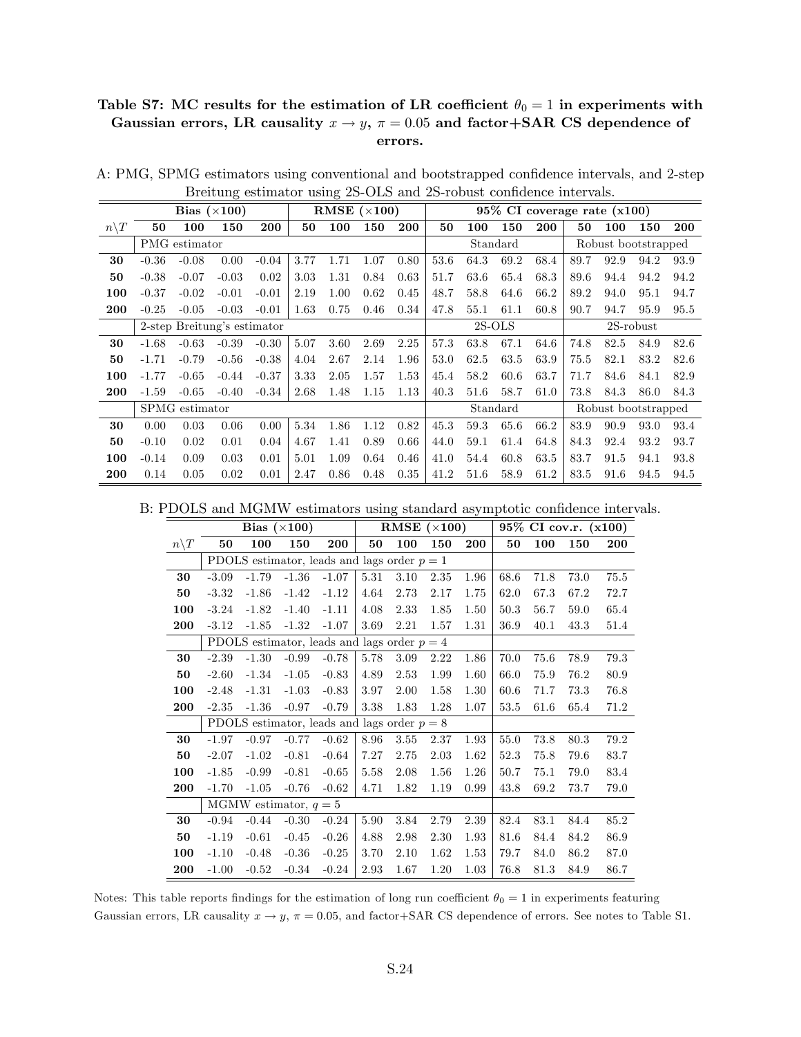**Table S7: MC results for the estimation of LR coefficient $\theta_0 = 1$ in experiments with Gaussian errors, LR causality $x \to y$, $\pi = 0.05$ and factor+SAR CS dependence of errors.**

A: PMG, SPMG estimators using conventional and bootstrapped confidence intervals, and 2-step Breitung estimator using 2S-OLS and 2S-robust confidence intervals.

| | **Bias (×100)** | | | | **RMSE (×100)** | | | | **95% CI coverage rate (x100)** | | | | | | | |
|---|---|---|---|---|---|---|---|---|---|---|---|---|---|---|---|---|
| $n\backslash T$ | **50** | **100** | **150** | **200** | **50** | **100** | **150** | **200** | **50** | **100** | **150** | **200** | **50** | **100** | **150** | **200** |
| | PMG estimator | | | | | | | | Standard | | | | Robust bootstrapped | | | |
| **30** | -0.36 | -0.08 | 0.00 | -0.04 | 3.77 | 1.71 | 1.07 | 0.80 | 53.6 | 64.3 | 69.2 | 68.4 | 89.7 | 92.9 | 94.2 | 93.9 |
| **50** | -0.38 | -0.07 | -0.03 | 0.02 | 3.03 | 1.31 | 0.84 | 0.63 | 51.7 | 63.6 | 65.4 | 68.3 | 89.6 | 94.4 | 94.2 | 94.2 |
| **100** | -0.37 | -0.02 | -0.01 | -0.01 | 2.19 | 1.00 | 0.62 | 0.45 | 48.7 | 58.8 | 64.6 | 66.2 | 89.2 | 94.0 | 95.1 | 94.7 |
| **200** | -0.25 | -0.05 | -0.03 | -0.01 | 1.63 | 0.75 | 0.46 | 0.34 | 47.8 | 55.1 | 61.1 | 60.8 | 90.7 | 94.7 | 95.9 | 95.5 |
| | 2-step Breitung's estimator | | | | | | | | 2S-OLS | | | | 2S-robust | | | |
| **30** | -1.68 | -0.63 | -0.39 | -0.30 | 5.07 | 3.60 | 2.69 | 2.25 | 57.3 | 63.8 | 67.1 | 64.6 | 74.8 | 82.5 | 84.9 | 82.6 |
| **50** | -1.71 | -0.79 | -0.56 | -0.38 | 4.04 | 2.67 | 2.14 | 1.96 | 53.0 | 62.5 | 63.5 | 63.9 | 75.5 | 82.1 | 83.2 | 82.6 |
| **100** | -1.77 | -0.65 | -0.44 | -0.37 | 3.33 | 2.05 | 1.57 | 1.53 | 45.4 | 58.2 | 60.6 | 63.7 | 71.7 | 84.6 | 84.1 | 82.9 |
| **200** | -1.59 | -0.65 | -0.40 | -0.34 | 2.68 | 1.48 | 1.15 | 1.13 | 40.3 | 51.6 | 58.7 | 61.0 | 73.8 | 84.3 | 86.0 | 84.3 |
| | SPMG estimator | | | | | | | | Standard | | | | Robust bootstrapped | | | |
| **30** | 0.00 | 0.03 | 0.06 | 0.00 | 5.34 | 1.86 | 1.12 | 0.82 | 45.3 | 59.3 | 65.6 | 66.2 | 83.9 | 90.9 | 93.0 | 93.4 |
| **50** | -0.10 | 0.02 | 0.01 | 0.04 | 4.67 | 1.41 | 0.89 | 0.66 | 44.0 | 59.1 | 61.4 | 64.8 | 84.3 | 92.4 | 93.2 | 93.7 |
| **100** | -0.14 | 0.09 | 0.03 | 0.01 | 5.01 | 1.09 | 0.64 | 0.46 | 41.0 | 54.4 | 60.8 | 63.5 | 83.7 | 91.5 | 94.1 | 93.8 |
| **200** | 0.14 | 0.05 | 0.02 | 0.01 | 2.47 | 0.86 | 0.48 | 0.35 | 41.2 | 51.6 | 58.9 | 61.2 | 83.5 | 91.6 | 94.5 | 94.5 |

B: PDOLS and MGMW estimators using standard asymptotic confidence intervals.

| | **Bias (×100)** | | | | **RMSE (×100)** | | | | **95% CI cov.r. (x100)** | | | |
|---|---|---|---|---|---|---|---|---|---|---|---|---|
| $n\backslash T$ | **50** | **100** | **150** | **200** | **50** | **100** | **150** | **200** | **50** | **100** | **150** | **200** |
| | PDOLS estimator, leads and lags order $p = 1$ | | | | | | | | | | | |
| **30** | -3.09 | -1.79 | -1.36 | -1.07 | 5.31 | 3.10 | 2.35 | 1.96 | 68.6 | 71.8 | 73.0 | 75.5 |
| **50** | -3.32 | -1.86 | -1.42 | -1.12 | 4.64 | 2.73 | 2.17 | 1.75 | 62.0 | 67.3 | 67.2 | 72.7 |
| **100** | -3.24 | -1.82 | -1.40 | -1.11 | 4.08 | 2.33 | 1.85 | 1.50 | 50.3 | 56.7 | 59.0 | 65.4 |
| **200** | -3.12 | -1.85 | -1.32 | -1.07 | 3.69 | 2.21 | 1.57 | 1.31 | 36.9 | 40.1 | 43.3 | 51.4 |
| | PDOLS estimator, leads and lags order $p = 4$ | | | | | | | | | | | |
| **30** | -2.39 | -1.30 | -0.99 | -0.78 | 5.78 | 3.09 | 2.22 | 1.86 | 70.0 | 75.6 | 78.9 | 79.3 |
| **50** | -2.60 | -1.34 | -1.05 | -0.83 | 4.89 | 2.53 | 1.99 | 1.60 | 66.0 | 75.9 | 76.2 | 80.9 |
| **100** | -2.48 | -1.31 | -1.03 | -0.83 | 3.97 | 2.00 | 1.58 | 1.30 | 60.6 | 71.7 | 73.3 | 76.8 |
| **200** | -2.35 | -1.36 | -0.97 | -0.79 | 3.38 | 1.83 | 1.28 | 1.07 | 53.5 | 61.6 | 65.4 | 71.2 |
| | PDOLS estimator, leads and lags order $p = 8$ | | | | | | | | | | | |
| **30** | -1.97 | -0.97 | -0.77 | -0.62 | 8.96 | 3.55 | 2.37 | 1.93 | 55.0 | 73.8 | 80.3 | 79.2 |
| **50** | -2.07 | -1.02 | -0.81 | -0.64 | 7.27 | 2.75 | 2.03 | 1.62 | 52.3 | 75.8 | 79.6 | 83.7 |
| **100** | -1.85 | -0.99 | -0.81 | -0.65 | 5.58 | 2.08 | 1.56 | 1.26 | 50.7 | 75.1 | 79.0 | 83.4 |
| **200** | -1.70 | -1.05 | -0.76 | -0.62 | 4.71 | 1.82 | 1.19 | 0.99 | 43.8 | 69.2 | 73.7 | 79.0 |
| | MGMW estimator, $q = 5$ | | | | | | | | | | | |
| **30** | -0.94 | -0.44 | -0.30 | -0.24 | 5.90 | 3.84 | 2.79 | 2.39 | 82.4 | 83.1 | 84.4 | 85.2 |
| **50** | -1.19 | -0.61 | -0.45 | -0.26 | 4.88 | 2.98 | 2.30 | 1.93 | 81.6 | 84.4 | 84.2 | 86.9 |
| **100** | -1.10 | -0.48 | -0.36 | -0.25 | 3.70 | 2.10 | 1.62 | 1.53 | 79.7 | 84.0 | 86.2 | 87.0 |
| **200** | -1.00 | -0.52 | -0.34 | -0.24 | 2.93 | 1.67 | 1.20 | 1.03 | 76.8 | 81.3 | 84.9 | 86.7 |

Notes: This table reports findings for the estimation of long run coefficient $\theta_0 = 1$ in experiments featuring Gaussian errors, LR causality $x \to y$, $\pi = 0.05$, and factor+SAR CS dependence of errors. See notes to Table S1.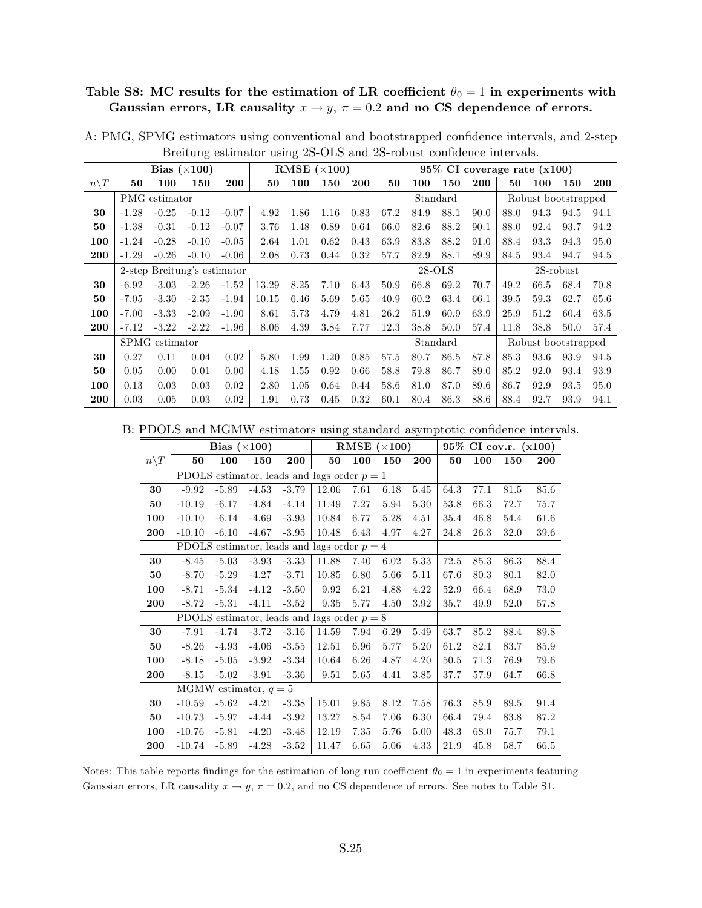**Table S8: MC results for the estimation of LR coefficient $\theta_0 = 1$ in experiments with Gaussian errors, LR causality $x \rightarrow y$, $\pi = 0.2$ and no CS dependence of errors.**

A: PMG, SPMG estimators using conventional and bootstrapped confidence intervals, and 2-step Breitung estimator using 2S-OLS and 2S-robust confidence intervals.

| | **Bias ($\times$100)** | | | | **RMSE ($\times$100)** | | | | **95% CI coverage rate (x100)** | | | | | | | |
|---|---|---|---|---|---|---|---|---|---|---|---|---|---|---|---|---|
| $n \backslash T$ | **50** | **100** | **150** | **200** | **50** | **100** | **150** | **200** | **50** | **100** | **150** | **200** | **50** | **100** | **150** | **200** |
| | PMG estimator | | | | | | | | Standard | | | | Robust bootstrapped | | | |
| **30** | -1.28 | -0.25 | -0.12 | -0.07 | 4.92 | 1.86 | 1.16 | 0.83 | 67.2 | 84.9 | 88.1 | 90.0 | 88.0 | 94.3 | 94.5 | 94.1 |
| **50** | -1.38 | -0.31 | -0.12 | -0.07 | 3.76 | 1.48 | 0.89 | 0.64 | 66.0 | 82.6 | 88.2 | 90.1 | 88.0 | 92.4 | 93.7 | 94.2 |
| **100** | -1.24 | -0.28 | -0.10 | -0.05 | 2.64 | 1.01 | 0.62 | 0.43 | 63.9 | 83.8 | 88.2 | 91.0 | 88.4 | 93.3 | 94.3 | 95.0 |
| **200** | -1.29 | -0.26 | -0.10 | -0.06 | 2.08 | 0.73 | 0.44 | 0.32 | 57.7 | 82.9 | 88.1 | 89.9 | 84.5 | 93.4 | 94.7 | 94.5 |
| | 2-step Breitung's estimator | | | | | | | | 2S-OLS | | | | 2S-robust | | | |
| **30** | -6.92 | -3.03 | -2.26 | -1.52 | 13.29 | 8.25 | 7.10 | 6.43 | 50.9 | 66.8 | 69.2 | 70.7 | 49.2 | 66.5 | 68.4 | 70.8 |
| **50** | -7.05 | -3.30 | -2.35 | -1.94 | 10.15 | 6.46 | 5.69 | 5.65 | 40.9 | 60.2 | 63.4 | 66.1 | 39.5 | 59.3 | 62.7 | 65.6 |
| **100** | -7.00 | -3.33 | -2.09 | -1.90 | 8.61 | 5.73 | 4.79 | 4.81 | 26.2 | 51.9 | 60.9 | 63.9 | 25.9 | 51.2 | 60.4 | 63.5 |
| **200** | -7.12 | -3.22 | -2.22 | -1.96 | 8.06 | 4.39 | 3.84 | 7.77 | 12.3 | 38.8 | 50.0 | 57.4 | 11.8 | 38.8 | 50.0 | 57.4 |
| | SPMG estimator | | | | | | | | Standard | | | | Robust bootstrapped | | | |
| **30** | 0.27 | 0.11 | 0.04 | 0.02 | 5.80 | 1.99 | 1.20 | 0.85 | 57.5 | 80.7 | 86.5 | 87.8 | 85.3 | 93.6 | 93.9 | 94.5 |
| **50** | 0.05 | 0.00 | 0.01 | 0.00 | 4.18 | 1.55 | 0.92 | 0.66 | 58.8 | 79.8 | 86.7 | 89.0 | 85.2 | 92.0 | 93.4 | 93.9 |
| **100** | 0.13 | 0.03 | 0.03 | 0.02 | 2.80 | 1.05 | 0.64 | 0.44 | 58.6 | 81.0 | 87.0 | 89.6 | 86.7 | 92.9 | 93.5 | 95.0 |
| **200** | 0.03 | 0.05 | 0.03 | 0.02 | 1.91 | 0.73 | 0.45 | 0.32 | 60.1 | 80.4 | 86.3 | 88.6 | 88.4 | 92.7 | 93.9 | 94.1 |

B: PDOLS and MGMW estimators using standard asymptotic confidence intervals.

| | **Bias ($\times$100)** | | | | **RMSE ($\times$100)** | | | | **95% CI cov.r. (x100)** | | | |
|---|---|---|---|---|---|---|---|---|---|---|---|---|
| $n \backslash T$ | **50** | **100** | **150** | **200** | **50** | **100** | **150** | **200** | **50** | **100** | **150** | **200** |
| | PDOLS estimator, leads and lags order $p = 1$ | | | | | | | | | | | |
| **30** | -9.92 | -5.89 | -4.53 | -3.79 | 12.06 | 7.61 | 6.18 | 5.45 | 64.3 | 77.1 | 81.5 | 85.6 |
| **50** | -10.19 | -6.17 | -4.84 | -4.14 | 11.49 | 7.27 | 5.94 | 5.30 | 53.8 | 66.3 | 72.7 | 75.7 |
| **100** | -10.10 | -6.14 | -4.69 | -3.93 | 10.84 | 6.77 | 5.28 | 4.51 | 35.4 | 46.8 | 54.4 | 61.6 |
| **200** | -10.10 | -6.10 | -4.67 | -3.95 | 10.48 | 6.43 | 4.97 | 4.27 | 24.8 | 26.3 | 32.0 | 39.6 |
| | PDOLS estimator, leads and lags order $p = 4$ | | | | | | | | | | | |
| **30** | -8.45 | -5.03 | -3.93 | -3.33 | 11.88 | 7.40 | 6.02 | 5.33 | 72.5 | 85.3 | 86.3 | 88.4 |
| **50** | -8.70 | -5.29 | -4.27 | -3.71 | 10.85 | 6.80 | 5.66 | 5.11 | 67.6 | 80.3 | 80.1 | 82.0 |
| **100** | -8.71 | -5.34 | -4.12 | -3.50 | 9.92 | 6.21 | 4.88 | 4.22 | 52.9 | 66.4 | 68.9 | 73.0 |
| **200** | -8.72 | -5.31 | -4.11 | -3.52 | 9.35 | 5.77 | 4.50 | 3.92 | 35.7 | 49.9 | 52.0 | 57.8 |
| | PDOLS estimator, leads and lags order $p = 8$ | | | | | | | | | | | |
| **30** | -7.91 | -4.74 | -3.72 | -3.16 | 14.59 | 7.94 | 6.29 | 5.49 | 63.7 | 85.2 | 88.4 | 89.8 |
| **50** | -8.26 | -4.93 | -4.06 | -3.55 | 12.51 | 6.96 | 5.77 | 5.20 | 61.2 | 82.1 | 83.7 | 85.9 |
| **100** | -8.18 | -5.05 | -3.92 | -3.34 | 10.64 | 6.26 | 4.87 | 4.20 | 50.5 | 71.3 | 76.9 | 79.6 |
| **200** | -8.15 | -5.02 | -3.91 | -3.36 | 9.51 | 5.65 | 4.41 | 3.85 | 37.7 | 57.9 | 64.7 | 66.8 |
| | MGMW estimator, $q = 5$ | | | | | | | | | | | |
| **30** | -10.59 | -5.62 | -4.21 | -3.38 | 15.01 | 9.85 | 8.12 | 7.58 | 76.3 | 85.9 | 89.5 | 91.4 |
| **50** | -10.73 | -5.97 | -4.44 | -3.92 | 13.27 | 8.54 | 7.06 | 6.30 | 66.4 | 79.4 | 83.8 | 87.2 |
| **100** | -10.76 | -5.81 | -4.20 | -3.48 | 12.19 | 7.35 | 5.76 | 5.00 | 48.3 | 68.0 | 75.7 | 79.1 |
| **200** | -10.74 | -5.89 | -4.28 | -3.52 | 11.47 | 6.65 | 5.06 | 4.33 | 21.9 | 45.8 | 58.7 | 66.5 |

Notes: This table reports findings for the estimation of long run coefficient $\theta_0 = 1$ in experiments featuring Gaussian errors, LR causality $x \rightarrow y$, $\pi = 0.2$, and no CS dependence of errors. See notes to Table S1.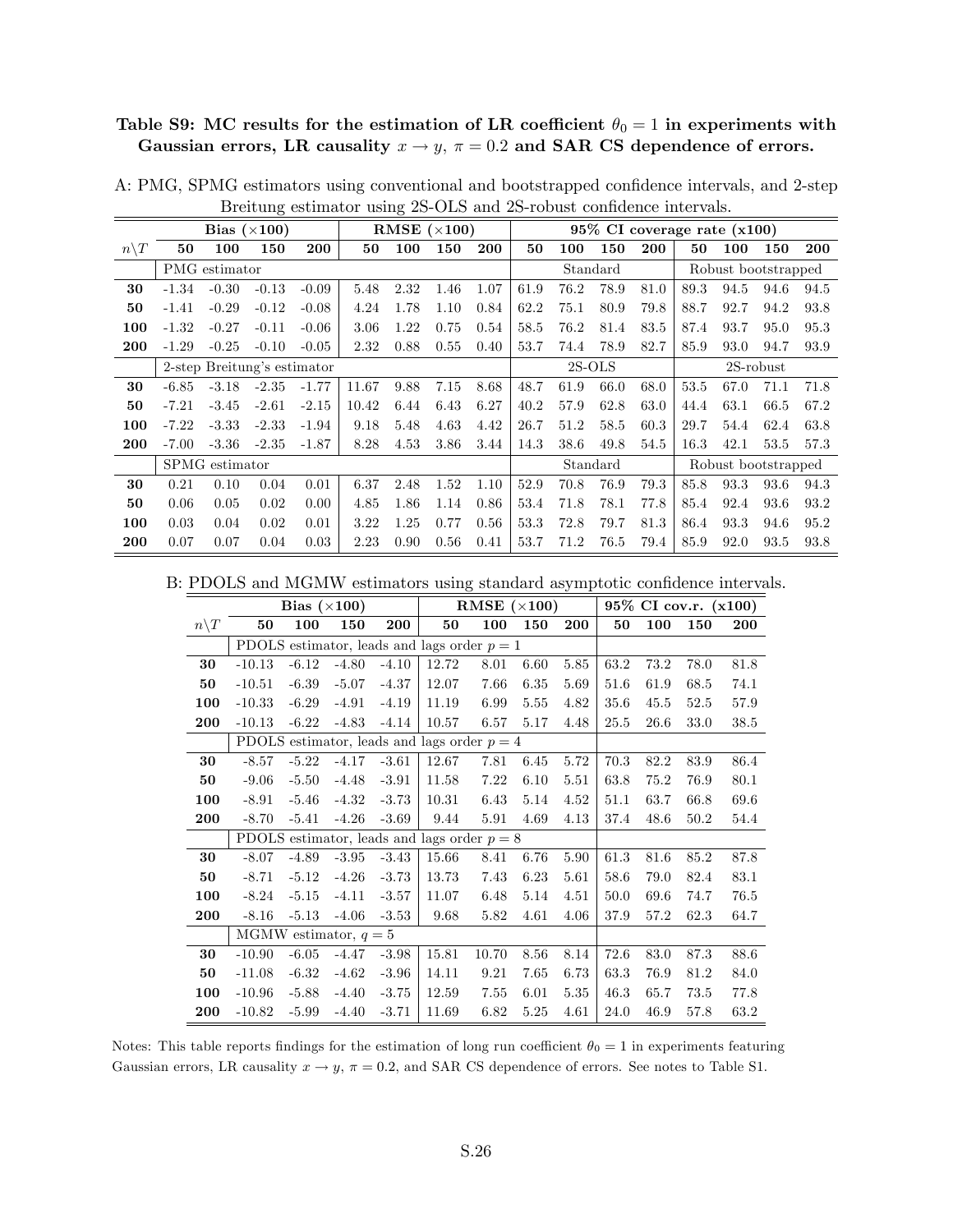**Table S9: MC results for the estimation of LR coefficient $\theta_0 = 1$ in experiments with Gaussian errors, LR causality $x \to y$, $\pi = 0.2$ and SAR CS dependence of errors.**

A: PMG, SPMG estimators using conventional and bootstrapped confidence intervals, and 2-step Breitung estimator using 2S-OLS and 2S-robust confidence intervals.

| | **Bias ($\times$100)** | | | | **RMSE ($\times$100)** | | | | **95% CI coverage rate (x100)** | | | | | | | |
|---|---|---|---|---|---|---|---|---|---|---|---|---|---|---|---|---|
| $n \backslash T$ | **50** | **100** | **150** | **200** | **50** | **100** | **150** | **200** | **50** | **100** | **150** | **200** | **50** | **100** | **150** | **200** |
| | PMG estimator | | | | | | | | Standard | | | | Robust bootstrapped | | | |
| **30** | -1.34 | -0.30 | -0.13 | -0.09 | 5.48 | 2.32 | 1.46 | 1.07 | 61.9 | 76.2 | 78.9 | 81.0 | 89.3 | 94.5 | 94.6 | 94.5 |
| **50** | -1.41 | -0.29 | -0.12 | -0.08 | 4.24 | 1.78 | 1.10 | 0.84 | 62.2 | 75.1 | 80.9 | 79.8 | 88.7 | 92.7 | 94.2 | 93.8 |
| **100** | -1.32 | -0.27 | -0.11 | -0.06 | 3.06 | 1.22 | 0.75 | 0.54 | 58.5 | 76.2 | 81.4 | 83.5 | 87.4 | 93.7 | 95.0 | 95.3 |
| **200** | -1.29 | -0.25 | -0.10 | -0.05 | 2.32 | 0.88 | 0.55 | 0.40 | 53.7 | 74.4 | 78.9 | 82.7 | 85.9 | 93.0 | 94.7 | 93.9 |
| | 2-step Breitung's estimator | | | | | | | | 2S-OLS | | | | 2S-robust | | | |
| **30** | -6.85 | -3.18 | -2.35 | -1.77 | 11.67 | 9.88 | 7.15 | 8.68 | 48.7 | 61.9 | 66.0 | 68.0 | 53.5 | 67.0 | 71.1 | 71.8 |
| **50** | -7.21 | -3.45 | -2.61 | -2.15 | 10.42 | 6.44 | 6.43 | 6.27 | 40.2 | 57.9 | 62.8 | 63.0 | 44.4 | 63.1 | 66.5 | 67.2 |
| **100** | -7.22 | -3.33 | -2.33 | -1.94 | 9.18 | 5.48 | 4.63 | 4.42 | 26.7 | 51.2 | 58.5 | 60.3 | 29.7 | 54.4 | 62.4 | 63.8 |
| **200** | -7.00 | -3.36 | -2.35 | -1.87 | 8.28 | 4.53 | 3.86 | 3.44 | 14.3 | 38.6 | 49.8 | 54.5 | 16.3 | 42.1 | 53.5 | 57.3 |
| | SPMG estimator | | | | | | | | Standard | | | | Robust bootstrapped | | | |
| **30** | 0.21 | 0.10 | 0.04 | 0.01 | 6.37 | 2.48 | 1.52 | 1.10 | 52.9 | 70.8 | 76.9 | 79.3 | 85.8 | 93.3 | 93.6 | 94.3 |
| **50** | 0.06 | 0.05 | 0.02 | 0.00 | 4.85 | 1.86 | 1.14 | 0.86 | 53.4 | 71.8 | 78.1 | 77.8 | 85.4 | 92.4 | 93.6 | 93.2 |
| **100** | 0.03 | 0.04 | 0.02 | 0.01 | 3.22 | 1.25 | 0.77 | 0.56 | 53.3 | 72.8 | 79.7 | 81.3 | 86.4 | 93.3 | 94.6 | 95.2 |
| **200** | 0.07 | 0.07 | 0.04 | 0.03 | 2.23 | 0.90 | 0.56 | 0.41 | 53.7 | 71.2 | 76.5 | 79.4 | 85.9 | 92.0 | 93.5 | 93.8 |

B: PDOLS and MGMW estimators using standard asymptotic confidence intervals.

| | **Bias ($\times$100)** | | | | **RMSE ($\times$100)** | | | | **95% CI cov.r. (x100)** | | | |
|---|---|---|---|---|---|---|---|---|---|---|---|---|
| $n \backslash T$ | **50** | **100** | **150** | **200** | **50** | **100** | **150** | **200** | **50** | **100** | **150** | **200** |
| | PDOLS estimator, leads and lags order $p = 1$ | | | | | | | | | | | |
| **30** | -10.13 | -6.12 | -4.80 | -4.10 | 12.72 | 8.01 | 6.60 | 5.85 | 63.2 | 73.2 | 78.0 | 81.8 |
| **50** | -10.51 | -6.39 | -5.07 | -4.37 | 12.07 | 7.66 | 6.35 | 5.69 | 51.6 | 61.9 | 68.5 | 74.1 |
| **100** | -10.33 | -6.29 | -4.91 | -4.19 | 11.19 | 6.99 | 5.55 | 4.82 | 35.6 | 45.5 | 52.5 | 57.9 |
| **200** | -10.13 | -6.22 | -4.83 | -4.14 | 10.57 | 6.57 | 5.17 | 4.48 | 25.5 | 26.6 | 33.0 | 38.5 |
| | PDOLS estimator, leads and lags order $p = 4$ | | | | | | | | | | | |
| **30** | -8.57 | -5.22 | -4.17 | -3.61 | 12.67 | 7.81 | 6.45 | 5.72 | 70.3 | 82.2 | 83.9 | 86.4 |
| **50** | -9.06 | -5.50 | -4.48 | -3.91 | 11.58 | 7.22 | 6.10 | 5.51 | 63.8 | 75.2 | 76.9 | 80.1 |
| **100** | -8.91 | -5.46 | -4.32 | -3.73 | 10.31 | 6.43 | 5.14 | 4.52 | 51.1 | 63.7 | 66.8 | 69.6 |
| **200** | -8.70 | -5.41 | -4.26 | -3.69 | 9.44 | 5.91 | 4.69 | 4.13 | 37.4 | 48.6 | 50.2 | 54.4 |
| | PDOLS estimator, leads and lags order $p = 8$ | | | | | | | | | | | |
| **30** | -8.07 | -4.89 | -3.95 | -3.43 | 15.66 | 8.41 | 6.76 | 5.90 | 61.3 | 81.6 | 85.2 | 87.8 |
| **50** | -8.71 | -5.12 | -4.26 | -3.73 | 13.73 | 7.43 | 6.23 | 5.61 | 58.6 | 79.0 | 82.4 | 83.1 |
| **100** | -8.24 | -5.15 | -4.11 | -3.57 | 11.07 | 6.48 | 5.14 | 4.51 | 50.0 | 69.6 | 74.7 | 76.5 |
| **200** | -8.16 | -5.13 | -4.06 | -3.53 | 9.68 | 5.82 | 4.61 | 4.06 | 37.9 | 57.2 | 62.3 | 64.7 |
| | MGMW estimator, $q = 5$ | | | | | | | | | | | |
| **30** | -10.90 | -6.05 | -4.47 | -3.98 | 15.81 | 10.70 | 8.56 | 8.14 | 72.6 | 83.0 | 87.3 | 88.6 |
| **50** | -11.08 | -6.32 | -4.62 | -3.96 | 14.11 | 9.21 | 7.65 | 6.73 | 63.3 | 76.9 | 81.2 | 84.0 |
| **100** | -10.96 | -5.88 | -4.40 | -3.75 | 12.59 | 7.55 | 6.01 | 5.35 | 46.3 | 65.7 | 73.5 | 77.8 |
| **200** | -10.82 | -5.99 | -4.40 | -3.71 | 11.69 | 6.82 | 5.25 | 4.61 | 24.0 | 46.9 | 57.8 | 63.2 |

Notes: This table reports findings for the estimation of long run coefficient $\theta_0 = 1$ in experiments featuring Gaussian errors, LR causality $x \to y$, $\pi = 0.2$, and SAR CS dependence of errors. See notes to Table S1.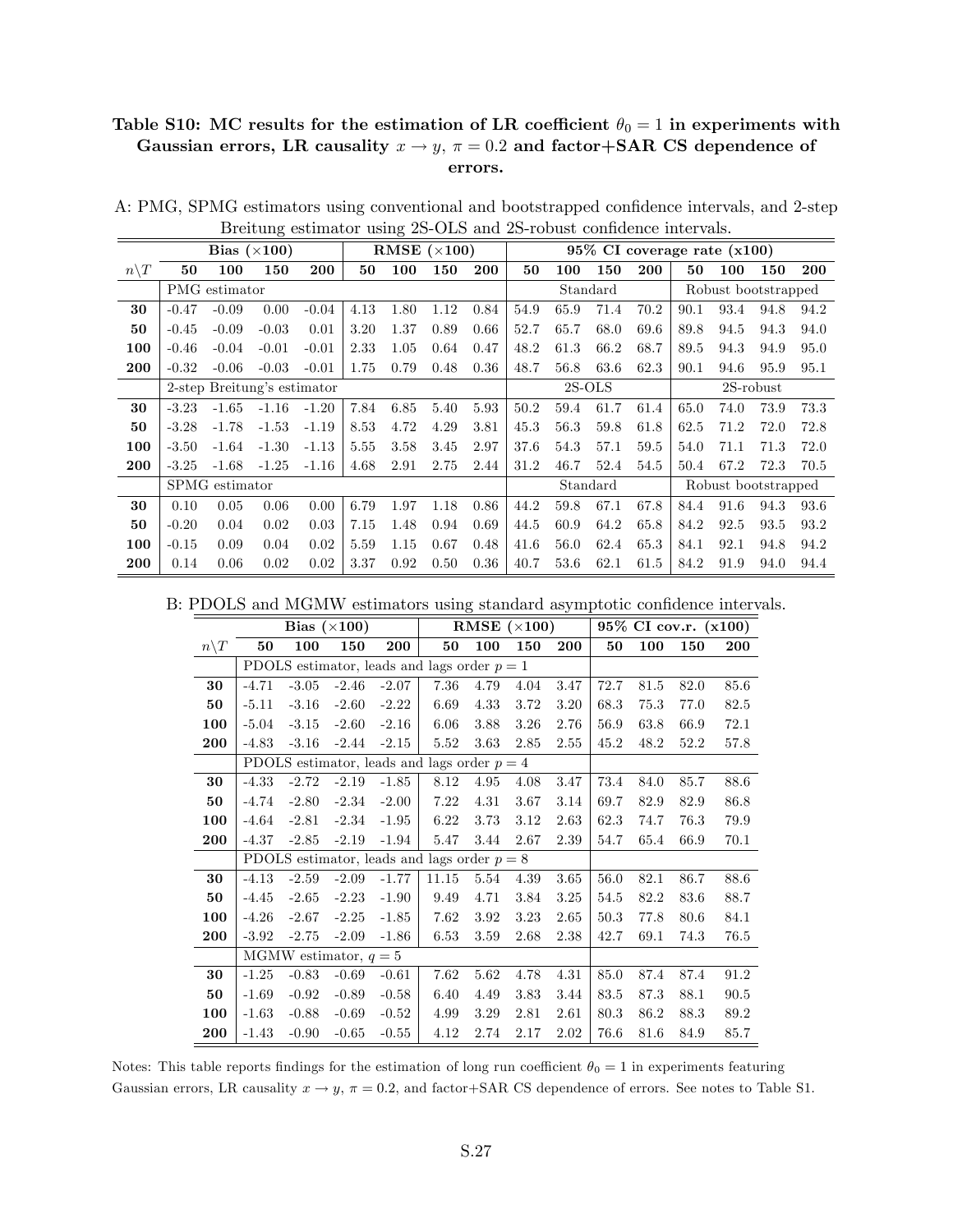**Table S10: MC results for the estimation of LR coefficient $\theta_0 = 1$ in experiments with Gaussian errors, LR causality $x \to y$, $\pi = 0.2$ and factor+SAR CS dependence of errors.**

A: PMG, SPMG estimators using conventional and bootstrapped confidence intervals, and 2-step Breitung estimator using 2S-OLS and 2S-robust confidence intervals.

| | **Bias (×100)** | | | | **RMSE (×100)** | | | | **95% CI coverage rate (x100)** | | | | | | | |
|---|---|---|---|---|---|---|---|---|---|---|---|---|---|---|---|---|
| $n\backslash T$ | **50** | **100** | **150** | **200** | **50** | **100** | **150** | **200** | **50** | **100** | **150** | **200** | **50** | **100** | **150** | **200** |
| | PMG estimator | | | | | | | | Standard | | | | Robust bootstrapped | | | |
| **30** | -0.47 | -0.09 | 0.00 | -0.04 | 4.13 | 1.80 | 1.12 | 0.84 | 54.9 | 65.9 | 71.4 | 70.2 | 90.1 | 93.4 | 94.8 | 94.2 |
| **50** | -0.45 | -0.09 | -0.03 | 0.01 | 3.20 | 1.37 | 0.89 | 0.66 | 52.7 | 65.7 | 68.0 | 69.6 | 89.8 | 94.5 | 94.3 | 94.0 |
| **100** | -0.46 | -0.04 | -0.01 | -0.01 | 2.33 | 1.05 | 0.64 | 0.47 | 48.2 | 61.3 | 66.2 | 68.7 | 89.5 | 94.3 | 94.9 | 95.0 |
| **200** | -0.32 | -0.06 | -0.03 | -0.01 | 1.75 | 0.79 | 0.48 | 0.36 | 48.7 | 56.8 | 63.6 | 62.3 | 90.1 | 94.6 | 95.9 | 95.1 |
| | 2-step Breitung's estimator | | | | | | | | 2S-OLS | | | | 2S-robust | | | |
| **30** | -3.23 | -1.65 | -1.16 | -1.20 | 7.84 | 6.85 | 5.40 | 5.93 | 50.2 | 59.4 | 61.7 | 61.4 | 65.0 | 74.0 | 73.9 | 73.3 |
| **50** | -3.28 | -1.78 | -1.53 | -1.19 | 8.53 | 4.72 | 4.29 | 3.81 | 45.3 | 56.3 | 59.8 | 61.8 | 62.5 | 71.2 | 72.0 | 72.8 |
| **100** | -3.50 | -1.64 | -1.30 | -1.13 | 5.55 | 3.58 | 3.45 | 2.97 | 37.6 | 54.3 | 57.1 | 59.5 | 54.0 | 71.1 | 71.3 | 72.0 |
| **200** | -3.25 | -1.68 | -1.25 | -1.16 | 4.68 | 2.91 | 2.75 | 2.44 | 31.2 | 46.7 | 52.4 | 54.5 | 50.4 | 67.2 | 72.3 | 70.5 |
| | SPMG estimator | | | | | | | | Standard | | | | Robust bootstrapped | | | |
| **30** | 0.10 | 0.05 | 0.06 | 0.00 | 6.79 | 1.97 | 1.18 | 0.86 | 44.2 | 59.8 | 67.1 | 67.8 | 84.4 | 91.6 | 94.3 | 93.6 |
| **50** | -0.20 | 0.04 | 0.02 | 0.03 | 7.15 | 1.48 | 0.94 | 0.69 | 44.5 | 60.9 | 64.2 | 65.8 | 84.2 | 92.5 | 93.5 | 93.2 |
| **100** | -0.15 | 0.09 | 0.04 | 0.02 | 5.59 | 1.15 | 0.67 | 0.48 | 41.6 | 56.0 | 62.4 | 65.3 | 84.1 | 92.1 | 94.8 | 94.2 |
| **200** | 0.14 | 0.06 | 0.02 | 0.02 | 3.37 | 0.92 | 0.50 | 0.36 | 40.7 | 53.6 | 62.1 | 61.5 | 84.2 | 91.9 | 94.0 | 94.4 |

B: PDOLS and MGMW estimators using standard asymptotic confidence intervals.

| | **Bias (×100)** | | | | **RMSE (×100)** | | | | **95% CI cov.r. (x100)** | | | |
|---|---|---|---|---|---|---|---|---|---|---|---|---|
| $n\backslash T$ | **50** | **100** | **150** | **200** | **50** | **100** | **150** | **200** | **50** | **100** | **150** | **200** |
| | PDOLS estimator, leads and lags order $p = 1$ | | | | | | | | | | | |
| **30** | -4.71 | -3.05 | -2.46 | -2.07 | 7.36 | 4.79 | 4.04 | 3.47 | 72.7 | 81.5 | 82.0 | 85.6 |
| **50** | -5.11 | -3.16 | -2.60 | -2.22 | 6.69 | 4.33 | 3.72 | 3.20 | 68.3 | 75.3 | 77.0 | 82.5 |
| **100** | -5.04 | -3.15 | -2.60 | -2.16 | 6.06 | 3.88 | 3.26 | 2.76 | 56.9 | 63.8 | 66.9 | 72.1 |
| **200** | -4.83 | -3.16 | -2.44 | -2.15 | 5.52 | 3.63 | 2.85 | 2.55 | 45.2 | 48.2 | 52.2 | 57.8 |
| | PDOLS estimator, leads and lags order $p = 4$ | | | | | | | | | | | |
| **30** | -4.33 | -2.72 | -2.19 | -1.85 | 8.12 | 4.95 | 4.08 | 3.47 | 73.4 | 84.0 | 85.7 | 88.6 |
| **50** | -4.74 | -2.80 | -2.34 | -2.00 | 7.22 | 4.31 | 3.67 | 3.14 | 69.7 | 82.9 | 82.9 | 86.8 |
| **100** | -4.64 | -2.81 | -2.34 | -1.95 | 6.22 | 3.73 | 3.12 | 2.63 | 62.3 | 74.7 | 76.3 | 79.9 |
| **200** | -4.37 | -2.85 | -2.19 | -1.94 | 5.47 | 3.44 | 2.67 | 2.39 | 54.7 | 65.4 | 66.9 | 70.1 |
| | PDOLS estimator, leads and lags order $p = 8$ | | | | | | | | | | | |
| **30** | -4.13 | -2.59 | -2.09 | -1.77 | 11.15 | 5.54 | 4.39 | 3.65 | 56.0 | 82.1 | 86.7 | 88.6 |
| **50** | -4.45 | -2.65 | -2.23 | -1.90 | 9.49 | 4.71 | 3.84 | 3.25 | 54.5 | 82.2 | 83.6 | 88.7 |
| **100** | -4.26 | -2.67 | -2.25 | -1.85 | 7.62 | 3.92 | 3.23 | 2.65 | 50.3 | 77.8 | 80.6 | 84.1 |
| **200** | -3.92 | -2.75 | -2.09 | -1.86 | 6.53 | 3.59 | 2.68 | 2.38 | 42.7 | 69.1 | 74.3 | 76.5 |
| | MGMW estimator, $q = 5$ | | | | | | | | | | | |
| **30** | -1.25 | -0.83 | -0.69 | -0.61 | 7.62 | 5.62 | 4.78 | 4.31 | 85.0 | 87.4 | 87.4 | 91.2 |
| **50** | -1.69 | -0.92 | -0.89 | -0.58 | 6.40 | 4.49 | 3.83 | 3.44 | 83.5 | 87.3 | 88.1 | 90.5 |
| **100** | -1.63 | -0.88 | -0.69 | -0.52 | 4.99 | 3.29 | 2.81 | 2.61 | 80.3 | 86.2 | 88.3 | 89.2 |
| **200** | -1.43 | -0.90 | -0.65 | -0.55 | 4.12 | 2.74 | 2.17 | 2.02 | 76.6 | 81.6 | 84.9 | 85.7 |

Notes: This table reports findings for the estimation of long run coefficient $\theta_0 = 1$ in experiments featuring Gaussian errors, LR causality $x \to y$, $\pi = 0.2$, and factor+SAR CS dependence of errors. See notes to Table S1.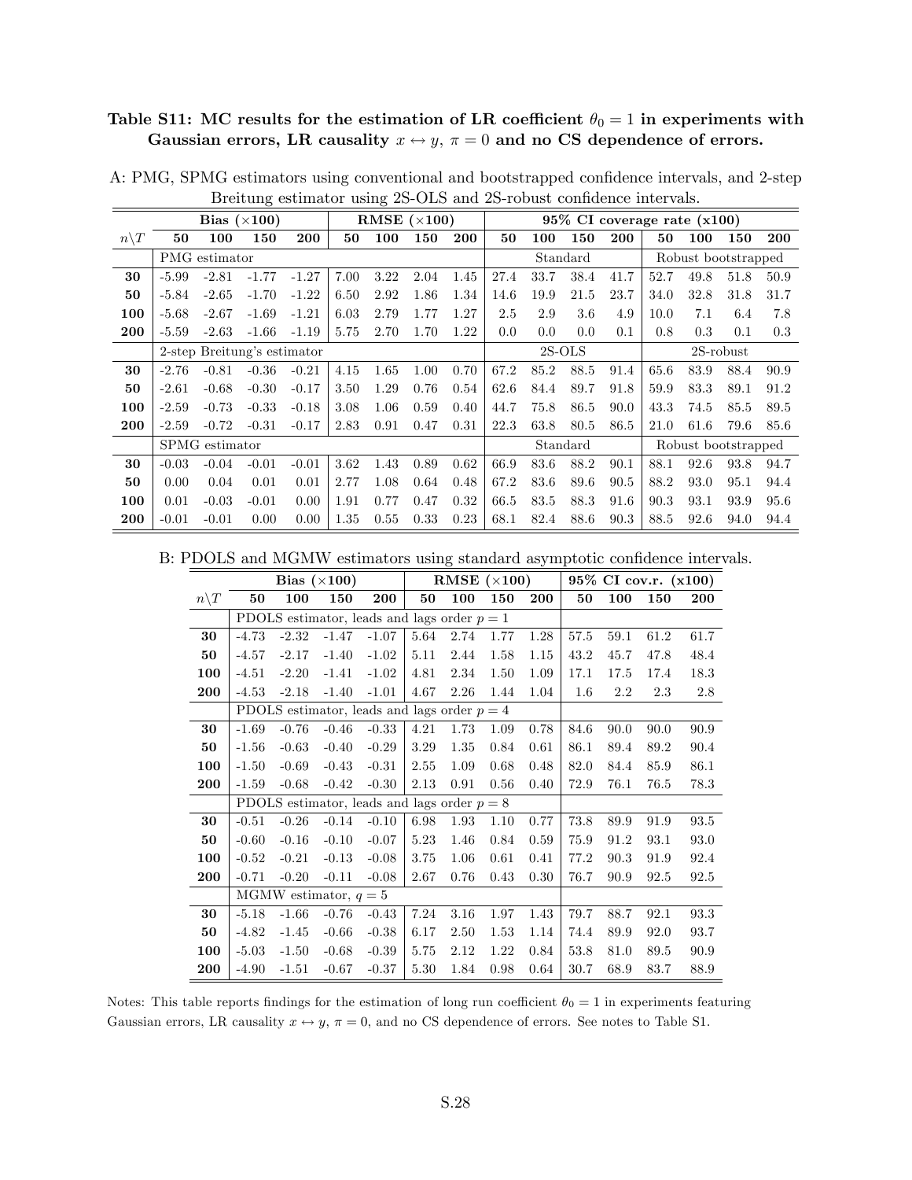**Table S11: MC results for the estimation of LR coefficient $\theta_0 = 1$ in experiments with Gaussian errors, LR causality $x \leftrightarrow y$, $\pi = 0$ and no CS dependence of errors.**

A: PMG, SPMG estimators using conventional and bootstrapped confidence intervals, and 2-step Breitung estimator using 2S-OLS and 2S-robust confidence intervals.

| | **Bias ($\times$100)** | | | | **RMSE ($\times$100)** | | | | **95% CI coverage rate (x100)** | | | | | | | |
|---|---|---|---|---|---|---|---|---|---|---|---|---|---|---|---|---|
| $n\backslash T$ | **50** | **100** | **150** | **200** | **50** | **100** | **150** | **200** | **50** | **100** | **150** | **200** | **50** | **100** | **150** | **200** |
| | PMG estimator | | | | | | | | Standard | | | | Robust bootstrapped | | | |
| **30** | -5.99 | -2.81 | -1.77 | -1.27 | 7.00 | 3.22 | 2.04 | 1.45 | 27.4 | 33.7 | 38.4 | 41.7 | 52.7 | 49.8 | 51.8 | 50.9 |
| **50** | -5.84 | -2.65 | -1.70 | -1.22 | 6.50 | 2.92 | 1.86 | 1.34 | 14.6 | 19.9 | 21.5 | 23.7 | 34.0 | 32.8 | 31.8 | 31.7 |
| **100** | -5.68 | -2.67 | -1.69 | -1.21 | 6.03 | 2.79 | 1.77 | 1.27 | 2.5 | 2.9 | 3.6 | 4.9 | 10.0 | 7.1 | 6.4 | 7.8 |
| **200** | -5.59 | -2.63 | -1.66 | -1.19 | 5.75 | 2.70 | 1.70 | 1.22 | 0.0 | 0.0 | 0.0 | 0.1 | 0.8 | 0.3 | 0.1 | 0.3 |
| | 2-step Breitung's estimator | | | | | | | | 2S-OLS | | | | 2S-robust | | | |
| **30** | -2.76 | -0.81 | -0.36 | -0.21 | 4.15 | 1.65 | 1.00 | 0.70 | 67.2 | 85.2 | 88.5 | 91.4 | 65.6 | 83.9 | 88.4 | 90.9 |
| **50** | -2.61 | -0.68 | -0.30 | -0.17 | 3.50 | 1.29 | 0.76 | 0.54 | 62.6 | 84.4 | 89.7 | 91.8 | 59.9 | 83.3 | 89.1 | 91.2 |
| **100** | -2.59 | -0.73 | -0.33 | -0.18 | 3.08 | 1.06 | 0.59 | 0.40 | 44.7 | 75.8 | 86.5 | 90.0 | 43.3 | 74.5 | 85.5 | 89.5 |
| **200** | -2.59 | -0.72 | -0.31 | -0.17 | 2.83 | 0.91 | 0.47 | 0.31 | 22.3 | 63.8 | 80.5 | 86.5 | 21.0 | 61.6 | 79.6 | 85.6 |
| | SPMG estimator | | | | | | | | Standard | | | | Robust bootstrapped | | | |
| **30** | -0.03 | -0.04 | -0.01 | -0.01 | 3.62 | 1.43 | 0.89 | 0.62 | 66.9 | 83.6 | 88.2 | 90.1 | 88.1 | 92.6 | 93.8 | 94.7 |
| **50** | 0.00 | 0.04 | 0.01 | 0.01 | 2.77 | 1.08 | 0.64 | 0.48 | 67.2 | 83.6 | 89.6 | 90.5 | 88.2 | 93.0 | 95.1 | 94.4 |
| **100** | 0.01 | -0.03 | -0.01 | 0.00 | 1.91 | 0.77 | 0.47 | 0.32 | 66.5 | 83.5 | 88.3 | 91.6 | 90.3 | 93.1 | 93.9 | 95.6 |
| **200** | -0.01 | -0.01 | 0.00 | 0.00 | 1.35 | 0.55 | 0.33 | 0.23 | 68.1 | 82.4 | 88.6 | 90.3 | 88.5 | 92.6 | 94.0 | 94.4 |

B: PDOLS and MGMW estimators using standard asymptotic confidence intervals.

| | **Bias ($\times$100)** | | | | **RMSE ($\times$100)** | | | | **95% CI cov.r. (x100)** | | | |
|---|---|---|---|---|---|---|---|---|---|---|---|---|
| $n\backslash T$ | **50** | **100** | **150** | **200** | **50** | **100** | **150** | **200** | **50** | **100** | **150** | **200** |
| | PDOLS estimator, leads and lags order $p = 1$ | | | | | | | | | | | |
| **30** | -4.73 | -2.32 | -1.47 | -1.07 | 5.64 | 2.74 | 1.77 | 1.28 | 57.5 | 59.1 | 61.2 | 61.7 |
| **50** | -4.57 | -2.17 | -1.40 | -1.02 | 5.11 | 2.44 | 1.58 | 1.15 | 43.2 | 45.7 | 47.8 | 48.4 |
| **100** | -4.51 | -2.20 | -1.41 | -1.02 | 4.81 | 2.34 | 1.50 | 1.09 | 17.1 | 17.5 | 17.4 | 18.3 |
| **200** | -4.53 | -2.18 | -1.40 | -1.01 | 4.67 | 2.26 | 1.44 | 1.04 | 1.6 | 2.2 | 2.3 | 2.8 |
| | PDOLS estimator, leads and lags order $p = 4$ | | | | | | | | | | | |
| **30** | -1.69 | -0.76 | -0.46 | -0.33 | 4.21 | 1.73 | 1.09 | 0.78 | 84.6 | 90.0 | 90.0 | 90.9 |
| **50** | -1.56 | -0.63 | -0.40 | -0.29 | 3.29 | 1.35 | 0.84 | 0.61 | 86.1 | 89.4 | 89.2 | 90.4 |
| **100** | -1.50 | -0.69 | -0.43 | -0.31 | 2.55 | 1.09 | 0.68 | 0.48 | 82.0 | 84.4 | 85.9 | 86.1 |
| **200** | -1.59 | -0.68 | -0.42 | -0.30 | 2.13 | 0.91 | 0.56 | 0.40 | 72.9 | 76.1 | 76.5 | 78.3 |
| | PDOLS estimator, leads and lags order $p = 8$ | | | | | | | | | | | |
| **30** | -0.51 | -0.26 | -0.14 | -0.10 | 6.98 | 1.93 | 1.10 | 0.77 | 73.8 | 89.9 | 91.9 | 93.5 |
| **50** | -0.60 | -0.16 | -0.10 | -0.07 | 5.23 | 1.46 | 0.84 | 0.59 | 75.9 | 91.2 | 93.1 | 93.0 |
| **100** | -0.52 | -0.21 | -0.13 | -0.08 | 3.75 | 1.06 | 0.61 | 0.41 | 77.2 | 90.3 | 91.9 | 92.4 |
| **200** | -0.71 | -0.20 | -0.11 | -0.08 | 2.67 | 0.76 | 0.43 | 0.30 | 76.7 | 90.9 | 92.5 | 92.5 |
| | MGMW estimator, $q = 5$ | | | | | | | | | | | |
| **30** | -5.18 | -1.66 | -0.76 | -0.43 | 7.24 | 3.16 | 1.97 | 1.43 | 79.7 | 88.7 | 92.1 | 93.3 |
| **50** | -4.82 | -1.45 | -0.66 | -0.38 | 6.17 | 2.50 | 1.53 | 1.14 | 74.4 | 89.9 | 92.0 | 93.7 |
| **100** | -5.03 | -1.50 | -0.68 | -0.39 | 5.75 | 2.12 | 1.22 | 0.84 | 53.8 | 81.0 | 89.5 | 90.9 |
| **200** | -4.90 | -1.51 | -0.67 | -0.37 | 5.30 | 1.84 | 0.98 | 0.64 | 30.7 | 68.9 | 83.7 | 88.9 |

Notes: This table reports findings for the estimation of long run coefficient $\theta_0 = 1$ in experiments featuring Gaussian errors, LR causality $x \leftrightarrow y$, $\pi = 0$, and no CS dependence of errors. See notes to Table S1.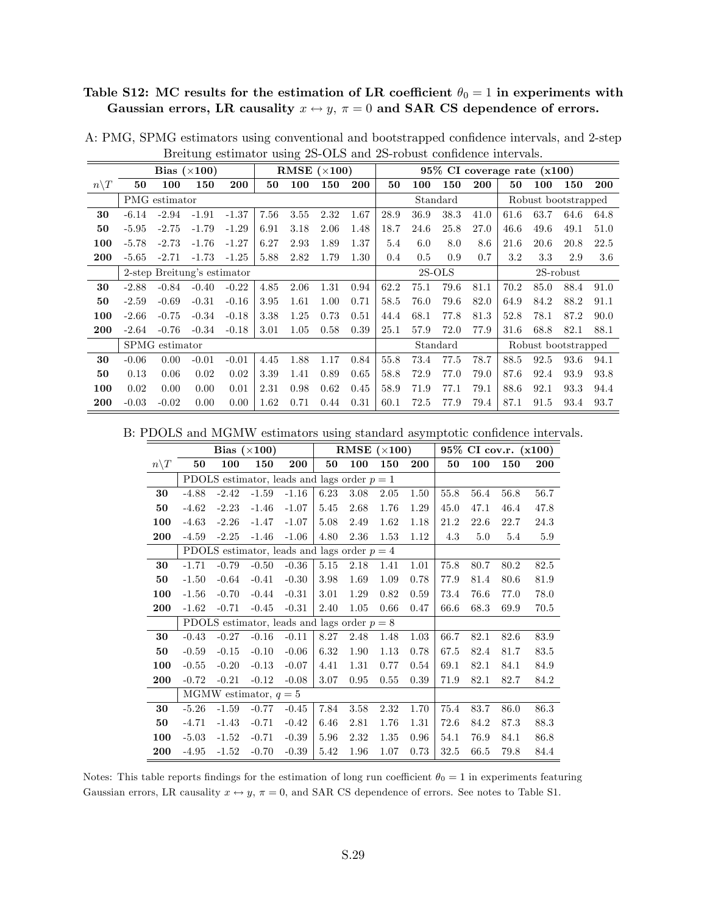**Table S12: MC results for the estimation of LR coefficient $\theta_0 = 1$ in experiments with Gaussian errors, LR causality $x \leftrightarrow y$, $\pi = 0$ and SAR CS dependence of errors.**

A: PMG, SPMG estimators using conventional and bootstrapped confidence intervals, and 2-step Breitung estimator using 2S-OLS and 2S-robust confidence intervals.

| | Bias ($\times$100) | | | | RMSE ($\times$100) | | | | 95% CI coverage rate (x100) | | | | | | | |
|---|---|---|---|---|---|---|---|---|---|---|---|---|---|---|---|---|
| $n \backslash T$ | **50** | **100** | **150** | **200** | **50** | **100** | **150** | **200** | **50** | **100** | **150** | **200** | **50** | **100** | **150** | **200** |
| | PMG estimator | | | | | | | | Standard | | | | Robust bootstrapped | | | |
| **30** | -6.14 | -2.94 | -1.91 | -1.37 | 7.56 | 3.55 | 2.32 | 1.67 | 28.9 | 36.9 | 38.3 | 41.0 | 61.6 | 63.7 | 64.6 | 64.8 |
| **50** | -5.95 | -2.75 | -1.79 | -1.29 | 6.91 | 3.18 | 2.06 | 1.48 | 18.7 | 24.6 | 25.8 | 27.0 | 46.6 | 49.6 | 49.1 | 51.0 |
| **100** | -5.78 | -2.73 | -1.76 | -1.27 | 6.27 | 2.93 | 1.89 | 1.37 | 5.4 | 6.0 | 8.0 | 8.6 | 21.6 | 20.6 | 20.8 | 22.5 |
| **200** | -5.65 | -2.71 | -1.73 | -1.25 | 5.88 | 2.82 | 1.79 | 1.30 | 0.4 | 0.5 | 0.9 | 0.7 | 3.2 | 3.3 | 2.9 | 3.6 |
| | 2-step Breitung's estimator | | | | | | | | 2S-OLS | | | | 2S-robust | | | |
| **30** | -2.88 | -0.84 | -0.40 | -0.22 | 4.85 | 2.06 | 1.31 | 0.94 | 62.2 | 75.1 | 79.6 | 81.1 | 70.2 | 85.0 | 88.4 | 91.0 |
| **50** | -2.59 | -0.69 | -0.31 | -0.16 | 3.95 | 1.61 | 1.00 | 0.71 | 58.5 | 76.0 | 79.6 | 82.0 | 64.9 | 84.2 | 88.2 | 91.1 |
| **100** | -2.66 | -0.75 | -0.34 | -0.18 | 3.38 | 1.25 | 0.73 | 0.51 | 44.4 | 68.1 | 77.8 | 81.3 | 52.8 | 78.1 | 87.2 | 90.0 |
| **200** | -2.64 | -0.76 | -0.34 | -0.18 | 3.01 | 1.05 | 0.58 | 0.39 | 25.1 | 57.9 | 72.0 | 77.9 | 31.6 | 68.8 | 82.1 | 88.1 |
| | SPMG estimator | | | | | | | | Standard | | | | Robust bootstrapped | | | |
| **30** | -0.06 | 0.00 | -0.01 | -0.01 | 4.45 | 1.88 | 1.17 | 0.84 | 55.8 | 73.4 | 77.5 | 78.7 | 88.5 | 92.5 | 93.6 | 94.1 |
| **50** | 0.13 | 0.06 | 0.02 | 0.02 | 3.39 | 1.41 | 0.89 | 0.65 | 58.8 | 72.9 | 77.0 | 79.0 | 87.6 | 92.4 | 93.9 | 93.8 |
| **100** | 0.02 | 0.00 | 0.00 | 0.01 | 2.31 | 0.98 | 0.62 | 0.45 | 58.9 | 71.9 | 77.1 | 79.1 | 88.6 | 92.1 | 93.3 | 94.4 |
| **200** | -0.03 | -0.02 | 0.00 | 0.00 | 1.62 | 0.71 | 0.44 | 0.31 | 60.1 | 72.5 | 77.9 | 79.4 | 87.1 | 91.5 | 93.4 | 93.7 |

B: PDOLS and MGMW estimators using standard asymptotic confidence intervals.

| | Bias ($\times$100) | | | | RMSE ($\times$100) | | | | 95% CI cov.r. (x100) | | | |
|---|---|---|---|---|---|---|---|---|---|---|---|---|
| $n \backslash T$ | **50** | **100** | **150** | **200** | **50** | **100** | **150** | **200** | **50** | **100** | **150** | **200** |
| | PDOLS estimator, leads and lags order $p = 1$ | | | | | | | | | | | |
| **30** | -4.88 | -2.42 | -1.59 | -1.16 | 6.23 | 3.08 | 2.05 | 1.50 | 55.8 | 56.4 | 56.8 | 56.7 |
| **50** | -4.62 | -2.23 | -1.46 | -1.07 | 5.45 | 2.68 | 1.76 | 1.29 | 45.0 | 47.1 | 46.4 | 47.8 |
| **100** | -4.63 | -2.26 | -1.47 | -1.07 | 5.08 | 2.49 | 1.62 | 1.18 | 21.2 | 22.6 | 22.7 | 24.3 |
| **200** | -4.59 | -2.25 | -1.46 | -1.06 | 4.80 | 2.36 | 1.53 | 1.12 | 4.3 | 5.0 | 5.4 | 5.9 |
| | PDOLS estimator, leads and lags order $p = 4$ | | | | | | | | | | | |
| **30** | -1.71 | -0.79 | -0.50 | -0.36 | 5.15 | 2.18 | 1.41 | 1.01 | 75.8 | 80.7 | 80.2 | 82.5 |
| **50** | -1.50 | -0.64 | -0.41 | -0.30 | 3.98 | 1.69 | 1.09 | 0.78 | 77.9 | 81.4 | 80.6 | 81.9 |
| **100** | -1.56 | -0.70 | -0.44 | -0.31 | 3.01 | 1.29 | 0.82 | 0.59 | 73.4 | 76.6 | 77.0 | 78.0 |
| **200** | -1.62 | -0.71 | -0.45 | -0.31 | 2.40 | 1.05 | 0.66 | 0.47 | 66.6 | 68.3 | 69.9 | 70.5 |
| | PDOLS estimator, leads and lags order $p = 8$ | | | | | | | | | | | |
| **30** | -0.43 | -0.27 | -0.16 | -0.11 | 8.27 | 2.48 | 1.48 | 1.03 | 66.7 | 82.1 | 82.6 | 83.9 |
| **50** | -0.59 | -0.15 | -0.10 | -0.06 | 6.32 | 1.90 | 1.13 | 0.78 | 67.5 | 82.4 | 81.7 | 83.5 |
| **100** | -0.55 | -0.20 | -0.13 | -0.07 | 4.41 | 1.31 | 0.77 | 0.54 | 69.1 | 82.1 | 84.1 | 84.9 |
| **200** | -0.72 | -0.21 | -0.12 | -0.08 | 3.07 | 0.95 | 0.55 | 0.39 | 71.9 | 82.1 | 82.7 | 84.2 |
| | MGMW estimator, $q = 5$ | | | | | | | | | | | |
| **30** | -5.26 | -1.59 | -0.77 | -0.45 | 7.84 | 3.58 | 2.32 | 1.70 | 75.4 | 83.7 | 86.0 | 86.3 |
| **50** | -4.71 | -1.43 | -0.71 | -0.42 | 6.46 | 2.81 | 1.76 | 1.31 | 72.6 | 84.2 | 87.3 | 88.3 |
| **100** | -5.03 | -1.52 | -0.71 | -0.39 | 5.96 | 2.32 | 1.35 | 0.96 | 54.1 | 76.9 | 84.1 | 86.8 |
| **200** | -4.95 | -1.52 | -0.70 | -0.39 | 5.42 | 1.96 | 1.07 | 0.73 | 32.5 | 66.5 | 79.8 | 84.4 |

Notes: This table reports findings for the estimation of long run coefficient $\theta_0 = 1$ in experiments featuring Gaussian errors, LR causality $x \leftrightarrow y$, $\pi = 0$, and SAR CS dependence of errors. See notes to Table S1.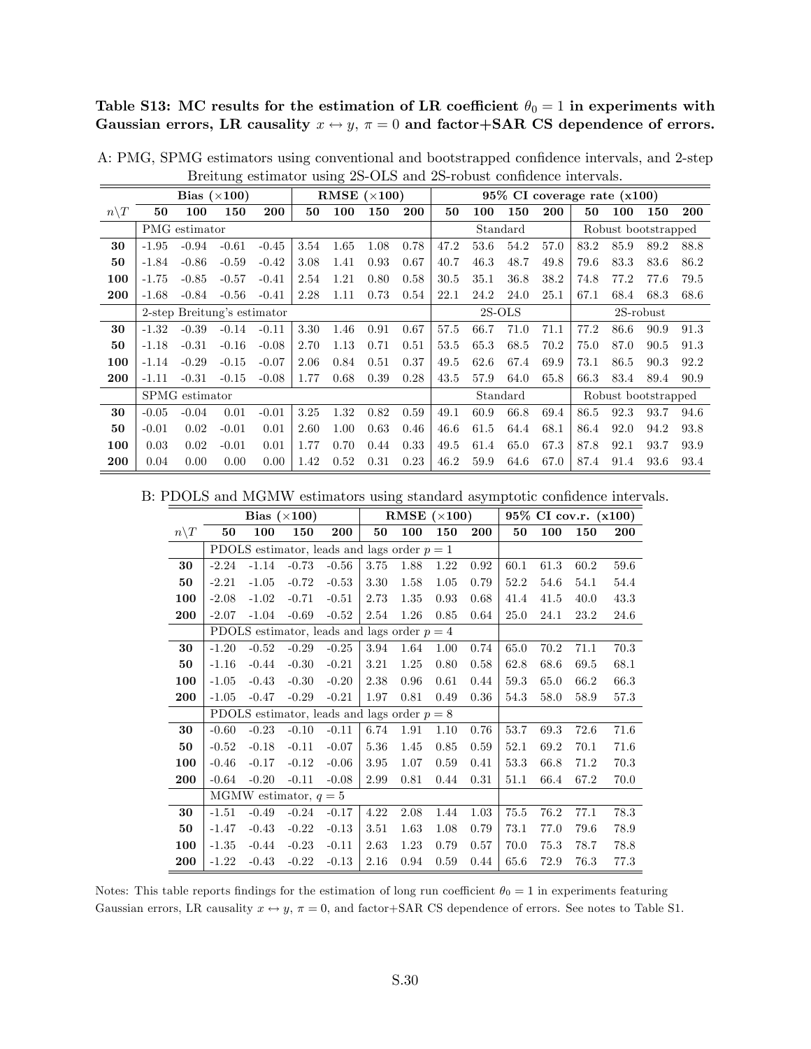**Table S13: MC results for the estimation of LR coefficient $\theta_0 = 1$ in experiments with Gaussian errors, LR causality $x \leftrightarrow y$, $\pi = 0$ and factor+SAR CS dependence of errors.**

A: PMG, SPMG estimators using conventional and bootstrapped confidence intervals, and 2-step Breitung estimator using 2S-OLS and 2S-robust confidence intervals.

| | **Bias ($\times 100$)** | | | | **RMSE ($\times 100$)** | | | | **95% CI coverage rate (x100)** | | | | | | | |
|---|---|---|---|---|---|---|---|---|---|---|---|---|---|---|---|---|
| $n \backslash T$ | **50** | **100** | **150** | **200** | **50** | **100** | **150** | **200** | **50** | **100** | **150** | **200** | **50** | **100** | **150** | **200** |
| | PMG estimator | | | | | | | | Standard | | | | Robust bootstrapped | | | |
| **30** | -1.95 | -0.94 | -0.61 | -0.45 | 3.54 | 1.65 | 1.08 | 0.78 | 47.2 | 53.6 | 54.2 | 57.0 | 83.2 | 85.9 | 89.2 | 88.8 |
| **50** | -1.84 | -0.86 | -0.59 | -0.42 | 3.08 | 1.41 | 0.93 | 0.67 | 40.7 | 46.3 | 48.7 | 49.8 | 79.6 | 83.3 | 83.6 | 86.2 |
| **100** | -1.75 | -0.85 | -0.57 | -0.41 | 2.54 | 1.21 | 0.80 | 0.58 | 30.5 | 35.1 | 36.8 | 38.2 | 74.8 | 77.2 | 77.6 | 79.5 |
| **200** | -1.68 | -0.84 | -0.56 | -0.41 | 2.28 | 1.11 | 0.73 | 0.54 | 22.1 | 24.2 | 24.0 | 25.1 | 67.1 | 68.4 | 68.3 | 68.6 |
| | 2-step Breitung's estimator | | | | | | | | 2S-OLS | | | | 2S-robust | | | |
| **30** | -1.32 | -0.39 | -0.14 | -0.11 | 3.30 | 1.46 | 0.91 | 0.67 | 57.5 | 66.7 | 71.0 | 71.1 | 77.2 | 86.6 | 90.9 | 91.3 |
| **50** | -1.18 | -0.31 | -0.16 | -0.08 | 2.70 | 1.13 | 0.71 | 0.51 | 53.5 | 65.3 | 68.5 | 70.2 | 75.0 | 87.0 | 90.5 | 91.3 |
| **100** | -1.14 | -0.29 | -0.15 | -0.07 | 2.06 | 0.84 | 0.51 | 0.37 | 49.5 | 62.6 | 67.4 | 69.9 | 73.1 | 86.5 | 90.3 | 92.2 |
| **200** | -1.11 | -0.31 | -0.15 | -0.08 | 1.77 | 0.68 | 0.39 | 0.28 | 43.5 | 57.9 | 64.0 | 65.8 | 66.3 | 83.4 | 89.4 | 90.9 |
| | SPMG estimator | | | | | | | | Standard | | | | Robust bootstrapped | | | |
| **30** | -0.05 | -0.04 | 0.01 | -0.01 | 3.25 | 1.32 | 0.82 | 0.59 | 49.1 | 60.9 | 66.8 | 69.4 | 86.5 | 92.3 | 93.7 | 94.6 |
| **50** | -0.01 | 0.02 | -0.01 | 0.01 | 2.60 | 1.00 | 0.63 | 0.46 | 46.6 | 61.5 | 64.4 | 68.1 | 86.4 | 92.0 | 94.2 | 93.8 |
| **100** | 0.03 | 0.02 | -0.01 | 0.01 | 1.77 | 0.70 | 0.44 | 0.33 | 49.5 | 61.4 | 65.0 | 67.3 | 87.8 | 92.1 | 93.7 | 93.9 |
| **200** | 0.04 | 0.00 | 0.00 | 0.00 | 1.42 | 0.52 | 0.31 | 0.23 | 46.2 | 59.9 | 64.6 | 67.0 | 87.4 | 91.4 | 93.6 | 93.4 |

B: PDOLS and MGMW estimators using standard asymptotic confidence intervals.

| | **Bias ($\times 100$)** | | | | **RMSE ($\times 100$)** | | | | **95% CI cov.r. (x100)** | | | |
|---|---|---|---|---|---|---|---|---|---|---|---|---|
| $n \backslash T$ | **50** | **100** | **150** | **200** | **50** | **100** | **150** | **200** | **50** | **100** | **150** | **200** |
| | PDOLS estimator, leads and lags order $p = 1$ | | | | | | | | | | | |
| **30** | -2.24 | -1.14 | -0.73 | -0.56 | 3.75 | 1.88 | 1.22 | 0.92 | 60.1 | 61.3 | 60.2 | 59.6 |
| **50** | -2.21 | -1.05 | -0.72 | -0.53 | 3.30 | 1.58 | 1.05 | 0.79 | 52.2 | 54.6 | 54.1 | 54.4 |
| **100** | -2.08 | -1.02 | -0.71 | -0.51 | 2.73 | 1.35 | 0.93 | 0.68 | 41.4 | 41.5 | 40.0 | 43.3 |
| **200** | -2.07 | -1.04 | -0.69 | -0.52 | 2.54 | 1.26 | 0.85 | 0.64 | 25.0 | 24.1 | 23.2 | 24.6 |
| | PDOLS estimator, leads and lags order $p = 4$ | | | | | | | | | | | |
| **30** | -1.20 | -0.52 | -0.29 | -0.25 | 3.94 | 1.64 | 1.00 | 0.74 | 65.0 | 70.2 | 71.1 | 70.3 |
| **50** | -1.16 | -0.44 | -0.30 | -0.21 | 3.21 | 1.25 | 0.80 | 0.58 | 62.8 | 68.6 | 69.5 | 68.1 |
| **100** | -1.05 | -0.43 | -0.30 | -0.20 | 2.38 | 0.96 | 0.61 | 0.44 | 59.3 | 65.0 | 66.2 | 66.3 |
| **200** | -1.05 | -0.47 | -0.29 | -0.21 | 1.97 | 0.81 | 0.49 | 0.36 | 54.3 | 58.0 | 58.9 | 57.3 |
| | PDOLS estimator, leads and lags order $p = 8$ | | | | | | | | | | | |
| **30** | -0.60 | -0.23 | -0.10 | -0.11 | 6.74 | 1.91 | 1.10 | 0.76 | 53.7 | 69.3 | 72.6 | 71.6 |
| **50** | -0.52 | -0.18 | -0.11 | -0.07 | 5.36 | 1.45 | 0.85 | 0.59 | 52.1 | 69.2 | 70.1 | 71.6 |
| **100** | -0.46 | -0.17 | -0.12 | -0.06 | 3.95 | 1.07 | 0.59 | 0.41 | 53.3 | 66.8 | 71.2 | 70.3 |
| **200** | -0.64 | -0.20 | -0.11 | -0.08 | 2.99 | 0.81 | 0.44 | 0.31 | 51.1 | 66.4 | 67.2 | 70.0 |
| | MGMW estimator, $q = 5$ | | | | | | | | | | | |
| **30** | -1.51 | -0.49 | -0.24 | -0.17 | 4.22 | 2.08 | 1.44 | 1.03 | 75.5 | 76.2 | 77.1 | 78.3 |
| **50** | -1.47 | -0.43 | -0.22 | -0.13 | 3.51 | 1.63 | 1.08 | 0.79 | 73.1 | 77.0 | 79.6 | 78.9 |
| **100** | -1.35 | -0.44 | -0.23 | -0.11 | 2.63 | 1.23 | 0.79 | 0.57 | 70.0 | 75.3 | 78.7 | 78.8 |
| **200** | -1.22 | -0.43 | -0.22 | -0.13 | 2.16 | 0.94 | 0.59 | 0.44 | 65.6 | 72.9 | 76.3 | 77.3 |

Notes: This table reports findings for the estimation of long run coefficient $\theta_0 = 1$ in experiments featuring Gaussian errors, LR causality $x \leftrightarrow y$, $\pi = 0$, and factor+SAR CS dependence of errors. See notes to Table S1.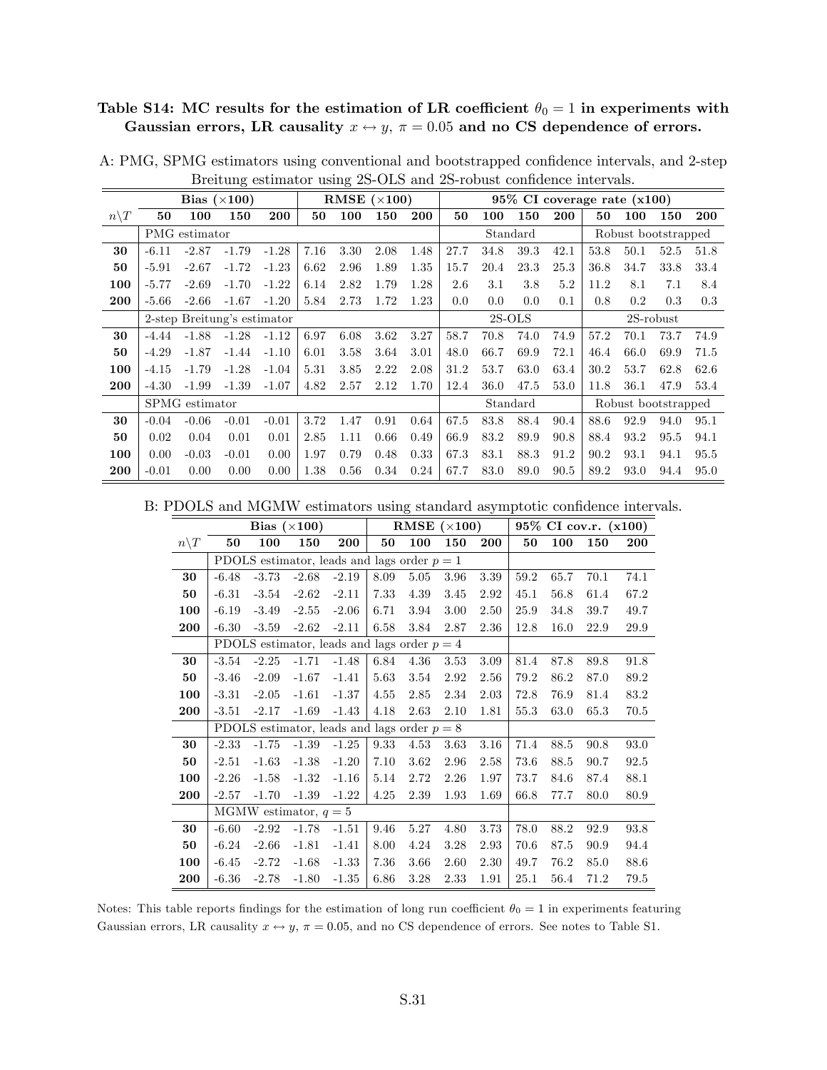**Table S14: MC results for the estimation of LR coefficient $\theta_0 = 1$ in experiments with Gaussian errors, LR causality $x \leftrightarrow y$, $\pi = 0.05$ and no CS dependence of errors.**

A: PMG, SPMG estimators using conventional and bootstrapped confidence intervals, and 2-step Breitung estimator using 2S-OLS and 2S-robust confidence intervals.

| | Bias ($\times$100) | | | | RMSE ($\times$100) | | | | 95% CI coverage rate (x100) | | | | | | | |
|---|---|---|---|---|---|---|---|---|---|---|---|---|---|---|---|---|
| $n\backslash T$ | **50** | **100** | **150** | **200** | **50** | **100** | **150** | **200** | **50** | **100** | **150** | **200** | **50** | **100** | **150** | **200** |
| | PMG estimator | | | | | | | | Standard | | | | Robust bootstrapped | | | |
| **30** | -6.11 | -2.87 | -1.79 | -1.28 | 7.16 | 3.30 | 2.08 | 1.48 | 27.7 | 34.8 | 39.3 | 42.1 | 53.8 | 50.1 | 52.5 | 51.8 |
| **50** | -5.91 | -2.67 | -1.72 | -1.23 | 6.62 | 2.96 | 1.89 | 1.35 | 15.7 | 20.4 | 23.3 | 25.3 | 36.8 | 34.7 | 33.8 | 33.4 |
| **100** | -5.77 | -2.69 | -1.70 | -1.22 | 6.14 | 2.82 | 1.79 | 1.28 | 2.6 | 3.1 | 3.8 | 5.2 | 11.2 | 8.1 | 7.1 | 8.4 |
| **200** | -5.66 | -2.66 | -1.67 | -1.20 | 5.84 | 2.73 | 1.72 | 1.23 | 0.0 | 0.0 | 0.0 | 0.1 | 0.8 | 0.2 | 0.3 | 0.3 |
| | 2-step Breitung's estimator | | | | | | | | 2S-OLS | | | | 2S-robust | | | |
| **30** | -4.44 | -1.88 | -1.28 | -1.12 | 6.97 | 6.08 | 3.62 | 3.27 | 58.7 | 70.8 | 74.0 | 74.9 | 57.2 | 70.1 | 73.7 | 74.9 |
| **50** | -4.29 | -1.87 | -1.44 | -1.10 | 6.01 | 3.58 | 3.64 | 3.01 | 48.0 | 66.7 | 69.9 | 72.1 | 46.4 | 66.0 | 69.9 | 71.5 |
| **100** | -4.15 | -1.79 | -1.28 | -1.04 | 5.31 | 3.85 | 2.22 | 2.08 | 31.2 | 53.7 | 63.0 | 63.4 | 30.2 | 53.7 | 62.8 | 62.6 |
| **200** | -4.30 | -1.99 | -1.39 | -1.07 | 4.82 | 2.57 | 2.12 | 1.70 | 12.4 | 36.0 | 47.5 | 53.0 | 11.8 | 36.1 | 47.9 | 53.4 |
| | SPMG estimator | | | | | | | | Standard | | | | Robust bootstrapped | | | |
| **30** | -0.04 | -0.06 | -0.01 | -0.01 | 3.72 | 1.47 | 0.91 | 0.64 | 67.5 | 83.8 | 88.4 | 90.4 | 88.6 | 92.9 | 94.0 | 95.1 |
| **50** | 0.02 | 0.04 | 0.01 | 0.01 | 2.85 | 1.11 | 0.66 | 0.49 | 66.9 | 83.2 | 89.9 | 90.8 | 88.4 | 93.2 | 95.5 | 94.1 |
| **100** | 0.00 | -0.03 | -0.01 | 0.00 | 1.97 | 0.79 | 0.48 | 0.33 | 67.3 | 83.1 | 88.3 | 91.2 | 90.2 | 93.1 | 94.1 | 95.5 |
| **200** | -0.01 | 0.00 | 0.00 | 0.00 | 1.38 | 0.56 | 0.34 | 0.24 | 67.7 | 83.0 | 89.0 | 90.5 | 89.2 | 93.0 | 94.4 | 95.0 |

B: PDOLS and MGMW estimators using standard asymptotic confidence intervals.

| | Bias ($\times$100) | | | | RMSE ($\times$100) | | | | 95% CI cov.r. (x100) | | | |
|---|---|---|---|---|---|---|---|---|---|---|---|---|
| $n\backslash T$ | **50** | **100** | **150** | **200** | **50** | **100** | **150** | **200** | **50** | **100** | **150** | **200** |
| | PDOLS estimator, leads and lags order $p = 1$ | | | | | | | | | | | |
| **30** | -6.48 | -3.73 | -2.68 | -2.19 | 8.09 | 5.05 | 3.96 | 3.39 | 59.2 | 65.7 | 70.1 | 74.1 |
| **50** | -6.31 | -3.54 | -2.62 | -2.11 | 7.33 | 4.39 | 3.45 | 2.92 | 45.1 | 56.8 | 61.4 | 67.2 |
| **100** | -6.19 | -3.49 | -2.55 | -2.06 | 6.71 | 3.94 | 3.00 | 2.50 | 25.9 | 34.8 | 39.7 | 49.7 |
| **200** | -6.30 | -3.59 | -2.62 | -2.11 | 6.58 | 3.84 | 2.87 | 2.36 | 12.8 | 16.0 | 22.9 | 29.9 |
| | PDOLS estimator, leads and lags order $p = 4$ | | | | | | | | | | | |
| **30** | -3.54 | -2.25 | -1.71 | -1.48 | 6.84 | 4.36 | 3.53 | 3.09 | 81.4 | 87.8 | 89.8 | 91.8 |
| **50** | -3.46 | -2.09 | -1.67 | -1.41 | 5.63 | 3.54 | 2.92 | 2.56 | 79.2 | 86.2 | 87.0 | 89.2 |
| **100** | -3.31 | -2.05 | -1.61 | -1.37 | 4.55 | 2.85 | 2.34 | 2.03 | 72.8 | 76.9 | 81.4 | 83.2 |
| **200** | -3.51 | -2.17 | -1.69 | -1.43 | 4.18 | 2.63 | 2.10 | 1.81 | 55.3 | 63.0 | 65.3 | 70.5 |
| | PDOLS estimator, leads and lags order $p = 8$ | | | | | | | | | | | |
| **30** | -2.33 | -1.75 | -1.39 | -1.25 | 9.33 | 4.53 | 3.63 | 3.16 | 71.4 | 88.5 | 90.8 | 93.0 |
| **50** | -2.51 | -1.63 | -1.38 | -1.20 | 7.10 | 3.62 | 2.96 | 2.58 | 73.6 | 88.5 | 90.7 | 92.5 |
| **100** | -2.26 | -1.58 | -1.32 | -1.16 | 5.14 | 2.72 | 2.26 | 1.97 | 73.7 | 84.6 | 87.4 | 88.1 |
| **200** | -2.57 | -1.70 | -1.39 | -1.22 | 4.25 | 2.39 | 1.93 | 1.69 | 66.8 | 77.7 | 80.0 | 80.9 |
| | MGMW estimator, $q = 5$ | | | | | | | | | | | |
| **30** | -6.60 | -2.92 | -1.78 | -1.51 | 9.46 | 5.27 | 4.80 | 3.73 | 78.0 | 88.2 | 92.9 | 93.8 |
| **50** | -6.24 | -2.66 | -1.81 | -1.41 | 8.00 | 4.24 | 3.28 | 2.93 | 70.6 | 87.5 | 90.9 | 94.4 |
| **100** | -6.45 | -2.72 | -1.68 | -1.33 | 7.36 | 3.66 | 2.60 | 2.30 | 49.7 | 76.2 | 85.0 | 88.6 |
| **200** | -6.36 | -2.78 | -1.80 | -1.35 | 6.86 | 3.28 | 2.33 | 1.91 | 25.1 | 56.4 | 71.2 | 79.5 |

Notes: This table reports findings for the estimation of long run coefficient $\theta_0 = 1$ in experiments featuring Gaussian errors, LR causality $x \leftrightarrow y$, $\pi = 0.05$, and no CS dependence of errors. See notes to Table S1.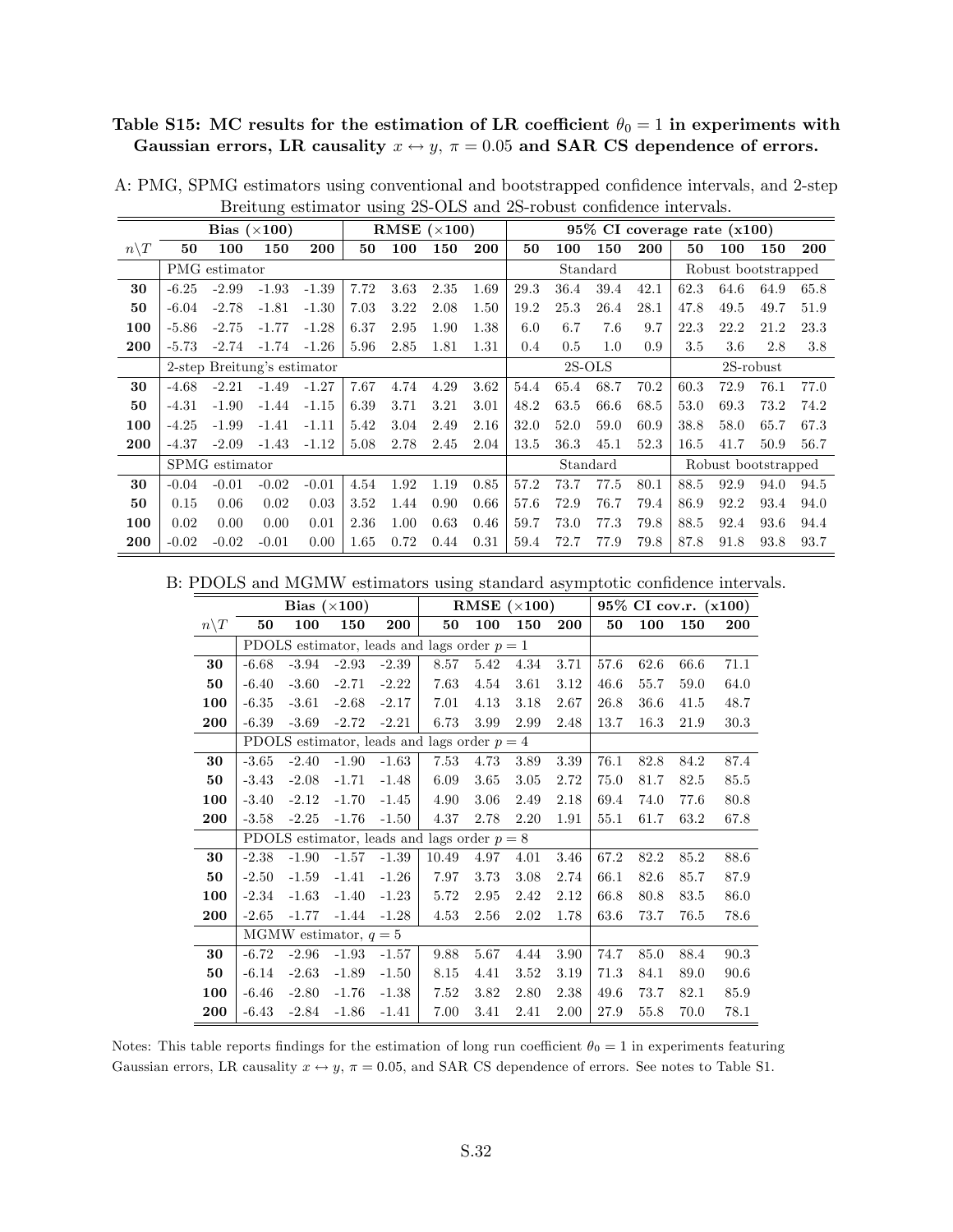**Table S15: MC results for the estimation of LR coefficient $\theta_0 = 1$ in experiments with Gaussian errors, LR causality $x \leftrightarrow y$, $\pi = 0.05$ and SAR CS dependence of errors.**

A: PMG, SPMG estimators using conventional and bootstrapped confidence intervals, and 2-step Breitung estimator using 2S-OLS and 2S-robust confidence intervals.

| | Bias ($\times$100) | | | | RMSE ($\times$100) | | | | 95% CI coverage rate (x100) | | | | | | | |
|---|---|---|---|---|---|---|---|---|---|---|---|---|---|---|---|---|
| $n \backslash T$ | **50** | **100** | **150** | **200** | **50** | **100** | **150** | **200** | **50** | **100** | **150** | **200** | **50** | **100** | **150** | **200** |
| | PMG estimator | | | | | | | | Standard | | | | Robust bootstrapped | | | |
| **30** | -6.25 | -2.99 | -1.93 | -1.39 | 7.72 | 3.63 | 2.35 | 1.69 | 29.3 | 36.4 | 39.4 | 42.1 | 62.3 | 64.6 | 64.9 | 65.8 |
| **50** | -6.04 | -2.78 | -1.81 | -1.30 | 7.03 | 3.22 | 2.08 | 1.50 | 19.2 | 25.3 | 26.4 | 28.1 | 47.8 | 49.5 | 49.7 | 51.9 |
| **100** | -5.86 | -2.75 | -1.77 | -1.28 | 6.37 | 2.95 | 1.90 | 1.38 | 6.0 | 6.7 | 7.6 | 9.7 | 22.3 | 22.2 | 21.2 | 23.3 |
| **200** | -5.73 | -2.74 | -1.74 | -1.26 | 5.96 | 2.85 | 1.81 | 1.31 | 0.4 | 0.5 | 1.0 | 0.9 | 3.5 | 3.6 | 2.8 | 3.8 |
| | 2-step Breitung's estimator | | | | | | | | 2S-OLS | | | | 2S-robust | | | |
| **30** | -4.68 | -2.21 | -1.49 | -1.27 | 7.67 | 4.74 | 4.29 | 3.62 | 54.4 | 65.4 | 68.7 | 70.2 | 60.3 | 72.9 | 76.1 | 77.0 |
| **50** | -4.31 | -1.90 | -1.44 | -1.15 | 6.39 | 3.71 | 3.21 | 3.01 | 48.2 | 63.5 | 66.6 | 68.5 | 53.0 | 69.3 | 73.2 | 74.2 |
| **100** | -4.25 | -1.99 | -1.41 | -1.11 | 5.42 | 3.04 | 2.49 | 2.16 | 32.0 | 52.0 | 59.0 | 60.9 | 38.8 | 58.0 | 65.7 | 67.3 |
| **200** | -4.37 | -2.09 | -1.43 | -1.12 | 5.08 | 2.78 | 2.45 | 2.04 | 13.5 | 36.3 | 45.1 | 52.3 | 16.5 | 41.7 | 50.9 | 56.7 |
| | SPMG estimator | | | | | | | | Standard | | | | Robust bootstrapped | | | |
| **30** | -0.04 | -0.01 | -0.02 | -0.01 | 4.54 | 1.92 | 1.19 | 0.85 | 57.2 | 73.7 | 77.5 | 80.1 | 88.5 | 92.9 | 94.0 | 94.5 |
| **50** | 0.15 | 0.06 | 0.02 | 0.03 | 3.52 | 1.44 | 0.90 | 0.66 | 57.6 | 72.9 | 76.7 | 79.4 | 86.9 | 92.2 | 93.4 | 94.0 |
| **100** | 0.02 | 0.00 | 0.00 | 0.01 | 2.36 | 1.00 | 0.63 | 0.46 | 59.7 | 73.0 | 77.3 | 79.8 | 88.5 | 92.4 | 93.6 | 94.4 |
| **200** | -0.02 | -0.02 | -0.01 | 0.00 | 1.65 | 0.72 | 0.44 | 0.31 | 59.4 | 72.7 | 77.9 | 79.8 | 87.8 | 91.8 | 93.8 | 93.7 |

B: PDOLS and MGMW estimators using standard asymptotic confidence intervals.

| | Bias ($\times$100) | | | | RMSE ($\times$100) | | | | 95% CI cov.r. (x100) | | | |
|---|---|---|---|---|---|---|---|---|---|---|---|---|
| $n \backslash T$ | **50** | **100** | **150** | **200** | **50** | **100** | **150** | **200** | **50** | **100** | **150** | **200** |
| | PDOLS estimator, leads and lags order $p = 1$ | | | | | | | | | | | |
| **30** | -6.68 | -3.94 | -2.93 | -2.39 | 8.57 | 5.42 | 4.34 | 3.71 | 57.6 | 62.6 | 66.6 | 71.1 |
| **50** | -6.40 | -3.60 | -2.71 | -2.22 | 7.63 | 4.54 | 3.61 | 3.12 | 46.6 | 55.7 | 59.0 | 64.0 |
| **100** | -6.35 | -3.61 | -2.68 | -2.17 | 7.01 | 4.13 | 3.18 | 2.67 | 26.8 | 36.6 | 41.5 | 48.7 |
| **200** | -6.39 | -3.69 | -2.72 | -2.21 | 6.73 | 3.99 | 2.99 | 2.48 | 13.7 | 16.3 | 21.9 | 30.3 |
| | PDOLS estimator, leads and lags order $p = 4$ | | | | | | | | | | | |
| **30** | -3.65 | -2.40 | -1.90 | -1.63 | 7.53 | 4.73 | 3.89 | 3.39 | 76.1 | 82.8 | 84.2 | 87.4 |
| **50** | -3.43 | -2.08 | -1.71 | -1.48 | 6.09 | 3.65 | 3.05 | 2.72 | 75.0 | 81.7 | 82.5 | 85.5 |
| **100** | -3.40 | -2.12 | -1.70 | -1.45 | 4.90 | 3.06 | 2.49 | 2.18 | 69.4 | 74.0 | 77.6 | 80.8 |
| **200** | -3.58 | -2.25 | -1.76 | -1.50 | 4.37 | 2.78 | 2.20 | 1.91 | 55.1 | 61.7 | 63.2 | 67.8 |
| | PDOLS estimator, leads and lags order $p = 8$ | | | | | | | | | | | |
| **30** | -2.38 | -1.90 | -1.57 | -1.39 | 10.49 | 4.97 | 4.01 | 3.46 | 67.2 | 82.2 | 85.2 | 88.6 |
| **50** | -2.50 | -1.59 | -1.41 | -1.26 | 7.97 | 3.73 | 3.08 | 2.74 | 66.1 | 82.6 | 85.7 | 87.9 |
| **100** | -2.34 | -1.63 | -1.40 | -1.23 | 5.72 | 2.95 | 2.42 | 2.12 | 66.8 | 80.8 | 83.5 | 86.0 |
| **200** | -2.65 | -1.77 | -1.44 | -1.28 | 4.53 | 2.56 | 2.02 | 1.78 | 63.6 | 73.7 | 76.5 | 78.6 |
| | MGMW estimator, $q = 5$ | | | | | | | | | | | |
| **30** | -6.72 | -2.96 | -1.93 | -1.57 | 9.88 | 5.67 | 4.44 | 3.90 | 74.7 | 85.0 | 88.4 | 90.3 |
| **50** | -6.14 | -2.63 | -1.89 | -1.50 | 8.15 | 4.41 | 3.52 | 3.19 | 71.3 | 84.1 | 89.0 | 90.6 |
| **100** | -6.46 | -2.80 | -1.76 | -1.38 | 7.52 | 3.82 | 2.80 | 2.38 | 49.6 | 73.7 | 82.1 | 85.9 |
| **200** | -6.43 | -2.84 | -1.86 | -1.41 | 7.00 | 3.41 | 2.41 | 2.00 | 27.9 | 55.8 | 70.0 | 78.1 |

Notes: This table reports findings for the estimation of long run coefficient $\theta_0 = 1$ in experiments featuring Gaussian errors, LR causality $x \leftrightarrow y$, $\pi = 0.05$, and SAR CS dependence of errors. See notes to Table S1.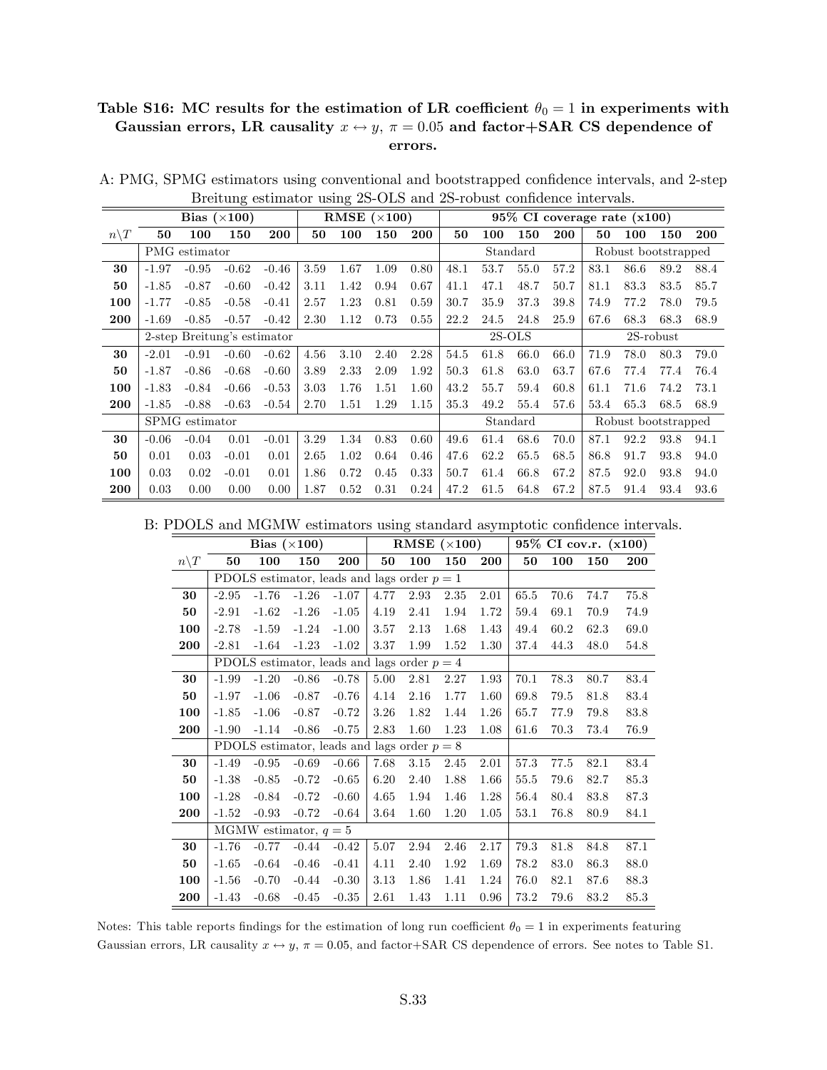**Table S16: MC results for the estimation of LR coefficient $\theta_0 = 1$ in experiments with Gaussian errors, LR causality $x \leftrightarrow y$, $\pi = 0.05$ and factor+SAR CS dependence of errors.**

A: PMG, SPMG estimators using conventional and bootstrapped confidence intervals, and 2-step Breitung estimator using 2S-OLS and 2S-robust confidence intervals.

| | **Bias ($\times$100)** | | | | **RMSE ($\times$100)** | | | | **95% CI coverage rate (x100)** | | | | | | | |
|---|---|---|---|---|---|---|---|---|---|---|---|---|---|---|---|---|
| $n\backslash T$ | **50** | **100** | **150** | **200** | **50** | **100** | **150** | **200** | **50** | **100** | **150** | **200** | **50** | **100** | **150** | **200** |
| | PMG estimator | | | | | | | | Standard | | | | Robust bootstrapped | | | |
| **30** | -1.97 | -0.95 | -0.62 | -0.46 | 3.59 | 1.67 | 1.09 | 0.80 | 48.1 | 53.7 | 55.0 | 57.2 | 83.1 | 86.6 | 89.2 | 88.4 |
| **50** | -1.85 | -0.87 | -0.60 | -0.42 | 3.11 | 1.42 | 0.94 | 0.67 | 41.1 | 47.1 | 48.7 | 50.7 | 81.1 | 83.3 | 83.5 | 85.7 |
| **100** | -1.77 | -0.85 | -0.58 | -0.41 | 2.57 | 1.23 | 0.81 | 0.59 | 30.7 | 35.9 | 37.3 | 39.8 | 74.9 | 77.2 | 78.0 | 79.5 |
| **200** | -1.69 | -0.85 | -0.57 | -0.42 | 2.30 | 1.12 | 0.73 | 0.55 | 22.2 | 24.5 | 24.8 | 25.9 | 67.6 | 68.3 | 68.3 | 68.9 |
| | 2-step Breitung's estimator | | | | | | | | 2S-OLS | | | | 2S-robust | | | |
| **30** | -2.01 | -0.91 | -0.60 | -0.62 | 4.56 | 3.10 | 2.40 | 2.28 | 54.5 | 61.8 | 66.0 | 66.0 | 71.9 | 78.0 | 80.3 | 79.0 |
| **50** | -1.87 | -0.86 | -0.68 | -0.60 | 3.89 | 2.33 | 2.09 | 1.92 | 50.3 | 61.8 | 63.0 | 63.7 | 67.6 | 77.4 | 77.4 | 76.4 |
| **100** | -1.83 | -0.84 | -0.66 | -0.53 | 3.03 | 1.76 | 1.51 | 1.60 | 43.2 | 55.7 | 59.4 | 60.8 | 61.1 | 71.6 | 74.2 | 73.1 |
| **200** | -1.85 | -0.88 | -0.63 | -0.54 | 2.70 | 1.51 | 1.29 | 1.15 | 35.3 | 49.2 | 55.4 | 57.6 | 53.4 | 65.3 | 68.5 | 68.9 |
| | SPMG estimator | | | | | | | | Standard | | | | Robust bootstrapped | | | |
| **30** | -0.06 | -0.04 | 0.01 | -0.01 | 3.29 | 1.34 | 0.83 | 0.60 | 49.6 | 61.4 | 68.6 | 70.0 | 87.1 | 92.2 | 93.8 | 94.1 |
| **50** | 0.01 | 0.03 | -0.01 | 0.01 | 2.65 | 1.02 | 0.64 | 0.46 | 47.6 | 62.2 | 65.5 | 68.5 | 86.8 | 91.7 | 93.8 | 94.0 |
| **100** | 0.03 | 0.02 | -0.01 | 0.01 | 1.86 | 0.72 | 0.45 | 0.33 | 50.7 | 61.4 | 66.8 | 67.2 | 87.5 | 92.0 | 93.8 | 94.0 |
| **200** | 0.03 | 0.00 | 0.00 | 0.00 | 1.87 | 0.52 | 0.31 | 0.24 | 47.2 | 61.5 | 64.8 | 67.2 | 87.5 | 91.4 | 93.4 | 93.6 |

B: PDOLS and MGMW estimators using standard asymptotic confidence intervals.

| | **Bias ($\times$100)** | | | | **RMSE ($\times$100)** | | | | **95% CI cov.r. (x100)** | | | |
|---|---|---|---|---|---|---|---|---|---|---|---|---|
| $n\backslash T$ | **50** | **100** | **150** | **200** | **50** | **100** | **150** | **200** | **50** | **100** | **150** | **200** |
| | PDOLS estimator, leads and lags order $p = 1$ | | | | | | | | | | | |
| **30** | -2.95 | -1.76 | -1.26 | -1.07 | 4.77 | 2.93 | 2.35 | 2.01 | 65.5 | 70.6 | 74.7 | 75.8 |
| **50** | -2.91 | -1.62 | -1.26 | -1.05 | 4.19 | 2.41 | 1.94 | 1.72 | 59.4 | 69.1 | 70.9 | 74.9 |
| **100** | -2.78 | -1.59 | -1.24 | -1.00 | 3.57 | 2.13 | 1.68 | 1.43 | 49.4 | 60.2 | 62.3 | 69.0 |
| **200** | -2.81 | -1.64 | -1.23 | -1.02 | 3.37 | 1.99 | 1.52 | 1.30 | 37.4 | 44.3 | 48.0 | 54.8 |
| | PDOLS estimator, leads and lags order $p = 4$ | | | | | | | | | | | |
| **30** | -1.99 | -1.20 | -0.86 | -0.78 | 5.00 | 2.81 | 2.27 | 1.93 | 70.1 | 78.3 | 80.7 | 83.4 |
| **50** | -1.97 | -1.06 | -0.87 | -0.76 | 4.14 | 2.16 | 1.77 | 1.60 | 69.8 | 79.5 | 81.8 | 83.4 |
| **100** | -1.85 | -1.06 | -0.87 | -0.72 | 3.26 | 1.82 | 1.44 | 1.26 | 65.7 | 77.9 | 79.8 | 83.8 |
| **200** | -1.90 | -1.14 | -0.86 | -0.75 | 2.83 | 1.60 | 1.23 | 1.08 | 61.6 | 70.3 | 73.4 | 76.9 |
| | PDOLS estimator, leads and lags order $p = 8$ | | | | | | | | | | | |
| **30** | -1.49 | -0.95 | -0.69 | -0.66 | 7.68 | 3.15 | 2.45 | 2.01 | 57.3 | 77.5 | 82.1 | 83.4 |
| **50** | -1.38 | -0.85 | -0.72 | -0.65 | 6.20 | 2.40 | 1.88 | 1.66 | 55.5 | 79.6 | 82.7 | 85.3 |
| **100** | -1.28 | -0.84 | -0.72 | -0.60 | 4.65 | 1.94 | 1.46 | 1.28 | 56.4 | 80.4 | 83.8 | 87.3 |
| **200** | -1.52 | -0.93 | -0.72 | -0.64 | 3.64 | 1.60 | 1.20 | 1.05 | 53.1 | 76.8 | 80.9 | 84.1 |
| | MGMW estimator, $q = 5$ | | | | | | | | | | | |
| **30** | -1.76 | -0.77 | -0.44 | -0.42 | 5.07 | 2.94 | 2.46 | 2.17 | 79.3 | 81.8 | 84.8 | 87.1 |
| **50** | -1.65 | -0.64 | -0.46 | -0.41 | 4.11 | 2.40 | 1.92 | 1.69 | 78.2 | 83.0 | 86.3 | 88.0 |
| **100** | -1.56 | -0.70 | -0.44 | -0.30 | 3.13 | 1.86 | 1.41 | 1.24 | 76.0 | 82.1 | 87.6 | 88.3 |
| **200** | -1.43 | -0.68 | -0.45 | -0.35 | 2.61 | 1.43 | 1.11 | 0.96 | 73.2 | 79.6 | 83.2 | 85.3 |

Notes: This table reports findings for the estimation of long run coefficient $\theta_0 = 1$ in experiments featuring Gaussian errors, LR causality $x \leftrightarrow y$, $\pi = 0.05$, and factor+SAR CS dependence of errors. See notes to Table S1.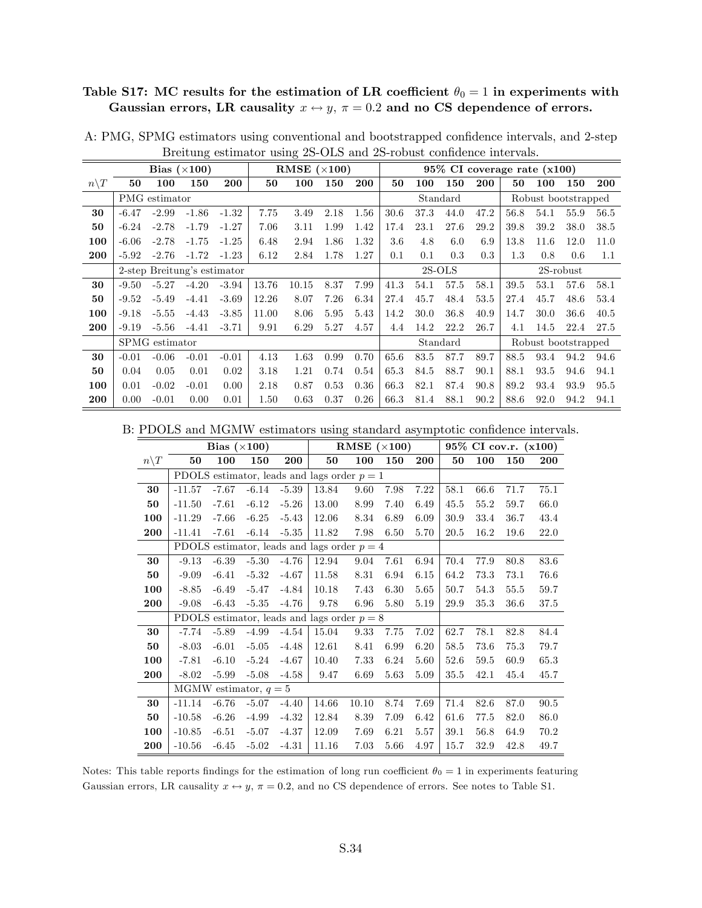**Table S17: MC results for the estimation of LR coefficient $\theta_0 = 1$ in experiments with Gaussian errors, LR causality $x \leftrightarrow y$, $\pi = 0.2$ and no CS dependence of errors.**

A: PMG, SPMG estimators using conventional and bootstrapped confidence intervals, and 2-step Breitung estimator using 2S-OLS and 2S-robust confidence intervals.

| | **Bias (×100)** | | | | **RMSE (×100)** | | | | **95% CI coverage rate (x100)** | | | | | | | |
|---|---|---|---|---|---|---|---|---|---|---|---|---|---|---|---|---|
| $n\backslash T$ | **50** | **100** | **150** | **200** | **50** | **100** | **150** | **200** | **50** | **100** | **150** | **200** | **50** | **100** | **150** | **200** |
| | PMG estimator | | | | | | | | Standard | | | | Robust bootstrapped | | | |
| **30** | -6.47 | -2.99 | -1.86 | -1.32 | 7.75 | 3.49 | 2.18 | 1.56 | 30.6 | 37.3 | 44.0 | 47.2 | 56.8 | 54.1 | 55.9 | 56.5 |
| **50** | -6.24 | -2.78 | -1.79 | -1.27 | 7.06 | 3.11 | 1.99 | 1.42 | 17.4 | 23.1 | 27.6 | 29.2 | 39.8 | 39.2 | 38.0 | 38.5 |
| **100** | -6.06 | -2.78 | -1.75 | -1.25 | 6.48 | 2.94 | 1.86 | 1.32 | 3.6 | 4.8 | 6.0 | 6.9 | 13.8 | 11.6 | 12.0 | 11.0 |
| **200** | -5.92 | -2.76 | -1.72 | -1.23 | 6.12 | 2.84 | 1.78 | 1.27 | 0.1 | 0.1 | 0.3 | 0.3 | 1.3 | 0.8 | 0.6 | 1.1 |
| | 2-step Breitung's estimator | | | | | | | | 2S-OLS | | | | 2S-robust | | | |
| **30** | -9.50 | -5.27 | -4.20 | -3.94 | 13.76 | 10.15 | 8.37 | 7.99 | 41.3 | 54.1 | 57.5 | 58.1 | 39.5 | 53.1 | 57.6 | 58.1 |
| **50** | -9.52 | -5.49 | -4.41 | -3.69 | 12.26 | 8.07 | 7.26 | 6.34 | 27.4 | 45.7 | 48.4 | 53.5 | 27.4 | 45.7 | 48.6 | 53.4 |
| **100** | -9.18 | -5.55 | -4.43 | -3.85 | 11.00 | 8.06 | 5.95 | 5.43 | 14.2 | 30.0 | 36.8 | 40.9 | 14.7 | 30.0 | 36.6 | 40.5 |
| **200** | -9.19 | -5.56 | -4.41 | -3.71 | 9.91 | 6.29 | 5.27 | 4.57 | 4.4 | 14.2 | 22.2 | 26.7 | 4.1 | 14.5 | 22.4 | 27.5 |
| | SPMG estimator | | | | | | | | Standard | | | | Robust bootstrapped | | | |
| **30** | -0.01 | -0.06 | -0.01 | -0.01 | 4.13 | 1.63 | 0.99 | 0.70 | 65.6 | 83.5 | 87.7 | 89.7 | 88.5 | 93.4 | 94.2 | 94.6 |
| **50** | 0.04 | 0.05 | 0.01 | 0.02 | 3.18 | 1.21 | 0.74 | 0.54 | 65.3 | 84.5 | 88.7 | 90.1 | 88.1 | 93.5 | 94.6 | 94.1 |
| **100** | 0.01 | -0.02 | -0.01 | 0.00 | 2.18 | 0.87 | 0.53 | 0.36 | 66.3 | 82.1 | 87.4 | 90.8 | 89.2 | 93.4 | 93.9 | 95.5 |
| **200** | 0.00 | -0.01 | 0.00 | 0.01 | 1.50 | 0.63 | 0.37 | 0.26 | 66.3 | 81.4 | 88.1 | 90.2 | 88.6 | 92.0 | 94.2 | 94.1 |

B: PDOLS and MGMW estimators using standard asymptotic confidence intervals.

| | **Bias (×100)** | | | | **RMSE (×100)** | | | | **95% CI cov.r. (x100)** | | | |
|---|---|---|---|---|---|---|---|---|---|---|---|---|
| $n\backslash T$ | **50** | **100** | **150** | **200** | **50** | **100** | **150** | **200** | **50** | **100** | **150** | **200** |
| | PDOLS estimator, leads and lags order $p = 1$ | | | | | | | | | | | |
| **30** | -11.57 | -7.67 | -6.14 | -5.39 | 13.84 | 9.60 | 7.98 | 7.22 | 58.1 | 66.6 | 71.7 | 75.1 |
| **50** | -11.50 | -7.61 | -6.12 | -5.26 | 13.00 | 8.99 | 7.40 | 6.49 | 45.5 | 55.2 | 59.7 | 66.0 |
| **100** | -11.29 | -7.66 | -6.25 | -5.43 | 12.06 | 8.34 | 6.89 | 6.09 | 30.9 | 33.4 | 36.7 | 43.4 |
| **200** | -11.41 | -7.61 | -6.14 | -5.35 | 11.82 | 7.98 | 6.50 | 5.70 | 20.5 | 16.2 | 19.6 | 22.0 |
| | PDOLS estimator, leads and lags order $p = 4$ | | | | | | | | | | | |
| **30** | -9.13 | -6.39 | -5.30 | -4.76 | 12.94 | 9.04 | 7.61 | 6.94 | 70.4 | 77.9 | 80.8 | 83.6 |
| **50** | -9.09 | -6.41 | -5.32 | -4.67 | 11.58 | 8.31 | 6.94 | 6.15 | 64.2 | 73.3 | 73.1 | 76.6 |
| **100** | -8.85 | -6.49 | -5.47 | -4.84 | 10.18 | 7.43 | 6.30 | 5.65 | 50.7 | 54.3 | 55.5 | 59.7 |
| **200** | -9.08 | -6.43 | -5.35 | -4.76 | 9.78 | 6.96 | 5.80 | 5.19 | 29.9 | 35.3 | 36.6 | 37.5 |
| | PDOLS estimator, leads and lags order $p = 8$ | | | | | | | | | | | |
| **30** | -7.74 | -5.89 | -4.99 | -4.54 | 15.04 | 9.33 | 7.75 | 7.02 | 62.7 | 78.1 | 82.8 | 84.4 |
| **50** | -8.03 | -6.01 | -5.05 | -4.48 | 12.61 | 8.41 | 6.99 | 6.20 | 58.5 | 73.6 | 75.3 | 79.7 |
| **100** | -7.81 | -6.10 | -5.24 | -4.67 | 10.40 | 7.33 | 6.24 | 5.60 | 52.6 | 59.5 | 60.9 | 65.3 |
| **200** | -8.02 | -5.99 | -5.08 | -4.58 | 9.47 | 6.69 | 5.63 | 5.09 | 35.5 | 42.1 | 45.4 | 45.7 |
| | MGMW estimator, $q = 5$ | | | | | | | | | | | |
| **30** | -11.14 | -6.76 | -5.07 | -4.40 | 14.66 | 10.10 | 8.74 | 7.69 | 71.4 | 82.6 | 87.0 | 90.5 |
| **50** | -10.58 | -6.26 | -4.99 | -4.32 | 12.84 | 8.39 | 7.09 | 6.42 | 61.6 | 77.5 | 82.0 | 86.0 |
| **100** | -10.85 | -6.51 | -5.07 | -4.37 | 12.09 | 7.69 | 6.21 | 5.57 | 39.1 | 56.8 | 64.9 | 70.2 |
| **200** | -10.56 | -6.45 | -5.02 | -4.31 | 11.16 | 7.03 | 5.66 | 4.97 | 15.7 | 32.9 | 42.8 | 49.7 |

Notes: This table reports findings for the estimation of long run coefficient $\theta_0 = 1$ in experiments featuring Gaussian errors, LR causality $x \leftrightarrow y$, $\pi = 0.2$, and no CS dependence of errors. See notes to Table S1.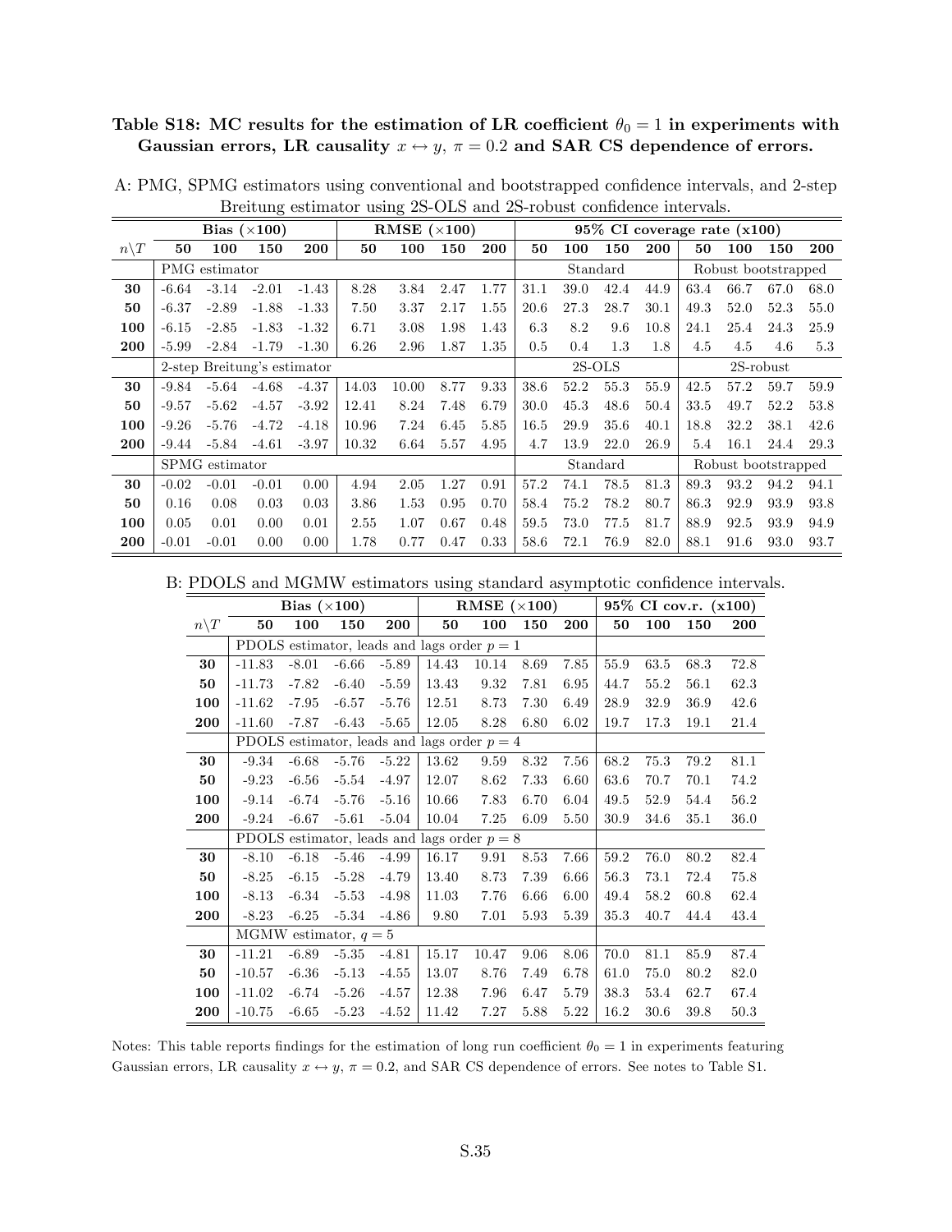**Table S18: MC results for the estimation of LR coefficient $\theta_0 = 1$ in experiments with Gaussian errors, LR causality $x \leftrightarrow y$, $\pi = 0.2$ and SAR CS dependence of errors.**

A: PMG, SPMG estimators using conventional and bootstrapped confidence intervals, and 2-step Breitung estimator using 2S-OLS and 2S-robust confidence intervals.

| | **Bias (×100)** | | | | **RMSE (×100)** | | | | **95% CI coverage rate (x100)** | | | | | | | |
|---|---|---|---|---|---|---|---|---|---|---|---|---|---|---|---|---|
| $n\backslash T$ | **50** | **100** | **150** | **200** | **50** | **100** | **150** | **200** | **50** | **100** | **150** | **200** | **50** | **100** | **150** | **200** |
| | PMG estimator | | | | | | | | Standard | | | | Robust bootstrapped | | | |
| **30** | -6.64 | -3.14 | -2.01 | -1.43 | 8.28 | 3.84 | 2.47 | 1.77 | 31.1 | 39.0 | 42.4 | 44.9 | 63.4 | 66.7 | 67.0 | 68.0 |
| **50** | -6.37 | -2.89 | -1.88 | -1.33 | 7.50 | 3.37 | 2.17 | 1.55 | 20.6 | 27.3 | 28.7 | 30.1 | 49.3 | 52.0 | 52.3 | 55.0 |
| **100** | -6.15 | -2.85 | -1.83 | -1.32 | 6.71 | 3.08 | 1.98 | 1.43 | 6.3 | 8.2 | 9.6 | 10.8 | 24.1 | 25.4 | 24.3 | 25.9 |
| **200** | -5.99 | -2.84 | -1.79 | -1.30 | 6.26 | 2.96 | 1.87 | 1.35 | 0.5 | 0.4 | 1.3 | 1.8 | 4.5 | 4.5 | 4.6 | 5.3 |
| | 2-step Breitung's estimator | | | | | | | | 2S-OLS | | | | 2S-robust | | | |
| **30** | -9.84 | -5.64 | -4.68 | -4.37 | 14.03 | 10.00 | 8.77 | 9.33 | 38.6 | 52.2 | 55.3 | 55.9 | 42.5 | 57.2 | 59.7 | 59.9 |
| **50** | -9.57 | -5.62 | -4.57 | -3.92 | 12.41 | 8.24 | 7.48 | 6.79 | 30.0 | 45.3 | 48.6 | 50.4 | 33.5 | 49.7 | 52.2 | 53.8 |
| **100** | -9.26 | -5.76 | -4.72 | -4.18 | 10.96 | 7.24 | 6.45 | 5.85 | 16.5 | 29.9 | 35.6 | 40.1 | 18.8 | 32.2 | 38.1 | 42.6 |
| **200** | -9.44 | -5.84 | -4.61 | -3.97 | 10.32 | 6.64 | 5.57 | 4.95 | 4.7 | 13.9 | 22.0 | 26.9 | 5.4 | 16.1 | 24.4 | 29.3 |
| | SPMG estimator | | | | | | | | Standard | | | | Robust bootstrapped | | | |
| **30** | -0.02 | -0.01 | -0.01 | 0.00 | 4.94 | 2.05 | 1.27 | 0.91 | 57.2 | 74.1 | 78.5 | 81.3 | 89.3 | 93.2 | 94.2 | 94.1 |
| **50** | 0.16 | 0.08 | 0.03 | 0.03 | 3.86 | 1.53 | 0.95 | 0.70 | 58.4 | 75.2 | 78.2 | 80.7 | 86.3 | 92.9 | 93.9 | 93.8 |
| **100** | 0.05 | 0.01 | 0.00 | 0.01 | 2.55 | 1.07 | 0.67 | 0.48 | 59.5 | 73.0 | 77.5 | 81.7 | 88.9 | 92.5 | 93.9 | 94.9 |
| **200** | -0.01 | -0.01 | 0.00 | 0.00 | 1.78 | 0.77 | 0.47 | 0.33 | 58.6 | 72.1 | 76.9 | 82.0 | 88.1 | 91.6 | 93.0 | 93.7 |

B: PDOLS and MGMW estimators using standard asymptotic confidence intervals.

| | **Bias (×100)** | | | | **RMSE (×100)** | | | | **95% CI cov.r. (x100)** | | | |
|---|---|---|---|---|---|---|---|---|---|---|---|---|
| $n\backslash T$ | **50** | **100** | **150** | **200** | **50** | **100** | **150** | **200** | **50** | **100** | **150** | **200** |
| | PDOLS estimator, leads and lags order $p = 1$ | | | | | | | | | | | |
| **30** | -11.83 | -8.01 | -6.66 | -5.89 | 14.43 | 10.14 | 8.69 | 7.85 | 55.9 | 63.5 | 68.3 | 72.8 |
| **50** | -11.73 | -7.82 | -6.40 | -5.59 | 13.43 | 9.32 | 7.81 | 6.95 | 44.7 | 55.2 | 56.1 | 62.3 |
| **100** | -11.62 | -7.95 | -6.57 | -5.76 | 12.51 | 8.73 | 7.30 | 6.49 | 28.9 | 32.9 | 36.9 | 42.6 |
| **200** | -11.60 | -7.87 | -6.43 | -5.65 | 12.05 | 8.28 | 6.80 | 6.02 | 19.7 | 17.3 | 19.1 | 21.4 |
| | PDOLS estimator, leads and lags order $p = 4$ | | | | | | | | | | | |
| **30** | -9.34 | -6.68 | -5.76 | -5.22 | 13.62 | 9.59 | 8.32 | 7.56 | 68.2 | 75.3 | 79.2 | 81.1 |
| **50** | -9.23 | -6.56 | -5.54 | -4.97 | 12.07 | 8.62 | 7.33 | 6.60 | 63.6 | 70.7 | 70.1 | 74.2 |
| **100** | -9.14 | -6.74 | -5.76 | -5.16 | 10.66 | 7.83 | 6.70 | 6.04 | 49.5 | 52.9 | 54.4 | 56.2 |
| **200** | -9.24 | -6.67 | -5.61 | -5.04 | 10.04 | 7.25 | 6.09 | 5.50 | 30.9 | 34.6 | 35.1 | 36.0 |
| | PDOLS estimator, leads and lags order $p = 8$ | | | | | | | | | | | |
| **30** | -8.10 | -6.18 | -5.46 | -4.99 | 16.17 | 9.91 | 8.53 | 7.66 | 59.2 | 76.0 | 80.2 | 82.4 |
| **50** | -8.25 | -6.15 | -5.28 | -4.79 | 13.40 | 8.73 | 7.39 | 6.66 | 56.3 | 73.1 | 72.4 | 75.8 |
| **100** | -8.13 | -6.34 | -5.53 | -4.98 | 11.03 | 7.76 | 6.66 | 6.00 | 49.4 | 58.2 | 60.8 | 62.4 |
| **200** | -8.23 | -6.25 | -5.34 | -4.86 | 9.80 | 7.01 | 5.93 | 5.39 | 35.3 | 40.7 | 44.4 | 43.4 |
| | MGMW estimator, $q = 5$ | | | | | | | | | | | |
| **30** | -11.21 | -6.89 | -5.35 | -4.81 | 15.17 | 10.47 | 9.06 | 8.06 | 70.0 | 81.1 | 85.9 | 87.4 |
| **50** | -10.57 | -6.36 | -5.13 | -4.55 | 13.07 | 8.76 | 7.49 | 6.78 | 61.0 | 75.0 | 80.2 | 82.0 |
| **100** | -11.02 | -6.74 | -5.26 | -4.57 | 12.38 | 7.96 | 6.47 | 5.79 | 38.3 | 53.4 | 62.7 | 67.4 |
| **200** | -10.75 | -6.65 | -5.23 | -4.52 | 11.42 | 7.27 | 5.88 | 5.22 | 16.2 | 30.6 | 39.8 | 50.3 |

Notes: This table reports findings for the estimation of long run coefficient $\theta_0 = 1$ in experiments featuring Gaussian errors, LR causality $x \leftrightarrow y$, $\pi = 0.2$, and SAR CS dependence of errors. See notes to Table S1.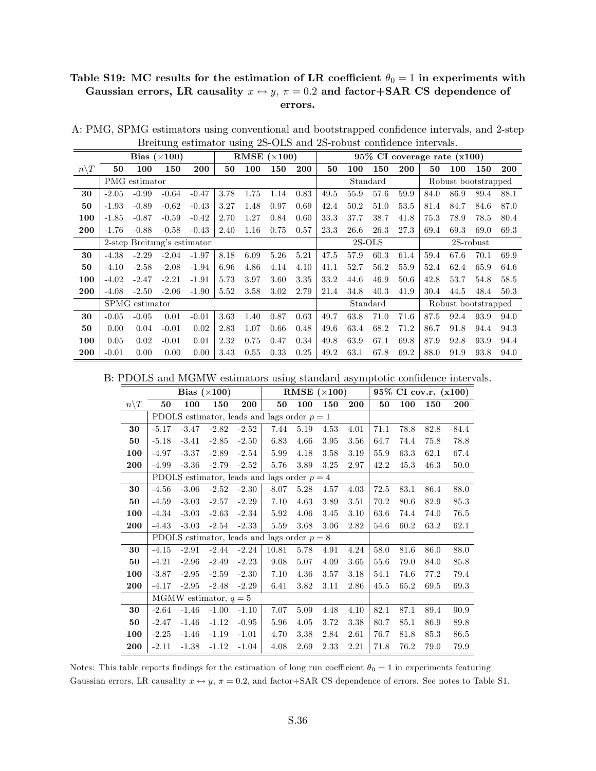**Table S19: MC results for the estimation of LR coefficient $\theta_0 = 1$ in experiments with Gaussian errors, LR causality $x \leftrightarrow y$, $\pi = 0.2$ and factor+SAR CS dependence of errors.**

A: PMG, SPMG estimators using conventional and bootstrapped confidence intervals, and 2-step Breitung estimator using 2S-OLS and 2S-robust confidence intervals.

| | Bias (×100) | | | | RMSE (×100) | | | | 95% CI coverage rate (x100) | | | | | | | |
|---|---|---|---|---|---|---|---|---|---|---|---|---|---|---|---|---|
| $n\backslash T$ | **50** | **100** | **150** | **200** | **50** | **100** | **150** | **200** | **50** | **100** | **150** | **200** | **50** | **100** | **150** | **200** |
| | PMG estimator | | | | | | | | Standard | | | | Robust bootstrapped | | | |
| **30** | -2.05 | -0.99 | -0.64 | -0.47 | 3.78 | 1.75 | 1.14 | 0.83 | 49.5 | 55.9 | 57.6 | 59.9 | 84.0 | 86.9 | 89.4 | 88.1 |
| **50** | -1.93 | -0.89 | -0.62 | -0.43 | 3.27 | 1.48 | 0.97 | 0.69 | 42.4 | 50.2 | 51.0 | 53.5 | 81.4 | 84.7 | 84.6 | 87.0 |
| **100** | -1.85 | -0.87 | -0.59 | -0.42 | 2.70 | 1.27 | 0.84 | 0.60 | 33.3 | 37.7 | 38.7 | 41.8 | 75.3 | 78.9 | 78.5 | 80.4 |
| **200** | -1.76 | -0.88 | -0.58 | -0.43 | 2.40 | 1.16 | 0.75 | 0.57 | 23.3 | 26.6 | 26.3 | 27.3 | 69.4 | 69.3 | 69.0 | 69.3 |
| | 2-step Breitung's estimator | | | | | | | | 2S-OLS | | | | 2S-robust | | | |
| **30** | -4.38 | -2.29 | -2.04 | -1.97 | 8.18 | 6.09 | 5.26 | 5.21 | 47.5 | 57.9 | 60.3 | 61.4 | 59.4 | 67.6 | 70.1 | 69.9 |
| **50** | -4.10 | -2.58 | -2.08 | -1.94 | 6.96 | 4.86 | 4.14 | 4.10 | 41.1 | 52.7 | 56.2 | 55.9 | 52.4 | 62.4 | 65.9 | 64.6 |
| **100** | -4.02 | -2.47 | -2.21 | -1.91 | 5.73 | 3.97 | 3.60 | 3.35 | 33.2 | 44.6 | 46.9 | 50.6 | 42.8 | 53.7 | 54.8 | 58.5 |
| **200** | -4.08 | -2.50 | -2.06 | -1.90 | 5.52 | 3.58 | 3.02 | 2.79 | 21.4 | 34.8 | 40.3 | 41.9 | 30.4 | 44.5 | 48.4 | 50.3 |
| | SPMG estimator | | | | | | | | Standard | | | | Robust bootstrapped | | | |
| **30** | -0.05 | -0.05 | 0.01 | -0.01 | 3.63 | 1.40 | 0.87 | 0.63 | 49.7 | 63.8 | 71.0 | 71.6 | 87.5 | 92.4 | 93.9 | 94.0 |
| **50** | 0.00 | 0.04 | -0.01 | 0.02 | 2.83 | 1.07 | 0.66 | 0.48 | 49.6 | 63.4 | 68.2 | 71.2 | 86.7 | 91.8 | 94.4 | 94.3 |
| **100** | 0.05 | 0.02 | -0.01 | 0.01 | 2.32 | 0.75 | 0.47 | 0.34 | 49.8 | 63.9 | 67.1 | 69.8 | 87.9 | 92.8 | 93.9 | 94.4 |
| **200** | -0.01 | 0.00 | 0.00 | 0.00 | 3.43 | 0.55 | 0.33 | 0.25 | 49.2 | 63.1 | 67.8 | 69.2 | 88.0 | 91.9 | 93.8 | 94.0 |

B: PDOLS and MGMW estimators using standard asymptotic confidence intervals.

| | Bias (×100) | | | | RMSE (×100) | | | | 95% CI cov.r. (x100) | | | |
|---|---|---|---|---|---|---|---|---|---|---|---|---|
| $n\backslash T$ | **50** | **100** | **150** | **200** | **50** | **100** | **150** | **200** | **50** | **100** | **150** | **200** |
| | PDOLS estimator, leads and lags order $p = 1$ | | | | | | | | | | | |
| **30** | -5.17 | -3.47 | -2.82 | -2.52 | 7.44 | 5.19 | 4.53 | 4.01 | 71.1 | 78.8 | 82.8 | 84.4 |
| **50** | -5.18 | -3.41 | -2.85 | -2.50 | 6.83 | 4.66 | 3.95 | 3.56 | 64.7 | 74.4 | 75.8 | 78.8 |
| **100** | -4.97 | -3.37 | -2.89 | -2.54 | 5.99 | 4.18 | 3.58 | 3.19 | 55.9 | 63.3 | 62.1 | 67.4 |
| **200** | -4.99 | -3.36 | -2.79 | -2.52 | 5.76 | 3.89 | 3.25 | 2.97 | 42.2 | 45.3 | 46.3 | 50.0 |
| | PDOLS estimator, leads and lags order $p = 4$ | | | | | | | | | | | |
| **30** | -4.56 | -3.06 | -2.52 | -2.30 | 8.07 | 5.28 | 4.57 | 4.03 | 72.5 | 83.1 | 86.4 | 88.0 |
| **50** | -4.59 | -3.03 | -2.57 | -2.29 | 7.10 | 4.63 | 3.89 | 3.51 | 70.2 | 80.6 | 82.9 | 85.3 |
| **100** | -4.34 | -3.03 | -2.63 | -2.34 | 5.92 | 4.06 | 3.45 | 3.10 | 63.6 | 74.4 | 74.0 | 76.5 |
| **200** | -4.43 | -3.03 | -2.54 | -2.33 | 5.59 | 3.68 | 3.06 | 2.82 | 54.6 | 60.2 | 63.2 | 62.1 |
| | PDOLS estimator, leads and lags order $p = 8$ | | | | | | | | | | | |
| **30** | -4.15 | -2.91 | -2.44 | -2.24 | 10.81 | 5.78 | 4.91 | 4.24 | 58.0 | 81.6 | 86.0 | 88.0 |
| **50** | -4.21 | -2.96 | -2.49 | -2.23 | 9.08 | 5.07 | 4.09 | 3.65 | 55.6 | 79.0 | 84.0 | 85.8 |
| **100** | -3.87 | -2.95 | -2.59 | -2.30 | 7.10 | 4.36 | 3.57 | 3.18 | 54.1 | 74.6 | 77.2 | 79.4 |
| **200** | -4.17 | -2.95 | -2.48 | -2.29 | 6.41 | 3.82 | 3.11 | 2.86 | 45.5 | 65.2 | 69.5 | 69.3 |
| | MGMW estimator, $q = 5$ | | | | | | | | | | | |
| **30** | -2.64 | -1.46 | -1.00 | -1.10 | 7.07 | 5.09 | 4.48 | 4.10 | 82.1 | 87.1 | 89.4 | 90.9 |
| **50** | -2.47 | -1.46 | -1.12 | -0.95 | 5.96 | 4.05 | 3.72 | 3.38 | 80.7 | 85.1 | 86.9 | 89.8 |
| **100** | -2.25 | -1.46 | -1.19 | -1.01 | 4.70 | 3.38 | 2.84 | 2.61 | 76.7 | 81.8 | 85.3 | 86.5 |
| **200** | -2.11 | -1.38 | -1.12 | -1.04 | 4.08 | 2.69 | 2.33 | 2.21 | 71.8 | 76.2 | 79.0 | 79.9 |

Notes: This table reports findings for the estimation of long run coefficient $\theta_0 = 1$ in experiments featuring Gaussian errors, LR causality $x \leftrightarrow y$, $\pi = 0.2$, and factor+SAR CS dependence of errors. See notes to Table S1.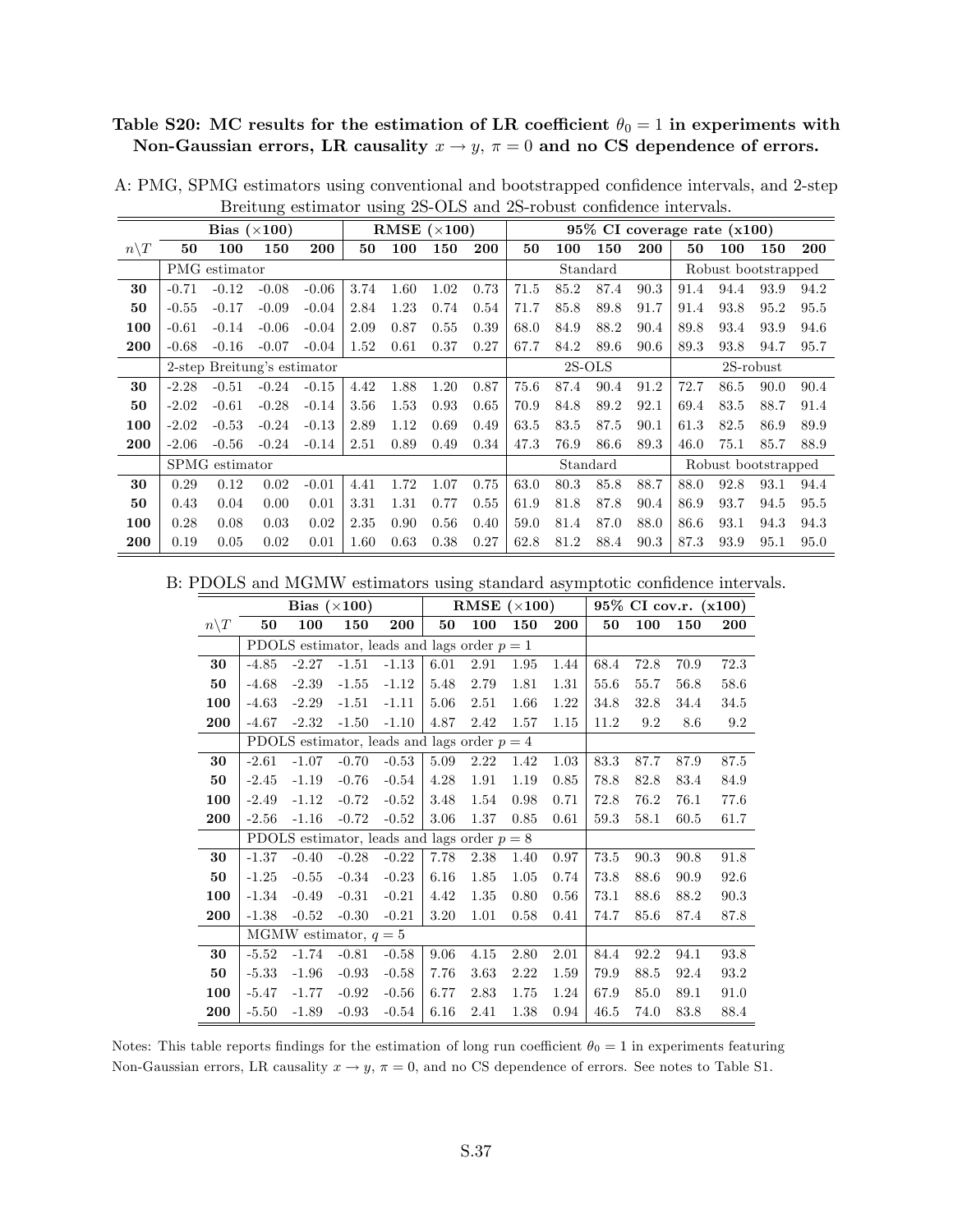**Table S20: MC results for the estimation of LR coefficient $\theta_0 = 1$ in experiments with Non-Gaussian errors, LR causality $x \to y$, $\pi = 0$ and no CS dependence of errors.**

A: PMG, SPMG estimators using conventional and bootstrapped confidence intervals, and 2-step Breitung estimator using 2S-OLS and 2S-robust confidence intervals.

| | Bias ($\times$100) | | | | RMSE ($\times$100) | | | | 95% CI coverage rate (x100) | | | | | | | |
|---|---|---|---|---|---|---|---|---|---|---|---|---|---|---|---|---|
| $n \backslash T$ | **50** | **100** | **150** | **200** | **50** | **100** | **150** | **200** | **50** | **100** | **150** | **200** | **50** | **100** | **150** | **200** |
| | PMG estimator | | | | | | | | Standard | | | | Robust bootstrapped | | | |
| **30** | -0.71 | -0.12 | -0.08 | -0.06 | 3.74 | 1.60 | 1.02 | 0.73 | 71.5 | 85.2 | 87.4 | 90.3 | 91.4 | 94.4 | 93.9 | 94.2 |
| **50** | -0.55 | -0.17 | -0.09 | -0.04 | 2.84 | 1.23 | 0.74 | 0.54 | 71.7 | 85.8 | 89.8 | 91.7 | 91.4 | 93.8 | 95.2 | 95.5 |
| **100** | -0.61 | -0.14 | -0.06 | -0.04 | 2.09 | 0.87 | 0.55 | 0.39 | 68.0 | 84.9 | 88.2 | 90.4 | 89.8 | 93.4 | 93.9 | 94.6 |
| **200** | -0.68 | -0.16 | -0.07 | -0.04 | 1.52 | 0.61 | 0.37 | 0.27 | 67.7 | 84.2 | 89.6 | 90.6 | 89.3 | 93.8 | 94.7 | 95.7 |
| | 2-step Breitung's estimator | | | | | | | | 2S-OLS | | | | 2S-robust | | | |
| **30** | -2.28 | -0.51 | -0.24 | -0.15 | 4.42 | 1.88 | 1.20 | 0.87 | 75.6 | 87.4 | 90.4 | 91.2 | 72.7 | 86.5 | 90.0 | 90.4 |
| **50** | -2.02 | -0.61 | -0.28 | -0.14 | 3.56 | 1.53 | 0.93 | 0.65 | 70.9 | 84.8 | 89.2 | 92.1 | 69.4 | 83.5 | 88.7 | 91.4 |
| **100** | -2.02 | -0.53 | -0.24 | -0.13 | 2.89 | 1.12 | 0.69 | 0.49 | 63.5 | 83.5 | 87.5 | 90.1 | 61.3 | 82.5 | 86.9 | 89.9 |
| **200** | -2.06 | -0.56 | -0.24 | -0.14 | 2.51 | 0.89 | 0.49 | 0.34 | 47.3 | 76.9 | 86.6 | 89.3 | 46.0 | 75.1 | 85.7 | 88.9 |
| | SPMG estimator | | | | | | | | Standard | | | | Robust bootstrapped | | | |
| **30** | 0.29 | 0.12 | 0.02 | -0.01 | 4.41 | 1.72 | 1.07 | 0.75 | 63.0 | 80.3 | 85.8 | 88.7 | 88.0 | 92.8 | 93.1 | 94.4 |
| **50** | 0.43 | 0.04 | 0.00 | 0.01 | 3.31 | 1.31 | 0.77 | 0.55 | 61.9 | 81.8 | 87.8 | 90.4 | 86.9 | 93.7 | 94.5 | 95.5 |
| **100** | 0.28 | 0.08 | 0.03 | 0.02 | 2.35 | 0.90 | 0.56 | 0.40 | 59.0 | 81.4 | 87.0 | 88.0 | 86.6 | 93.1 | 94.3 | 94.3 |
| **200** | 0.19 | 0.05 | 0.02 | 0.01 | 1.60 | 0.63 | 0.38 | 0.27 | 62.8 | 81.2 | 88.4 | 90.3 | 87.3 | 93.9 | 95.1 | 95.0 |

B: PDOLS and MGMW estimators using standard asymptotic confidence intervals.

| | Bias ($\times$100) | | | | RMSE ($\times$100) | | | | 95% CI cov.r. (x100) | | | |
|---|---|---|---|---|---|---|---|---|---|---|---|---|
| $n \backslash T$ | **50** | **100** | **150** | **200** | **50** | **100** | **150** | **200** | **50** | **100** | **150** | **200** |
| | PDOLS estimator, leads and lags order $p = 1$ | | | | | | | | | | | |
| **30** | -4.85 | -2.27 | -1.51 | -1.13 | 6.01 | 2.91 | 1.95 | 1.44 | 68.4 | 72.8 | 70.9 | 72.3 |
| **50** | -4.68 | -2.39 | -1.55 | -1.12 | 5.48 | 2.79 | 1.81 | 1.31 | 55.6 | 55.7 | 56.8 | 58.6 |
| **100** | -4.63 | -2.29 | -1.51 | -1.11 | 5.06 | 2.51 | 1.66 | 1.22 | 34.8 | 32.8 | 34.4 | 34.5 |
| **200** | -4.67 | -2.32 | -1.50 | -1.10 | 4.87 | 2.42 | 1.57 | 1.15 | 11.2 | 9.2 | 8.6 | 9.2 |
| | PDOLS estimator, leads and lags order $p = 4$ | | | | | | | | | | | |
| **30** | -2.61 | -1.07 | -0.70 | -0.53 | 5.09 | 2.22 | 1.42 | 1.03 | 83.3 | 87.7 | 87.9 | 87.5 |
| **50** | -2.45 | -1.19 | -0.76 | -0.54 | 4.28 | 1.91 | 1.19 | 0.85 | 78.8 | 82.8 | 83.4 | 84.9 |
| **100** | -2.49 | -1.12 | -0.72 | -0.52 | 3.48 | 1.54 | 0.98 | 0.71 | 72.8 | 76.2 | 76.1 | 77.6 |
| **200** | -2.56 | -1.16 | -0.72 | -0.52 | 3.06 | 1.37 | 0.85 | 0.61 | 59.3 | 58.1 | 60.5 | 61.7 |
| | PDOLS estimator, leads and lags order $p = 8$ | | | | | | | | | | | |
| **30** | -1.37 | -0.40 | -0.28 | -0.22 | 7.78 | 2.38 | 1.40 | 0.97 | 73.5 | 90.3 | 90.8 | 91.8 |
| **50** | -1.25 | -0.55 | -0.34 | -0.23 | 6.16 | 1.85 | 1.05 | 0.74 | 73.8 | 88.6 | 90.9 | 92.6 |
| **100** | -1.34 | -0.49 | -0.31 | -0.21 | 4.42 | 1.35 | 0.80 | 0.56 | 73.1 | 88.6 | 88.2 | 90.3 |
| **200** | -1.38 | -0.52 | -0.30 | -0.21 | 3.20 | 1.01 | 0.58 | 0.41 | 74.7 | 85.6 | 87.4 | 87.8 |
| | MGMW estimator, $q = 5$ | | | | | | | | | | | |
| **30** | -5.52 | -1.74 | -0.81 | -0.58 | 9.06 | 4.15 | 2.80 | 2.01 | 84.4 | 92.2 | 94.1 | 93.8 |
| **50** | -5.33 | -1.96 | -0.93 | -0.58 | 7.76 | 3.63 | 2.22 | 1.59 | 79.9 | 88.5 | 92.4 | 93.2 |
| **100** | -5.47 | -1.77 | -0.92 | -0.56 | 6.77 | 2.83 | 1.75 | 1.24 | 67.9 | 85.0 | 89.1 | 91.0 |
| **200** | -5.50 | -1.89 | -0.93 | -0.54 | 6.16 | 2.41 | 1.38 | 0.94 | 46.5 | 74.0 | 83.8 | 88.4 |

Notes: This table reports findings for the estimation of long run coefficient $\theta_0 = 1$ in experiments featuring Non-Gaussian errors, LR causality $x \to y$, $\pi = 0$, and no CS dependence of errors. See notes to Table S1.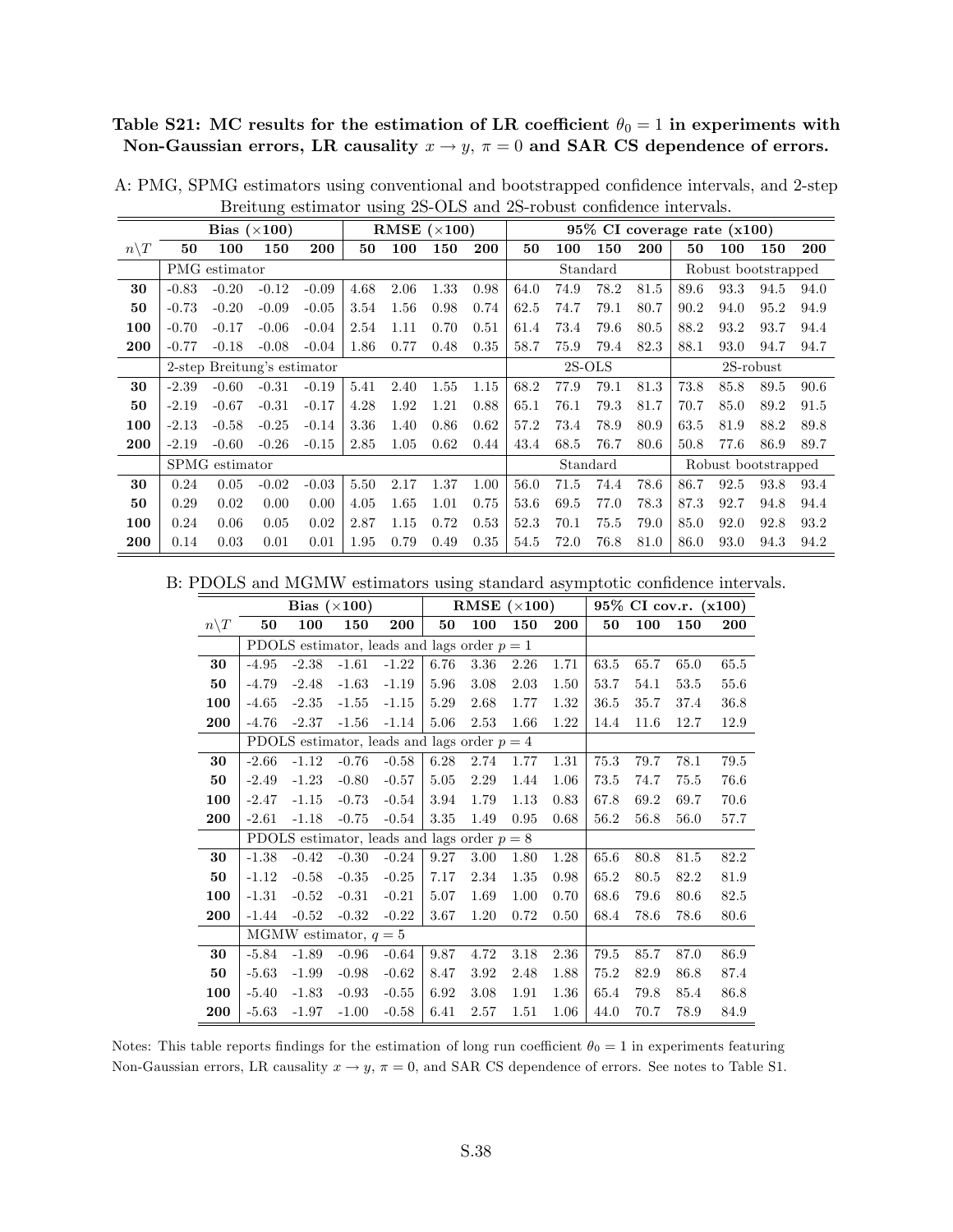**Table S21: MC results for the estimation of LR coefficient $\theta_0 = 1$ in experiments with Non-Gaussian errors, LR causality $x \rightarrow y$, $\pi = 0$ and SAR CS dependence of errors.**

A: PMG, SPMG estimators using conventional and bootstrapped confidence intervals, and 2-step Breitung estimator using 2S-OLS and 2S-robust confidence intervals.

| | **Bias ($\times$100)** | | | | **RMSE ($\times$100)** | | | | **95% CI coverage rate (x100)** | | | | | | | |
|---|---|---|---|---|---|---|---|---|---|---|---|---|---|---|---|---|
| $n \backslash T$ | **50** | **100** | **150** | **200** | **50** | **100** | **150** | **200** | **50** | **100** | **150** | **200** | **50** | **100** | **150** | **200** |
| | PMG estimator | | | | | | | | Standard | | | | Robust bootstrapped | | | |
| **30** | -0.83 | -0.20 | -0.12 | -0.09 | 4.68 | 2.06 | 1.33 | 0.98 | 64.0 | 74.9 | 78.2 | 81.5 | 89.6 | 93.3 | 94.5 | 94.0 |
| **50** | -0.73 | -0.20 | -0.09 | -0.05 | 3.54 | 1.56 | 0.98 | 0.74 | 62.5 | 74.7 | 79.1 | 80.7 | 90.2 | 94.0 | 95.2 | 94.9 |
| **100** | -0.70 | -0.17 | -0.06 | -0.04 | 2.54 | 1.11 | 0.70 | 0.51 | 61.4 | 73.4 | 79.6 | 80.5 | 88.2 | 93.2 | 93.7 | 94.4 |
| **200** | -0.77 | -0.18 | -0.08 | -0.04 | 1.86 | 0.77 | 0.48 | 0.35 | 58.7 | 75.9 | 79.4 | 82.3 | 88.1 | 93.0 | 94.7 | 94.7 |
| | 2-step Breitung's estimator | | | | | | | | 2S-OLS | | | | 2S-robust | | | |
| **30** | -2.39 | -0.60 | -0.31 | -0.19 | 5.41 | 2.40 | 1.55 | 1.15 | 68.2 | 77.9 | 79.1 | 81.3 | 73.8 | 85.8 | 89.5 | 90.6 |
| **50** | -2.19 | -0.67 | -0.31 | -0.17 | 4.28 | 1.92 | 1.21 | 0.88 | 65.1 | 76.1 | 79.3 | 81.7 | 70.7 | 85.0 | 89.2 | 91.5 |
| **100** | -2.13 | -0.58 | -0.25 | -0.14 | 3.36 | 1.40 | 0.86 | 0.62 | 57.2 | 73.4 | 78.9 | 80.9 | 63.5 | 81.9 | 88.2 | 89.8 |
| **200** | -2.19 | -0.60 | -0.26 | -0.15 | 2.85 | 1.05 | 0.62 | 0.44 | 43.4 | 68.5 | 76.7 | 80.6 | 50.8 | 77.6 | 86.9 | 89.7 |
| | SPMG estimator | | | | | | | | Standard | | | | Robust bootstrapped | | | |
| **30** | 0.24 | 0.05 | -0.02 | -0.03 | 5.50 | 2.17 | 1.37 | 1.00 | 56.0 | 71.5 | 74.4 | 78.6 | 86.7 | 92.5 | 93.8 | 93.4 |
| **50** | 0.29 | 0.02 | 0.00 | 0.00 | 4.05 | 1.65 | 1.01 | 0.75 | 53.6 | 69.5 | 77.0 | 78.3 | 87.3 | 92.7 | 94.8 | 94.4 |
| **100** | 0.24 | 0.06 | 0.05 | 0.02 | 2.87 | 1.15 | 0.72 | 0.53 | 52.3 | 70.1 | 75.5 | 79.0 | 85.0 | 92.0 | 92.8 | 93.2 |
| **200** | 0.14 | 0.03 | 0.01 | 0.01 | 1.95 | 0.79 | 0.49 | 0.35 | 54.5 | 72.0 | 76.8 | 81.0 | 86.0 | 93.0 | 94.3 | 94.2 |

B: PDOLS and MGMW estimators using standard asymptotic confidence intervals.

| | **Bias ($\times$100)** | | | | **RMSE ($\times$100)** | | | | **95% CI cov.r. (x100)** | | | |
|---|---|---|---|---|---|---|---|---|---|---|---|---|
| $n \backslash T$ | **50** | **100** | **150** | **200** | **50** | **100** | **150** | **200** | **50** | **100** | **150** | **200** |
| | PDOLS estimator, leads and lags order $p = 1$ | | | | | | | | | | | |
| **30** | -4.95 | -2.38 | -1.61 | -1.22 | 6.76 | 3.36 | 2.26 | 1.71 | 63.5 | 65.7 | 65.0 | 65.5 |
| **50** | -4.79 | -2.48 | -1.63 | -1.19 | 5.96 | 3.08 | 2.03 | 1.50 | 53.7 | 54.1 | 53.5 | 55.6 |
| **100** | -4.65 | -2.35 | -1.55 | -1.15 | 5.29 | 2.68 | 1.77 | 1.32 | 36.5 | 35.7 | 37.4 | 36.8 |
| **200** | -4.76 | -2.37 | -1.56 | -1.14 | 5.06 | 2.53 | 1.66 | 1.22 | 14.4 | 11.6 | 12.7 | 12.9 |
| | PDOLS estimator, leads and lags order $p = 4$ | | | | | | | | | | | |
| **30** | -2.66 | -1.12 | -0.76 | -0.58 | 6.28 | 2.74 | 1.77 | 1.31 | 75.3 | 79.7 | 78.1 | 79.5 |
| **50** | -2.49 | -1.23 | -0.80 | -0.57 | 5.05 | 2.29 | 1.44 | 1.06 | 73.5 | 74.7 | 75.5 | 76.6 |
| **100** | -2.47 | -1.15 | -0.73 | -0.54 | 3.94 | 1.79 | 1.13 | 0.83 | 67.8 | 69.2 | 69.7 | 70.6 |
| **200** | -2.61 | -1.18 | -0.75 | -0.54 | 3.35 | 1.49 | 0.95 | 0.68 | 56.2 | 56.8 | 56.0 | 57.7 |
| | PDOLS estimator, leads and lags order $p = 8$ | | | | | | | | | | | |
| **30** | -1.38 | -0.42 | -0.30 | -0.24 | 9.27 | 3.00 | 1.80 | 1.28 | 65.6 | 80.8 | 81.5 | 82.2 |
| **50** | -1.12 | -0.58 | -0.35 | -0.25 | 7.17 | 2.34 | 1.35 | 0.98 | 65.2 | 80.5 | 82.2 | 81.9 |
| **100** | -1.31 | -0.52 | -0.31 | -0.21 | 5.07 | 1.69 | 1.00 | 0.70 | 68.6 | 79.6 | 80.6 | 82.5 |
| **200** | -1.44 | -0.52 | -0.32 | -0.22 | 3.67 | 1.20 | 0.72 | 0.50 | 68.4 | 78.6 | 78.6 | 80.6 |
| | MGMW estimator, $q = 5$ | | | | | | | | | | | |
| **30** | -5.84 | -1.89 | -0.96 | -0.64 | 9.87 | 4.72 | 3.18 | 2.36 | 79.5 | 85.7 | 87.0 | 86.9 |
| **50** | -5.63 | -1.99 | -0.98 | -0.62 | 8.47 | 3.92 | 2.48 | 1.88 | 75.2 | 82.9 | 86.8 | 87.4 |
| **100** | -5.40 | -1.83 | -0.93 | -0.55 | 6.92 | 3.08 | 1.91 | 1.36 | 65.4 | 79.8 | 85.4 | 86.8 |
| **200** | -5.63 | -1.97 | -1.00 | -0.58 | 6.41 | 2.57 | 1.51 | 1.06 | 44.0 | 70.7 | 78.9 | 84.9 |

Notes: This table reports findings for the estimation of long run coefficient $\theta_0 = 1$ in experiments featuring Non-Gaussian errors, LR causality $x \rightarrow y$, $\pi = 0$, and SAR CS dependence of errors. See notes to Table S1.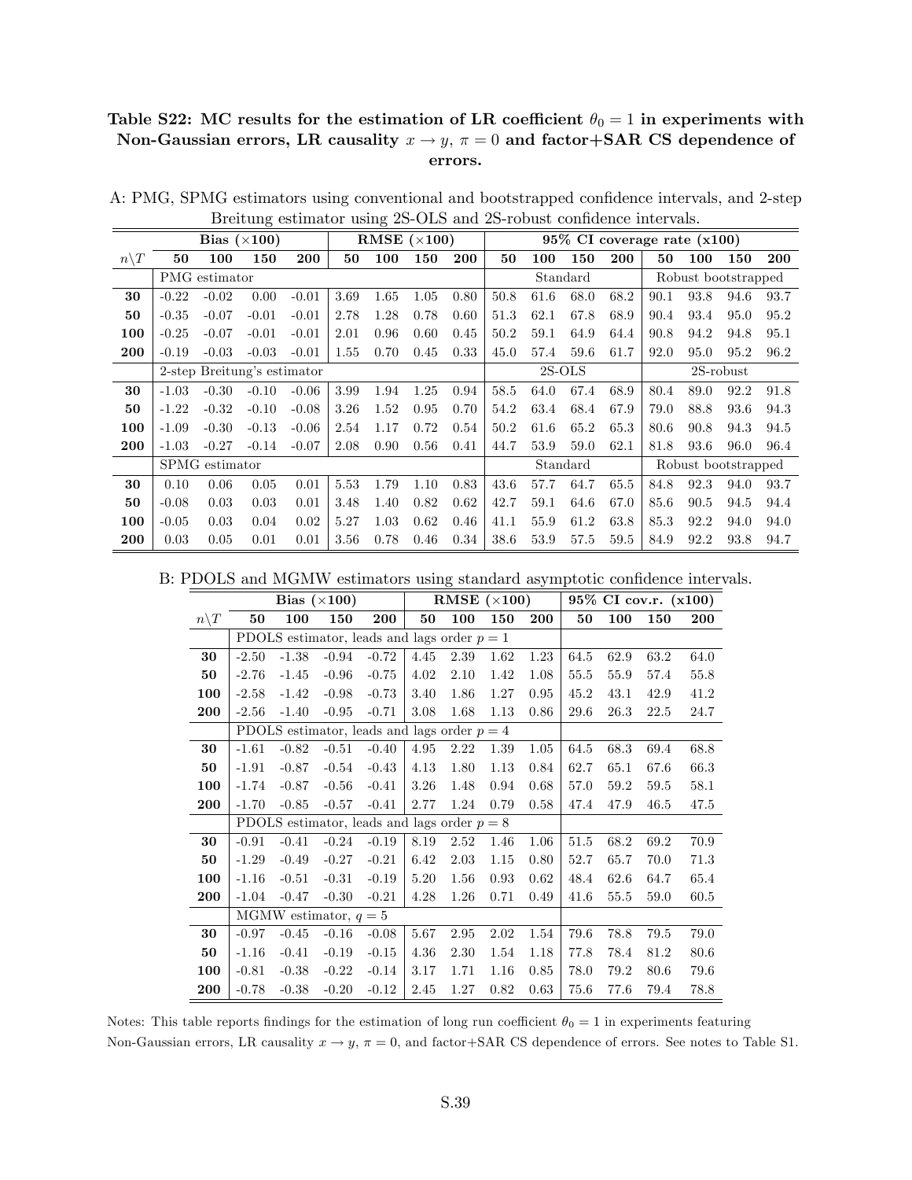**Table S22: MC results for the estimation of LR coefficient $\theta_0 = 1$ in experiments with Non-Gaussian errors, LR causality $x \to y$, $\pi = 0$ and factor+SAR CS dependence of errors.**

A: PMG, SPMG estimators using conventional and bootstrapped confidence intervals, and 2-step Breitung estimator using 2S-OLS and 2S-robust confidence intervals.

| | Bias (×100) | | | | RMSE (×100) | | | | 95% CI coverage rate (x100) | | | | | | | |
|---|---|---|---|---|---|---|---|---|---|---|---|---|---|---|---|---|
| $n\backslash T$ | **50** | **100** | **150** | **200** | **50** | **100** | **150** | **200** | **50** | **100** | **150** | **200** | **50** | **100** | **150** | **200** |
| | PMG estimator | | | | | | | | Standard | | | | Robust bootstrapped | | | |
| **30** | -0.22 | -0.02 | 0.00 | -0.01 | 3.69 | 1.65 | 1.05 | 0.80 | 50.8 | 61.6 | 68.0 | 68.2 | 90.1 | 93.8 | 94.6 | 93.7 |
| **50** | -0.35 | -0.07 | -0.01 | -0.01 | 2.78 | 1.28 | 0.78 | 0.60 | 51.3 | 62.1 | 67.8 | 68.9 | 90.4 | 93.4 | 95.0 | 95.2 |
| **100** | -0.25 | -0.07 | -0.01 | -0.01 | 2.01 | 0.96 | 0.60 | 0.45 | 50.2 | 59.1 | 64.9 | 64.4 | 90.8 | 94.2 | 94.8 | 95.1 |
| **200** | -0.19 | -0.03 | -0.03 | -0.01 | 1.55 | 0.70 | 0.45 | 0.33 | 45.0 | 57.4 | 59.6 | 61.7 | 92.0 | 95.0 | 95.2 | 96.2 |
| | 2-step Breitung's estimator | | | | | | | | 2S-OLS | | | | 2S-robust | | | |
| **30** | -1.03 | -0.30 | -0.10 | -0.06 | 3.99 | 1.94 | 1.25 | 0.94 | 58.5 | 64.0 | 67.4 | 68.9 | 80.4 | 89.0 | 92.2 | 91.8 |
| **50** | -1.22 | -0.32 | -0.10 | -0.08 | 3.26 | 1.52 | 0.95 | 0.70 | 54.2 | 63.4 | 68.4 | 67.9 | 79.0 | 88.8 | 93.6 | 94.3 |
| **100** | -1.09 | -0.30 | -0.13 | -0.06 | 2.54 | 1.17 | 0.72 | 0.54 | 50.2 | 61.6 | 65.2 | 65.3 | 80.6 | 90.8 | 94.3 | 94.5 |
| **200** | -1.03 | -0.27 | -0.14 | -0.07 | 2.08 | 0.90 | 0.56 | 0.41 | 44.7 | 53.9 | 59.0 | 62.1 | 81.8 | 93.6 | 96.0 | 96.4 |
| | SPMG estimator | | | | | | | | Standard | | | | Robust bootstrapped | | | |
| **30** | 0.10 | 0.06 | 0.05 | 0.01 | 5.53 | 1.79 | 1.10 | 0.83 | 43.6 | 57.7 | 64.7 | 65.5 | 84.8 | 92.3 | 94.0 | 93.7 |
| **50** | -0.08 | 0.03 | 0.03 | 0.01 | 3.48 | 1.40 | 0.82 | 0.62 | 42.7 | 59.1 | 64.6 | 67.0 | 85.6 | 90.5 | 94.5 | 94.4 |
| **100** | -0.05 | 0.03 | 0.04 | 0.02 | 5.27 | 1.03 | 0.62 | 0.46 | 41.1 | 55.9 | 61.2 | 63.8 | 85.3 | 92.2 | 94.0 | 94.0 |
| **200** | 0.03 | 0.05 | 0.01 | 0.01 | 3.56 | 0.78 | 0.46 | 0.34 | 38.6 | 53.9 | 57.5 | 59.5 | 84.9 | 92.2 | 93.8 | 94.7 |

B: PDOLS and MGMW estimators using standard asymptotic confidence intervals.

| | Bias (×100) | | | | RMSE (×100) | | | | 95% CI cov.r. (x100) | | | |
|---|---|---|---|---|---|---|---|---|---|---|---|---|
| $n\backslash T$ | **50** | **100** | **150** | **200** | **50** | **100** | **150** | **200** | **50** | **100** | **150** | **200** |
| | PDOLS estimator, leads and lags order $p = 1$ | | | | | | | | | | | |
| **30** | -2.50 | -1.38 | -0.94 | -0.72 | 4.45 | 2.39 | 1.62 | 1.23 | 64.5 | 62.9 | 63.2 | 64.0 |
| **50** | -2.76 | -1.45 | -0.96 | -0.75 | 4.02 | 2.10 | 1.42 | 1.08 | 55.5 | 55.9 | 57.4 | 55.8 |
| **100** | -2.58 | -1.42 | -0.98 | -0.73 | 3.40 | 1.86 | 1.27 | 0.95 | 45.2 | 43.1 | 42.9 | 41.2 |
| **200** | -2.56 | -1.40 | -0.95 | -0.71 | 3.08 | 1.68 | 1.13 | 0.86 | 29.6 | 26.3 | 22.5 | 24.7 |
| | PDOLS estimator, leads and lags order $p = 4$ | | | | | | | | | | | |
| **30** | -1.61 | -0.82 | -0.51 | -0.40 | 4.95 | 2.22 | 1.39 | 1.05 | 64.5 | 68.3 | 69.4 | 68.8 |
| **50** | -1.91 | -0.87 | -0.54 | -0.43 | 4.13 | 1.80 | 1.13 | 0.84 | 62.7 | 65.1 | 67.6 | 66.3 |
| **100** | -1.74 | -0.87 | -0.56 | -0.41 | 3.26 | 1.48 | 0.94 | 0.68 | 57.0 | 59.2 | 59.5 | 58.1 |
| **200** | -1.70 | -0.85 | -0.57 | -0.41 | 2.77 | 1.24 | 0.79 | 0.58 | 47.4 | 47.9 | 46.5 | 47.5 |
| | PDOLS estimator, leads and lags order $p = 8$ | | | | | | | | | | | |
| **30** | -0.91 | -0.41 | -0.24 | -0.19 | 8.19 | 2.52 | 1.46 | 1.06 | 51.5 | 68.2 | 69.2 | 70.9 |
| **50** | -1.29 | -0.49 | -0.27 | -0.21 | 6.42 | 2.03 | 1.15 | 0.80 | 52.7 | 65.7 | 70.0 | 71.3 |
| **100** | -1.16 | -0.51 | -0.31 | -0.19 | 5.20 | 1.56 | 0.93 | 0.62 | 48.4 | 62.6 | 64.7 | 65.4 |
| **200** | -1.04 | -0.47 | -0.30 | -0.21 | 4.28 | 1.26 | 0.71 | 0.49 | 41.6 | 55.5 | 59.0 | 60.5 |
| | MGMW estimator, $q = 5$ | | | | | | | | | | | |
| **30** | -0.97 | -0.45 | -0.16 | -0.08 | 5.67 | 2.95 | 2.02 | 1.54 | 79.6 | 78.8 | 79.5 | 79.0 |
| **50** | -1.16 | -0.41 | -0.19 | -0.15 | 4.36 | 2.30 | 1.54 | 1.18 | 77.8 | 78.4 | 81.2 | 80.6 |
| **100** | -0.81 | -0.38 | -0.22 | -0.14 | 3.17 | 1.71 | 1.16 | 0.85 | 78.0 | 79.2 | 80.6 | 79.6 |
| **200** | -0.78 | -0.38 | -0.20 | -0.12 | 2.45 | 1.27 | 0.82 | 0.63 | 75.6 | 77.6 | 79.4 | 78.8 |

Notes: This table reports findings for the estimation of long run coefficient $\theta_0 = 1$ in experiments featuring Non-Gaussian errors, LR causality $x \to y$, $\pi = 0$, and factor+SAR CS dependence of errors. See notes to Table S1.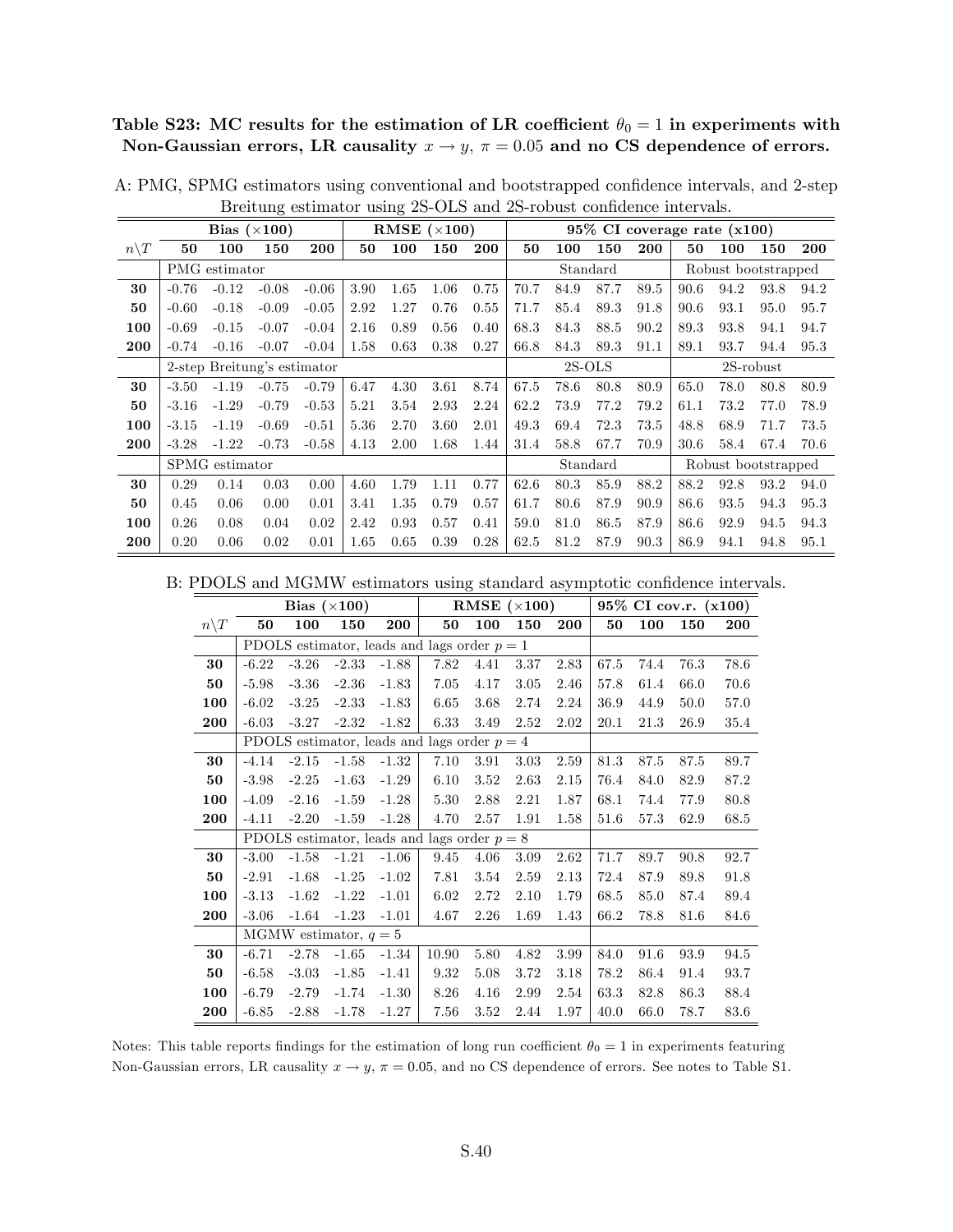**Table S23: MC results for the estimation of LR coefficient $\theta_0 = 1$ in experiments with Non-Gaussian errors, LR causality $x \to y$, $\pi = 0.05$ and no CS dependence of errors.**

A: PMG, SPMG estimators using conventional and bootstrapped confidence intervals, and 2-step Breitung estimator using 2S-OLS and 2S-robust confidence intervals.

| | Bias ($\times 100$) | | | | RMSE ($\times 100$) | | | | 95% CI coverage rate (x100) | | | | | | | |
|---|---|---|---|---|---|---|---|---|---|---|---|---|---|---|---|---|
| $n \backslash T$ | 50 | 100 | 150 | 200 | 50 | 100 | 150 | 200 | 50 | 100 | 150 | 200 | 50 | 100 | 150 | 200 |
| | PMG estimator | | | | | | | | Standard | | | | Robust bootstrapped | | | |
| **30** | -0.76 | -0.12 | -0.08 | -0.06 | 3.90 | 1.65 | 1.06 | 0.75 | 70.7 | 84.9 | 87.7 | 89.5 | 90.6 | 94.2 | 93.8 | 94.2 |
| **50** | -0.60 | -0.18 | -0.09 | -0.05 | 2.92 | 1.27 | 0.76 | 0.55 | 71.7 | 85.4 | 89.3 | 91.8 | 90.6 | 93.1 | 95.0 | 95.7 |
| **100** | -0.69 | -0.15 | -0.07 | -0.04 | 2.16 | 0.89 | 0.56 | 0.40 | 68.3 | 84.3 | 88.5 | 90.2 | 89.3 | 93.8 | 94.1 | 94.7 |
| **200** | -0.74 | -0.16 | -0.07 | -0.04 | 1.58 | 0.63 | 0.38 | 0.27 | 66.8 | 84.3 | 89.3 | 91.1 | 89.1 | 93.7 | 94.4 | 95.3 |
| | 2-step Breitung's estimator | | | | | | | | 2S-OLS | | | | 2S-robust | | | |
| **30** | -3.50 | -1.19 | -0.75 | -0.79 | 6.47 | 4.30 | 3.61 | 8.74 | 67.5 | 78.6 | 80.8 | 80.9 | 65.0 | 78.0 | 80.8 | 80.9 |
| **50** | -3.16 | -1.29 | -0.79 | -0.53 | 5.21 | 3.54 | 2.93 | 2.24 | 62.2 | 73.9 | 77.2 | 79.2 | 61.1 | 73.2 | 77.0 | 78.9 |
| **100** | -3.15 | -1.19 | -0.69 | -0.51 | 5.36 | 2.70 | 3.60 | 2.01 | 49.3 | 69.4 | 72.3 | 73.5 | 48.8 | 68.9 | 71.7 | 73.5 |
| **200** | -3.28 | -1.22 | -0.73 | -0.58 | 4.13 | 2.00 | 1.68 | 1.44 | 31.4 | 58.8 | 67.7 | 70.9 | 30.6 | 58.4 | 67.4 | 70.6 |
| | SPMG estimator | | | | | | | | Standard | | | | Robust bootstrapped | | | |
| **30** | 0.29 | 0.14 | 0.03 | 0.00 | 4.60 | 1.79 | 1.11 | 0.77 | 62.6 | 80.3 | 85.9 | 88.2 | 88.2 | 92.8 | 93.2 | 94.0 |
| **50** | 0.45 | 0.06 | 0.00 | 0.01 | 3.41 | 1.35 | 0.79 | 0.57 | 61.7 | 80.6 | 87.9 | 90.9 | 86.6 | 93.5 | 94.3 | 95.3 |
| **100** | 0.26 | 0.08 | 0.04 | 0.02 | 2.42 | 0.93 | 0.57 | 0.41 | 59.0 | 81.0 | 86.5 | 87.9 | 86.6 | 92.9 | 94.5 | 94.3 |
| **200** | 0.20 | 0.06 | 0.02 | 0.01 | 1.65 | 0.65 | 0.39 | 0.28 | 62.5 | 81.2 | 87.9 | 90.3 | 86.9 | 94.1 | 94.8 | 95.1 |

B: PDOLS and MGMW estimators using standard asymptotic confidence intervals.

| | Bias ($\times 100$) | | | | RMSE ($\times 100$) | | | | 95% CI cov.r. (x100) | | | |
|---|---|---|---|---|---|---|---|---|---|---|---|---|
| $n \backslash T$ | 50 | 100 | 150 | 200 | 50 | 100 | 150 | 200 | 50 | 100 | 150 | 200 |
| | PDOLS estimator, leads and lags order $p = 1$ | | | | | | | | | | | |
| **30** | -6.22 | -3.26 | -2.33 | -1.88 | 7.82 | 4.41 | 3.37 | 2.83 | 67.5 | 74.4 | 76.3 | 78.6 |
| **50** | -5.98 | -3.36 | -2.36 | -1.83 | 7.05 | 4.17 | 3.05 | 2.46 | 57.8 | 61.4 | 66.0 | 70.6 |
| **100** | -6.02 | -3.25 | -2.33 | -1.83 | 6.65 | 3.68 | 2.74 | 2.24 | 36.9 | 44.9 | 50.0 | 57.0 |
| **200** | -6.03 | -3.27 | -2.32 | -1.82 | 6.33 | 3.49 | 2.52 | 2.02 | 20.1 | 21.3 | 26.9 | 35.4 |
| | PDOLS estimator, leads and lags order $p = 4$ | | | | | | | | | | | |
| **30** | -4.14 | -2.15 | -1.58 | -1.32 | 7.10 | 3.91 | 3.03 | 2.59 | 81.3 | 87.5 | 87.5 | 89.7 |
| **50** | -3.98 | -2.25 | -1.63 | -1.29 | 6.10 | 3.52 | 2.63 | 2.15 | 76.4 | 84.0 | 82.9 | 87.2 |
| **100** | -4.09 | -2.16 | -1.59 | -1.28 | 5.30 | 2.88 | 2.21 | 1.87 | 68.1 | 74.4 | 77.9 | 80.8 |
| **200** | -4.11 | -2.20 | -1.59 | -1.28 | 4.70 | 2.57 | 1.91 | 1.58 | 51.6 | 57.3 | 62.9 | 68.5 |
| | PDOLS estimator, leads and lags order $p = 8$ | | | | | | | | | | | |
| **30** | -3.00 | -1.58 | -1.21 | -1.06 | 9.45 | 4.06 | 3.09 | 2.62 | 71.7 | 89.7 | 90.8 | 92.7 |
| **50** | -2.91 | -1.68 | -1.25 | -1.02 | 7.81 | 3.54 | 2.59 | 2.13 | 72.4 | 87.9 | 89.8 | 91.8 |
| **100** | -3.13 | -1.62 | -1.22 | -1.01 | 6.02 | 2.72 | 2.10 | 1.79 | 68.5 | 85.0 | 87.4 | 89.4 |
| **200** | -3.06 | -1.64 | -1.23 | -1.01 | 4.67 | 2.26 | 1.69 | 1.43 | 66.2 | 78.8 | 81.6 | 84.6 |
| | MGMW estimator, $q = 5$ | | | | | | | | | | | |
| **30** | -6.71 | -2.78 | -1.65 | -1.34 | 10.90 | 5.80 | 4.82 | 3.99 | 84.0 | 91.6 | 93.9 | 94.5 |
| **50** | -6.58 | -3.03 | -1.85 | -1.41 | 9.32 | 5.08 | 3.72 | 3.18 | 78.2 | 86.4 | 91.4 | 93.7 |
| **100** | -6.79 | -2.79 | -1.74 | -1.30 | 8.26 | 4.16 | 2.99 | 2.54 | 63.3 | 82.8 | 86.3 | 88.4 |
| **200** | -6.85 | -2.88 | -1.78 | -1.27 | 7.56 | 3.52 | 2.44 | 1.97 | 40.0 | 66.0 | 78.7 | 83.6 |

Notes: This table reports findings for the estimation of long run coefficient $\theta_0 = 1$ in experiments featuring Non-Gaussian errors, LR causality $x \to y$, $\pi = 0.05$, and no CS dependence of errors. See notes to Table S1.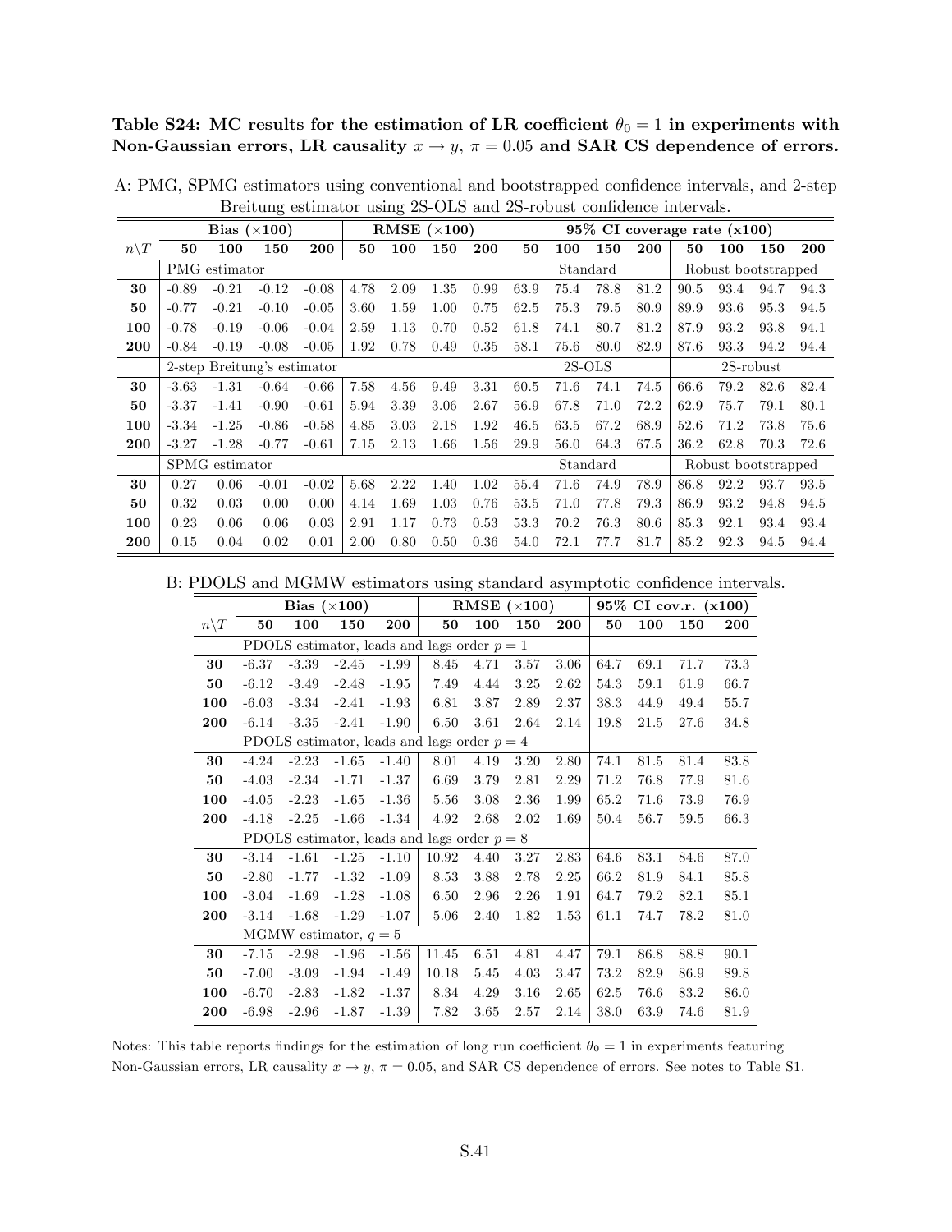**Table S24: MC results for the estimation of LR coefficient $\theta_0 = 1$ in experiments with Non-Gaussian errors, LR causality $x \to y$, $\pi = 0.05$ and SAR CS dependence of errors.**

A: PMG, SPMG estimators using conventional and bootstrapped confidence intervals, and 2-step Breitung estimator using 2S-OLS and 2S-robust confidence intervals.

| | Bias ($\times 100$) | | | | RMSE ($\times 100$) | | | | 95% CI coverage rate (x100) | | | | | | | |
|---|---|---|---|---|---|---|---|---|---|---|---|---|---|---|---|---|
| $n \backslash T$ | **50** | **100** | **150** | **200** | **50** | **100** | **150** | **200** | **50** | **100** | **150** | **200** | **50** | **100** | **150** | **200** |
| | PMG estimator | | | | | | | | Standard | | | | Robust bootstrapped | | | |
| **30** | -0.89 | -0.21 | -0.12 | -0.08 | 4.78 | 2.09 | 1.35 | 0.99 | 63.9 | 75.4 | 78.8 | 81.2 | 90.5 | 93.4 | 94.7 | 94.3 |
| **50** | -0.77 | -0.21 | -0.10 | -0.05 | 3.60 | 1.59 | 1.00 | 0.75 | 62.5 | 75.3 | 79.5 | 80.9 | 89.9 | 93.6 | 95.3 | 94.5 |
| **100** | -0.78 | -0.19 | -0.06 | -0.04 | 2.59 | 1.13 | 0.70 | 0.52 | 61.8 | 74.1 | 80.7 | 81.2 | 87.9 | 93.2 | 93.8 | 94.1 |
| **200** | -0.84 | -0.19 | -0.08 | -0.05 | 1.92 | 0.78 | 0.49 | 0.35 | 58.1 | 75.6 | 80.0 | 82.9 | 87.6 | 93.3 | 94.2 | 94.4 |
| | 2-step Breitung's estimator | | | | | | | | 2S-OLS | | | | 2S-robust | | | |
| **30** | -3.63 | -1.31 | -0.64 | -0.66 | 7.58 | 4.56 | 9.49 | 3.31 | 60.5 | 71.6 | 74.1 | 74.5 | 66.6 | 79.2 | 82.6 | 82.4 |
| **50** | -3.37 | -1.41 | -0.90 | -0.61 | 5.94 | 3.39 | 3.06 | 2.67 | 56.9 | 67.8 | 71.0 | 72.2 | 62.9 | 75.7 | 79.1 | 80.1 |
| **100** | -3.34 | -1.25 | -0.86 | -0.58 | 4.85 | 3.03 | 2.18 | 1.92 | 46.5 | 63.5 | 67.2 | 68.9 | 52.6 | 71.2 | 73.8 | 75.6 |
| **200** | -3.27 | -1.28 | -0.77 | -0.61 | 7.15 | 2.13 | 1.66 | 1.56 | 29.9 | 56.0 | 64.3 | 67.5 | 36.2 | 62.8 | 70.3 | 72.6 |
| | SPMG estimator | | | | | | | | Standard | | | | Robust bootstrapped | | | |
| **30** | 0.27 | 0.06 | -0.01 | -0.02 | 5.68 | 2.22 | 1.40 | 1.02 | 55.4 | 71.6 | 74.9 | 78.9 | 86.8 | 92.2 | 93.7 | 93.5 |
| **50** | 0.32 | 0.03 | 0.00 | 0.00 | 4.14 | 1.69 | 1.03 | 0.76 | 53.5 | 71.0 | 77.8 | 79.3 | 86.9 | 93.2 | 94.8 | 94.5 |
| **100** | 0.23 | 0.06 | 0.06 | 0.03 | 2.91 | 1.17 | 0.73 | 0.53 | 53.3 | 70.2 | 76.3 | 80.6 | 85.3 | 92.1 | 93.4 | 93.4 |
| **200** | 0.15 | 0.04 | 0.02 | 0.01 | 2.00 | 0.80 | 0.50 | 0.36 | 54.0 | 72.1 | 77.7 | 81.7 | 85.2 | 92.3 | 94.5 | 94.4 |

B: PDOLS and MGMW estimators using standard asymptotic confidence intervals.

| | Bias ($\times 100$) | | | | RMSE ($\times 100$) | | | | 95% CI cov.r. (x100) | | | |
|---|---|---|---|---|---|---|---|---|---|---|---|---|
| $n \backslash T$ | **50** | **100** | **150** | **200** | **50** | **100** | **150** | **200** | **50** | **100** | **150** | **200** |
| | PDOLS estimator, leads and lags order $p = 1$ | | | | | | | | | | | |
| **30** | -6.37 | -3.39 | -2.45 | -1.99 | 8.45 | 4.71 | 3.57 | 3.06 | 64.7 | 69.1 | 71.7 | 73.3 |
| **50** | -6.12 | -3.49 | -2.48 | -1.95 | 7.49 | 4.44 | 3.25 | 2.62 | 54.3 | 59.1 | 61.9 | 66.7 |
| **100** | -6.03 | -3.34 | -2.41 | -1.93 | 6.81 | 3.87 | 2.89 | 2.37 | 38.3 | 44.9 | 49.4 | 55.7 |
| **200** | -6.14 | -3.35 | -2.41 | -1.90 | 6.50 | 3.61 | 2.64 | 2.14 | 19.8 | 21.5 | 27.6 | 34.8 |
| | PDOLS estimator, leads and lags order $p = 4$ | | | | | | | | | | | |
| **30** | -4.24 | -2.23 | -1.65 | -1.40 | 8.01 | 4.19 | 3.20 | 2.80 | 74.1 | 81.5 | 81.4 | 83.8 |
| **50** | -4.03 | -2.34 | -1.71 | -1.37 | 6.69 | 3.79 | 2.81 | 2.29 | 71.2 | 76.8 | 77.9 | 81.6 |
| **100** | -4.05 | -2.23 | -1.65 | -1.36 | 5.56 | 3.08 | 2.36 | 1.99 | 65.2 | 71.6 | 73.9 | 76.9 |
| **200** | -4.18 | -2.25 | -1.66 | -1.34 | 4.92 | 2.68 | 2.02 | 1.69 | 50.4 | 56.7 | 59.5 | 66.3 |
| | PDOLS estimator, leads and lags order $p = 8$ | | | | | | | | | | | |
| **30** | -3.14 | -1.61 | -1.25 | -1.10 | 10.92 | 4.40 | 3.27 | 2.83 | 64.6 | 83.1 | 84.6 | 87.0 |
| **50** | -2.80 | -1.77 | -1.32 | -1.09 | 8.53 | 3.88 | 2.78 | 2.25 | 66.2 | 81.9 | 84.1 | 85.8 |
| **100** | -3.04 | -1.69 | -1.28 | -1.08 | 6.50 | 2.96 | 2.26 | 1.91 | 64.7 | 79.2 | 82.1 | 85.1 |
| **200** | -3.14 | -1.68 | -1.29 | -1.07 | 5.06 | 2.40 | 1.82 | 1.53 | 61.1 | 74.7 | 78.2 | 81.0 |
| | MGMW estimator, $q = 5$ | | | | | | | | | | | |
| **30** | -7.15 | -2.98 | -1.96 | -1.56 | 11.45 | 6.51 | 4.81 | 4.47 | 79.1 | 86.8 | 88.8 | 90.1 |
| **50** | -7.00 | -3.09 | -1.94 | -1.49 | 10.18 | 5.45 | 4.03 | 3.47 | 73.2 | 82.9 | 86.9 | 89.8 |
| **100** | -6.70 | -2.83 | -1.82 | -1.37 | 8.34 | 4.29 | 3.16 | 2.65 | 62.5 | 76.6 | 83.2 | 86.0 |
| **200** | -6.98 | -2.96 | -1.87 | -1.39 | 7.82 | 3.65 | 2.57 | 2.14 | 38.0 | 63.9 | 74.6 | 81.9 |

Notes: This table reports findings for the estimation of long run coefficient $\theta_0 = 1$ in experiments featuring Non-Gaussian errors, LR causality $x \to y$, $\pi = 0.05$, and SAR CS dependence of errors. See notes to Table S1.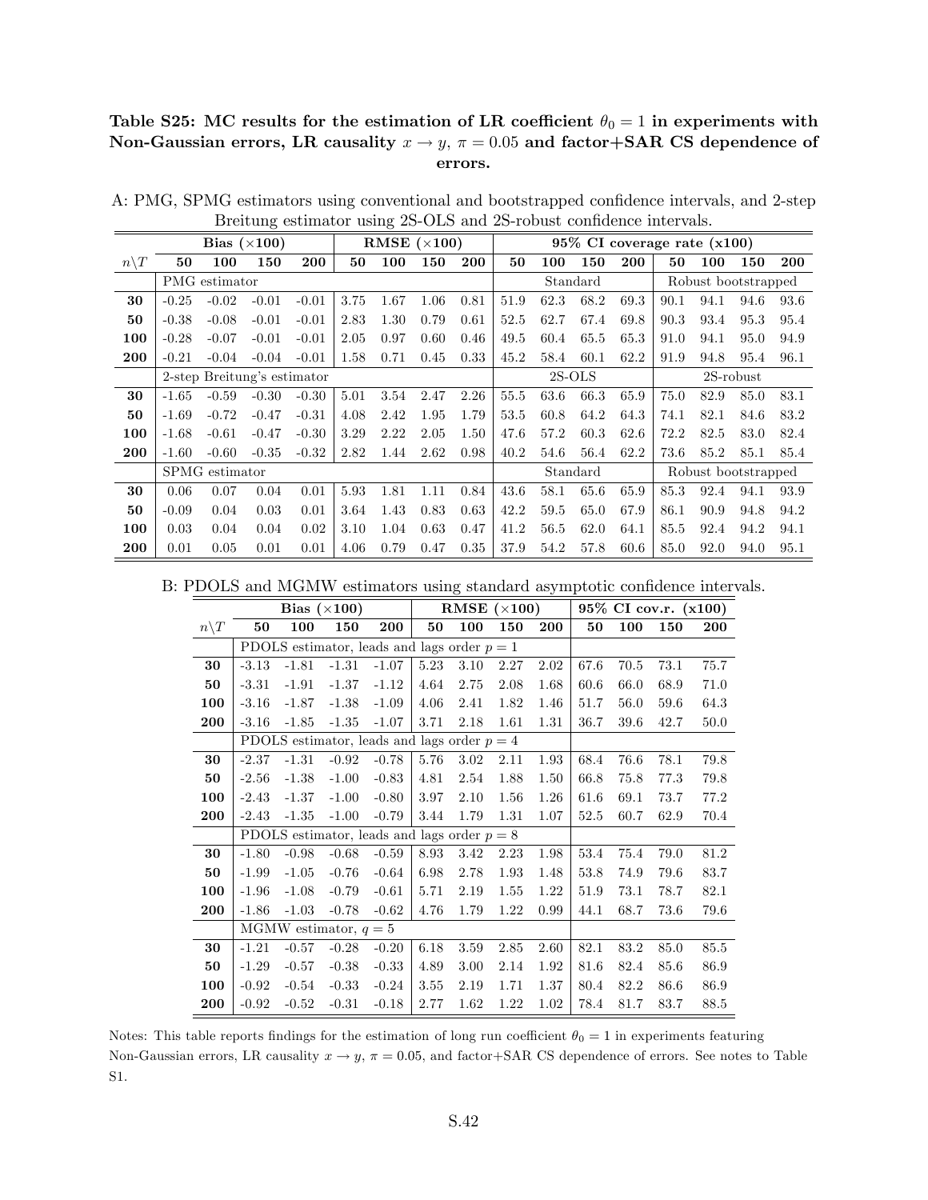**Table S25: MC results for the estimation of LR coefficient $\theta_0 = 1$ in experiments with Non-Gaussian errors, LR causality $x \to y$, $\pi = 0.05$ and factor+SAR CS dependence of errors.**

A: PMG, SPMG estimators using conventional and bootstrapped confidence intervals, and 2-step Breitung estimator using 2S-OLS and 2S-robust confidence intervals.

| | Bias ($\times 100$) | | | | RMSE ($\times 100$) | | | | 95% CI coverage rate (x100) | | | | | | | |
|---|---|---|---|---|---|---|---|---|---|---|---|---|---|---|---|---|
| $n \backslash T$ | **50** | **100** | **150** | **200** | **50** | **100** | **150** | **200** | **50** | **100** | **150** | **200** | **50** | **100** | **150** | **200** |
| | PMG estimator | | | | | | | | Standard | | | | Robust bootstrapped | | | |
| **30** | -0.25 | -0.02 | -0.01 | -0.01 | 3.75 | 1.67 | 1.06 | 0.81 | 51.9 | 62.3 | 68.2 | 69.3 | 90.1 | 94.1 | 94.6 | 93.6 |
| **50** | -0.38 | -0.08 | -0.01 | -0.01 | 2.83 | 1.30 | 0.79 | 0.61 | 52.5 | 62.7 | 67.4 | 69.8 | 90.3 | 93.4 | 95.3 | 95.4 |
| **100** | -0.28 | -0.07 | -0.01 | -0.01 | 2.05 | 0.97 | 0.60 | 0.46 | 49.5 | 60.4 | 65.5 | 65.3 | 91.0 | 94.1 | 95.0 | 94.9 |
| **200** | -0.21 | -0.04 | -0.04 | -0.01 | 1.58 | 0.71 | 0.45 | 0.33 | 45.2 | 58.4 | 60.1 | 62.2 | 91.9 | 94.8 | 95.4 | 96.1 |
| | 2-step Breitung's estimator | | | | | | | | 2S-OLS | | | | 2S-robust | | | |
| **30** | -1.65 | -0.59 | -0.30 | -0.30 | 5.01 | 3.54 | 2.47 | 2.26 | 55.5 | 63.6 | 66.3 | 65.9 | 75.0 | 82.9 | 85.0 | 83.1 |
| **50** | -1.69 | -0.72 | -0.47 | -0.31 | 4.08 | 2.42 | 1.95 | 1.79 | 53.5 | 60.8 | 64.2 | 64.3 | 74.1 | 82.1 | 84.6 | 83.2 |
| **100** | -1.68 | -0.61 | -0.47 | -0.30 | 3.29 | 2.22 | 2.05 | 1.50 | 47.6 | 57.2 | 60.3 | 62.6 | 72.2 | 82.5 | 83.0 | 82.4 |
| **200** | -1.60 | -0.60 | -0.35 | -0.32 | 2.82 | 1.44 | 2.62 | 0.98 | 40.2 | 54.6 | 56.4 | 62.2 | 73.6 | 85.2 | 85.1 | 85.4 |
| | SPMG estimator | | | | | | | | Standard | | | | Robust bootstrapped | | | |
| **30** | 0.06 | 0.07 | 0.04 | 0.01 | 5.93 | 1.81 | 1.11 | 0.84 | 43.6 | 58.1 | 65.6 | 65.9 | 85.3 | 92.4 | 94.1 | 93.9 |
| **50** | -0.09 | 0.04 | 0.03 | 0.01 | 3.64 | 1.43 | 0.83 | 0.63 | 42.2 | 59.5 | 65.0 | 67.9 | 86.1 | 90.9 | 94.8 | 94.2 |
| **100** | 0.03 | 0.04 | 0.04 | 0.02 | 3.10 | 1.04 | 0.63 | 0.47 | 41.2 | 56.5 | 62.0 | 64.1 | 85.5 | 92.4 | 94.2 | 94.1 |
| **200** | 0.01 | 0.05 | 0.01 | 0.01 | 4.06 | 0.79 | 0.47 | 0.35 | 37.9 | 54.2 | 57.8 | 60.6 | 85.0 | 92.0 | 94.0 | 95.1 |

B: PDOLS and MGMW estimators using standard asymptotic confidence intervals.

| | Bias ($\times 100$) | | | | RMSE ($\times 100$) | | | | 95% CI cov.r. (x100) | | | |
|---|---|---|---|---|---|---|---|---|---|---|---|---|
| $n \backslash T$ | **50** | **100** | **150** | **200** | **50** | **100** | **150** | **200** | **50** | **100** | **150** | **200** |
| | PDOLS estimator, leads and lags order $p = 1$ | | | | | | | | | | | |
| **30** | -3.13 | -1.81 | -1.31 | -1.07 | 5.23 | 3.10 | 2.27 | 2.02 | 67.6 | 70.5 | 73.1 | 75.7 |
| **50** | -3.31 | -1.91 | -1.37 | -1.12 | 4.64 | 2.75 | 2.08 | 1.68 | 60.6 | 66.0 | 68.9 | 71.0 |
| **100** | -3.16 | -1.87 | -1.38 | -1.09 | 4.06 | 2.41 | 1.82 | 1.46 | 51.7 | 56.0 | 59.6 | 64.3 |
| **200** | -3.16 | -1.85 | -1.35 | -1.07 | 3.71 | 2.18 | 1.61 | 1.31 | 36.7 | 39.6 | 42.7 | 50.0 |
| | PDOLS estimator, leads and lags order $p = 4$ | | | | | | | | | | | |
| **30** | -2.37 | -1.31 | -0.92 | -0.78 | 5.76 | 3.02 | 2.11 | 1.93 | 68.4 | 76.6 | 78.1 | 79.8 |
| **50** | -2.56 | -1.38 | -1.00 | -0.83 | 4.81 | 2.54 | 1.88 | 1.50 | 66.8 | 75.8 | 77.3 | 79.8 |
| **100** | -2.43 | -1.37 | -1.00 | -0.80 | 3.97 | 2.10 | 1.56 | 1.26 | 61.6 | 69.1 | 73.7 | 77.2 |
| **200** | -2.43 | -1.35 | -1.00 | -0.79 | 3.44 | 1.79 | 1.31 | 1.07 | 52.5 | 60.7 | 62.9 | 70.4 |
| | PDOLS estimator, leads and lags order $p = 8$ | | | | | | | | | | | |
| **30** | -1.80 | -0.98 | -0.68 | -0.59 | 8.93 | 3.42 | 2.23 | 1.98 | 53.4 | 75.4 | 79.0 | 81.2 |
| **50** | -1.99 | -1.05 | -0.76 | -0.64 | 6.98 | 2.78 | 1.93 | 1.48 | 53.8 | 74.9 | 79.6 | 83.7 |
| **100** | -1.96 | -1.08 | -0.79 | -0.61 | 5.71 | 2.19 | 1.55 | 1.22 | 51.9 | 73.1 | 78.7 | 82.1 |
| **200** | -1.86 | -1.03 | -0.78 | -0.62 | 4.76 | 1.79 | 1.22 | 0.99 | 44.1 | 68.7 | 73.6 | 79.6 |
| | MGMW estimator, $q = 5$ | | | | | | | | | | | |
| **30** | -1.21 | -0.57 | -0.28 | -0.20 | 6.18 | 3.59 | 2.85 | 2.60 | 82.1 | 83.2 | 85.0 | 85.5 |
| **50** | -1.29 | -0.57 | -0.38 | -0.33 | 4.89 | 3.00 | 2.14 | 1.92 | 81.6 | 82.4 | 85.6 | 86.9 |
| **100** | -0.92 | -0.54 | -0.33 | -0.24 | 3.55 | 2.19 | 1.71 | 1.37 | 80.4 | 82.2 | 86.6 | 86.9 |
| **200** | -0.92 | -0.52 | -0.31 | -0.18 | 2.77 | 1.62 | 1.22 | 1.02 | 78.4 | 81.7 | 83.7 | 88.5 |

Notes: This table reports findings for the estimation of long run coefficient $\theta_0 = 1$ in experiments featuring Non-Gaussian errors, LR causality $x \to y$, $\pi = 0.05$, and factor+SAR CS dependence of errors. See notes to Table S1.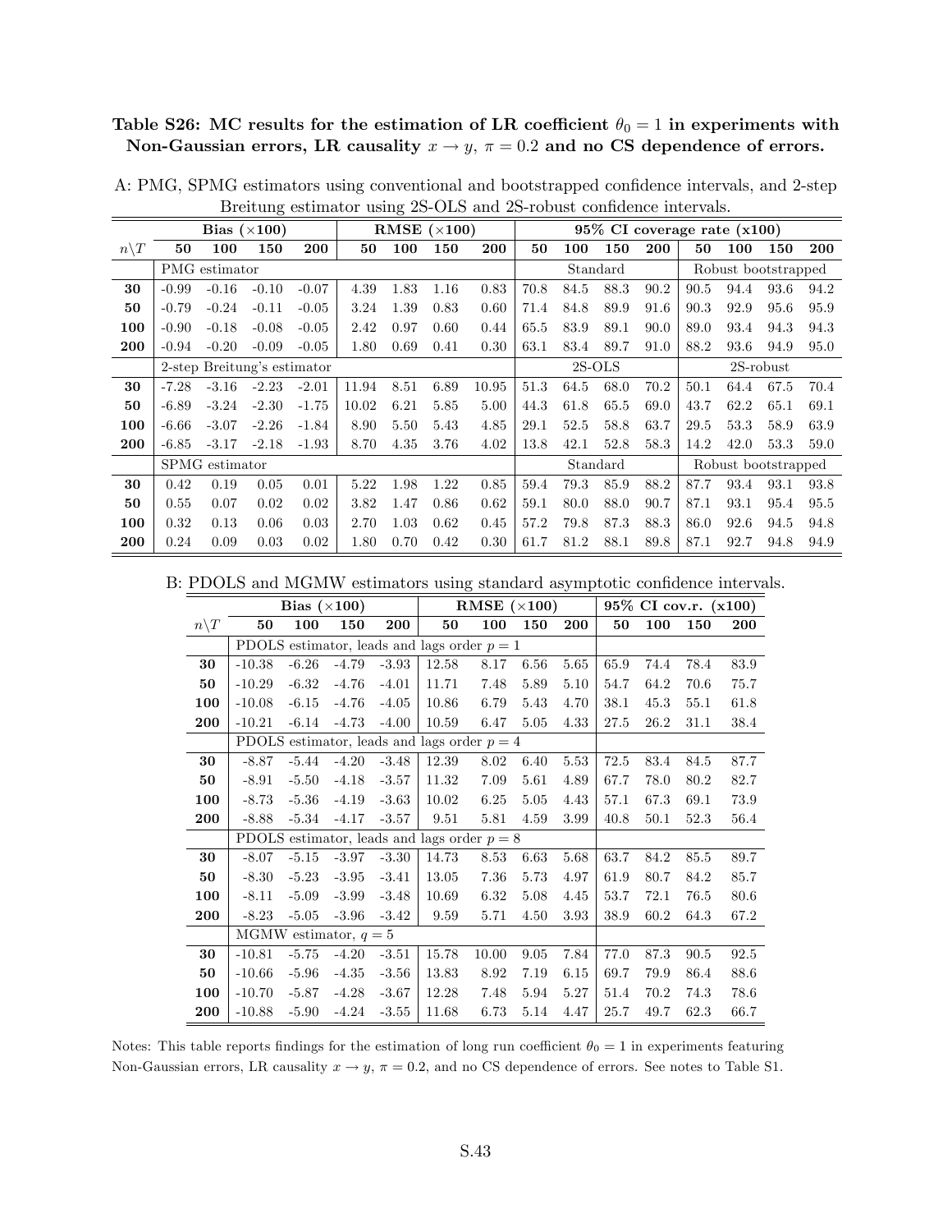**Table S26: MC results for the estimation of LR coefficient $\theta_0 = 1$ in experiments with Non-Gaussian errors, LR causality $x \to y$, $\pi = 0.2$ and no CS dependence of errors.**

A: PMG, SPMG estimators using conventional and bootstrapped confidence intervals, and 2-step Breitung estimator using 2S-OLS and 2S-robust confidence intervals.

| | **Bias (×100)** | | | | **RMSE (×100)** | | | | **95% CI coverage rate (x100)** | | | | | | | |
|---|---|---|---|---|---|---|---|---|---|---|---|---|---|---|---|---|
| $n\backslash T$ | **50** | **100** | **150** | **200** | **50** | **100** | **150** | **200** | **50** | **100** | **150** | **200** | **50** | **100** | **150** | **200** |
| | PMG estimator | | | | | | | | Standard | | | | Robust bootstrapped | | | |
| **30** | -0.99 | -0.16 | -0.10 | -0.07 | 4.39 | 1.83 | 1.16 | 0.83 | 70.8 | 84.5 | 88.3 | 90.2 | 90.5 | 94.4 | 93.6 | 94.2 |
| **50** | -0.79 | -0.24 | -0.11 | -0.05 | 3.24 | 1.39 | 0.83 | 0.60 | 71.4 | 84.8 | 89.9 | 91.6 | 90.3 | 92.9 | 95.6 | 95.9 |
| **100** | -0.90 | -0.18 | -0.08 | -0.05 | 2.42 | 0.97 | 0.60 | 0.44 | 65.5 | 83.9 | 89.1 | 90.0 | 89.0 | 93.4 | 94.3 | 94.3 |
| **200** | -0.94 | -0.20 | -0.09 | -0.05 | 1.80 | 0.69 | 0.41 | 0.30 | 63.1 | 83.4 | 89.7 | 91.0 | 88.2 | 93.6 | 94.9 | 95.0 |
| | 2-step Breitung's estimator | | | | | | | | 2S-OLS | | | | 2S-robust | | | |
| **30** | -7.28 | -3.16 | -2.23 | -2.01 | 11.94 | 8.51 | 6.89 | 10.95 | 51.3 | 64.5 | 68.0 | 70.2 | 50.1 | 64.4 | 67.5 | 70.4 |
| **50** | -6.89 | -3.24 | -2.30 | -1.75 | 10.02 | 6.21 | 5.85 | 5.00 | 44.3 | 61.8 | 65.5 | 69.0 | 43.7 | 62.2 | 65.1 | 69.1 |
| **100** | -6.66 | -3.07 | -2.26 | -1.84 | 8.90 | 5.50 | 5.43 | 4.85 | 29.1 | 52.5 | 58.8 | 63.7 | 29.5 | 53.3 | 58.9 | 63.9 |
| **200** | -6.85 | -3.17 | -2.18 | -1.93 | 8.70 | 4.35 | 3.76 | 4.02 | 13.8 | 42.1 | 52.8 | 58.3 | 14.2 | 42.0 | 53.3 | 59.0 |
| | SPMG estimator | | | | | | | | Standard | | | | Robust bootstrapped | | | |
| **30** | 0.42 | 0.19 | 0.05 | 0.01 | 5.22 | 1.98 | 1.22 | 0.85 | 59.4 | 79.3 | 85.9 | 88.2 | 87.7 | 93.4 | 93.1 | 93.8 |
| **50** | 0.55 | 0.07 | 0.02 | 0.02 | 3.82 | 1.47 | 0.86 | 0.62 | 59.1 | 80.0 | 88.0 | 90.7 | 87.1 | 93.1 | 95.4 | 95.5 |
| **100** | 0.32 | 0.13 | 0.06 | 0.03 | 2.70 | 1.03 | 0.62 | 0.45 | 57.2 | 79.8 | 87.3 | 88.3 | 86.0 | 92.6 | 94.5 | 94.8 |
| **200** | 0.24 | 0.09 | 0.03 | 0.02 | 1.80 | 0.70 | 0.42 | 0.30 | 61.7 | 81.2 | 88.1 | 89.8 | 87.1 | 92.7 | 94.8 | 94.9 |

B: PDOLS and MGMW estimators using standard asymptotic confidence intervals.

| | **Bias (×100)** | | | | **RMSE (×100)** | | | | **95% CI cov.r. (x100)** | | | |
|---|---|---|---|---|---|---|---|---|---|---|---|---|
| $n\backslash T$ | **50** | **100** | **150** | **200** | **50** | **100** | **150** | **200** | **50** | **100** | **150** | **200** |
| | PDOLS estimator, leads and lags order $p = 1$ | | | | | | | | | | | |
| **30** | -10.38 | -6.26 | -4.79 | -3.93 | 12.58 | 8.17 | 6.56 | 5.65 | 65.9 | 74.4 | 78.4 | 83.9 |
| **50** | -10.29 | -6.32 | -4.76 | -4.01 | 11.71 | 7.48 | 5.89 | 5.10 | 54.7 | 64.2 | 70.6 | 75.7 |
| **100** | -10.08 | -6.15 | -4.76 | -4.05 | 10.86 | 6.79 | 5.43 | 4.70 | 38.1 | 45.3 | 55.1 | 61.8 |
| **200** | -10.21 | -6.14 | -4.73 | -4.00 | 10.59 | 6.47 | 5.05 | 4.33 | 27.5 | 26.2 | 31.1 | 38.4 |
| | PDOLS estimator, leads and lags order $p = 4$ | | | | | | | | | | | |
| **30** | -8.87 | -5.44 | -4.20 | -3.48 | 12.39 | 8.02 | 6.40 | 5.53 | 72.5 | 83.4 | 84.5 | 87.7 |
| **50** | -8.91 | -5.50 | -4.18 | -3.57 | 11.32 | 7.09 | 5.61 | 4.89 | 67.7 | 78.0 | 80.2 | 82.7 |
| **100** | -8.73 | -5.36 | -4.19 | -3.63 | 10.02 | 6.25 | 5.05 | 4.43 | 57.1 | 67.3 | 69.1 | 73.9 |
| **200** | -8.88 | -5.34 | -4.17 | -3.57 | 9.51 | 5.81 | 4.59 | 3.99 | 40.8 | 50.1 | 52.3 | 56.4 |
| | PDOLS estimator, leads and lags order $p = 8$ | | | | | | | | | | | |
| **30** | -8.07 | -5.15 | -3.97 | -3.30 | 14.73 | 8.53 | 6.63 | 5.68 | 63.7 | 84.2 | 85.5 | 89.7 |
| **50** | -8.30 | -5.23 | -3.95 | -3.41 | 13.05 | 7.36 | 5.73 | 4.97 | 61.9 | 80.7 | 84.2 | 85.7 |
| **100** | -8.11 | -5.09 | -3.99 | -3.48 | 10.69 | 6.32 | 5.08 | 4.45 | 53.7 | 72.1 | 76.5 | 80.6 |
| **200** | -8.23 | -5.05 | -3.96 | -3.42 | 9.59 | 5.71 | 4.50 | 3.93 | 38.9 | 60.2 | 64.3 | 67.2 |
| | MGMW estimator, $q = 5$ | | | | | | | | | | | |
| **30** | -10.81 | -5.75 | -4.20 | -3.51 | 15.78 | 10.00 | 9.05 | 7.84 | 77.0 | 87.3 | 90.5 | 92.5 |
| **50** | -10.66 | -5.96 | -4.35 | -3.56 | 13.83 | 8.92 | 7.19 | 6.15 | 69.7 | 79.9 | 86.4 | 88.6 |
| **100** | -10.70 | -5.87 | -4.28 | -3.67 | 12.28 | 7.48 | 5.94 | 5.27 | 51.4 | 70.2 | 74.3 | 78.6 |
| **200** | -10.88 | -5.90 | -4.24 | -3.55 | 11.68 | 6.73 | 5.14 | 4.47 | 25.7 | 49.7 | 62.3 | 66.7 |

Notes: This table reports findings for the estimation of long run coefficient $\theta_0 = 1$ in experiments featuring Non-Gaussian errors, LR causality $x \to y$, $\pi = 0.2$, and no CS dependence of errors. See notes to Table S1.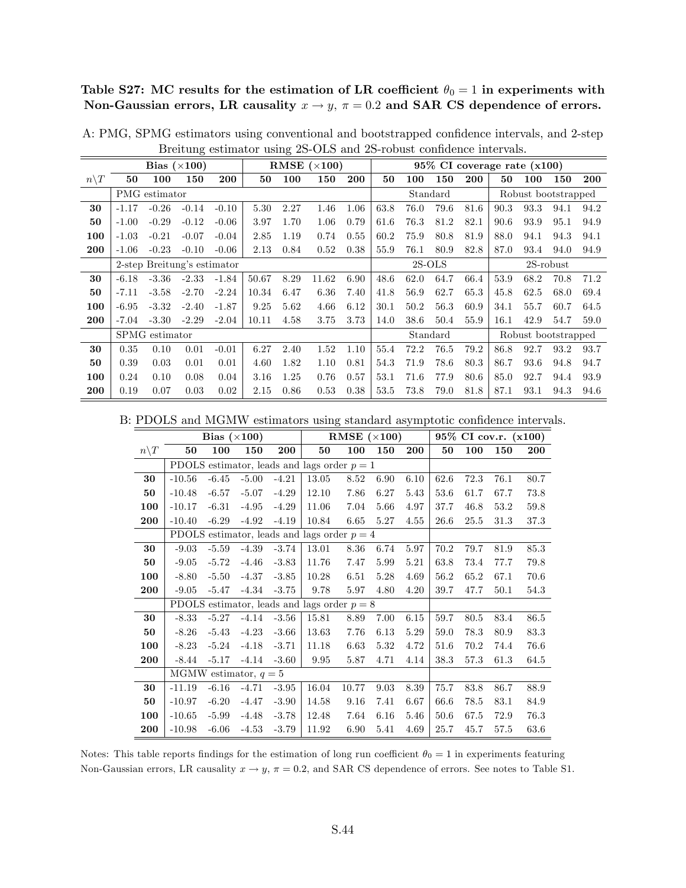**Table S27: MC results for the estimation of LR coefficient $\theta_0 = 1$ in experiments with Non-Gaussian errors, LR causality $x \rightarrow y$, $\pi = 0.2$ and SAR CS dependence of errors.**

A: PMG, SPMG estimators using conventional and bootstrapped confidence intervals, and 2-step Breitung estimator using 2S-OLS and 2S-robust confidence intervals.

| | Bias (×100) | | | | RMSE (×100) | | | | 95% CI coverage rate (x100) | | | | | | | |
|---|---|---|---|---|---|---|---|---|---|---|---|---|---|---|---|---|
| $n\backslash T$ | **50** | **100** | **150** | **200** | **50** | **100** | **150** | **200** | **50** | **100** | **150** | **200** | **50** | **100** | **150** | **200** |
| | PMG estimator | | | | | | | | Standard | | | | Robust bootstrapped | | | |
| **30** | -1.17 | -0.26 | -0.14 | -0.10 | 5.30 | 2.27 | 1.46 | 1.06 | 63.8 | 76.0 | 79.6 | 81.6 | 90.3 | 93.3 | 94.1 | 94.2 |
| **50** | -1.00 | -0.29 | -0.12 | -0.06 | 3.97 | 1.70 | 1.06 | 0.79 | 61.6 | 76.3 | 81.2 | 82.1 | 90.6 | 93.9 | 95.1 | 94.9 |
| **100** | -1.03 | -0.21 | -0.07 | -0.04 | 2.85 | 1.19 | 0.74 | 0.55 | 60.2 | 75.9 | 80.8 | 81.9 | 88.0 | 94.1 | 94.3 | 94.1 |
| **200** | -1.06 | -0.23 | -0.10 | -0.06 | 2.13 | 0.84 | 0.52 | 0.38 | 55.9 | 76.1 | 80.9 | 82.8 | 87.0 | 93.4 | 94.0 | 94.9 |
| | 2-step Breitung's estimator | | | | | | | | 2S-OLS | | | | 2S-robust | | | |
| **30** | -6.18 | -3.36 | -2.33 | -1.84 | 50.67 | 8.29 | 11.62 | 6.90 | 48.6 | 62.0 | 64.7 | 66.4 | 53.9 | 68.2 | 70.8 | 71.2 |
| **50** | -7.11 | -3.58 | -2.70 | -2.24 | 10.34 | 6.47 | 6.36 | 7.40 | 41.8 | 56.9 | 62.7 | 65.3 | 45.8 | 62.5 | 68.0 | 69.4 |
| **100** | -6.95 | -3.32 | -2.40 | -1.87 | 9.25 | 5.62 | 4.66 | 6.12 | 30.1 | 50.2 | 56.3 | 60.9 | 34.1 | 55.7 | 60.7 | 64.5 |
| **200** | -7.04 | -3.30 | -2.29 | -2.04 | 10.11 | 4.58 | 3.75 | 3.73 | 14.0 | 38.6 | 50.4 | 55.9 | 16.1 | 42.9 | 54.7 | 59.0 |
| | SPMG estimator | | | | | | | | Standard | | | | Robust bootstrapped | | | |
| **30** | 0.35 | 0.10 | 0.01 | -0.01 | 6.27 | 2.40 | 1.52 | 1.10 | 55.4 | 72.2 | 76.5 | 79.2 | 86.8 | 92.7 | 93.2 | 93.7 |
| **50** | 0.39 | 0.03 | 0.01 | 0.01 | 4.60 | 1.82 | 1.10 | 0.81 | 54.3 | 71.9 | 78.6 | 80.3 | 86.7 | 93.6 | 94.8 | 94.7 |
| **100** | 0.24 | 0.10 | 0.08 | 0.04 | 3.16 | 1.25 | 0.76 | 0.57 | 53.1 | 71.6 | 77.9 | 80.6 | 85.0 | 92.7 | 94.4 | 93.9 |
| **200** | 0.19 | 0.07 | 0.03 | 0.02 | 2.15 | 0.86 | 0.53 | 0.38 | 53.5 | 73.8 | 79.0 | 81.8 | 87.1 | 93.1 | 94.3 | 94.6 |

B: PDOLS and MGMW estimators using standard asymptotic confidence intervals.

| | Bias (×100) | | | | RMSE (×100) | | | | 95% CI cov.r. (x100) | | | |
|---|---|---|---|---|---|---|---|---|---|---|---|---|
| $n\backslash T$ | **50** | **100** | **150** | **200** | **50** | **100** | **150** | **200** | **50** | **100** | **150** | **200** |
| | PDOLS estimator, leads and lags order $p = 1$ | | | | | | | | | | | |
| **30** | -10.56 | -6.45 | -5.00 | -4.21 | 13.05 | 8.52 | 6.90 | 6.10 | 62.6 | 72.3 | 76.1 | 80.7 |
| **50** | -10.48 | -6.57 | -5.07 | -4.29 | 12.10 | 7.86 | 6.27 | 5.43 | 53.6 | 61.7 | 67.7 | 73.8 |
| **100** | -10.17 | -6.31 | -4.95 | -4.29 | 11.06 | 7.04 | 5.66 | 4.97 | 37.7 | 46.8 | 53.2 | 59.8 |
| **200** | -10.40 | -6.29 | -4.92 | -4.19 | 10.84 | 6.65 | 5.27 | 4.55 | 26.6 | 25.5 | 31.3 | 37.3 |
| | PDOLS estimator, leads and lags order $p = 4$ | | | | | | | | | | | |
| **30** | -9.03 | -5.59 | -4.39 | -3.74 | 13.01 | 8.36 | 6.74 | 5.97 | 70.2 | 79.7 | 81.9 | 85.3 |
| **50** | -9.05 | -5.72 | -4.46 | -3.83 | 11.76 | 7.47 | 5.99 | 5.21 | 63.8 | 73.4 | 77.7 | 79.8 |
| **100** | -8.80 | -5.50 | -4.37 | -3.85 | 10.28 | 6.51 | 5.28 | 4.69 | 56.2 | 65.2 | 67.1 | 70.6 |
| **200** | -9.05 | -5.47 | -4.34 | -3.75 | 9.78 | 5.97 | 4.80 | 4.20 | 39.7 | 47.7 | 50.1 | 54.3 |
| | PDOLS estimator, leads and lags order $p = 8$ | | | | | | | | | | | |
| **30** | -8.33 | -5.27 | -4.14 | -3.56 | 15.81 | 8.89 | 7.00 | 6.15 | 59.7 | 80.5 | 83.4 | 86.5 |
| **50** | -8.26 | -5.43 | -4.23 | -3.66 | 13.63 | 7.76 | 6.13 | 5.29 | 59.0 | 78.3 | 80.9 | 83.3 |
| **100** | -8.23 | -5.24 | -4.18 | -3.71 | 11.18 | 6.63 | 5.32 | 4.72 | 51.6 | 70.2 | 74.4 | 76.6 |
| **200** | -8.44 | -5.17 | -4.14 | -3.60 | 9.95 | 5.87 | 4.71 | 4.14 | 38.3 | 57.3 | 61.3 | 64.5 |
| | MGMW estimator, $q = 5$ | | | | | | | | | | | |
| **30** | -11.19 | -6.16 | -4.71 | -3.95 | 16.04 | 10.77 | 9.03 | 8.39 | 75.7 | 83.8 | 86.7 | 88.9 |
| **50** | -10.97 | -6.20 | -4.47 | -3.90 | 14.58 | 9.16 | 7.41 | 6.67 | 66.6 | 78.5 | 83.1 | 84.9 |
| **100** | -10.65 | -5.99 | -4.48 | -3.78 | 12.48 | 7.64 | 6.16 | 5.46 | 50.6 | 67.5 | 72.9 | 76.3 |
| **200** | -10.98 | -6.06 | -4.53 | -3.79 | 11.92 | 6.90 | 5.41 | 4.69 | 25.7 | 45.7 | 57.5 | 63.6 |

Notes: This table reports findings for the estimation of long run coefficient $\theta_0 = 1$ in experiments featuring Non-Gaussian errors, LR causality $x \rightarrow y$, $\pi = 0.2$, and SAR CS dependence of errors. See notes to Table S1.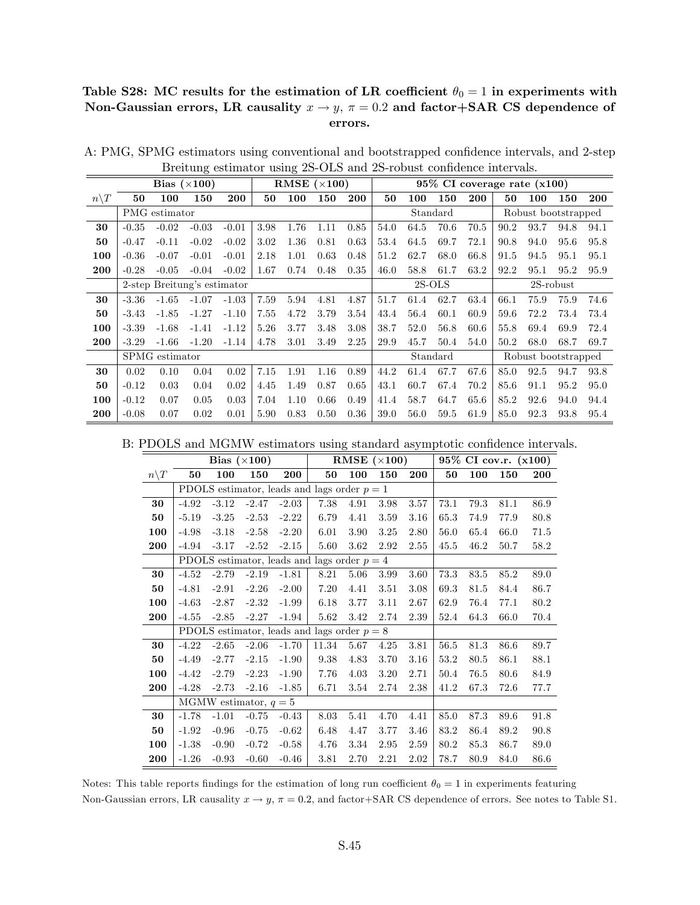**Table S28: MC results for the estimation of LR coefficient $\theta_0 = 1$ in experiments with Non-Gaussian errors, LR causality $x \rightarrow y$, $\pi = 0.2$ and factor+SAR CS dependence of errors.**

A: PMG, SPMG estimators using conventional and bootstrapped confidence intervals, and 2-step Breitung estimator using 2S-OLS and 2S-robust confidence intervals.

| | Bias ($\times$100) | | | | RMSE ($\times$100) | | | | 95% CI coverage rate (x100) | | | | | | | |
|---|---|---|---|---|---|---|---|---|---|---|---|---|---|---|---|---|
| $n\backslash T$ | **50** | **100** | **150** | **200** | **50** | **100** | **150** | **200** | **50** | **100** | **150** | **200** | **50** | **100** | **150** | **200** |
| | PMG estimator | | | | | | | | Standard | | | | Robust bootstrapped | | | |
| **30** | -0.35 | -0.02 | -0.03 | -0.01 | 3.98 | 1.76 | 1.11 | 0.85 | 54.0 | 64.5 | 70.6 | 70.5 | 90.2 | 93.7 | 94.8 | 94.1 |
| **50** | -0.47 | -0.11 | -0.02 | -0.02 | 3.02 | 1.36 | 0.81 | 0.63 | 53.4 | 64.5 | 69.7 | 72.1 | 90.8 | 94.0 | 95.6 | 95.8 |
| **100** | -0.36 | -0.07 | -0.01 | -0.01 | 2.18 | 1.01 | 0.63 | 0.48 | 51.2 | 62.7 | 68.0 | 66.8 | 91.5 | 94.5 | 95.1 | 95.1 |
| **200** | -0.28 | -0.05 | -0.04 | -0.02 | 1.67 | 0.74 | 0.48 | 0.35 | 46.0 | 58.8 | 61.7 | 63.2 | 92.2 | 95.1 | 95.2 | 95.9 |
| | 2-step Breitung's estimator | | | | | | | | 2S-OLS | | | | 2S-robust | | | |
| **30** | -3.36 | -1.65 | -1.07 | -1.03 | 7.59 | 5.94 | 4.81 | 4.87 | 51.7 | 61.4 | 62.7 | 63.4 | 66.1 | 75.9 | 75.9 | 74.6 |
| **50** | -3.43 | -1.85 | -1.27 | -1.10 | 7.55 | 4.72 | 3.79 | 3.54 | 43.4 | 56.4 | 60.1 | 60.9 | 59.6 | 72.2 | 73.4 | 73.4 |
| **100** | -3.39 | -1.68 | -1.41 | -1.12 | 5.26 | 3.77 | 3.48 | 3.08 | 38.7 | 52.0 | 56.8 | 60.6 | 55.8 | 69.4 | 69.9 | 72.4 |
| **200** | -3.29 | -1.66 | -1.20 | -1.14 | 4.78 | 3.01 | 3.49 | 2.25 | 29.9 | 45.7 | 50.4 | 54.0 | 50.2 | 68.0 | 68.7 | 69.7 |
| | SPMG estimator | | | | | | | | Standard | | | | Robust bootstrapped | | | |
| **30** | 0.02 | 0.10 | 0.04 | 0.02 | 7.15 | 1.91 | 1.16 | 0.89 | 44.2 | 61.4 | 67.7 | 67.6 | 85.0 | 92.5 | 94.7 | 93.8 |
| **50** | -0.12 | 0.03 | 0.04 | 0.02 | 4.45 | 1.49 | 0.87 | 0.65 | 43.1 | 60.7 | 67.4 | 70.2 | 85.6 | 91.1 | 95.2 | 95.0 |
| **100** | -0.12 | 0.07 | 0.05 | 0.03 | 7.04 | 1.10 | 0.66 | 0.49 | 41.4 | 58.7 | 64.7 | 65.6 | 85.2 | 92.6 | 94.0 | 94.4 |
| **200** | -0.08 | 0.07 | 0.02 | 0.01 | 5.90 | 0.83 | 0.50 | 0.36 | 39.0 | 56.0 | 59.5 | 61.9 | 85.0 | 92.3 | 93.8 | 95.4 |

B: PDOLS and MGMW estimators using standard asymptotic confidence intervals.

| | Bias ($\times$100) | | | | RMSE ($\times$100) | | | | 95% CI cov.r. (x100) | | | |
|---|---|---|---|---|---|---|---|---|---|---|---|---|
| $n\backslash T$ | **50** | **100** | **150** | **200** | **50** | **100** | **150** | **200** | **50** | **100** | **150** | **200** |
| | PDOLS estimator, leads and lags order $p = 1$ | | | | | | | | | | | |
| **30** | -4.92 | -3.12 | -2.47 | -2.03 | 7.38 | 4.91 | 3.98 | 3.57 | 73.1 | 79.3 | 81.1 | 86.9 |
| **50** | -5.19 | -3.25 | -2.53 | -2.22 | 6.79 | 4.41 | 3.59 | 3.16 | 65.3 | 74.9 | 77.9 | 80.8 |
| **100** | -4.98 | -3.18 | -2.58 | -2.20 | 6.01 | 3.90 | 3.25 | 2.80 | 56.0 | 65.4 | 66.0 | 71.5 |
| **200** | -4.94 | -3.17 | -2.52 | -2.15 | 5.60 | 3.62 | 2.92 | 2.55 | 45.5 | 46.2 | 50.7 | 58.2 |
| | PDOLS estimator, leads and lags order $p = 4$ | | | | | | | | | | | |
| **30** | -4.52 | -2.79 | -2.19 | -1.81 | 8.21 | 5.06 | 3.99 | 3.60 | 73.3 | 83.5 | 85.2 | 89.0 |
| **50** | -4.81 | -2.91 | -2.26 | -2.00 | 7.20 | 4.41 | 3.51 | 3.08 | 69.3 | 81.5 | 84.4 | 86.7 |
| **100** | -4.63 | -2.87 | -2.32 | -1.99 | 6.18 | 3.77 | 3.11 | 2.67 | 62.9 | 76.4 | 77.1 | 80.2 |
| **200** | -4.55 | -2.85 | -2.27 | -1.94 | 5.62 | 3.42 | 2.74 | 2.39 | 52.4 | 64.3 | 66.0 | 70.4 |
| | PDOLS estimator, leads and lags order $p = 8$ | | | | | | | | | | | |
| **30** | -4.22 | -2.65 | -2.06 | -1.70 | 11.34 | 5.67 | 4.25 | 3.81 | 56.5 | 81.3 | 86.6 | 89.7 |
| **50** | -4.49 | -2.77 | -2.15 | -1.90 | 9.38 | 4.83 | 3.70 | 3.16 | 53.2 | 80.5 | 86.1 | 88.1 |
| **100** | -4.42 | -2.79 | -2.23 | -1.90 | 7.76 | 4.03 | 3.20 | 2.71 | 50.4 | 76.5 | 80.6 | 84.9 |
| **200** | -4.28 | -2.73 | -2.16 | -1.85 | 6.71 | 3.54 | 2.74 | 2.38 | 41.2 | 67.3 | 72.6 | 77.7 |
| | MGMW estimator, $q = 5$ | | | | | | | | | | | |
| **30** | -1.78 | -1.01 | -0.75 | -0.43 | 8.03 | 5.41 | 4.70 | 4.41 | 85.0 | 87.3 | 89.6 | 91.8 |
| **50** | -1.92 | -0.96 | -0.75 | -0.62 | 6.48 | 4.47 | 3.77 | 3.46 | 83.2 | 86.4 | 89.2 | 90.8 |
| **100** | -1.38 | -0.90 | -0.72 | -0.58 | 4.76 | 3.34 | 2.95 | 2.59 | 80.2 | 85.3 | 86.7 | 89.0 |
| **200** | -1.26 | -0.93 | -0.60 | -0.46 | 3.81 | 2.70 | 2.21 | 2.02 | 78.7 | 80.9 | 84.0 | 86.6 |

Notes: This table reports findings for the estimation of long run coefficient $\theta_0 = 1$ in experiments featuring Non-Gaussian errors, LR causality $x \rightarrow y$, $\pi = 0.2$, and factor+SAR CS dependence of errors. See notes to Table S1.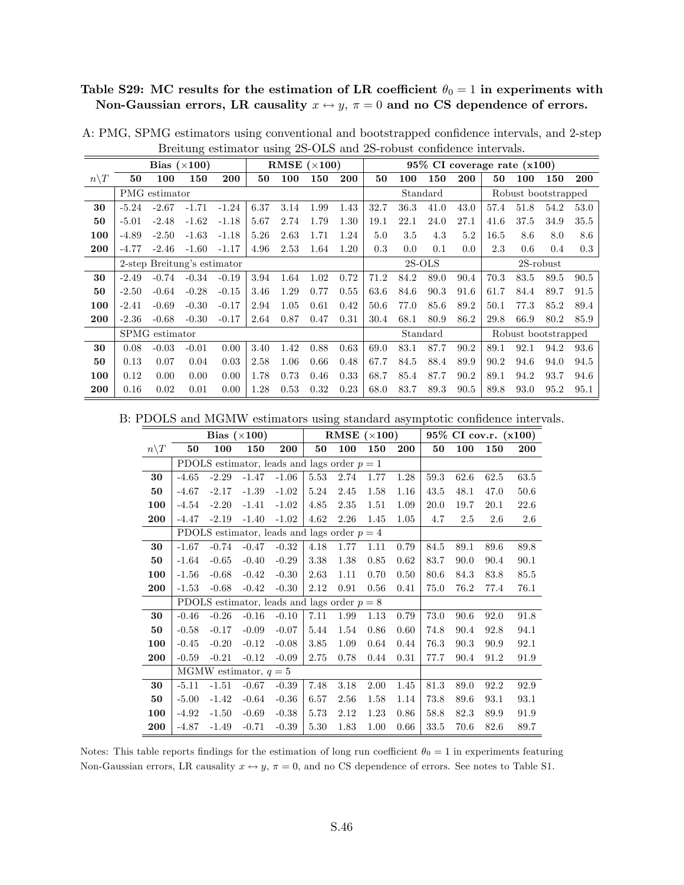**Table S29: MC results for the estimation of LR coefficient $\theta_0 = 1$ in experiments with Non-Gaussian errors, LR causality $x \leftrightarrow y$, $\pi = 0$ and no CS dependence of errors.**

A: PMG, SPMG estimators using conventional and bootstrapped confidence intervals, and 2-step Breitung estimator using 2S-OLS and 2S-robust confidence intervals.

| | Bias ($\times 100$) | | | | RMSE ($\times 100$) | | | | 95% CI coverage rate (x100) | | | | | | | |
|---|---|---|---|---|---|---|---|---|---|---|---|---|---|---|---|---|
| $n\backslash T$ | 50 | 100 | 150 | 200 | 50 | 100 | 150 | 200 | 50 | 100 | 150 | 200 | 50 | 100 | 150 | 200 |
| | PMG estimator | | | | | | | | Standard | | | | Robust bootstrapped | | | |
| **30** | -5.24 | -2.67 | -1.71 | -1.24 | 6.37 | 3.14 | 1.99 | 1.43 | 32.7 | 36.3 | 41.0 | 43.0 | 57.4 | 51.8 | 54.2 | 53.0 |
| **50** | -5.01 | -2.48 | -1.62 | -1.18 | 5.67 | 2.74 | 1.79 | 1.30 | 19.1 | 22.1 | 24.0 | 27.1 | 41.6 | 37.5 | 34.9 | 35.5 |
| **100** | -4.89 | -2.50 | -1.63 | -1.18 | 5.26 | 2.63 | 1.71 | 1.24 | 5.0 | 3.5 | 4.3 | 5.2 | 16.5 | 8.6 | 8.0 | 8.6 |
| **200** | -4.77 | -2.46 | -1.60 | -1.17 | 4.96 | 2.53 | 1.64 | 1.20 | 0.3 | 0.0 | 0.1 | 0.0 | 2.3 | 0.6 | 0.4 | 0.3 |
| | 2-step Breitung's estimator | | | | | | | | 2S-OLS | | | | 2S-robust | | | |
| **30** | -2.49 | -0.74 | -0.34 | -0.19 | 3.94 | 1.64 | 1.02 | 0.72 | 71.2 | 84.2 | 89.0 | 90.4 | 70.3 | 83.5 | 89.5 | 90.5 |
| **50** | -2.50 | -0.64 | -0.28 | -0.15 | 3.46 | 1.29 | 0.77 | 0.55 | 63.6 | 84.6 | 90.3 | 91.6 | 61.7 | 84.4 | 89.7 | 91.5 |
| **100** | -2.41 | -0.69 | -0.30 | -0.17 | 2.94 | 1.05 | 0.61 | 0.42 | 50.6 | 77.0 | 85.6 | 89.2 | 50.1 | 77.3 | 85.2 | 89.4 |
| **200** | -2.36 | -0.68 | -0.30 | -0.17 | 2.64 | 0.87 | 0.47 | 0.31 | 30.4 | 68.1 | 80.9 | 86.2 | 29.8 | 66.9 | 80.2 | 85.9 |
| | SPMG estimator | | | | | | | | Standard | | | | Robust bootstrapped | | | |
| **30** | 0.08 | -0.03 | -0.01 | 0.00 | 3.40 | 1.42 | 0.88 | 0.63 | 69.0 | 83.1 | 87.7 | 90.2 | 89.1 | 92.1 | 94.2 | 93.6 |
| **50** | 0.13 | 0.07 | 0.04 | 0.03 | 2.58 | 1.06 | 0.66 | 0.48 | 67.7 | 84.5 | 88.4 | 89.9 | 90.2 | 94.6 | 94.0 | 94.5 |
| **100** | 0.12 | 0.00 | 0.00 | 0.00 | 1.78 | 0.73 | 0.46 | 0.33 | 68.7 | 85.4 | 87.7 | 90.2 | 89.1 | 94.2 | 93.7 | 94.6 |
| **200** | 0.16 | 0.02 | 0.01 | 0.00 | 1.28 | 0.53 | 0.32 | 0.23 | 68.0 | 83.7 | 89.3 | 90.5 | 89.8 | 93.0 | 95.2 | 95.1 |

B: PDOLS and MGMW estimators using standard asymptotic confidence intervals.

| | Bias ($\times 100$) | | | | RMSE ($\times 100$) | | | | 95% CI cov.r. (x100) | | | |
|---|---|---|---|---|---|---|---|---|---|---|---|---|
| $n\backslash T$ | 50 | 100 | 150 | 200 | 50 | 100 | 150 | 200 | 50 | 100 | 150 | 200 |
| | PDOLS estimator, leads and lags order $p = 1$ | | | | | | | | | | | |
| **30** | -4.65 | -2.29 | -1.47 | -1.06 | 5.53 | 2.74 | 1.77 | 1.28 | 59.3 | 62.6 | 62.5 | 63.5 |
| **50** | -4.67 | -2.17 | -1.39 | -1.02 | 5.24 | 2.45 | 1.58 | 1.16 | 43.5 | 48.1 | 47.0 | 50.6 |
| **100** | -4.54 | -2.20 | -1.41 | -1.02 | 4.85 | 2.35 | 1.51 | 1.09 | 20.0 | 19.7 | 20.1 | 22.6 |
| **200** | -4.47 | -2.19 | -1.40 | -1.02 | 4.62 | 2.26 | 1.45 | 1.05 | 4.7 | 2.5 | 2.6 | 2.6 |
| | PDOLS estimator, leads and lags order $p = 4$ | | | | | | | | | | | |
| **30** | -1.67 | -0.74 | -0.47 | -0.32 | 4.18 | 1.77 | 1.11 | 0.79 | 84.5 | 89.1 | 89.6 | 89.8 |
| **50** | -1.64 | -0.65 | -0.40 | -0.29 | 3.38 | 1.38 | 0.85 | 0.62 | 83.7 | 90.0 | 90.4 | 90.1 |
| **100** | -1.56 | -0.68 | -0.42 | -0.30 | 2.63 | 1.11 | 0.70 | 0.50 | 80.6 | 84.3 | 83.8 | 85.5 |
| **200** | -1.53 | -0.68 | -0.42 | -0.30 | 2.12 | 0.91 | 0.56 | 0.41 | 75.0 | 76.2 | 77.4 | 76.1 |
| | PDOLS estimator, leads and lags order $p = 8$ | | | | | | | | | | | |
| **30** | -0.46 | -0.26 | -0.16 | -0.10 | 7.11 | 1.99 | 1.13 | 0.79 | 73.0 | 90.6 | 92.0 | 91.8 |
| **50** | -0.58 | -0.17 | -0.09 | -0.07 | 5.44 | 1.54 | 0.86 | 0.60 | 74.8 | 90.4 | 92.8 | 94.1 |
| **100** | -0.45 | -0.20 | -0.12 | -0.08 | 3.85 | 1.09 | 0.64 | 0.44 | 76.3 | 90.3 | 90.9 | 92.1 |
| **200** | -0.59 | -0.21 | -0.12 | -0.09 | 2.75 | 0.78 | 0.44 | 0.31 | 77.7 | 90.4 | 91.2 | 91.9 |
| | MGMW estimator, $q = 5$ | | | | | | | | | | | |
| **30** | -5.11 | -1.51 | -0.67 | -0.39 | 7.48 | 3.18 | 2.00 | 1.45 | 81.3 | 89.0 | 92.2 | 92.9 |
| **50** | -5.00 | -1.42 | -0.64 | -0.36 | 6.57 | 2.56 | 1.58 | 1.14 | 73.8 | 89.6 | 93.1 | 93.1 |
| **100** | -4.92 | -1.50 | -0.69 | -0.38 | 5.73 | 2.12 | 1.23 | 0.86 | 58.8 | 82.3 | 89.9 | 91.9 |
| **200** | -4.87 | -1.49 | -0.71 | -0.39 | 5.30 | 1.83 | 1.00 | 0.66 | 33.5 | 70.6 | 82.6 | 89.7 |

Notes: This table reports findings for the estimation of long run coefficient $\theta_0 = 1$ in experiments featuring Non-Gaussian errors, LR causality $x \leftrightarrow y$, $\pi = 0$, and no CS dependence of errors. See notes to Table S1.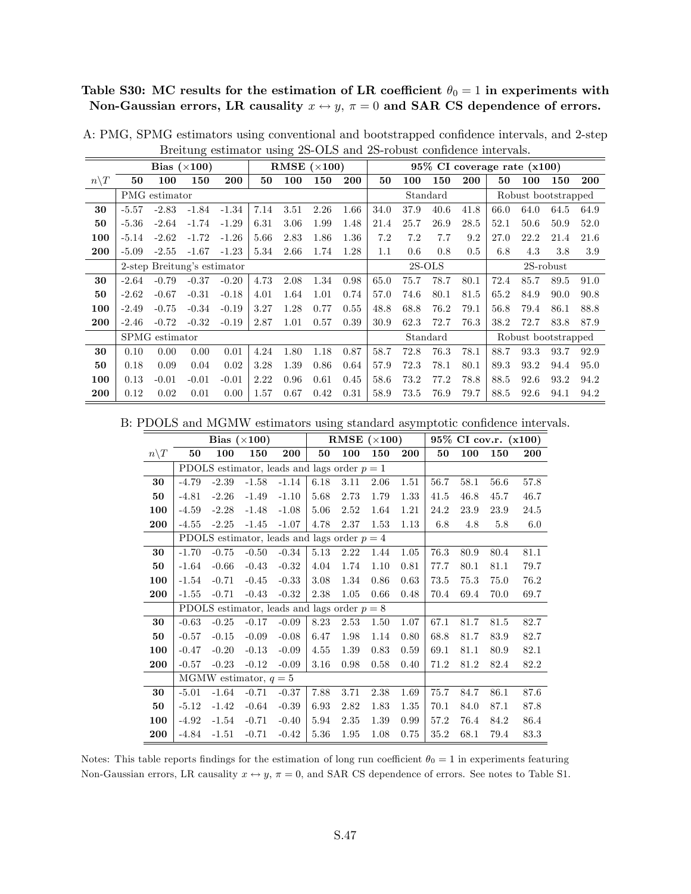**Table S30: MC results for the estimation of LR coefficient $\theta_0 = 1$ in experiments with Non-Gaussian errors, LR causality $x \leftrightarrow y$, $\pi = 0$ and SAR CS dependence of errors.**

A: PMG, SPMG estimators using conventional and bootstrapped confidence intervals, and 2-step Breitung estimator using 2S-OLS and 2S-robust confidence intervals.

| | Bias ($\times 100$) | | | | RMSE ($\times 100$) | | | | 95% CI coverage rate (x100) | | | | | | | |
|---|---|---|---|---|---|---|---|---|---|---|---|---|---|---|---|---|
| $n \backslash T$ | **50** | **100** | **150** | **200** | **50** | **100** | **150** | **200** | **50** | **100** | **150** | **200** | **50** | **100** | **150** | **200** |
| | PMG estimator | | | | | | | | Standard | | | | Robust bootstrapped | | | |
| **30** | -5.57 | -2.83 | -1.84 | -1.34 | 7.14 | 3.51 | 2.26 | 1.66 | 34.0 | 37.9 | 40.6 | 41.8 | 66.0 | 64.0 | 64.5 | 64.9 |
| **50** | -5.36 | -2.64 | -1.74 | -1.29 | 6.31 | 3.06 | 1.99 | 1.48 | 21.4 | 25.7 | 26.9 | 28.5 | 52.1 | 50.6 | 50.9 | 52.0 |
| **100** | -5.14 | -2.62 | -1.72 | -1.26 | 5.66 | 2.83 | 1.86 | 1.36 | 7.2 | 7.2 | 7.7 | 9.2 | 27.0 | 22.2 | 21.4 | 21.6 |
| **200** | -5.09 | -2.55 | -1.67 | -1.23 | 5.34 | 2.66 | 1.74 | 1.28 | 1.1 | 0.6 | 0.8 | 0.5 | 6.8 | 4.3 | 3.8 | 3.9 |
| | 2-step Breitung's estimator | | | | | | | | 2S-OLS | | | | 2S-robust | | | |
| **30** | -2.64 | -0.79 | -0.37 | -0.20 | 4.73 | 2.08 | 1.34 | 0.98 | 65.0 | 75.7 | 78.7 | 80.1 | 72.4 | 85.7 | 89.5 | 91.0 |
| **50** | -2.62 | -0.67 | -0.31 | -0.18 | 4.01 | 1.64 | 1.01 | 0.74 | 57.0 | 74.6 | 80.1 | 81.5 | 65.2 | 84.9 | 90.0 | 90.8 |
| **100** | -2.49 | -0.75 | -0.34 | -0.19 | 3.27 | 1.28 | 0.77 | 0.55 | 48.8 | 68.8 | 76.2 | 79.1 | 56.8 | 79.4 | 86.1 | 88.8 |
| **200** | -2.46 | -0.72 | -0.32 | -0.19 | 2.87 | 1.01 | 0.57 | 0.39 | 30.9 | 62.3 | 72.7 | 76.3 | 38.2 | 72.7 | 83.8 | 87.9 |
| | SPMG estimator | | | | | | | | Standard | | | | Robust bootstrapped | | | |
| **30** | 0.10 | 0.00 | 0.00 | 0.01 | 4.24 | 1.80 | 1.18 | 0.87 | 58.7 | 72.8 | 76.3 | 78.1 | 88.7 | 93.3 | 93.7 | 92.9 |
| **50** | 0.18 | 0.09 | 0.04 | 0.02 | 3.28 | 1.39 | 0.86 | 0.64 | 57.9 | 72.3 | 78.1 | 80.1 | 89.3 | 93.2 | 94.4 | 95.0 |
| **100** | 0.13 | -0.01 | -0.01 | -0.01 | 2.22 | 0.96 | 0.61 | 0.45 | 58.6 | 73.2 | 77.2 | 78.8 | 88.5 | 92.6 | 93.2 | 94.2 |
| **200** | 0.12 | 0.02 | 0.01 | 0.00 | 1.57 | 0.67 | 0.42 | 0.31 | 58.9 | 73.5 | 76.9 | 79.7 | 88.5 | 92.6 | 94.1 | 94.2 |

B: PDOLS and MGMW estimators using standard asymptotic confidence intervals.

| | Bias ($\times 100$) | | | | RMSE ($\times 100$) | | | | 95% CI cov.r. (x100) | | | |
|---|---|---|---|---|---|---|---|---|---|---|---|---|
| $n \backslash T$ | **50** | **100** | **150** | **200** | **50** | **100** | **150** | **200** | **50** | **100** | **150** | **200** |
| | PDOLS estimator, leads and lags order $p = 1$ | | | | | | | | | | | |
| **30** | -4.79 | -2.39 | -1.58 | -1.14 | 6.18 | 3.11 | 2.06 | 1.51 | 56.7 | 58.1 | 56.6 | 57.8 |
| **50** | -4.81 | -2.26 | -1.49 | -1.10 | 5.68 | 2.73 | 1.79 | 1.33 | 41.5 | 46.8 | 45.7 | 46.7 |
| **100** | -4.59 | -2.28 | -1.48 | -1.08 | 5.06 | 2.52 | 1.64 | 1.21 | 24.2 | 23.9 | 23.9 | 24.5 |
| **200** | -4.55 | -2.25 | -1.45 | -1.07 | 4.78 | 2.37 | 1.53 | 1.13 | 6.8 | 4.8 | 5.8 | 6.0 |
| | PDOLS estimator, leads and lags order $p = 4$ | | | | | | | | | | | |
| **30** | -1.70 | -0.75 | -0.50 | -0.34 | 5.13 | 2.22 | 1.44 | 1.05 | 76.3 | 80.9 | 80.4 | 81.1 |
| **50** | -1.64 | -0.66 | -0.43 | -0.32 | 4.04 | 1.74 | 1.10 | 0.81 | 77.7 | 80.1 | 81.1 | 79.7 |
| **100** | -1.54 | -0.71 | -0.45 | -0.33 | 3.08 | 1.34 | 0.86 | 0.63 | 73.5 | 75.3 | 75.0 | 76.2 |
| **200** | -1.55 | -0.71 | -0.43 | -0.32 | 2.38 | 1.05 | 0.66 | 0.48 | 70.4 | 69.4 | 70.0 | 69.7 |
| | PDOLS estimator, leads and lags order $p = 8$ | | | | | | | | | | | |
| **30** | -0.63 | -0.25 | -0.17 | -0.09 | 8.23 | 2.53 | 1.50 | 1.07 | 67.1 | 81.7 | 81.5 | 82.7 |
| **50** | -0.57 | -0.15 | -0.09 | -0.08 | 6.47 | 1.98 | 1.14 | 0.80 | 68.8 | 81.7 | 83.9 | 82.7 |
| **100** | -0.47 | -0.20 | -0.13 | -0.09 | 4.55 | 1.39 | 0.83 | 0.59 | 69.1 | 81.1 | 80.9 | 82.1 |
| **200** | -0.57 | -0.23 | -0.12 | -0.09 | 3.16 | 0.98 | 0.58 | 0.40 | 71.2 | 81.2 | 82.4 | 82.2 |
| | MGMW estimator, $q = 5$ | | | | | | | | | | | |
| **30** | -5.01 | -1.64 | -0.71 | -0.37 | 7.88 | 3.71 | 2.38 | 1.69 | 75.7 | 84.7 | 86.1 | 87.6 |
| **50** | -5.12 | -1.42 | -0.64 | -0.39 | 6.93 | 2.82 | 1.83 | 1.35 | 70.1 | 84.0 | 87.1 | 87.8 |
| **100** | -4.92 | -1.54 | -0.71 | -0.40 | 5.94 | 2.35 | 1.39 | 0.99 | 57.2 | 76.4 | 84.2 | 86.4 |
| **200** | -4.84 | -1.51 | -0.71 | -0.42 | 5.36 | 1.95 | 1.08 | 0.75 | 35.2 | 68.1 | 79.4 | 83.3 |

Notes: This table reports findings for the estimation of long run coefficient $\theta_0 = 1$ in experiments featuring Non-Gaussian errors, LR causality $x \leftrightarrow y$, $\pi = 0$, and SAR CS dependence of errors. See notes to Table S1.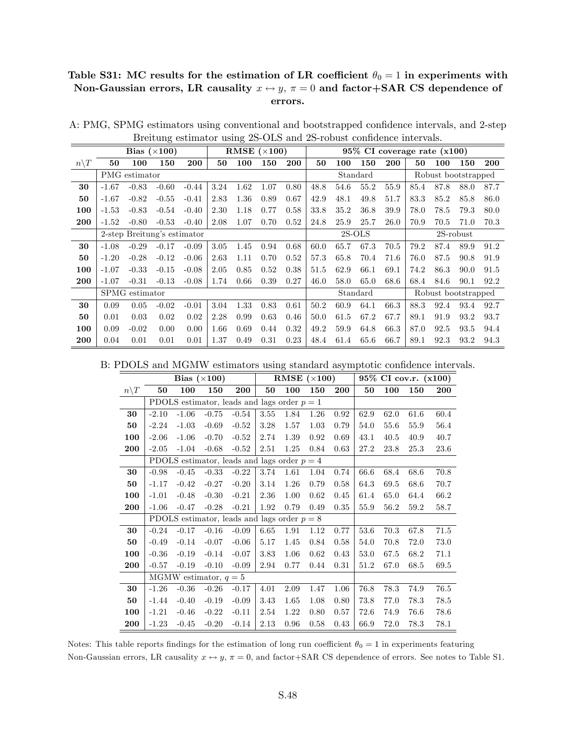**Table S31: MC results for the estimation of LR coefficient $\theta_0 = 1$ in experiments with Non-Gaussian errors, LR causality $x \leftrightarrow y$, $\pi = 0$ and factor+SAR CS dependence of errors.**

A: PMG, SPMG estimators using conventional and bootstrapped confidence intervals, and 2-step Breitung estimator using 2S-OLS and 2S-robust confidence intervals.

| | **Bias (×100)** | | | | **RMSE (×100)** | | | | **95% CI coverage rate (x100)** | | | | | | | |
|---|---|---|---|---|---|---|---|---|---|---|---|---|---|---|---|---|
| $n\backslash T$ | **50** | **100** | **150** | **200** | **50** | **100** | **150** | **200** | **50** | **100** | **150** | **200** | **50** | **100** | **150** | **200** |
| | PMG estimator | | | | | | | | Standard | | | | Robust bootstrapped | | | |
| **30** | -1.67 | -0.83 | -0.60 | -0.44 | 3.24 | 1.62 | 1.07 | 0.80 | 48.8 | 54.6 | 55.2 | 55.9 | 85.4 | 87.8 | 88.0 | 87.7 |
| **50** | -1.67 | -0.82 | -0.55 | -0.41 | 2.83 | 1.36 | 0.89 | 0.67 | 42.9 | 48.1 | 49.8 | 51.7 | 83.3 | 85.2 | 85.8 | 86.0 |
| **100** | -1.53 | -0.83 | -0.54 | -0.40 | 2.30 | 1.18 | 0.77 | 0.58 | 33.8 | 35.2 | 36.8 | 39.9 | 78.0 | 78.5 | 79.3 | 80.0 |
| **200** | -1.52 | -0.80 | -0.53 | -0.40 | 2.08 | 1.07 | 0.70 | 0.52 | 24.8 | 25.9 | 25.7 | 26.0 | 70.9 | 70.5 | 71.0 | 70.3 |
| | 2-step Breitung's estimator | | | | | | | | 2S-OLS | | | | 2S-robust | | | |
| **30** | -1.08 | -0.29 | -0.17 | -0.09 | 3.05 | 1.45 | 0.94 | 0.68 | 60.0 | 65.7 | 67.3 | 70.5 | 79.2 | 87.4 | 89.9 | 91.2 |
| **50** | -1.20 | -0.28 | -0.12 | -0.06 | 2.63 | 1.11 | 0.70 | 0.52 | 57.3 | 65.8 | 70.4 | 71.6 | 76.0 | 87.5 | 90.8 | 91.9 |
| **100** | -1.07 | -0.33 | -0.15 | -0.08 | 2.05 | 0.85 | 0.52 | 0.38 | 51.5 | 62.9 | 66.1 | 69.1 | 74.2 | 86.3 | 90.0 | 91.5 |
| **200** | -1.07 | -0.31 | -0.13 | -0.08 | 1.74 | 0.66 | 0.39 | 0.27 | 46.0 | 58.0 | 65.0 | 68.6 | 68.4 | 84.6 | 90.1 | 92.2 |
| | SPMG estimator | | | | | | | | Standard | | | | Robust bootstrapped | | | |
| **30** | 0.09 | 0.05 | -0.02 | -0.01 | 3.04 | 1.33 | 0.83 | 0.61 | 50.2 | 60.9 | 64.1 | 66.3 | 88.3 | 92.4 | 93.4 | 92.7 |
| **50** | 0.01 | 0.03 | 0.02 | 0.02 | 2.28 | 0.99 | 0.63 | 0.46 | 50.0 | 61.5 | 67.2 | 67.7 | 89.1 | 91.9 | 93.2 | 93.7 |
| **100** | 0.09 | -0.02 | 0.00 | 0.00 | 1.66 | 0.69 | 0.44 | 0.32 | 49.2 | 59.9 | 64.8 | 66.3 | 87.0 | 92.5 | 93.5 | 94.4 |
| **200** | 0.04 | 0.01 | 0.01 | 0.01 | 1.37 | 0.49 | 0.31 | 0.23 | 48.4 | 61.4 | 65.6 | 66.7 | 89.1 | 92.3 | 93.2 | 94.3 |

B: PDOLS and MGMW estimators using standard asymptotic confidence intervals.

| | **Bias (×100)** | | | | **RMSE (×100)** | | | | **95% CI cov.r. (x100)** | | | |
|---|---|---|---|---|---|---|---|---|---|---|---|---|
| $n\backslash T$ | **50** | **100** | **150** | **200** | **50** | **100** | **150** | **200** | **50** | **100** | **150** | **200** |
| | PDOLS estimator, leads and lags order $p = 1$ | | | | | | | | | | | |
| **30** | -2.10 | -1.06 | -0.75 | -0.54 | 3.55 | 1.84 | 1.26 | 0.92 | 62.9 | 62.0 | 61.6 | 60.4 |
| **50** | -2.24 | -1.03 | -0.69 | -0.52 | 3.28 | 1.57 | 1.03 | 0.79 | 54.0 | 55.6 | 55.9 | 56.4 |
| **100** | -2.06 | -1.06 | -0.70 | -0.52 | 2.74 | 1.39 | 0.92 | 0.69 | 43.1 | 40.5 | 40.9 | 40.7 |
| **200** | -2.05 | -1.04 | -0.68 | -0.52 | 2.51 | 1.25 | 0.84 | 0.63 | 27.2 | 23.8 | 25.3 | 23.6 |
| | PDOLS estimator, leads and lags order $p = 4$ | | | | | | | | | | | |
| **30** | -0.98 | -0.45 | -0.33 | -0.22 | 3.74 | 1.61 | 1.04 | 0.74 | 66.6 | 68.4 | 68.6 | 70.8 |
| **50** | -1.17 | -0.42 | -0.27 | -0.20 | 3.14 | 1.26 | 0.79 | 0.58 | 64.3 | 69.5 | 68.6 | 70.7 |
| **100** | -1.01 | -0.48 | -0.30 | -0.21 | 2.36 | 1.00 | 0.62 | 0.45 | 61.4 | 65.0 | 64.4 | 66.2 |
| **200** | -1.06 | -0.47 | -0.28 | -0.21 | 1.92 | 0.79 | 0.49 | 0.35 | 55.9 | 56.2 | 59.2 | 58.7 |
| | PDOLS estimator, leads and lags order $p = 8$ | | | | | | | | | | | |
| **30** | -0.24 | -0.17 | -0.16 | -0.09 | 6.65 | 1.91 | 1.12 | 0.77 | 53.6 | 70.3 | 67.8 | 71.5 |
| **50** | -0.49 | -0.14 | -0.07 | -0.06 | 5.17 | 1.45 | 0.84 | 0.58 | 54.0 | 70.8 | 72.0 | 73.0 |
| **100** | -0.36 | -0.19 | -0.14 | -0.07 | 3.83 | 1.06 | 0.62 | 0.43 | 53.0 | 67.5 | 68.2 | 71.1 |
| **200** | -0.57 | -0.19 | -0.10 | -0.09 | 2.94 | 0.77 | 0.44 | 0.31 | 51.2 | 67.0 | 68.5 | 69.5 |
| | MGMW estimator, $q = 5$ | | | | | | | | | | | |
| **30** | -1.26 | -0.36 | -0.26 | -0.17 | 4.01 | 2.09 | 1.47 | 1.06 | 76.8 | 78.3 | 74.9 | 76.5 |
| **50** | -1.44 | -0.40 | -0.19 | -0.09 | 3.43 | 1.65 | 1.08 | 0.80 | 73.8 | 77.0 | 78.3 | 78.5 |
| **100** | -1.21 | -0.46 | -0.22 | -0.11 | 2.54 | 1.22 | 0.80 | 0.57 | 72.6 | 74.9 | 76.6 | 78.6 |
| **200** | -1.23 | -0.45 | -0.20 | -0.14 | 2.13 | 0.96 | 0.58 | 0.43 | 66.9 | 72.0 | 78.3 | 78.1 |

Notes: This table reports findings for the estimation of long run coefficient $\theta_0 = 1$ in experiments featuring Non-Gaussian errors, LR causality $x \leftrightarrow y$, $\pi = 0$, and factor+SAR CS dependence of errors. See notes to Table S1.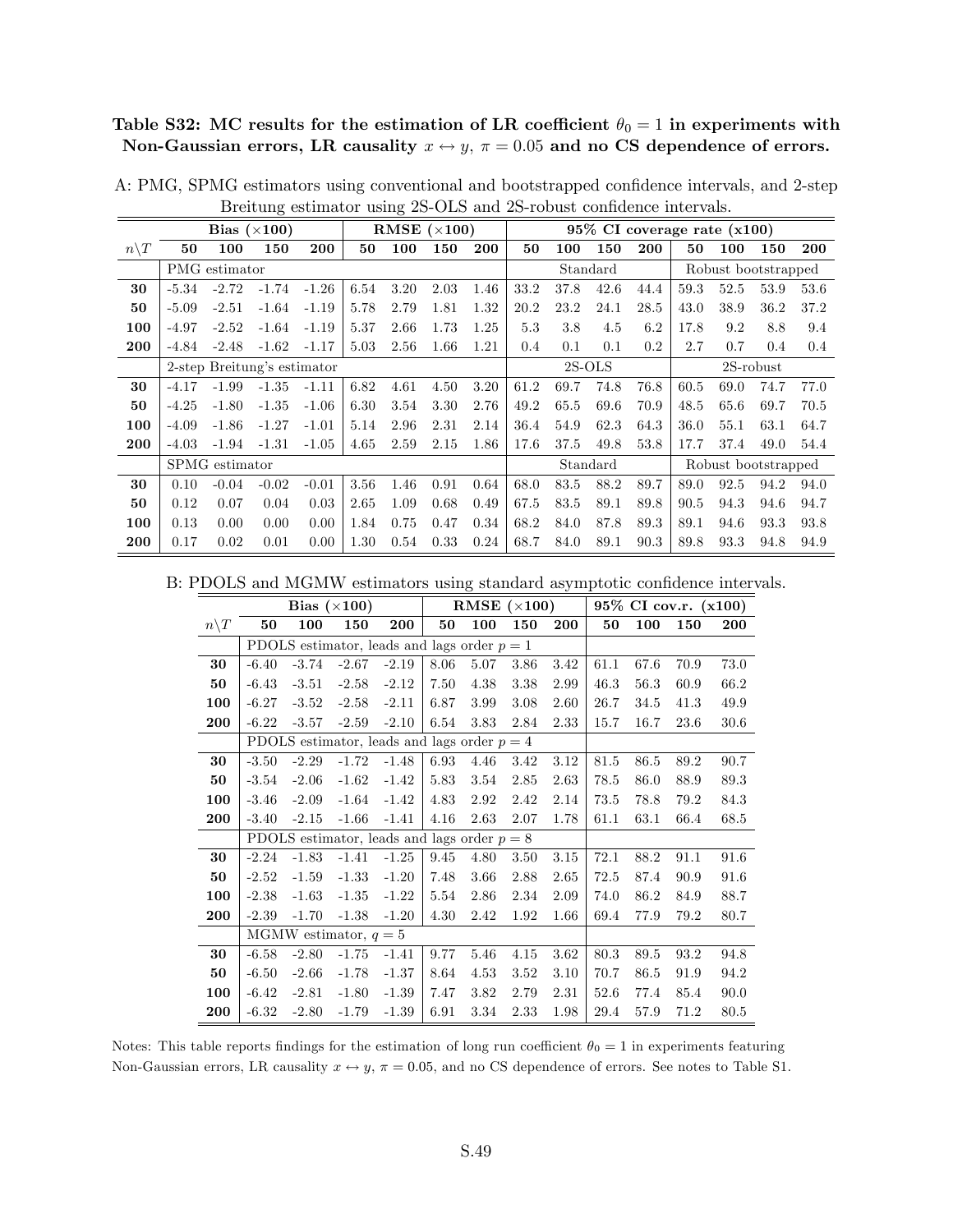**Table S32: MC results for the estimation of LR coefficient $\theta_0 = 1$ in experiments with Non-Gaussian errors, LR causality $x \leftrightarrow y$, $\pi = 0.05$ and no CS dependence of errors.**

A: PMG, SPMG estimators using conventional and bootstrapped confidence intervals, and 2-step Breitung estimator using 2S-OLS and 2S-robust confidence intervals.

| | Bias ($\times 100$) | | | | RMSE ($\times 100$) | | | | 95% CI coverage rate (x100) | | | | | | | |
|---|---|---|---|---|---|---|---|---|---|---|---|---|---|---|---|---|
| $n \backslash T$ | 50 | 100 | 150 | 200 | 50 | 100 | 150 | 200 | 50 | 100 | 150 | 200 | 50 | 100 | 150 | 200 |
| | PMG estimator | | | | | | | | Standard | | | | Robust bootstrapped | | | |
| 30 | -5.34 | -2.72 | -1.74 | -1.26 | 6.54 | 3.20 | 2.03 | 1.46 | 33.2 | 37.8 | 42.6 | 44.4 | 59.3 | 52.5 | 53.9 | 53.6 |
| 50 | -5.09 | -2.51 | -1.64 | -1.19 | 5.78 | 2.79 | 1.81 | 1.32 | 20.2 | 23.2 | 24.1 | 28.5 | 43.0 | 38.9 | 36.2 | 37.2 |
| 100 | -4.97 | -2.52 | -1.64 | -1.19 | 5.37 | 2.66 | 1.73 | 1.25 | 5.3 | 3.8 | 4.5 | 6.2 | 17.8 | 9.2 | 8.8 | 9.4 |
| 200 | -4.84 | -2.48 | -1.62 | -1.17 | 5.03 | 2.56 | 1.66 | 1.21 | 0.4 | 0.1 | 0.1 | 0.2 | 2.7 | 0.7 | 0.4 | 0.4 |
| | 2-step Breitung's estimator | | | | | | | | 2S-OLS | | | | 2S-robust | | | |
| 30 | -4.17 | -1.99 | -1.35 | -1.11 | 6.82 | 4.61 | 4.50 | 3.20 | 61.2 | 69.7 | 74.8 | 76.8 | 60.5 | 69.0 | 74.7 | 77.0 |
| 50 | -4.25 | -1.80 | -1.35 | -1.06 | 6.30 | 3.54 | 3.30 | 2.76 | 49.2 | 65.5 | 69.6 | 70.9 | 48.5 | 65.6 | 69.7 | 70.5 |
| 100 | -4.09 | -1.86 | -1.27 | -1.01 | 5.14 | 2.96 | 2.31 | 2.14 | 36.4 | 54.9 | 62.3 | 64.3 | 36.0 | 55.1 | 63.1 | 64.7 |
| 200 | -4.03 | -1.94 | -1.31 | -1.05 | 4.65 | 2.59 | 2.15 | 1.86 | 17.6 | 37.5 | 49.8 | 53.8 | 17.7 | 37.4 | 49.0 | 54.4 |
| | SPMG estimator | | | | | | | | Standard | | | | Robust bootstrapped | | | |
| 30 | 0.10 | -0.04 | -0.02 | -0.01 | 3.56 | 1.46 | 0.91 | 0.64 | 68.0 | 83.5 | 88.2 | 89.7 | 89.0 | 92.5 | 94.2 | 94.0 |
| 50 | 0.12 | 0.07 | 0.04 | 0.03 | 2.65 | 1.09 | 0.68 | 0.49 | 67.5 | 83.5 | 89.1 | 89.8 | 90.5 | 94.3 | 94.6 | 94.7 |
| 100 | 0.13 | 0.00 | 0.00 | 0.00 | 1.84 | 0.75 | 0.47 | 0.34 | 68.2 | 84.0 | 87.8 | 89.3 | 89.1 | 94.6 | 93.3 | 93.8 |
| 200 | 0.17 | 0.02 | 0.01 | 0.00 | 1.30 | 0.54 | 0.33 | 0.24 | 68.7 | 84.0 | 89.1 | 90.3 | 89.8 | 93.3 | 94.8 | 94.9 |

B: PDOLS and MGMW estimators using standard asymptotic confidence intervals.

| | Bias ($\times 100$) | | | | RMSE ($\times 100$) | | | | 95% CI cov.r. (x100) | | | |
|---|---|---|---|---|---|---|---|---|---|---|---|---|
| $n \backslash T$ | 50 | 100 | 150 | 200 | 50 | 100 | 150 | 200 | 50 | 100 | 150 | 200 |
| | PDOLS estimator, leads and lags order $p = 1$ | | | | | | | | | | | |
| 30 | -6.40 | -3.74 | -2.67 | -2.19 | 8.06 | 5.07 | 3.86 | 3.42 | 61.1 | 67.6 | 70.9 | 73.0 |
| 50 | -6.43 | -3.51 | -2.58 | -2.12 | 7.50 | 4.38 | 3.38 | 2.99 | 46.3 | 56.3 | 60.9 | 66.2 |
| 100 | -6.27 | -3.52 | -2.58 | -2.11 | 6.87 | 3.99 | 3.08 | 2.60 | 26.7 | 34.5 | 41.3 | 49.9 |
| 200 | -6.22 | -3.57 | -2.59 | -2.10 | 6.54 | 3.83 | 2.84 | 2.33 | 15.7 | 16.7 | 23.6 | 30.6 |
| | PDOLS estimator, leads and lags order $p = 4$ | | | | | | | | | | | |
| 30 | -3.50 | -2.29 | -1.72 | -1.48 | 6.93 | 4.46 | 3.42 | 3.12 | 81.5 | 86.5 | 89.2 | 90.7 |
| 50 | -3.54 | -2.06 | -1.62 | -1.42 | 5.83 | 3.54 | 2.85 | 2.63 | 78.5 | 86.0 | 88.9 | 89.3 |
| 100 | -3.46 | -2.09 | -1.64 | -1.42 | 4.83 | 2.92 | 2.42 | 2.14 | 73.5 | 78.8 | 79.2 | 84.3 |
| 200 | -3.40 | -2.15 | -1.66 | -1.41 | 4.16 | 2.63 | 2.07 | 1.78 | 61.1 | 63.1 | 66.4 | 68.5 |
| | PDOLS estimator, leads and lags order $p = 8$ | | | | | | | | | | | |
| 30 | -2.24 | -1.83 | -1.41 | -1.25 | 9.45 | 4.80 | 3.50 | 3.15 | 72.1 | 88.2 | 91.1 | 91.6 |
| 50 | -2.52 | -1.59 | -1.33 | -1.20 | 7.48 | 3.66 | 2.88 | 2.65 | 72.5 | 87.4 | 90.9 | 91.6 |
| 100 | -2.38 | -1.63 | -1.35 | -1.22 | 5.54 | 2.86 | 2.34 | 2.09 | 74.0 | 86.2 | 84.9 | 88.7 |
| 200 | -2.39 | -1.70 | -1.38 | -1.20 | 4.30 | 2.42 | 1.92 | 1.66 | 69.4 | 77.9 | 79.2 | 80.7 |
| | MGMW estimator, $q = 5$ | | | | | | | | | | | |
| 30 | -6.58 | -2.80 | -1.75 | -1.41 | 9.77 | 5.46 | 4.15 | 3.62 | 80.3 | 89.5 | 93.2 | 94.8 |
| 50 | -6.50 | -2.66 | -1.78 | -1.37 | 8.64 | 4.53 | 3.52 | 3.10 | 70.7 | 86.5 | 91.9 | 94.2 |
| 100 | -6.42 | -2.81 | -1.80 | -1.39 | 7.47 | 3.82 | 2.79 | 2.31 | 52.6 | 77.4 | 85.4 | 90.0 |
| 200 | -6.32 | -2.80 | -1.79 | -1.39 | 6.91 | 3.34 | 2.33 | 1.98 | 29.4 | 57.9 | 71.2 | 80.5 |

Notes: This table reports findings for the estimation of long run coefficient $\theta_0 = 1$ in experiments featuring Non-Gaussian errors, LR causality $x \leftrightarrow y$, $\pi = 0.05$, and no CS dependence of errors. See notes to Table S1.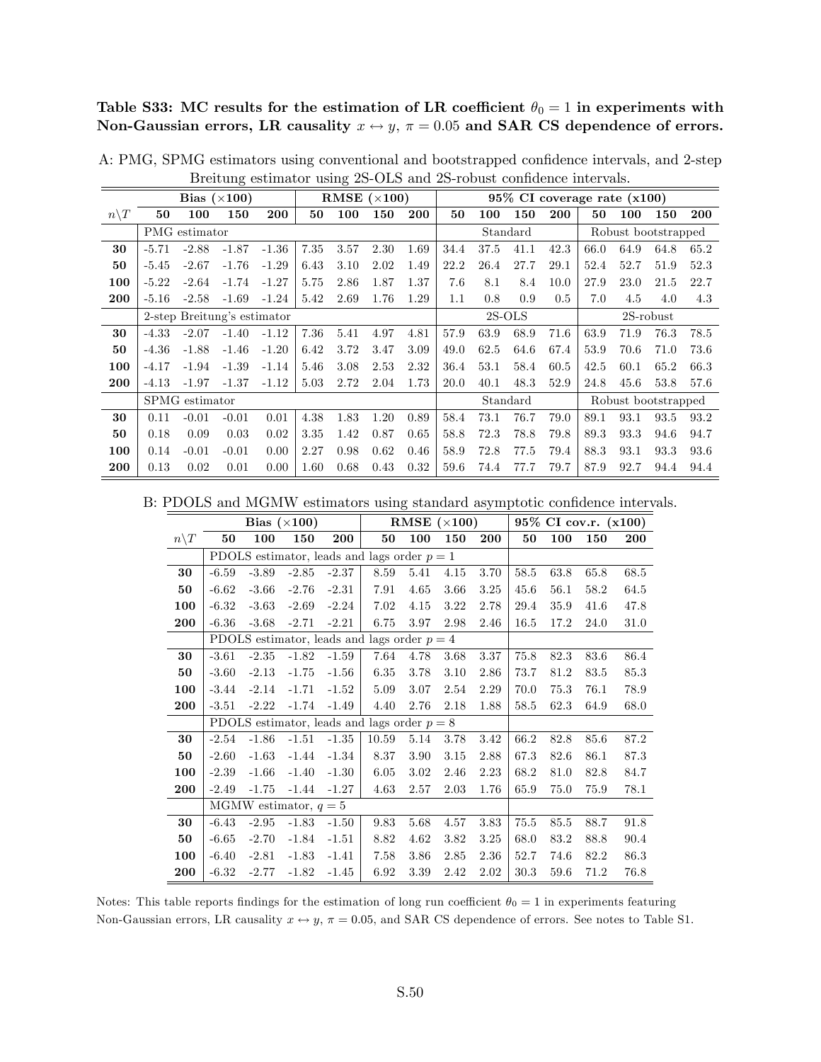**Table S33: MC results for the estimation of LR coefficient $\theta_0 = 1$ in experiments with Non-Gaussian errors, LR causality $x \leftrightarrow y$, $\pi = 0.05$ and SAR CS dependence of errors.**

A: PMG, SPMG estimators using conventional and bootstrapped confidence intervals, and 2-step Breitung estimator using 2S-OLS and 2S-robust confidence intervals.

| | Bias ($\times$100) | | | | RMSE ($\times$100) | | | | 95% CI coverage rate (x100) | | | | | | | |
|---|---|---|---|---|---|---|---|---|---|---|---|---|---|---|---|---|
| $n \backslash T$ | **50** | **100** | **150** | **200** | **50** | **100** | **150** | **200** | **50** | **100** | **150** | **200** | **50** | **100** | **150** | **200** |
| | PMG estimator | | | | | | | | Standard | | | | Robust bootstrapped | | | |
| **30** | -5.71 | -2.88 | -1.87 | -1.36 | 7.35 | 3.57 | 2.30 | 1.69 | 34.4 | 37.5 | 41.1 | 42.3 | 66.0 | 64.9 | 64.8 | 65.2 |
| **50** | -5.45 | -2.67 | -1.76 | -1.29 | 6.43 | 3.10 | 2.02 | 1.49 | 22.2 | 26.4 | 27.7 | 29.1 | 52.4 | 52.7 | 51.9 | 52.3 |
| **100** | -5.22 | -2.64 | -1.74 | -1.27 | 5.75 | 2.86 | 1.87 | 1.37 | 7.6 | 8.1 | 8.4 | 10.0 | 27.9 | 23.0 | 21.5 | 22.7 |
| **200** | -5.16 | -2.58 | -1.69 | -1.24 | 5.42 | 2.69 | 1.76 | 1.29 | 1.1 | 0.8 | 0.9 | 0.5 | 7.0 | 4.5 | 4.0 | 4.3 |
| | 2-step Breitung's estimator | | | | | | | | 2S-OLS | | | | 2S-robust | | | |
| **30** | -4.33 | -2.07 | -1.40 | -1.12 | 7.36 | 5.41 | 4.97 | 4.81 | 57.9 | 63.9 | 68.9 | 71.6 | 63.9 | 71.9 | 76.3 | 78.5 |
| **50** | -4.36 | -1.88 | -1.46 | -1.20 | 6.42 | 3.72 | 3.47 | 3.09 | 49.0 | 62.5 | 64.6 | 67.4 | 53.9 | 70.6 | 71.0 | 73.6 |
| **100** | -4.17 | -1.94 | -1.39 | -1.14 | 5.46 | 3.08 | 2.53 | 2.32 | 36.4 | 53.1 | 58.4 | 60.5 | 42.5 | 60.1 | 65.2 | 66.3 |
| **200** | -4.13 | -1.97 | -1.37 | -1.12 | 5.03 | 2.72 | 2.04 | 1.73 | 20.0 | 40.1 | 48.3 | 52.9 | 24.8 | 45.6 | 53.8 | 57.6 |
| | SPMG estimator | | | | | | | | Standard | | | | Robust bootstrapped | | | |
| **30** | 0.11 | -0.01 | -0.01 | 0.01 | 4.38 | 1.83 | 1.20 | 0.89 | 58.4 | 73.1 | 76.7 | 79.0 | 89.1 | 93.1 | 93.5 | 93.2 |
| **50** | 0.18 | 0.09 | 0.03 | 0.02 | 3.35 | 1.42 | 0.87 | 0.65 | 58.8 | 72.3 | 78.8 | 79.8 | 89.3 | 93.3 | 94.6 | 94.7 |
| **100** | 0.14 | -0.01 | -0.01 | 0.00 | 2.27 | 0.98 | 0.62 | 0.46 | 58.9 | 72.8 | 77.5 | 79.4 | 88.3 | 93.1 | 93.3 | 93.6 |
| **200** | 0.13 | 0.02 | 0.01 | 0.00 | 1.60 | 0.68 | 0.43 | 0.32 | 59.6 | 74.4 | 77.7 | 79.7 | 87.9 | 92.7 | 94.4 | 94.4 |

B: PDOLS and MGMW estimators using standard asymptotic confidence intervals.

| | Bias ($\times$100) | | | | RMSE ($\times$100) | | | | 95% CI cov.r. (x100) | | | |
|---|---|---|---|---|---|---|---|---|---|---|---|---|
| $n \backslash T$ | **50** | **100** | **150** | **200** | **50** | **100** | **150** | **200** | **50** | **100** | **150** | **200** |
| | PDOLS estimator, leads and lags order $p = 1$ | | | | | | | | | | | |
| **30** | -6.59 | -3.89 | -2.85 | -2.37 | 8.59 | 5.41 | 4.15 | 3.70 | 58.5 | 63.8 | 65.8 | 68.5 |
| **50** | -6.62 | -3.66 | -2.76 | -2.31 | 7.91 | 4.65 | 3.66 | 3.25 | 45.6 | 56.1 | 58.2 | 64.5 |
| **100** | -6.32 | -3.63 | -2.69 | -2.24 | 7.02 | 4.15 | 3.22 | 2.78 | 29.4 | 35.9 | 41.6 | 47.8 |
| **200** | -6.36 | -3.68 | -2.71 | -2.21 | 6.75 | 3.97 | 2.98 | 2.46 | 16.5 | 17.2 | 24.0 | 31.0 |
| | PDOLS estimator, leads and lags order $p = 4$ | | | | | | | | | | | |
| **30** | -3.61 | -2.35 | -1.82 | -1.59 | 7.64 | 4.78 | 3.68 | 3.37 | 75.8 | 82.3 | 83.6 | 86.4 |
| **50** | -3.60 | -2.13 | -1.75 | -1.56 | 6.35 | 3.78 | 3.10 | 2.86 | 73.7 | 81.2 | 83.5 | 85.3 |
| **100** | -3.44 | -2.14 | -1.71 | -1.52 | 5.09 | 3.07 | 2.54 | 2.29 | 70.0 | 75.3 | 76.1 | 78.9 |
| **200** | -3.51 | -2.22 | -1.74 | -1.49 | 4.40 | 2.76 | 2.18 | 1.88 | 58.5 | 62.3 | 64.9 | 68.0 |
| | PDOLS estimator, leads and lags order $p = 8$ | | | | | | | | | | | |
| **30** | -2.54 | -1.86 | -1.51 | -1.35 | 10.59 | 5.14 | 3.78 | 3.42 | 66.2 | 82.8 | 85.6 | 87.2 |
| **50** | -2.60 | -1.63 | -1.44 | -1.34 | 8.37 | 3.90 | 3.15 | 2.88 | 67.3 | 82.6 | 86.1 | 87.3 |
| **100** | -2.39 | -1.66 | -1.40 | -1.30 | 6.05 | 3.02 | 2.46 | 2.23 | 68.2 | 81.0 | 82.8 | 84.7 |
| **200** | -2.49 | -1.75 | -1.44 | -1.27 | 4.63 | 2.57 | 2.03 | 1.76 | 65.9 | 75.0 | 75.9 | 78.1 |
| | MGMW estimator, $q = 5$ | | | | | | | | | | | |
| **30** | -6.43 | -2.95 | -1.83 | -1.50 | 9.83 | 5.68 | 4.57 | 3.83 | 75.5 | 85.5 | 88.7 | 91.8 |
| **50** | -6.65 | -2.70 | -1.84 | -1.51 | 8.82 | 4.62 | 3.82 | 3.25 | 68.0 | 83.2 | 88.8 | 90.4 |
| **100** | -6.40 | -2.81 | -1.83 | -1.41 | 7.58 | 3.86 | 2.85 | 2.36 | 52.7 | 74.6 | 82.2 | 86.3 |
| **200** | -6.32 | -2.77 | -1.82 | -1.45 | 6.92 | 3.39 | 2.42 | 2.02 | 30.3 | 59.6 | 71.2 | 76.8 |

Notes: This table reports findings for the estimation of long run coefficient $\theta_0 = 1$ in experiments featuring Non-Gaussian errors, LR causality $x \leftrightarrow y$, $\pi = 0.05$, and SAR CS dependence of errors. See notes to Table S1.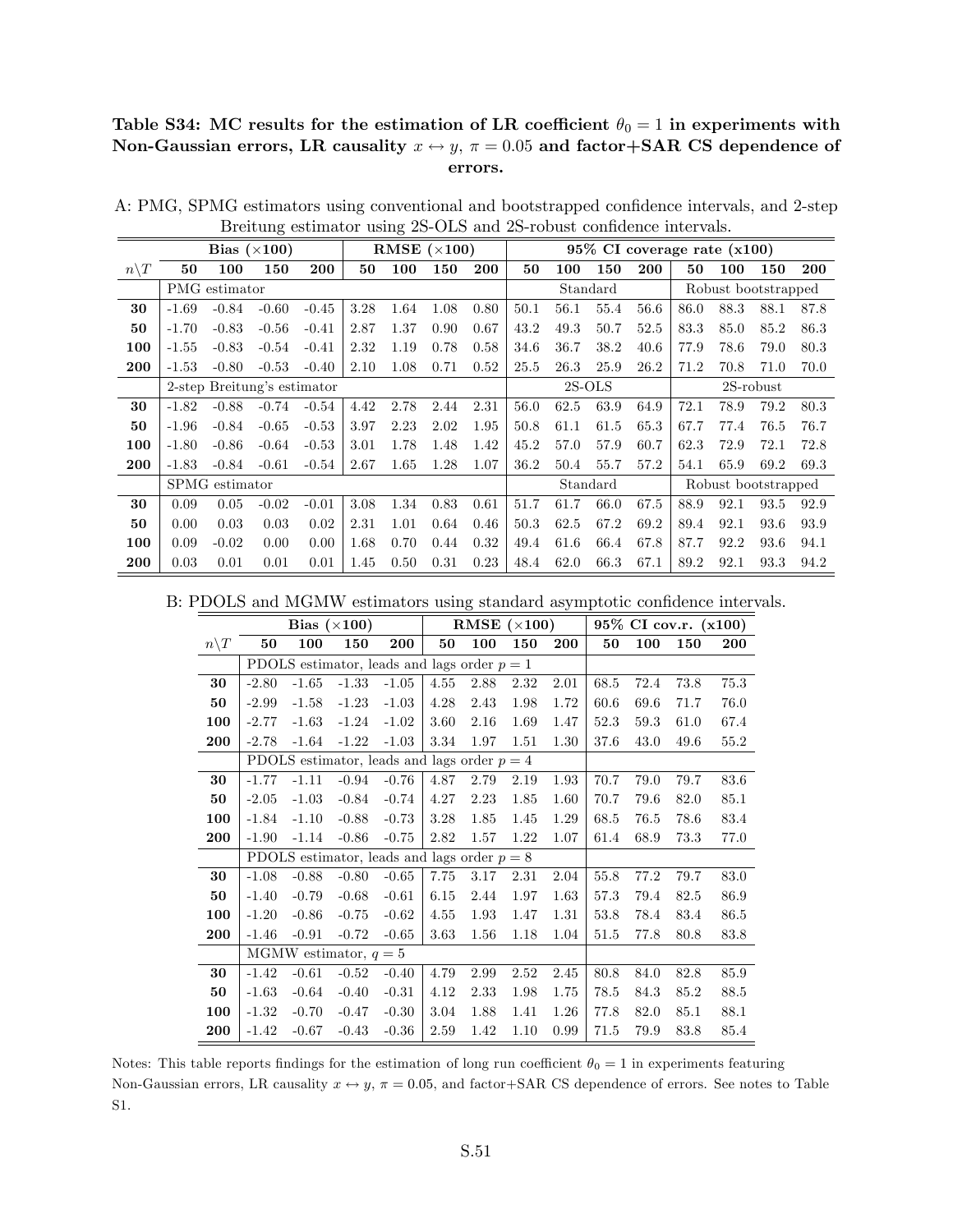**Table S34: MC results for the estimation of LR coefficient $\theta_0 = 1$ in experiments with Non-Gaussian errors, LR causality $x \leftrightarrow y$, $\pi = 0.05$ and factor+SAR CS dependence of errors.**

A: PMG, SPMG estimators using conventional and bootstrapped confidence intervals, and 2-step Breitung estimator using 2S-OLS and 2S-robust confidence intervals.

| | Bias ($\times$100) | | | | RMSE ($\times$100) | | | | 95% CI coverage rate (x100) | | | | | | | |
|---|---|---|---|---|---|---|---|---|---|---|---|---|---|---|---|---|
| $n\backslash T$ | 50 | 100 | 150 | 200 | 50 | 100 | 150 | 200 | 50 | 100 | 150 | 200 | 50 | 100 | 150 | 200 |
| | PMG estimator | | | | | | | | Standard | | | | Robust bootstrapped | | | |
| **30** | -1.69 | -0.84 | -0.60 | -0.45 | 3.28 | 1.64 | 1.08 | 0.80 | 50.1 | 56.1 | 55.4 | 56.6 | 86.0 | 88.3 | 88.1 | 87.8 |
| **50** | -1.70 | -0.83 | -0.56 | -0.41 | 2.87 | 1.37 | 0.90 | 0.67 | 43.2 | 49.3 | 50.7 | 52.5 | 83.3 | 85.0 | 85.2 | 86.3 |
| **100** | -1.55 | -0.83 | -0.54 | -0.41 | 2.32 | 1.19 | 0.78 | 0.58 | 34.6 | 36.7 | 38.2 | 40.6 | 77.9 | 78.6 | 79.0 | 80.3 |
| **200** | -1.53 | -0.80 | -0.53 | -0.40 | 2.10 | 1.08 | 0.71 | 0.52 | 25.5 | 26.3 | 25.9 | 26.2 | 71.2 | 70.8 | 71.0 | 70.0 |
| | 2-step Breitung's estimator | | | | | | | | 2S-OLS | | | | 2S-robust | | | |
| **30** | -1.82 | -0.88 | -0.74 | -0.54 | 4.42 | 2.78 | 2.44 | 2.31 | 56.0 | 62.5 | 63.9 | 64.9 | 72.1 | 78.9 | 79.2 | 80.3 |
| **50** | -1.96 | -0.84 | -0.65 | -0.53 | 3.97 | 2.23 | 2.02 | 1.95 | 50.8 | 61.1 | 61.5 | 65.3 | 67.7 | 77.4 | 76.5 | 76.7 |
| **100** | -1.80 | -0.86 | -0.64 | -0.53 | 3.01 | 1.78 | 1.48 | 1.42 | 45.2 | 57.0 | 57.9 | 60.7 | 62.3 | 72.9 | 72.1 | 72.8 |
| **200** | -1.83 | -0.84 | -0.61 | -0.54 | 2.67 | 1.65 | 1.28 | 1.07 | 36.2 | 50.4 | 55.7 | 57.2 | 54.1 | 65.9 | 69.2 | 69.3 |
| | SPMG estimator | | | | | | | | Standard | | | | Robust bootstrapped | | | |
| **30** | 0.09 | 0.05 | -0.02 | -0.01 | 3.08 | 1.34 | 0.83 | 0.61 | 51.7 | 61.7 | 66.0 | 67.5 | 88.9 | 92.1 | 93.5 | 92.9 |
| **50** | 0.00 | 0.03 | 0.03 | 0.02 | 2.31 | 1.01 | 0.64 | 0.46 | 50.3 | 62.5 | 67.2 | 69.2 | 89.4 | 92.1 | 93.6 | 93.9 |
| **100** | 0.09 | -0.02 | 0.00 | 0.00 | 1.68 | 0.70 | 0.44 | 0.32 | 49.4 | 61.6 | 66.4 | 67.8 | 87.7 | 92.2 | 93.6 | 94.1 |
| **200** | 0.03 | 0.01 | 0.01 | 0.01 | 1.45 | 0.50 | 0.31 | 0.23 | 48.4 | 62.0 | 66.3 | 67.1 | 89.2 | 92.1 | 93.3 | 94.2 |

B: PDOLS and MGMW estimators using standard asymptotic confidence intervals.

| | Bias ($\times$100) | | | | RMSE ($\times$100) | | | | 95% CI cov.r. (x100) | | | |
|---|---|---|---|---|---|---|---|---|---|---|---|---|
| $n\backslash T$ | 50 | 100 | 150 | 200 | 50 | 100 | 150 | 200 | 50 | 100 | 150 | 200 |
| | PDOLS estimator, leads and lags order $p = 1$ | | | | | | | | | | | |
| **30** | -2.80 | -1.65 | -1.33 | -1.05 | 4.55 | 2.88 | 2.32 | 2.01 | 68.5 | 72.4 | 73.8 | 75.3 |
| **50** | -2.99 | -1.58 | -1.23 | -1.03 | 4.28 | 2.43 | 1.98 | 1.72 | 60.6 | 69.6 | 71.7 | 76.0 |
| **100** | -2.77 | -1.63 | -1.24 | -1.02 | 3.60 | 2.16 | 1.69 | 1.47 | 52.3 | 59.3 | 61.0 | 67.4 |
| **200** | -2.78 | -1.64 | -1.22 | -1.03 | 3.34 | 1.97 | 1.51 | 1.30 | 37.6 | 43.0 | 49.6 | 55.2 |
| | PDOLS estimator, leads and lags order $p = 4$ | | | | | | | | | | | |
| **30** | -1.77 | -1.11 | -0.94 | -0.76 | 4.87 | 2.79 | 2.19 | 1.93 | 70.7 | 79.0 | 79.7 | 83.6 |
| **50** | -2.05 | -1.03 | -0.84 | -0.74 | 4.27 | 2.23 | 1.85 | 1.60 | 70.7 | 79.6 | 82.0 | 85.1 |
| **100** | -1.84 | -1.10 | -0.88 | -0.73 | 3.28 | 1.85 | 1.45 | 1.29 | 68.5 | 76.5 | 78.6 | 83.4 |
| **200** | -1.90 | -1.14 | -0.86 | -0.75 | 2.82 | 1.57 | 1.22 | 1.07 | 61.4 | 68.9 | 73.3 | 77.0 |
| | PDOLS estimator, leads and lags order $p = 8$ | | | | | | | | | | | |
| **30** | -1.08 | -0.88 | -0.80 | -0.65 | 7.75 | 3.17 | 2.31 | 2.04 | 55.8 | 77.2 | 79.7 | 83.0 |
| **50** | -1.40 | -0.79 | -0.68 | -0.61 | 6.15 | 2.44 | 1.97 | 1.63 | 57.3 | 79.4 | 82.5 | 86.9 |
| **100** | -1.20 | -0.86 | -0.75 | -0.62 | 4.55 | 1.93 | 1.47 | 1.31 | 53.8 | 78.4 | 83.4 | 86.5 |
| **200** | -1.46 | -0.91 | -0.72 | -0.65 | 3.63 | 1.56 | 1.18 | 1.04 | 51.5 | 77.8 | 80.8 | 83.8 |
| | MGMW estimator, $q = 5$ | | | | | | | | | | | |
| **30** | -1.42 | -0.61 | -0.52 | -0.40 | 4.79 | 2.99 | 2.52 | 2.45 | 80.8 | 84.0 | 82.8 | 85.9 |
| **50** | -1.63 | -0.64 | -0.40 | -0.31 | 4.12 | 2.33 | 1.98 | 1.75 | 78.5 | 84.3 | 85.2 | 88.5 |
| **100** | -1.32 | -0.70 | -0.47 | -0.30 | 3.04 | 1.88 | 1.41 | 1.26 | 77.8 | 82.0 | 85.1 | 88.1 |
| **200** | -1.42 | -0.67 | -0.43 | -0.36 | 2.59 | 1.42 | 1.10 | 0.99 | 71.5 | 79.9 | 83.8 | 85.4 |

Notes: This table reports findings for the estimation of long run coefficient $\theta_0 = 1$ in experiments featuring Non-Gaussian errors, LR causality $x \leftrightarrow y$, $\pi = 0.05$, and factor+SAR CS dependence of errors. See notes to Table S1.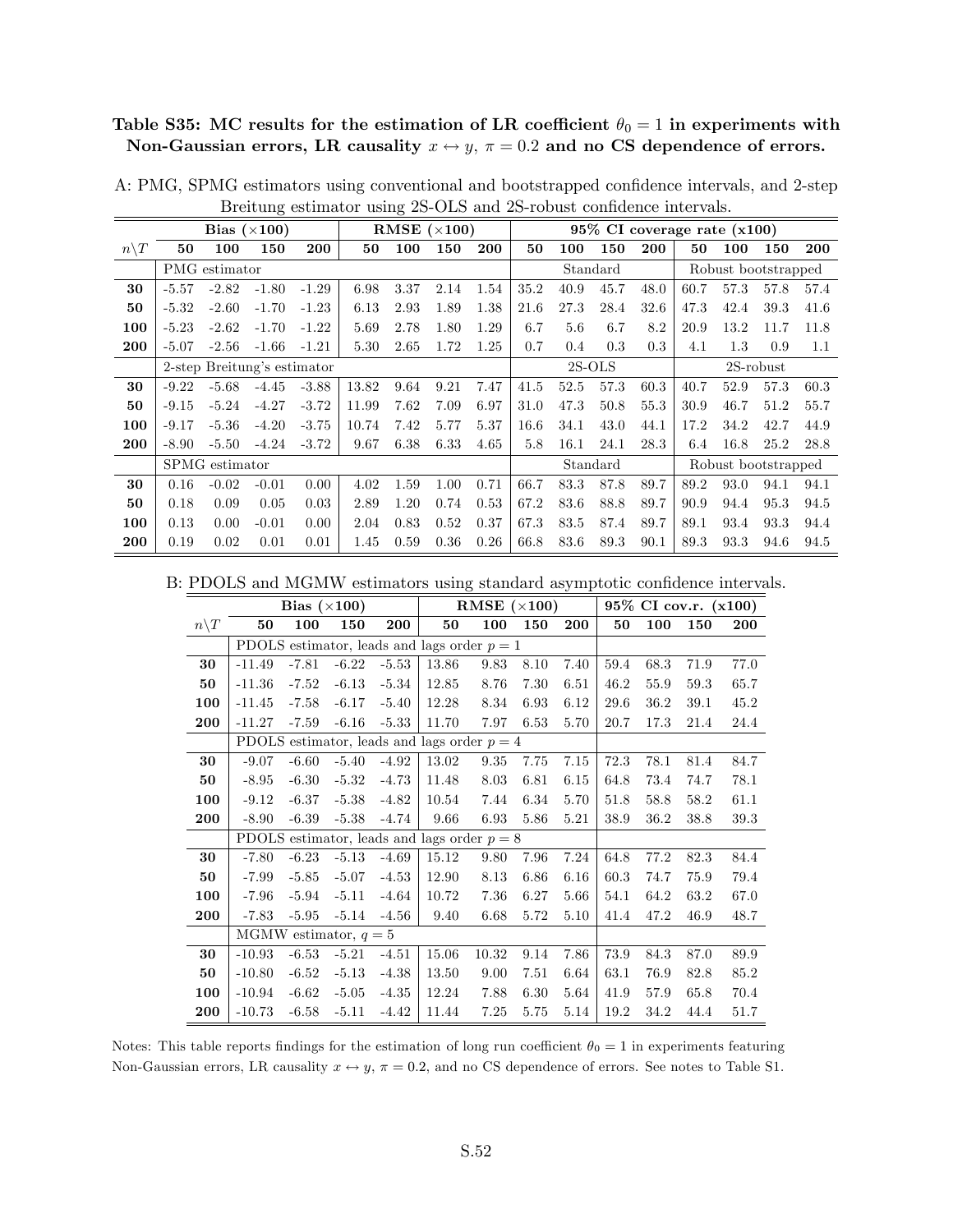**Table S35: MC results for the estimation of LR coefficient $\theta_0 = 1$ in experiments with Non-Gaussian errors, LR causality $x \leftrightarrow y$, $\pi = 0.2$ and no CS dependence of errors.**

A: PMG, SPMG estimators using conventional and bootstrapped confidence intervals, and 2-step Breitung estimator using 2S-OLS and 2S-robust confidence intervals.

| | **Bias ($\times$100)** | | | | **RMSE ($\times$100)** | | | | **95% CI coverage rate (x100)** | | | | | | | |
|---|---|---|---|---|---|---|---|---|---|---|---|---|---|---|---|---|
| $n \backslash T$ | **50** | **100** | **150** | **200** | **50** | **100** | **150** | **200** | **50** | **100** | **150** | **200** | **50** | **100** | **150** | **200** |
| | PMG estimator | | | | | | | | Standard | | | | Robust bootstrapped | | | |
| **30** | -5.57 | -2.82 | -1.80 | -1.29 | 6.98 | 3.37 | 2.14 | 1.54 | 35.2 | 40.9 | 45.7 | 48.0 | 60.7 | 57.3 | 57.8 | 57.4 |
| **50** | -5.32 | -2.60 | -1.70 | -1.23 | 6.13 | 2.93 | 1.89 | 1.38 | 21.6 | 27.3 | 28.4 | 32.6 | 47.3 | 42.4 | 39.3 | 41.6 |
| **100** | -5.23 | -2.62 | -1.70 | -1.22 | 5.69 | 2.78 | 1.80 | 1.29 | 6.7 | 5.6 | 6.7 | 8.2 | 20.9 | 13.2 | 11.7 | 11.8 |
| **200** | -5.07 | -2.56 | -1.66 | -1.21 | 5.30 | 2.65 | 1.72 | 1.25 | 0.7 | 0.4 | 0.3 | 0.3 | 4.1 | 1.3 | 0.9 | 1.1 |
| | 2-step Breitung's estimator | | | | | | | | 2S-OLS | | | | 2S-robust | | | |
| **30** | -9.22 | -5.68 | -4.45 | -3.88 | 13.82 | 9.64 | 9.21 | 7.47 | 41.5 | 52.5 | 57.3 | 60.3 | 40.7 | 52.9 | 57.3 | 60.3 |
| **50** | -9.15 | -5.24 | -4.27 | -3.72 | 11.99 | 7.62 | 7.09 | 6.97 | 31.0 | 47.3 | 50.8 | 55.3 | 30.9 | 46.7 | 51.2 | 55.7 |
| **100** | -9.17 | -5.36 | -4.20 | -3.75 | 10.74 | 7.42 | 5.77 | 5.37 | 16.6 | 34.1 | 43.0 | 44.1 | 17.2 | 34.2 | 42.7 | 44.9 |
| **200** | -8.90 | -5.50 | -4.24 | -3.72 | 9.67 | 6.38 | 6.33 | 4.65 | 5.8 | 16.1 | 24.1 | 28.3 | 6.4 | 16.8 | 25.2 | 28.8 |
| | SPMG estimator | | | | | | | | Standard | | | | Robust bootstrapped | | | |
| **30** | 0.16 | -0.02 | -0.01 | 0.00 | 4.02 | 1.59 | 1.00 | 0.71 | 66.7 | 83.3 | 87.8 | 89.7 | 89.2 | 93.0 | 94.1 | 94.1 |
| **50** | 0.18 | 0.09 | 0.05 | 0.03 | 2.89 | 1.20 | 0.74 | 0.53 | 67.2 | 83.6 | 88.8 | 89.7 | 90.9 | 94.4 | 95.3 | 94.5 |
| **100** | 0.13 | 0.00 | -0.01 | 0.00 | 2.04 | 0.83 | 0.52 | 0.37 | 67.3 | 83.5 | 87.4 | 89.7 | 89.1 | 93.4 | 93.3 | 94.4 |
| **200** | 0.19 | 0.02 | 0.01 | 0.01 | 1.45 | 0.59 | 0.36 | 0.26 | 66.8 | 83.6 | 89.3 | 90.1 | 89.3 | 93.3 | 94.6 | 94.5 |

B: PDOLS and MGMW estimators using standard asymptotic confidence intervals.

| | **Bias ($\times$100)** | | | | **RMSE ($\times$100)** | | | | **95% CI cov.r. (x100)** | | | |
|---|---|---|---|---|---|---|---|---|---|---|---|---|
| $n \backslash T$ | **50** | **100** | **150** | **200** | **50** | **100** | **150** | **200** | **50** | **100** | **150** | **200** |
| | PDOLS estimator, leads and lags order $p = 1$ | | | | | | | | | | | |
| **30** | -11.49 | -7.81 | -6.22 | -5.53 | 13.86 | 9.83 | 8.10 | 7.40 | 59.4 | 68.3 | 71.9 | 77.0 |
| **50** | -11.36 | -7.52 | -6.13 | -5.34 | 12.85 | 8.76 | 7.30 | 6.51 | 46.2 | 55.9 | 59.3 | 65.7 |
| **100** | -11.45 | -7.58 | -6.17 | -5.40 | 12.28 | 8.34 | 6.93 | 6.12 | 29.6 | 36.2 | 39.1 | 45.2 |
| **200** | -11.27 | -7.59 | -6.16 | -5.33 | 11.70 | 7.97 | 6.53 | 5.70 | 20.7 | 17.3 | 21.4 | 24.4 |
| | PDOLS estimator, leads and lags order $p = 4$ | | | | | | | | | | | |
| **30** | -9.07 | -6.60 | -5.40 | -4.92 | 13.02 | 9.35 | 7.75 | 7.15 | 72.3 | 78.1 | 81.4 | 84.7 |
| **50** | -8.95 | -6.30 | -5.32 | -4.73 | 11.48 | 8.03 | 6.81 | 6.15 | 64.8 | 73.4 | 74.7 | 78.1 |
| **100** | -9.12 | -6.37 | -5.38 | -4.82 | 10.54 | 7.44 | 6.34 | 5.70 | 51.8 | 58.8 | 58.2 | 61.1 |
| **200** | -8.90 | -6.39 | -5.38 | -4.74 | 9.66 | 6.93 | 5.86 | 5.21 | 38.9 | 36.2 | 38.8 | 39.3 |
| | PDOLS estimator, leads and lags order $p = 8$ | | | | | | | | | | | |
| **30** | -7.80 | -6.23 | -5.13 | -4.69 | 15.12 | 9.80 | 7.96 | 7.24 | 64.8 | 77.2 | 82.3 | 84.4 |
| **50** | -7.99 | -5.85 | -5.07 | -4.53 | 12.90 | 8.13 | 6.86 | 6.16 | 60.3 | 74.7 | 75.9 | 79.4 |
| **100** | -7.96 | -5.94 | -5.11 | -4.64 | 10.72 | 7.36 | 6.27 | 5.66 | 54.1 | 64.2 | 63.2 | 67.0 |
| **200** | -7.83 | -5.95 | -5.14 | -4.56 | 9.40 | 6.68 | 5.72 | 5.10 | 41.4 | 47.2 | 46.9 | 48.7 |
| | MGMW estimator, $q = 5$ | | | | | | | | | | | |
| **30** | -10.93 | -6.53 | -5.21 | -4.51 | 15.06 | 10.32 | 9.14 | 7.86 | 73.9 | 84.3 | 87.0 | 89.9 |
| **50** | -10.80 | -6.52 | -5.13 | -4.38 | 13.50 | 9.00 | 7.51 | 6.64 | 63.1 | 76.9 | 82.8 | 85.2 |
| **100** | -10.94 | -6.62 | -5.05 | -4.35 | 12.24 | 7.88 | 6.30 | 5.64 | 41.9 | 57.9 | 65.8 | 70.4 |
| **200** | -10.73 | -6.58 | -5.11 | -4.42 | 11.44 | 7.25 | 5.75 | 5.14 | 19.2 | 34.2 | 44.4 | 51.7 |

Notes: This table reports findings for the estimation of long run coefficient $\theta_0 = 1$ in experiments featuring Non-Gaussian errors, LR causality $x \leftrightarrow y$, $\pi = 0.2$, and no CS dependence of errors. See notes to Table S1.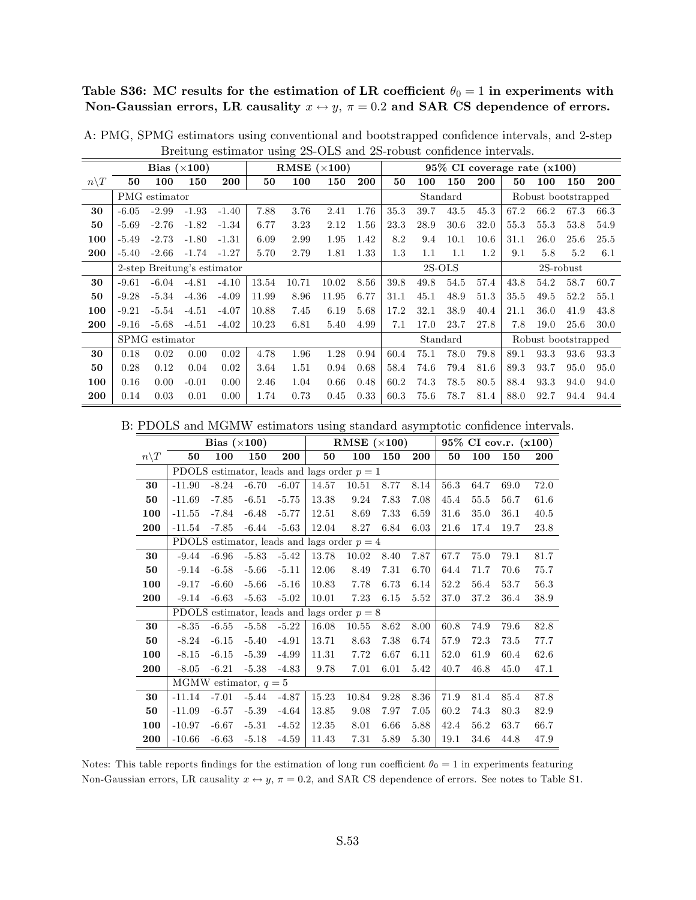**Table S36: MC results for the estimation of LR coefficient $\theta_0 = 1$ in experiments with Non-Gaussian errors, LR causality $x \leftrightarrow y$, $\pi = 0.2$ and SAR CS dependence of errors.**

A: PMG, SPMG estimators using conventional and bootstrapped confidence intervals, and 2-step Breitung estimator using 2S-OLS and 2S-robust confidence intervals.

| | Bias ($\times 100$) | | | | RMSE ($\times 100$) | | | | 95% CI coverage rate (x100) | | | | | | | |
|---|---|---|---|---|---|---|---|---|---|---|---|---|---|---|---|---|
| $n \backslash T$ | **50** | **100** | **150** | **200** | **50** | **100** | **150** | **200** | **50** | **100** | **150** | **200** | **50** | **100** | **150** | **200** |
| | PMG estimator | | | | | | | | Standard | | | | Robust bootstrapped | | | |
| **30** | -6.05 | -2.99 | -1.93 | -1.40 | 7.88 | 3.76 | 2.41 | 1.76 | 35.3 | 39.7 | 43.5 | 45.3 | 67.2 | 66.2 | 67.3 | 66.3 |
| **50** | -5.69 | -2.76 | -1.82 | -1.34 | 6.77 | 3.23 | 2.12 | 1.56 | 23.3 | 28.9 | 30.6 | 32.0 | 55.3 | 55.3 | 53.8 | 54.9 |
| **100** | -5.49 | -2.73 | -1.80 | -1.31 | 6.09 | 2.99 | 1.95 | 1.42 | 8.2 | 9.4 | 10.1 | 10.6 | 31.1 | 26.0 | 25.6 | 25.5 |
| **200** | -5.40 | -2.66 | -1.74 | -1.27 | 5.70 | 2.79 | 1.81 | 1.33 | 1.3 | 1.1 | 1.1 | 1.2 | 9.1 | 5.8 | 5.2 | 6.1 |
| | 2-step Breitung's estimator | | | | | | | | 2S-OLS | | | | 2S-robust | | | |
| **30** | -9.61 | -6.04 | -4.81 | -4.10 | 13.54 | 10.71 | 10.02 | 8.56 | 39.8 | 49.8 | 54.5 | 57.4 | 43.8 | 54.2 | 58.7 | 60.7 |
| **50** | -9.28 | -5.34 | -4.36 | -4.09 | 11.99 | 8.96 | 11.95 | 6.77 | 31.1 | 45.1 | 48.9 | 51.3 | 35.5 | 49.5 | 52.2 | 55.1 |
| **100** | -9.21 | -5.54 | -4.51 | -4.07 | 10.88 | 7.45 | 6.19 | 5.68 | 17.2 | 32.1 | 38.9 | 40.4 | 21.1 | 36.0 | 41.9 | 43.8 |
| **200** | -9.16 | -5.68 | -4.51 | -4.02 | 10.23 | 6.81 | 5.40 | 4.99 | 7.1 | 17.0 | 23.7 | 27.8 | 7.8 | 19.0 | 25.6 | 30.0 |
| | SPMG estimator | | | | | | | | Standard | | | | Robust bootstrapped | | | |
| **30** | 0.18 | 0.02 | 0.00 | 0.02 | 4.78 | 1.96 | 1.28 | 0.94 | 60.4 | 75.1 | 78.0 | 79.8 | 89.1 | 93.3 | 93.6 | 93.3 |
| **50** | 0.28 | 0.12 | 0.04 | 0.02 | 3.64 | 1.51 | 0.94 | 0.68 | 58.4 | 74.6 | 79.4 | 81.6 | 89.3 | 93.7 | 95.0 | 95.0 |
| **100** | 0.16 | 0.00 | -0.01 | 0.00 | 2.46 | 1.04 | 0.66 | 0.48 | 60.2 | 74.3 | 78.5 | 80.5 | 88.4 | 93.3 | 94.0 | 94.0 |
| **200** | 0.14 | 0.03 | 0.01 | 0.00 | 1.74 | 0.73 | 0.45 | 0.33 | 60.3 | 75.6 | 78.7 | 81.4 | 88.0 | 92.7 | 94.4 | 94.4 |

B: PDOLS and MGMW estimators using standard asymptotic confidence intervals.

| | Bias ($\times 100$) | | | | RMSE ($\times 100$) | | | | 95% CI cov.r. (x100) | | | |
|---|---|---|---|---|---|---|---|---|---|---|---|---|
| $n \backslash T$ | **50** | **100** | **150** | **200** | **50** | **100** | **150** | **200** | **50** | **100** | **150** | **200** |
| | PDOLS estimator, leads and lags order $p = 1$ | | | | | | | | | | | |
| **30** | -11.90 | -8.24 | -6.70 | -6.07 | 14.57 | 10.51 | 8.77 | 8.14 | 56.3 | 64.7 | 69.0 | 72.0 |
| **50** | -11.69 | -7.85 | -6.51 | -5.75 | 13.38 | 9.24 | 7.83 | 7.08 | 45.4 | 55.5 | 56.7 | 61.6 |
| **100** | -11.55 | -7.84 | -6.48 | -5.77 | 12.51 | 8.69 | 7.33 | 6.59 | 31.6 | 35.0 | 36.1 | 40.5 |
| **200** | -11.54 | -7.85 | -6.44 | -5.63 | 12.04 | 8.27 | 6.84 | 6.03 | 21.6 | 17.4 | 19.7 | 23.8 |
| | PDOLS estimator, leads and lags order $p = 4$ | | | | | | | | | | | |
| **30** | -9.44 | -6.96 | -5.83 | -5.42 | 13.78 | 10.02 | 8.40 | 7.87 | 67.7 | 75.0 | 79.1 | 81.7 |
| **50** | -9.14 | -6.58 | -5.66 | -5.11 | 12.06 | 8.49 | 7.31 | 6.70 | 64.4 | 71.7 | 70.6 | 75.7 |
| **100** | -9.17 | -6.60 | -5.66 | -5.16 | 10.83 | 7.78 | 6.73 | 6.14 | 52.2 | 56.4 | 53.7 | 56.3 |
| **200** | -9.14 | -6.63 | -5.63 | -5.02 | 10.01 | 7.23 | 6.15 | 5.52 | 37.0 | 37.2 | 36.4 | 38.9 |
| | PDOLS estimator, leads and lags order $p = 8$ | | | | | | | | | | | |
| **30** | -8.35 | -6.55 | -5.58 | -5.22 | 16.08 | 10.55 | 8.62 | 8.00 | 60.8 | 74.9 | 79.6 | 82.8 |
| **50** | -8.24 | -6.15 | -5.40 | -4.91 | 13.71 | 8.63 | 7.38 | 6.74 | 57.9 | 72.3 | 73.5 | 77.7 |
| **100** | -8.15 | -6.15 | -5.39 | -4.99 | 11.31 | 7.72 | 6.67 | 6.11 | 52.0 | 61.9 | 60.4 | 62.6 |
| **200** | -8.05 | -6.21 | -5.38 | -4.83 | 9.78 | 7.01 | 6.01 | 5.42 | 40.7 | 46.8 | 45.0 | 47.1 |
| | MGMW estimator, $q = 5$ | | | | | | | | | | | |
| **30** | -11.14 | -7.01 | -5.44 | -4.87 | 15.23 | 10.84 | 9.28 | 8.36 | 71.9 | 81.4 | 85.4 | 87.8 |
| **50** | -11.09 | -6.57 | -5.39 | -4.64 | 13.85 | 9.08 | 7.97 | 7.05 | 60.2 | 74.3 | 80.3 | 82.9 |
| **100** | -10.97 | -6.67 | -5.31 | -4.52 | 12.35 | 8.01 | 6.66 | 5.88 | 42.4 | 56.2 | 63.7 | 66.7 |
| **200** | -10.66 | -6.63 | -5.18 | -4.59 | 11.43 | 7.31 | 5.89 | 5.30 | 19.1 | 34.6 | 44.8 | 47.9 |

Notes: This table reports findings for the estimation of long run coefficient $\theta_0 = 1$ in experiments featuring Non-Gaussian errors, LR causality $x \leftrightarrow y$, $\pi = 0.2$, and SAR CS dependence of errors. See notes to Table S1.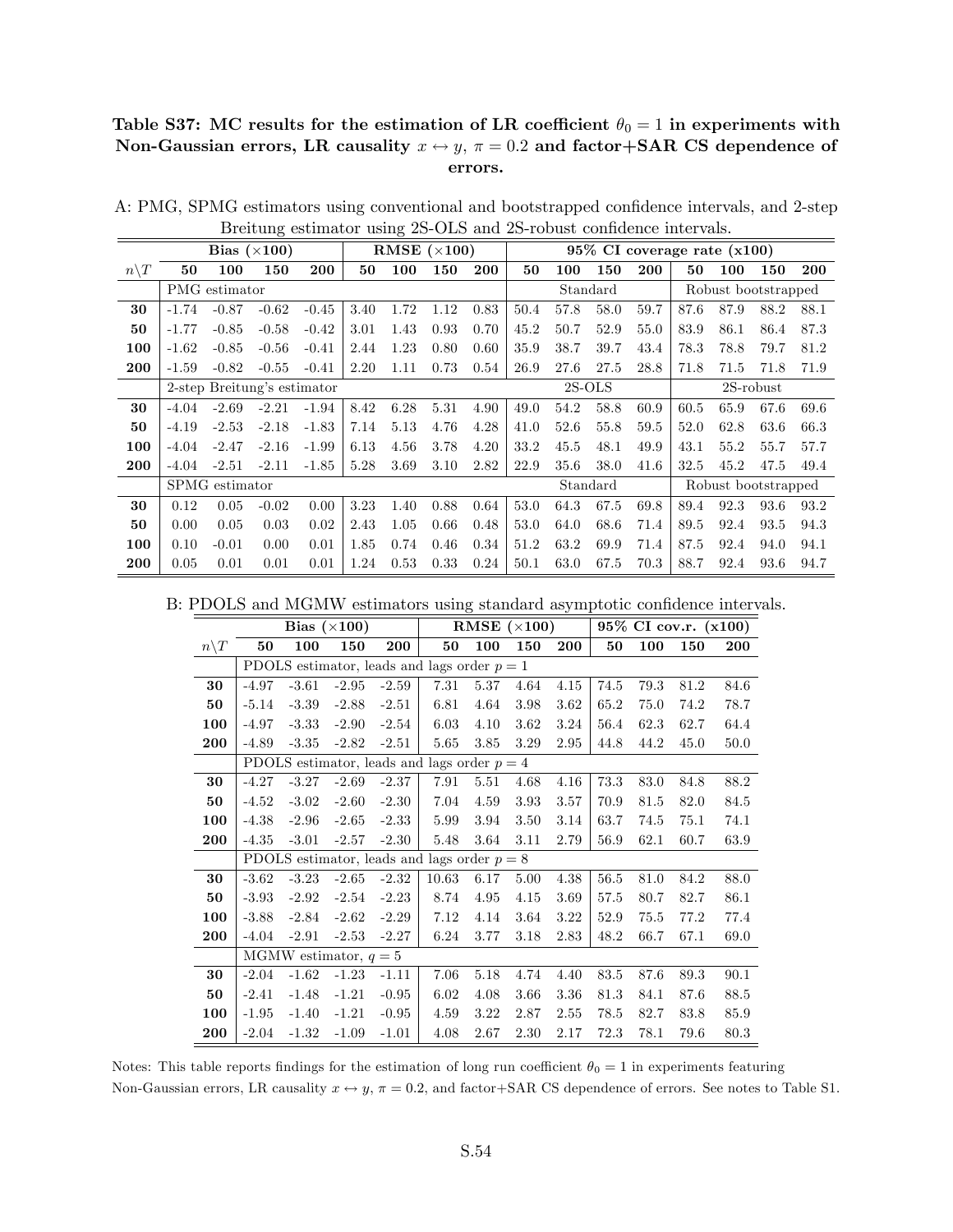**Table S37: MC results for the estimation of LR coefficient $\theta_0 = 1$ in experiments with Non-Gaussian errors, LR causality $x \leftrightarrow y$, $\pi = 0.2$ and factor+SAR CS dependence of errors.**

A: PMG, SPMG estimators using conventional and bootstrapped confidence intervals, and 2-step Breitung estimator using 2S-OLS and 2S-robust confidence intervals.

| | **Bias ($\times$100)** | | | | **RMSE ($\times$100)** | | | | **95% CI coverage rate (x100)** | | | | | | | |
|---|---|---|---|---|---|---|---|---|---|---|---|---|---|---|---|---|
| $n\backslash T$ | **50** | **100** | **150** | **200** | **50** | **100** | **150** | **200** | **50** | **100** | **150** | **200** | **50** | **100** | **150** | **200** |
| | PMG estimator | | | | | | | | Standard | | | | Robust bootstrapped | | | |
| **30** | -1.74 | -0.87 | -0.62 | -0.45 | 3.40 | 1.72 | 1.12 | 0.83 | 50.4 | 57.8 | 58.0 | 59.7 | 87.6 | 87.9 | 88.2 | 88.1 |
| **50** | -1.77 | -0.85 | -0.58 | -0.42 | 3.01 | 1.43 | 0.93 | 0.70 | 45.2 | 50.7 | 52.9 | 55.0 | 83.9 | 86.1 | 86.4 | 87.3 |
| **100** | -1.62 | -0.85 | -0.56 | -0.41 | 2.44 | 1.23 | 0.80 | 0.60 | 35.9 | 38.7 | 39.7 | 43.4 | 78.3 | 78.8 | 79.7 | 81.2 |
| **200** | -1.59 | -0.82 | -0.55 | -0.41 | 2.20 | 1.11 | 0.73 | 0.54 | 26.9 | 27.6 | 27.5 | 28.8 | 71.8 | 71.5 | 71.8 | 71.9 |
| | 2-step Breitung's estimator | | | | | | | | 2S-OLS | | | | 2S-robust | | | |
| **30** | -4.04 | -2.69 | -2.21 | -1.94 | 8.42 | 6.28 | 5.31 | 4.90 | 49.0 | 54.2 | 58.8 | 60.9 | 60.5 | 65.9 | 67.6 | 69.6 |
| **50** | -4.19 | -2.53 | -2.18 | -1.83 | 7.14 | 5.13 | 4.76 | 4.28 | 41.0 | 52.6 | 55.8 | 59.5 | 52.0 | 62.8 | 63.6 | 66.3 |
| **100** | -4.04 | -2.47 | -2.16 | -1.99 | 6.13 | 4.56 | 3.78 | 4.20 | 33.2 | 45.5 | 48.1 | 49.9 | 43.1 | 55.2 | 55.7 | 57.7 |
| **200** | -4.04 | -2.51 | -2.11 | -1.85 | 5.28 | 3.69 | 3.10 | 2.82 | 22.9 | 35.6 | 38.0 | 41.6 | 32.5 | 45.2 | 47.5 | 49.4 |
| | SPMG estimator | | | | | | | | Standard | | | | Robust bootstrapped | | | |
| **30** | 0.12 | 0.05 | -0.02 | 0.00 | 3.23 | 1.40 | 0.88 | 0.64 | 53.0 | 64.3 | 67.5 | 69.8 | 89.4 | 92.3 | 93.6 | 93.2 |
| **50** | 0.00 | 0.05 | 0.03 | 0.02 | 2.43 | 1.05 | 0.66 | 0.48 | 53.0 | 64.0 | 68.6 | 71.4 | 89.5 | 92.4 | 93.5 | 94.3 |
| **100** | 0.10 | -0.01 | 0.00 | 0.01 | 1.85 | 0.74 | 0.46 | 0.34 | 51.2 | 63.2 | 69.9 | 71.4 | 87.5 | 92.4 | 94.0 | 94.1 |
| **200** | 0.05 | 0.01 | 0.01 | 0.01 | 1.24 | 0.53 | 0.33 | 0.24 | 50.1 | 63.0 | 67.5 | 70.3 | 88.7 | 92.4 | 93.6 | 94.7 |

B: PDOLS and MGMW estimators using standard asymptotic confidence intervals.

| | **Bias ($\times$100)** | | | | **RMSE ($\times$100)** | | | | **95% CI cov.r. (x100)** | | | |
|---|---|---|---|---|---|---|---|---|---|---|---|---|
| $n\backslash T$ | **50** | **100** | **150** | **200** | **50** | **100** | **150** | **200** | **50** | **100** | **150** | **200** |
| | PDOLS estimator, leads and lags order $p = 1$ | | | | | | | | | | | |
| **30** | -4.97 | -3.61 | -2.95 | -2.59 | 7.31 | 5.37 | 4.64 | 4.15 | 74.5 | 79.3 | 81.2 | 84.6 |
| **50** | -5.14 | -3.39 | -2.88 | -2.51 | 6.81 | 4.64 | 3.98 | 3.62 | 65.2 | 75.0 | 74.2 | 78.7 |
| **100** | -4.97 | -3.33 | -2.90 | -2.54 | 6.03 | 4.10 | 3.62 | 3.24 | 56.4 | 62.3 | 62.7 | 64.4 |
| **200** | -4.89 | -3.35 | -2.82 | -2.51 | 5.65 | 3.85 | 3.29 | 2.95 | 44.8 | 44.2 | 45.0 | 50.0 |
| | PDOLS estimator, leads and lags order $p = 4$ | | | | | | | | | | | |
| **30** | -4.27 | -3.27 | -2.69 | -2.37 | 7.91 | 5.51 | 4.68 | 4.16 | 73.3 | 83.0 | 84.8 | 88.2 |
| **50** | -4.52 | -3.02 | -2.60 | -2.30 | 7.04 | 4.59 | 3.93 | 3.57 | 70.9 | 81.5 | 82.0 | 84.5 |
| **100** | -4.38 | -2.96 | -2.65 | -2.33 | 5.99 | 3.94 | 3.50 | 3.14 | 63.7 | 74.5 | 75.1 | 74.1 |
| **200** | -4.35 | -3.01 | -2.57 | -2.30 | 5.48 | 3.64 | 3.11 | 2.79 | 56.9 | 62.1 | 60.7 | 63.9 |
| | PDOLS estimator, leads and lags order $p = 8$ | | | | | | | | | | | |
| **30** | -3.62 | -3.23 | -2.65 | -2.32 | 10.63 | 6.17 | 5.00 | 4.38 | 56.5 | 81.0 | 84.2 | 88.0 |
| **50** | -3.93 | -2.92 | -2.54 | -2.23 | 8.74 | 4.95 | 4.15 | 3.69 | 57.5 | 80.7 | 82.7 | 86.1 |
| **100** | -3.88 | -2.84 | -2.62 | -2.29 | 7.12 | 4.14 | 3.64 | 3.22 | 52.9 | 75.5 | 77.2 | 77.4 |
| **200** | -4.04 | -2.91 | -2.53 | -2.27 | 6.24 | 3.77 | 3.18 | 2.83 | 48.2 | 66.7 | 67.1 | 69.0 |
| | MGMW estimator, $q = 5$ | | | | | | | | | | | |
| **30** | -2.04 | -1.62 | -1.23 | -1.11 | 7.06 | 5.18 | 4.74 | 4.40 | 83.5 | 87.6 | 89.3 | 90.1 |
| **50** | -2.41 | -1.48 | -1.21 | -0.95 | 6.02 | 4.08 | 3.66 | 3.36 | 81.3 | 84.1 | 87.6 | 88.5 |
| **100** | -1.95 | -1.40 | -1.21 | -0.95 | 4.59 | 3.22 | 2.87 | 2.55 | 78.5 | 82.7 | 83.8 | 85.9 |
| **200** | -2.04 | -1.32 | -1.09 | -1.01 | 4.08 | 2.67 | 2.30 | 2.17 | 72.3 | 78.1 | 79.6 | 80.3 |

Notes: This table reports findings for the estimation of long run coefficient $\theta_0 = 1$ in experiments featuring Non-Gaussian errors, LR causality $x \leftrightarrow y$, $\pi = 0.2$, and factor+SAR CS dependence of errors. See notes to Table S1.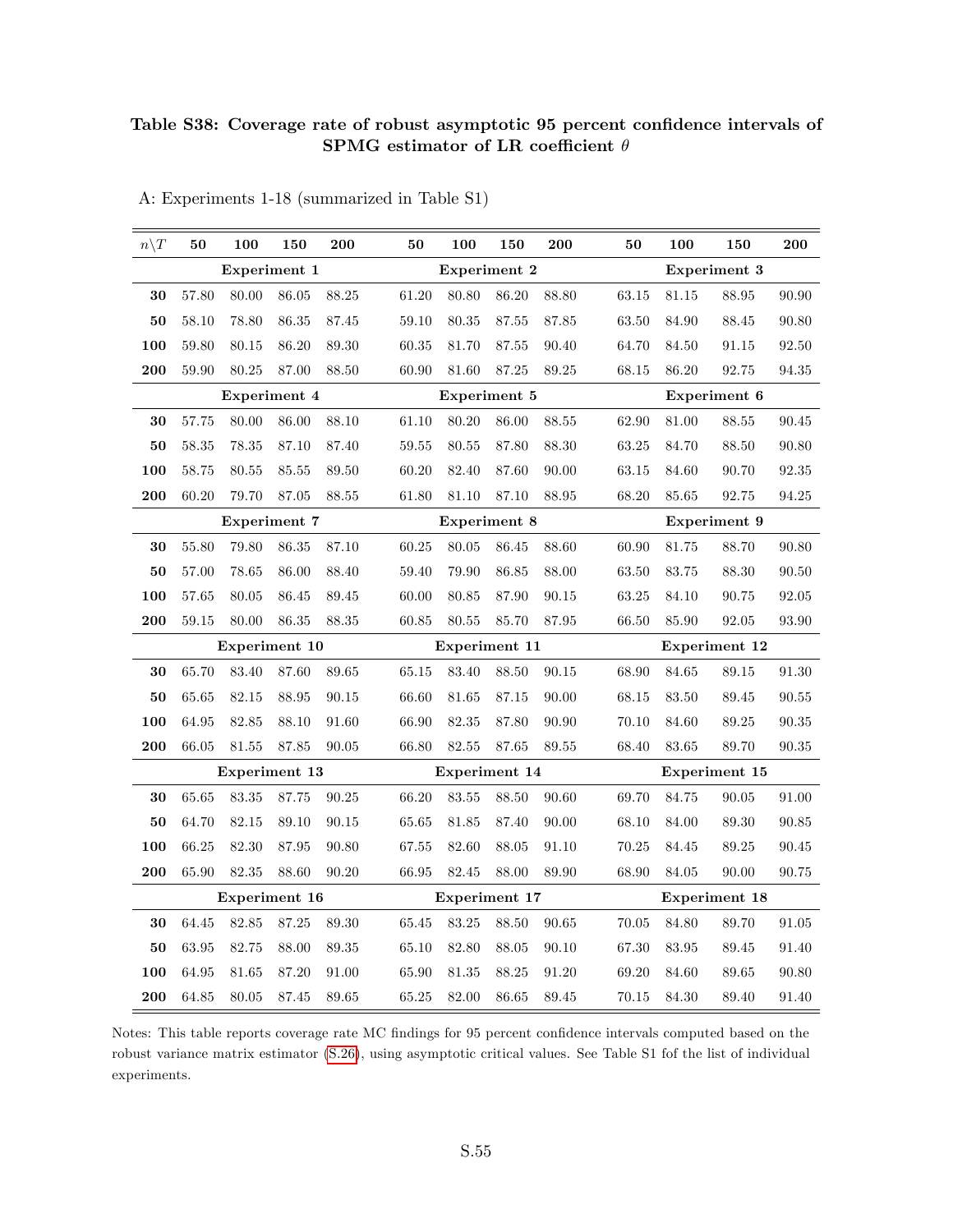**Table S38: Coverage rate of robust asymptotic 95 percent confidence intervals of SPMG estimator of LR coefficient $\theta$**

A: Experiments 1-18 (summarized in Table S1)

| $n\backslash T$ | 50 | 100 | 150 | 200 | 50 | 100 | 150 | 200 | 50 | 100 | 150 | 200 |
|---|---|---|---|---|---|---|---|---|---|---|---|---|
| | **Experiment 1** | | | | **Experiment 2** | | | | **Experiment 3** | | | |
| **30** | 57.80 | 80.00 | 86.05 | 88.25 | 61.20 | 80.80 | 86.20 | 88.80 | 63.15 | 81.15 | 88.95 | 90.90 |
| **50** | 58.10 | 78.80 | 86.35 | 87.45 | 59.10 | 80.35 | 87.55 | 87.85 | 63.50 | 84.90 | 88.45 | 90.80 |
| **100** | 59.80 | 80.15 | 86.20 | 89.30 | 60.35 | 81.70 | 87.55 | 90.40 | 64.70 | 84.50 | 91.15 | 92.50 |
| **200** | 59.90 | 80.25 | 87.00 | 88.50 | 60.90 | 81.60 | 87.25 | 89.25 | 68.15 | 86.20 | 92.75 | 94.35 |
| | **Experiment 4** | | | | **Experiment 5** | | | | **Experiment 6** | | | |
| **30** | 57.75 | 80.00 | 86.00 | 88.10 | 61.10 | 80.20 | 86.00 | 88.55 | 62.90 | 81.00 | 88.55 | 90.45 |
| **50** | 58.35 | 78.35 | 87.10 | 87.40 | 59.55 | 80.55 | 87.80 | 88.30 | 63.25 | 84.70 | 88.50 | 90.80 |
| **100** | 58.75 | 80.55 | 85.55 | 89.50 | 60.20 | 82.40 | 87.60 | 90.00 | 63.15 | 84.60 | 90.70 | 92.35 |
| **200** | 60.20 | 79.70 | 87.05 | 88.55 | 61.80 | 81.10 | 87.10 | 88.95 | 68.20 | 85.65 | 92.75 | 94.25 |
| | **Experiment 7** | | | | **Experiment 8** | | | | **Experiment 9** | | | |
| **30** | 55.80 | 79.80 | 86.35 | 87.10 | 60.25 | 80.05 | 86.45 | 88.60 | 60.90 | 81.75 | 88.70 | 90.80 |
| **50** | 57.00 | 78.65 | 86.00 | 88.40 | 59.40 | 79.90 | 86.85 | 88.00 | 63.50 | 83.75 | 88.30 | 90.50 |
| **100** | 57.65 | 80.05 | 86.45 | 89.45 | 60.00 | 80.85 | 87.90 | 90.15 | 63.25 | 84.10 | 90.75 | 92.05 |
| **200** | 59.15 | 80.00 | 86.35 | 88.35 | 60.85 | 80.55 | 85.70 | 87.95 | 66.50 | 85.90 | 92.05 | 93.90 |
| | **Experiment 10** | | | | **Experiment 11** | | | | **Experiment 12** | | | |
| **30** | 65.70 | 83.40 | 87.60 | 89.65 | 65.15 | 83.40 | 88.50 | 90.15 | 68.90 | 84.65 | 89.15 | 91.30 |
| **50** | 65.65 | 82.15 | 88.95 | 90.15 | 66.60 | 81.65 | 87.15 | 90.00 | 68.15 | 83.50 | 89.45 | 90.55 |
| **100** | 64.95 | 82.85 | 88.10 | 91.60 | 66.90 | 82.35 | 87.80 | 90.90 | 70.10 | 84.60 | 89.25 | 90.35 |
| **200** | 66.05 | 81.55 | 87.85 | 90.05 | 66.80 | 82.55 | 87.65 | 89.55 | 68.40 | 83.65 | 89.70 | 90.35 |
| | **Experiment 13** | | | | **Experiment 14** | | | | **Experiment 15** | | | |
| **30** | 65.65 | 83.35 | 87.75 | 90.25 | 66.20 | 83.55 | 88.50 | 90.60 | 69.70 | 84.75 | 90.05 | 91.00 |
| **50** | 64.70 | 82.15 | 89.10 | 90.15 | 65.65 | 81.85 | 87.40 | 90.00 | 68.10 | 84.00 | 89.30 | 90.85 |
| **100** | 66.25 | 82.30 | 87.95 | 90.80 | 67.55 | 82.60 | 88.05 | 91.10 | 70.25 | 84.45 | 89.25 | 90.45 |
| **200** | 65.90 | 82.35 | 88.60 | 90.20 | 66.95 | 82.45 | 88.00 | 89.90 | 68.90 | 84.05 | 90.00 | 90.75 |
| | **Experiment 16** | | | | **Experiment 17** | | | | **Experiment 18** | | | |
| **30** | 64.45 | 82.85 | 87.25 | 89.30 | 65.45 | 83.25 | 88.50 | 90.65 | 70.05 | 84.80 | 89.70 | 91.05 |
| **50** | 63.95 | 82.75 | 88.00 | 89.35 | 65.10 | 82.80 | 88.05 | 90.10 | 67.30 | 83.95 | 89.45 | 91.40 |
| **100** | 64.95 | 81.65 | 87.20 | 91.00 | 65.90 | 81.35 | 88.25 | 91.20 | 69.20 | 84.60 | 89.65 | 90.80 |
| **200** | 64.85 | 80.05 | 87.45 | 89.65 | 65.25 | 82.00 | 86.65 | 89.45 | 70.15 | 84.30 | 89.40 | 91.40 |

Notes: This table reports coverage rate MC findings for 95 percent confidence intervals computed based on the robust variance matrix estimator (S.26), using asymptotic critical values. See Table S1 fof the list of individual experiments.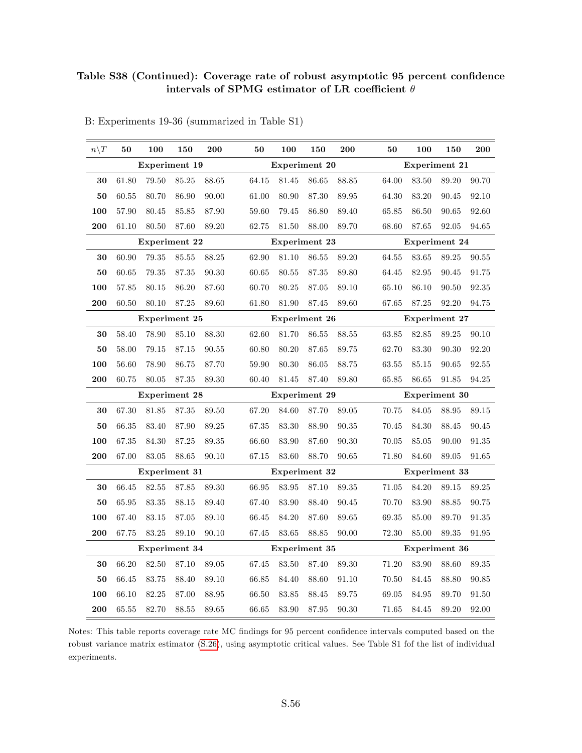**Table S38 (Continued): Coverage rate of robust asymptotic 95 percent confidence intervals of SPMG estimator of LR coefficient $\theta$**

B: Experiments 19-36 (summarized in Table S1)

| $n\backslash T$ | 50 | 100 | 150 | 200 | 50 | 100 | 150 | 200 | 50 | 100 | 150 | 200 |
|---|---|---|---|---|---|---|---|---|---|---|---|---|
| | **Experiment 19** | | | | **Experiment 20** | | | | **Experiment 21** | | | |
| **30** | 61.80 | 79.50 | 85.25 | 88.65 | 64.15 | 81.45 | 86.65 | 88.85 | 64.00 | 83.50 | 89.20 | 90.70 |
| **50** | 60.55 | 80.70 | 86.90 | 90.00 | 61.00 | 80.90 | 87.30 | 89.95 | 64.30 | 83.20 | 90.45 | 92.10 |
| **100** | 57.90 | 80.45 | 85.85 | 87.90 | 59.60 | 79.45 | 86.80 | 89.40 | 65.85 | 86.50 | 90.65 | 92.60 |
| **200** | 61.10 | 80.50 | 87.60 | 89.20 | 62.75 | 81.50 | 88.00 | 89.70 | 68.60 | 87.65 | 92.05 | 94.65 |
| | **Experiment 22** | | | | **Experiment 23** | | | | **Experiment 24** | | | |
| **30** | 60.90 | 79.35 | 85.55 | 88.25 | 62.90 | 81.10 | 86.55 | 89.20 | 64.55 | 83.65 | 89.25 | 90.55 |
| **50** | 60.65 | 79.35 | 87.35 | 90.30 | 60.65 | 80.55 | 87.35 | 89.80 | 64.45 | 82.95 | 90.45 | 91.75 |
| **100** | 57.85 | 80.15 | 86.20 | 87.60 | 60.70 | 80.25 | 87.05 | 89.10 | 65.10 | 86.10 | 90.50 | 92.35 |
| **200** | 60.50 | 80.10 | 87.25 | 89.60 | 61.80 | 81.90 | 87.45 | 89.60 | 67.65 | 87.25 | 92.20 | 94.75 |
| | **Experiment 25** | | | | **Experiment 26** | | | | **Experiment 27** | | | |
| **30** | 58.40 | 78.90 | 85.10 | 88.30 | 62.60 | 81.70 | 86.55 | 88.55 | 63.85 | 82.85 | 89.25 | 90.10 |
| **50** | 58.00 | 79.15 | 87.15 | 90.55 | 60.80 | 80.20 | 87.65 | 89.75 | 62.70 | 83.30 | 90.30 | 92.20 |
| **100** | 56.60 | 78.90 | 86.75 | 87.70 | 59.90 | 80.30 | 86.05 | 88.75 | 63.55 | 85.15 | 90.65 | 92.55 |
| **200** | 60.75 | 80.05 | 87.35 | 89.30 | 60.40 | 81.45 | 87.40 | 89.80 | 65.85 | 86.65 | 91.85 | 94.25 |
| | **Experiment 28** | | | | **Experiment 29** | | | | **Experiment 30** | | | |
| **30** | 67.30 | 81.85 | 87.35 | 89.50 | 67.20 | 84.60 | 87.70 | 89.05 | 70.75 | 84.05 | 88.95 | 89.15 |
| **50** | 66.35 | 83.40 | 87.90 | 89.25 | 67.35 | 83.30 | 88.90 | 90.35 | 70.45 | 84.30 | 88.45 | 90.45 |
| **100** | 67.35 | 84.30 | 87.25 | 89.35 | 66.60 | 83.90 | 87.60 | 90.30 | 70.05 | 85.05 | 90.00 | 91.35 |
| **200** | 67.00 | 83.05 | 88.65 | 90.10 | 67.15 | 83.60 | 88.70 | 90.65 | 71.80 | 84.60 | 89.05 | 91.65 |
| | **Experiment 31** | | | | **Experiment 32** | | | | **Experiment 33** | | | |
| **30** | 66.45 | 82.55 | 87.85 | 89.30 | 66.95 | 83.95 | 87.10 | 89.35 | 71.05 | 84.20 | 89.15 | 89.25 |
| **50** | 65.95 | 83.35 | 88.15 | 89.40 | 67.40 | 83.90 | 88.40 | 90.45 | 70.70 | 83.90 | 88.85 | 90.75 |
| **100** | 67.40 | 83.15 | 87.05 | 89.10 | 66.45 | 84.20 | 87.60 | 89.65 | 69.35 | 85.00 | 89.70 | 91.35 |
| **200** | 67.75 | 83.25 | 89.10 | 90.10 | 67.45 | 83.65 | 88.85 | 90.00 | 72.30 | 85.00 | 89.35 | 91.95 |
| | **Experiment 34** | | | | **Experiment 35** | | | | **Experiment 36** | | | |
| **30** | 66.20 | 82.50 | 87.10 | 89.05 | 67.45 | 83.50 | 87.40 | 89.30 | 71.20 | 83.90 | 88.60 | 89.35 |
| **50** | 66.45 | 83.75 | 88.40 | 89.10 | 66.85 | 84.40 | 88.60 | 91.10 | 70.50 | 84.45 | 88.80 | 90.85 |
| **100** | 66.10 | 82.25 | 87.00 | 88.95 | 66.50 | 83.85 | 88.45 | 89.75 | 69.05 | 84.95 | 89.70 | 91.50 |
| **200** | 65.55 | 82.70 | 88.55 | 89.65 | 66.65 | 83.90 | 87.95 | 90.30 | 71.65 | 84.45 | 89.20 | 92.00 |

Notes: This table reports coverage rate MC findings for 95 percent confidence intervals computed based on the robust variance matrix estimator (S.26), using asymptotic critical values. See Table S1 fof the list of individual experiments.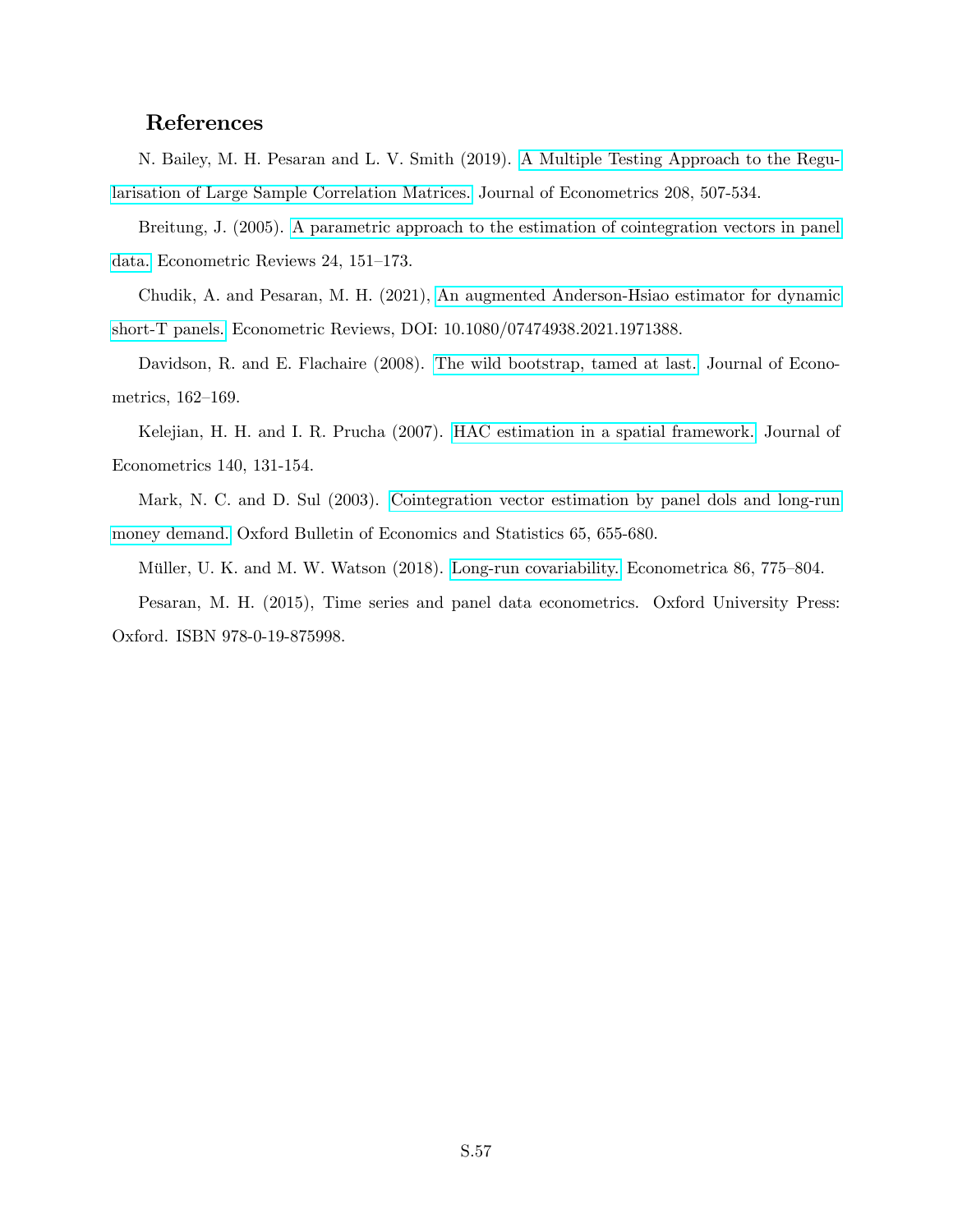## References

N. Bailey, M. H. Pesaran and L. V. Smith (2019). A Multiple Testing Approach to the Regularisation of Large Sample Correlation Matrices. Journal of Econometrics 208, 507-534.

Breitung, J. (2005). A parametric approach to the estimation of cointegration vectors in panel data. Econometric Reviews 24, 151–173.

Chudik, A. and Pesaran, M. H. (2021), An augmented Anderson-Hsiao estimator for dynamic short-T panels. Econometric Reviews, DOI: 10.1080/07474938.2021.1971388.

Davidson, R. and E. Flachaire (2008). The wild bootstrap, tamed at last. Journal of Econometrics, 162–169.

Kelejian, H. H. and I. R. Prucha (2007). HAC estimation in a spatial framework. Journal of Econometrics 140, 131-154.

Mark, N. C. and D. Sul (2003). Cointegration vector estimation by panel dols and long-run money demand. Oxford Bulletin of Economics and Statistics 65, 655-680.

Müller, U. K. and M. W. Watson (2018). Long-run covariability. Econometrica 86, 775–804.

Pesaran, M. H. (2015), Time series and panel data econometrics. Oxford University Press: Oxford. ISBN 978-0-19-875998.